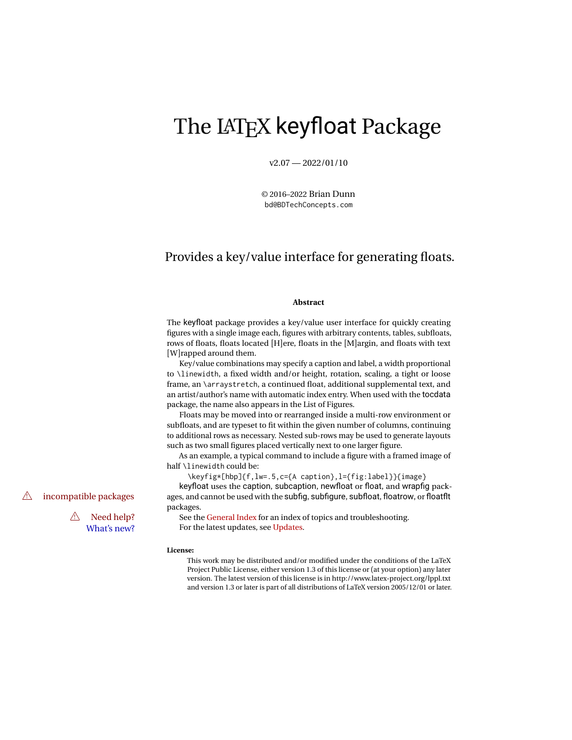# The LaTeX keyfloat Package

v2.07 — 2022/01/10

© 2016–2022 Brian Dunn
bd@BDTechConcepts.com

## Provides a key/value interface for generating floats.

**Abstract**

The keyfloat package provides a key/value user interface for quickly creating figures with a single image each, figures with arbitrary contents, tables, subfloats, rows of floats, floats located [H]ere, floats in the [M]argin, and floats with text [W]rapped around them.

Key/value combinations may specify a caption and label, a width proportional to `\linewidth`, a fixed width and/or height, rotation, scaling, a tight or loose frame, an `\arraystretch`, a continued float, additional supplemental text, and an artist/author's name with automatic index entry. When used with the tocdata package, the name also appears in the List of Figures.

Floats may be moved into or rearranged inside a multi-row environment or subfloats, and are typeset to fit within the given number of columns, continuing to additional rows as necessary. Nested sub-rows may be used to generate layouts such as two small figures placed vertically next to one larger figure.

As an example, a typical command to include a figure with a framed image of half `\linewidth` could be:

```
\keyfig*[hbp]{f,lw=.5,c={A caption},l={fig:label}}{image}
```

⚠ incompatible packages

keyfloat uses the caption, subcaption, newfloat or float, and wrapfig packages, and cannot be used with the subfig, subfigure, subfloat, floatrow, or floatflt packages.

⚠ Need help?
What's new?

See the General Index for an index of topics and troubleshooting.

For the latest updates, see Updates.

**License:**

This work may be distributed and/or modified under the conditions of the LaTeX Project Public License, either version 1.3 of this license or (at your option) any later version. The latest version of this license is in http://www.latex-project.org/lppl.txt and version 1.3 or later is part of all distributions of LaTeX version 2005/12/01 or later.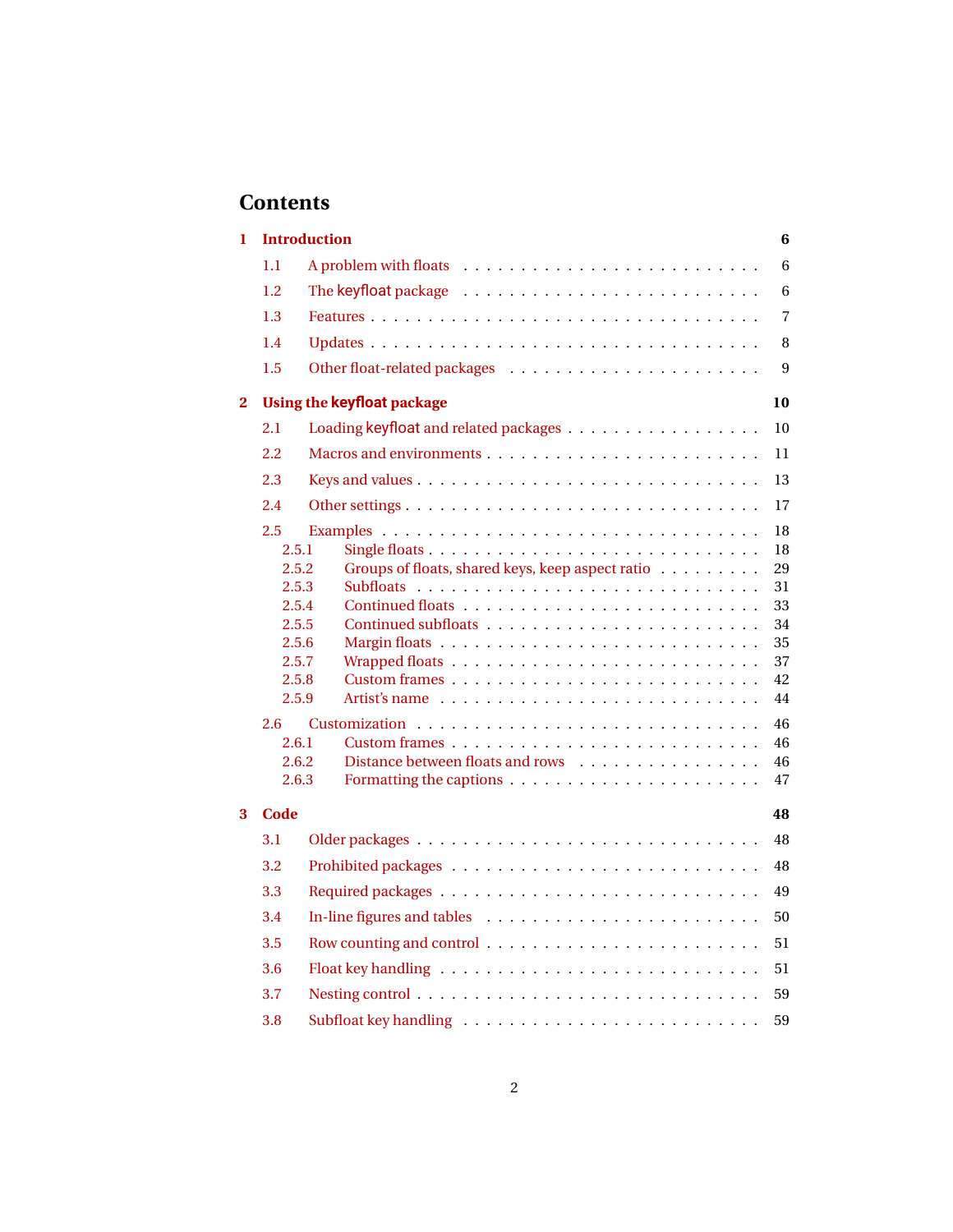# Contents

**1 Introduction** **6**

- 1.1 A problem with floats . . . . . 6
- 1.2 The keyfloat package . . . . . 6
- 1.3 Features . . . . . 7
- 1.4 Updates . . . . . 8
- 1.5 Other float-related packages . . . . . 9

**2 Using the keyfloat package** **10**

- 2.1 Loading keyfloat and related packages . . . . . 10
- 2.2 Macros and environments . . . . . 11
- 2.3 Keys and values . . . . . 13
- 2.4 Other settings . . . . . 17
- 2.5 Examples . . . . . 18
  - 2.5.1 Single floats . . . . . 18
  - 2.5.2 Groups of floats, shared keys, keep aspect ratio . . . . . 29
  - 2.5.3 Subfloats . . . . . 31
  - 2.5.4 Continued floats . . . . . 33
  - 2.5.5 Continued subfloats . . . . . 34
  - 2.5.6 Margin floats . . . . . 35
  - 2.5.7 Wrapped floats . . . . . 37
  - 2.5.8 Custom frames . . . . . 42
  - 2.5.9 Artist's name . . . . . 44
- 2.6 Customization . . . . . 46
  - 2.6.1 Custom frames . . . . . 46
  - 2.6.2 Distance between floats and rows . . . . . 46
  - 2.6.3 Formatting the captions . . . . . 47

**3 Code** **48**

- 3.1 Older packages . . . . . 48
- 3.2 Prohibited packages . . . . . 48
- 3.3 Required packages . . . . . 49
- 3.4 In-line figures and tables . . . . . 50
- 3.5 Row counting and control . . . . . 51
- 3.6 Float key handling . . . . . 51
- 3.7 Nesting control . . . . . 59
- 3.8 Subfloat key handling . . . . . 59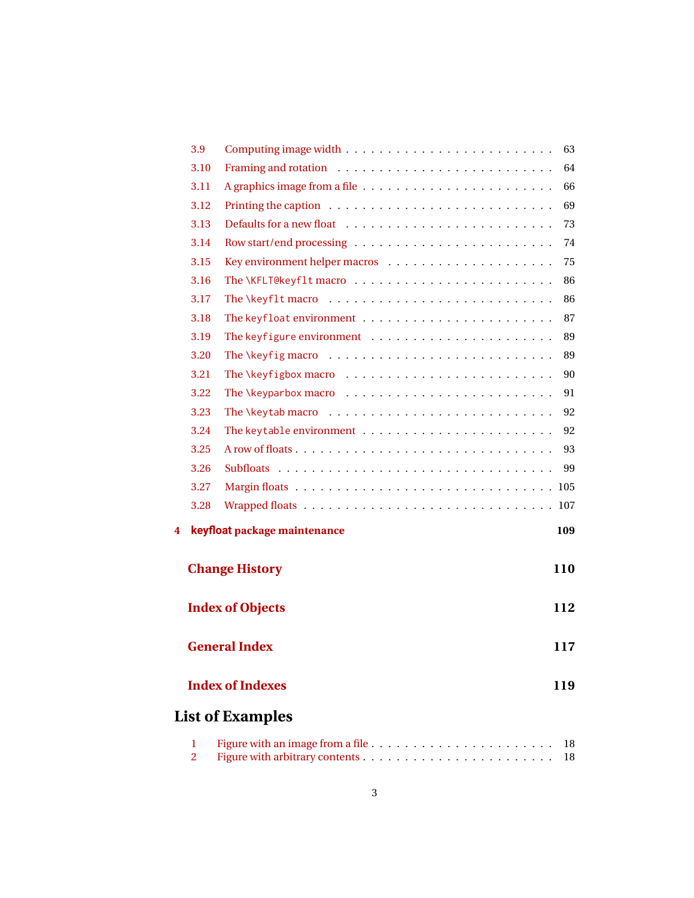- 3.9 Computing image width . . . . . . . . . . . . . . . . . . . . . . . . 63
- 3.10 Framing and rotation . . . . . . . . . . . . . . . . . . . . . . . . . 64
- 3.11 A graphics image from a file . . . . . . . . . . . . . . . . . . . . . 66
- 3.12 Printing the caption . . . . . . . . . . . . . . . . . . . . . . . . . 69
- 3.13 Defaults for a new float . . . . . . . . . . . . . . . . . . . . . . . 73
- 3.14 Row start/end processing . . . . . . . . . . . . . . . . . . . . . . . 74
- 3.15 Key environment helper macros . . . . . . . . . . . . . . . . . . . . 75
- 3.16 The `\KFLT@keyflt` macro . . . . . . . . . . . . . . . . . . . . . . . 86
- 3.17 The `\keyflt` macro . . . . . . . . . . . . . . . . . . . . . . . . . . 86
- 3.18 The `keyfloat` environment . . . . . . . . . . . . . . . . . . . . . . 87
- 3.19 The `keyfigure` environment . . . . . . . . . . . . . . . . . . . . . 89
- 3.20 The `\keyfig` macro . . . . . . . . . . . . . . . . . . . . . . . . . . 89
- 3.21 The `\keyfigbox` macro . . . . . . . . . . . . . . . . . . . . . . . . 90
- 3.22 The `\keyparbox` macro . . . . . . . . . . . . . . . . . . . . . . . . 91
- 3.23 The `\keytab` macro . . . . . . . . . . . . . . . . . . . . . . . . . . 92
- 3.24 The `keytable` environment . . . . . . . . . . . . . . . . . . . . . . 92
- 3.25 A row of floats . . . . . . . . . . . . . . . . . . . . . . . . . . . . 93
- 3.26 Subfloats . . . . . . . . . . . . . . . . . . . . . . . . . . . . . . . 99
- 3.27 Margin floats . . . . . . . . . . . . . . . . . . . . . . . . . . . . . 105
- 3.28 Wrapped floats . . . . . . . . . . . . . . . . . . . . . . . . . . . . 107

**4 keyfloat package maintenance** **109**

**Change History** **110**

**Index of Objects** **112**

**General Index** **117**

**Index of Indexes** **119**

# List of Examples

- 1 Figure with an image from a file . . . . . . . . . . . . . . . . . . . . . 18
- 2 Figure with arbitrary contents . . . . . . . . . . . . . . . . . . . . . . 18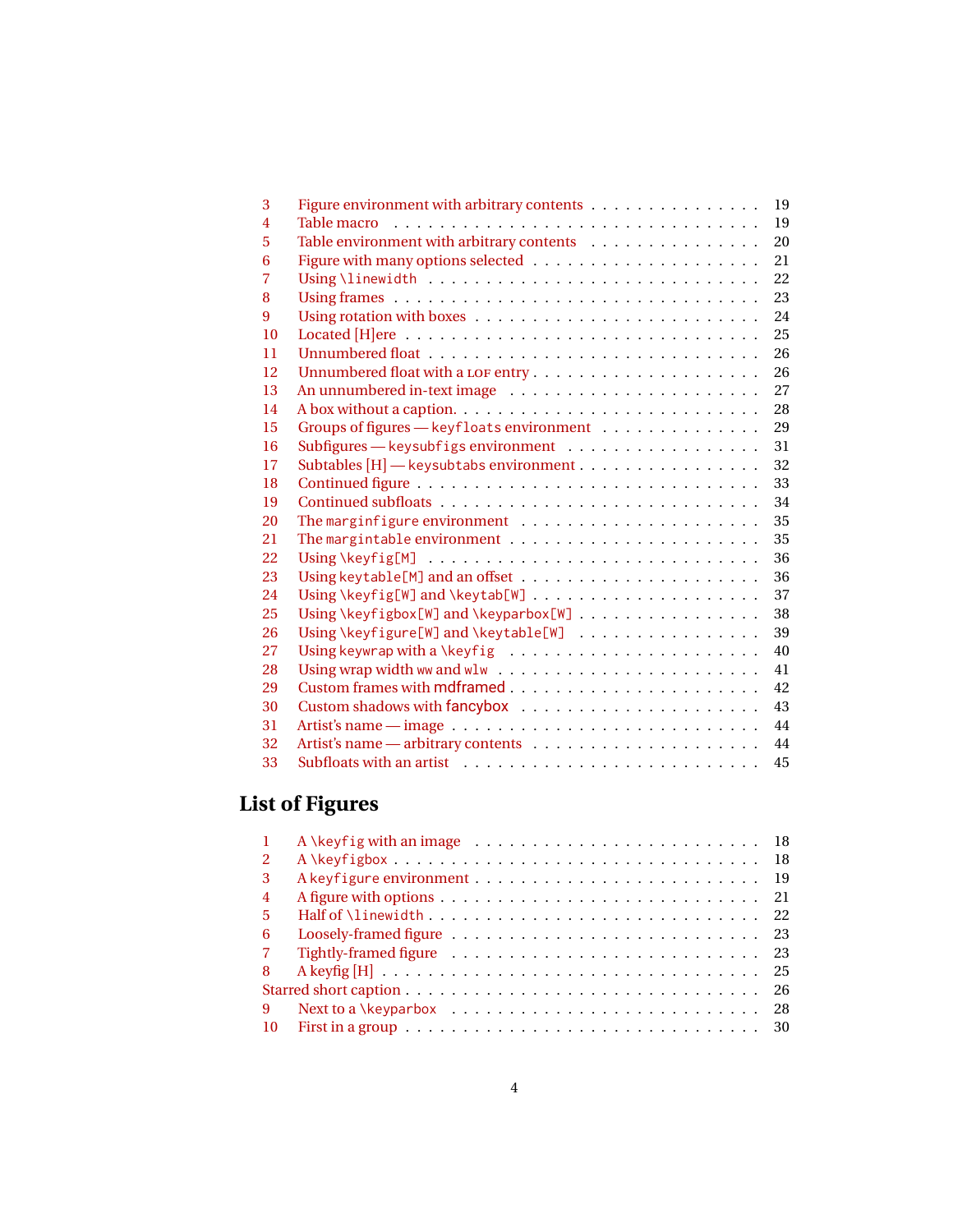| | | |
|---|---|---|
| 3 | Figure environment with arbitrary contents | 19 |
| 4 | Table macro | 19 |
| 5 | Table environment with arbitrary contents | 20 |
| 6 | Figure with many options selected | 21 |
| 7 | Using \linewidth | 22 |
| 8 | Using frames | 23 |
| 9 | Using rotation with boxes | 24 |
| 10 | Located [H]ere | 25 |
| 11 | Unnumbered float | 26 |
| 12 | Unnumbered float with a LOF entry | 26 |
| 13 | An unnumbered in-text image | 27 |
| 14 | A box without a caption. | 28 |
| 15 | Groups of figures — keyfloats environment | 29 |
| 16 | Subfigures — keysubfigs environment | 31 |
| 17 | Subtables [H] — keysubtabs environment | 32 |
| 18 | Continued figure | 33 |
| 19 | Continued subfloats | 34 |
| 20 | The marginfigure environment | 35 |
| 21 | The margintable environment | 35 |
| 22 | Using \keyfig[M] | 36 |
| 23 | Using keytable[M] and an offset | 36 |
| 24 | Using \keyfig[W] and \keytab[W] | 37 |
| 25 | Using \keyfigbox[W] and \keyparbox[W] | 38 |
| 26 | Using \keyfigure[W] and \keytable[W] | 39 |
| 27 | Using keywrap with a \keyfig | 40 |
| 28 | Using wrap width ww and wlw | 41 |
| 29 | Custom frames with mdframed | 42 |
| 30 | Custom shadows with fancybox | 43 |
| 31 | Artist's name — image | 44 |
| 32 | Artist's name — arbitrary contents | 44 |
| 33 | Subfloats with an artist | 45 |

## List of Figures

| | | |
|---|---|---|
| 1 | A \keyfig with an image | 18 |
| 2 | A \keyfigbox | 18 |
| 3 | A keyfigure environment | 19 |
| 4 | A figure with options | 21 |
| 5 | Half of \linewidth | 22 |
| 6 | Loosely-framed figure | 23 |
| 7 | Tightly-framed figure | 23 |
| 8 | A keyfig [H] | 25 |
| | Starred short caption | 26 |
| 9 | Next to a \keyparbox | 28 |
| 10 | First in a group | 30 |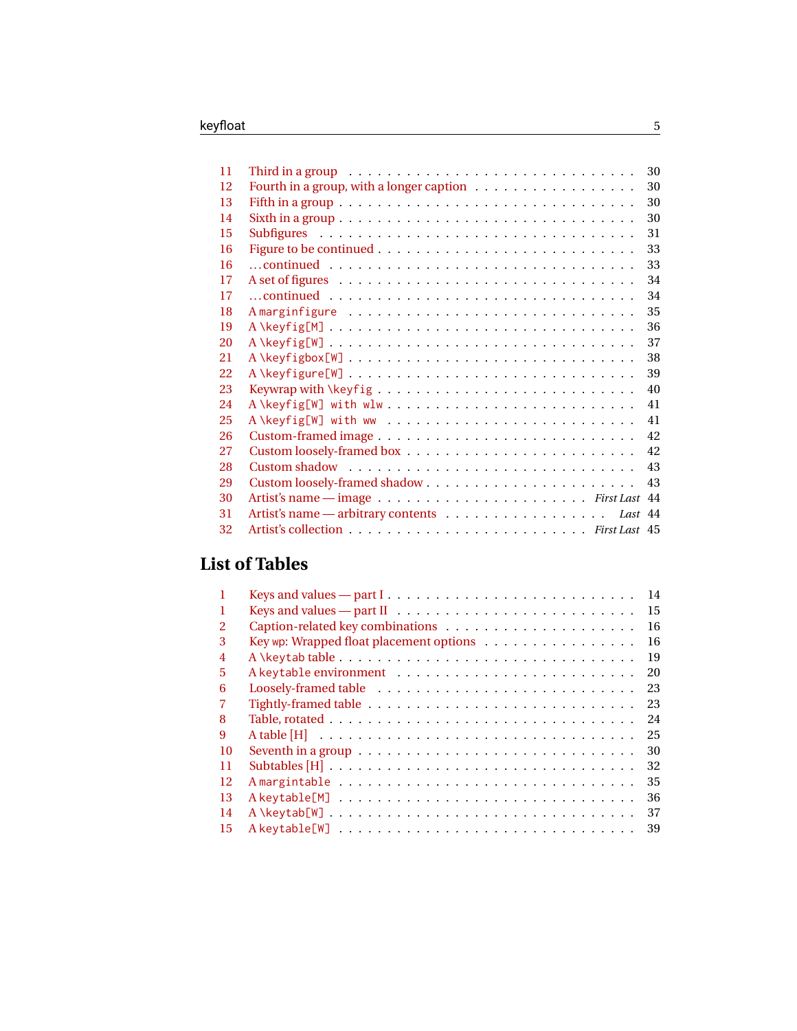11 Third in a group . . . . . . . . . . . . . . . . . . . . . . . . . . . . 30
12 Fourth in a group, with a longer caption . . . . . . . . . . . . . . . . . 30
13 Fifth in a group . . . . . . . . . . . . . . . . . . . . . . . . . . . . . 30
14 Sixth in a group . . . . . . . . . . . . . . . . . . . . . . . . . . . . . 30
15 Subfigures . . . . . . . . . . . . . . . . . . . . . . . . . . . . . . . . 31
16 Figure to be continued . . . . . . . . . . . . . . . . . . . . . . . . . . 33
16 ...continued . . . . . . . . . . . . . . . . . . . . . . . . . . . . . . . 33
17 A set of figures . . . . . . . . . . . . . . . . . . . . . . . . . . . . . 34
17 ...continued . . . . . . . . . . . . . . . . . . . . . . . . . . . . . . . 34
18 A `marginfigure` . . . . . . . . . . . . . . . . . . . . . . . . . . . . . 35
19 A `\keyfig[M]` . . . . . . . . . . . . . . . . . . . . . . . . . . . . . . 36
20 A `\keyfig[W]` . . . . . . . . . . . . . . . . . . . . . . . . . . . . . . 37
21 A `\keyfigbox[W]` . . . . . . . . . . . . . . . . . . . . . . . . . . . . 38
22 A `\keyfigure[W]` . . . . . . . . . . . . . . . . . . . . . . . . . . . . 39
23 Keywrap with `\keyfig` . . . . . . . . . . . . . . . . . . . . . . . . . . 40
24 A `\keyfig[W] with wlw` . . . . . . . . . . . . . . . . . . . . . . . . . 41
25 A `\keyfig[W] with ww` . . . . . . . . . . . . . . . . . . . . . . . . . . 41
26 Custom-framed image . . . . . . . . . . . . . . . . . . . . . . . . . . . . 42
27 Custom loosely-framed box . . . . . . . . . . . . . . . . . . . . . . . . . 42
28 Custom shadow . . . . . . . . . . . . . . . . . . . . . . . . . . . . . . . 43
29 Custom loosely-framed shadow . . . . . . . . . . . . . . . . . . . . . . . 43
30 Artist's name — image . . . . . . . . . . . . . . . . . . . . *First Last* 44
31 Artist's name — arbitrary contents . . . . . . . . . . . . . . . . . *Last* 44
32 Artist's collection . . . . . . . . . . . . . . . . . . . . . . *First Last* 45

# List of Tables

1 Keys and values — part I . . . . . . . . . . . . . . . . . . . . . . . . . 14
1 Keys and values — part II . . . . . . . . . . . . . . . . . . . . . . . . . 15
2 Caption-related key combinations . . . . . . . . . . . . . . . . . . . . . 16
3 Key wp: Wrapped float placement options . . . . . . . . . . . . . . . . . 16
4 A `\keytab` table . . . . . . . . . . . . . . . . . . . . . . . . . . . . . 19
5 A `keytable` environment . . . . . . . . . . . . . . . . . . . . . . . . . 20
6 Loosely-framed table . . . . . . . . . . . . . . . . . . . . . . . . . . . . 23
7 Tightly-framed table . . . . . . . . . . . . . . . . . . . . . . . . . . . . 23
8 Table, rotated . . . . . . . . . . . . . . . . . . . . . . . . . . . . . . . 24
9 A table [H] . . . . . . . . . . . . . . . . . . . . . . . . . . . . . . . . 25
10 Seventh in a group . . . . . . . . . . . . . . . . . . . . . . . . . . . . 30
11 Subtables [H] . . . . . . . . . . . . . . . . . . . . . . . . . . . . . . . 32
12 A `margintable` . . . . . . . . . . . . . . . . . . . . . . . . . . . . . . 35
13 A `keytable[M]` . . . . . . . . . . . . . . . . . . . . . . . . . . . . . . 36
14 A `\keytab[W]` . . . . . . . . . . . . . . . . . . . . . . . . . . . . . . 37
15 A `keytable[W]` . . . . . . . . . . . . . . . . . . . . . . . . . . . . . . 39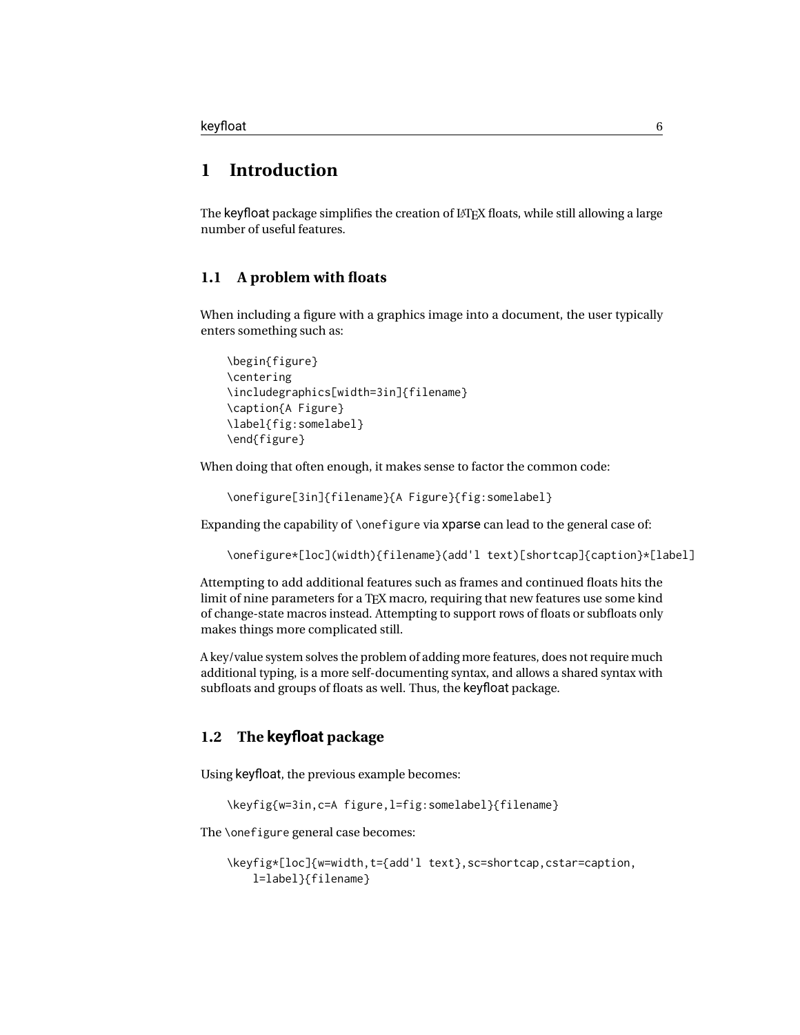# 1 Introduction

The keyfloat package simplifies the creation of LaTeX floats, while still allowing a large number of useful features.

## 1.1 A problem with floats

When including a figure with a graphics image into a document, the user typically enters something such as:

```
\begin{figure}
\centering
\includegraphics[width=3in]{filename}
\caption{A Figure}
\label{fig:somelabel}
\end{figure}
```

When doing that often enough, it makes sense to factor the common code:

```
\onefigure[3in]{filename}{A Figure}{fig:somelabel}
```

Expanding the capability of `\onefigure` via xparse can lead to the general case of:

```
\onefigure*[loc](width){filename}(add'l text)[shortcap]{caption}*[label]
```

Attempting to add additional features such as frames and continued floats hits the limit of nine parameters for a TeX macro, requiring that new features use some kind of change-state macros instead. Attempting to support rows of floats or subfloats only makes things more complicated still.

A key/value system solves the problem of adding more features, does not require much additional typing, is a more self-documenting syntax, and allows a shared syntax with subfloats and groups of floats as well. Thus, the keyfloat package.

## 1.2 The keyfloat package

Using keyfloat, the previous example becomes:

```
\keyfig{w=3in,c=A figure,l=fig:somelabel}{filename}
```

The `\onefigure` general case becomes:

```
\keyfig*[loc]{w=width,t={add'l text},sc=shortcap,cstar=caption,
    l=label}{filename}
```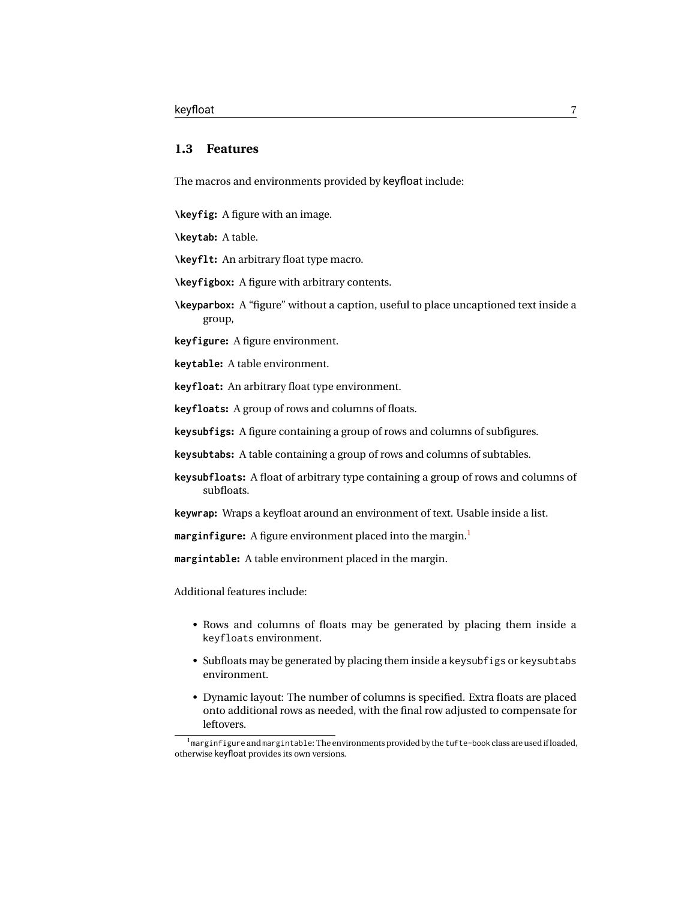### 1.3 Features

The macros and environments provided by keyfloat include:

**`\keyfig`:** A figure with an image.

**`\keytab`:** A table.

**`\keyflt`:** An arbitrary float type macro.

**`\keyfigbox`:** A figure with arbitrary contents.

**`\keyparbox`:** A "figure" without a caption, useful to place uncaptioned text inside a group,

**`keyfigure`:** A figure environment.

**`keytable`:** A table environment.

**`keyfloat`:** An arbitrary float type environment.

**`keyfloats`:** A group of rows and columns of floats.

**`keysubfigs`:** A figure containing a group of rows and columns of subfigures.

**`keysubtabs`:** A table containing a group of rows and columns of subtables.

**`keysubfloats`:** A float of arbitrary type containing a group of rows and columns of subfloats.

**`keywrap`:** Wraps a keyfloat around an environment of text. Usable inside a list.

**`marginfigure`:** A figure environment placed into the margin.[1]

**`margintable`:** A table environment placed in the margin.

Additional features include:

- Rows and columns of floats may be generated by placing them inside a `keyfloats` environment.
- Subfloats may be generated by placing them inside a `keysubfigs` or `keysubtabs` environment.
- Dynamic layout: The number of columns is specified. Extra floats are placed onto additional rows as needed, with the final row adjusted to compensate for leftovers.

[1] `marginfigure` and `margintable`: The environments provided by the `tufte-book` class are used if loaded, otherwise keyfloat provides its own versions.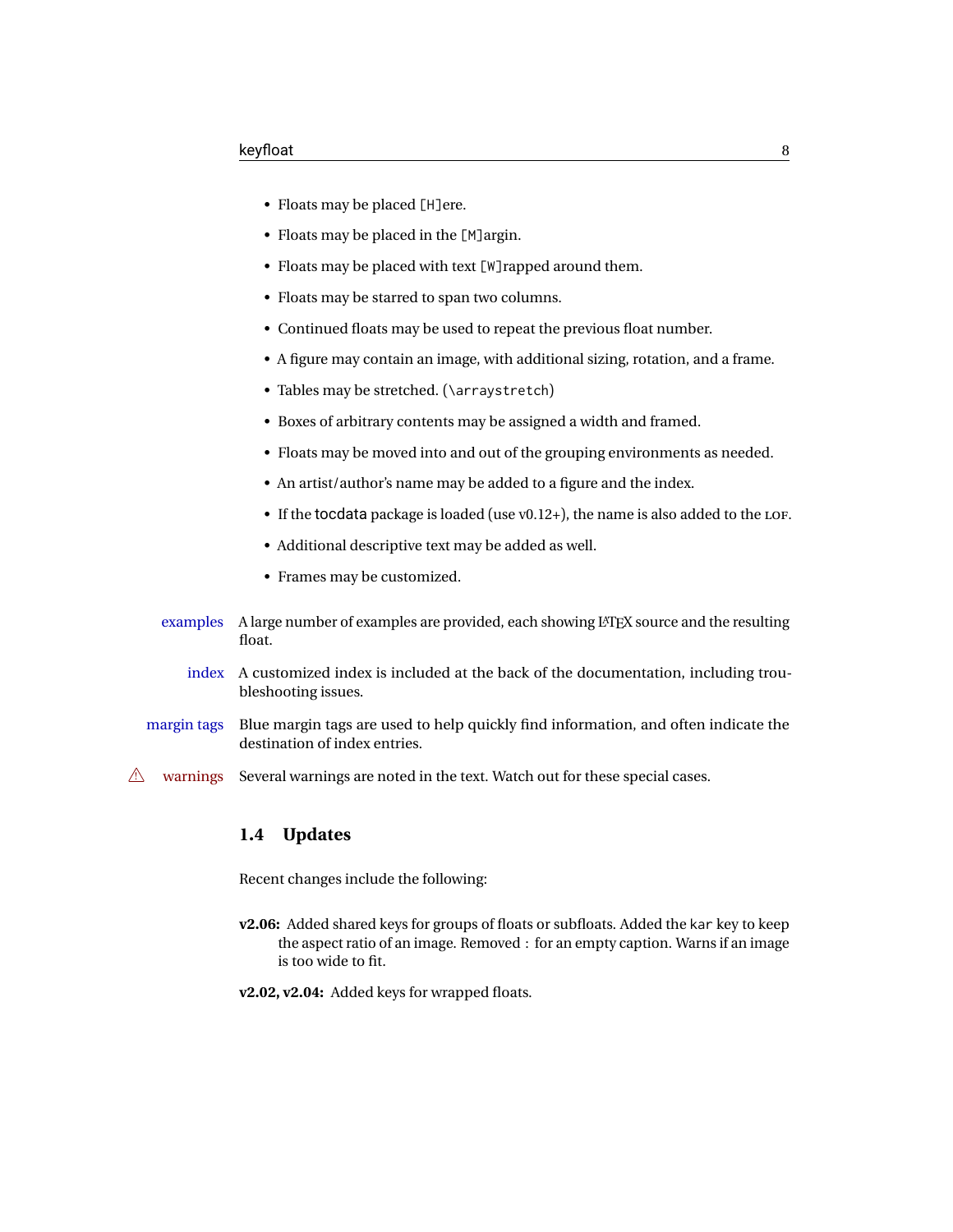- Floats may be placed `[H]`ere.
- Floats may be placed in the `[M]`argin.
- Floats may be placed with text `[W]`rapped around them.
- Floats may be starred to span two columns.
- Continued floats may be used to repeat the previous float number.
- A figure may contain an image, with additional sizing, rotation, and a frame.
- Tables may be stretched. (`\arraystretch`)
- Boxes of arbitrary contents may be assigned a width and framed.
- Floats may be moved into and out of the grouping environments as needed.
- An artist/author's name may be added to a figure and the index.
- If the tocdata package is loaded (use v0.12+), the name is also added to the LOF.
- Additional descriptive text may be added as well.
- Frames may be customized.

examples  A large number of examples are provided, each showing LaTeX source and the resulting float.

index  A customized index is included at the back of the documentation, including troubleshooting issues.

margin tags  Blue margin tags are used to help quickly find information, and often indicate the destination of index entries.

⚠ warnings  Several warnings are noted in the text. Watch out for these special cases.

## 1.4 Updates

Recent changes include the following:

**v2.06:** Added shared keys for groups of floats or subfloats. Added the `kar` key to keep the aspect ratio of an image. Removed `:` for an empty caption. Warns if an image is too wide to fit.

**v2.02, v2.04:** Added keys for wrapped floats.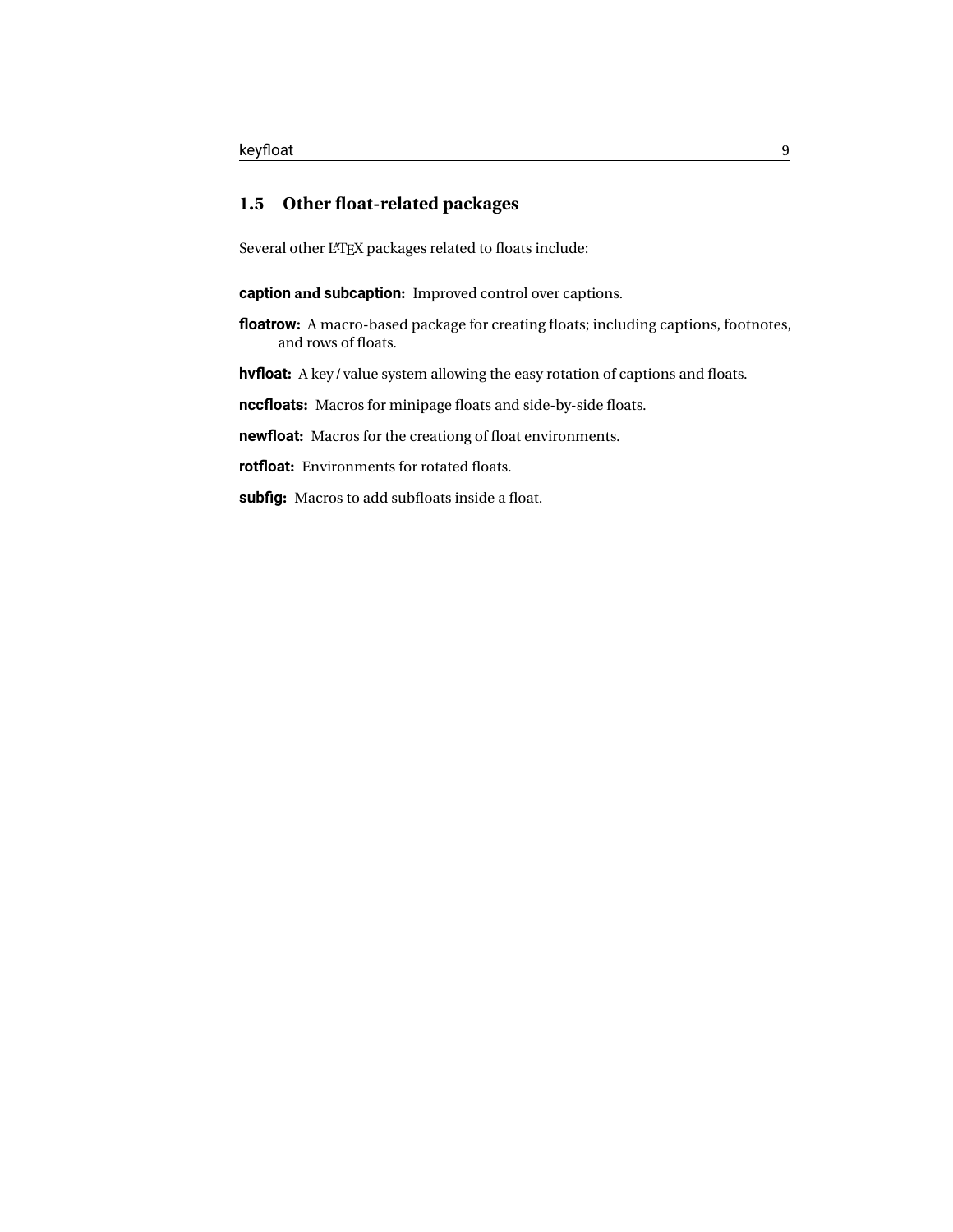## 1.5 Other float-related packages

Several other LaTeX packages related to floats include:

**caption and subcaption:** Improved control over captions.

**floatrow:** A macro-based package for creating floats; including captions, footnotes, and rows of floats.

**hvfloat:** A key / value system allowing the easy rotation of captions and floats.

**nccfloats:** Macros for minipage floats and side-by-side floats.

**newfloat:** Macros for the creationg of float environments.

**rotfloat:** Environments for rotated floats.

**subfig:** Macros to add subfloats inside a float.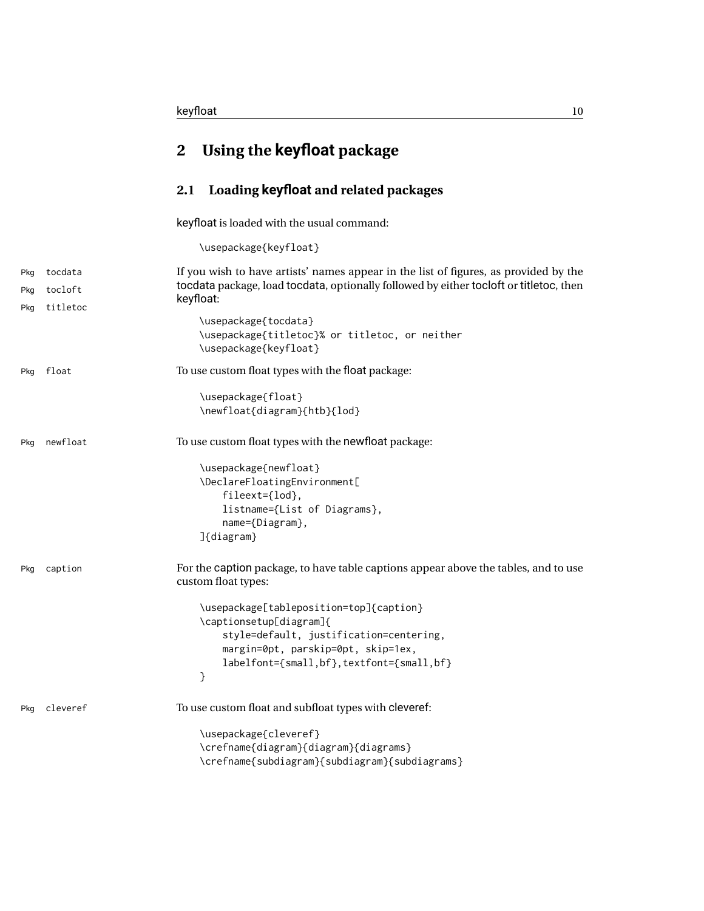# 2 Using the keyfloat package

## 2.1 Loading keyfloat and related packages

keyfloat is loaded with the usual command:

```
\usepackage{keyfloat}
```

Pkg tocdata
Pkg tocloft
Pkg titletoc

If you wish to have artists' names appear in the list of figures, as provided by the tocdata package, load tocdata, optionally followed by either tocloft or titletoc, then keyfloat:

```
\usepackage{tocdata}
\usepackage{titletoc}% or titletoc, or neither
\usepackage{keyfloat}
```

Pkg float

To use custom float types with the float package:

```
\usepackage{float}
\newfloat{diagram}{htb}{lod}
```

Pkg newfloat

To use custom float types with the newfloat package:

```
\usepackage{newfloat}
\DeclareFloatingEnvironment[
    fileext={lod},
    listname={List of Diagrams},
    name={Diagram},
]{diagram}
```

Pkg caption

For the caption package, to have table captions appear above the tables, and to use custom float types:

```
\usepackage[tableposition=top]{caption}
\captionsetup[diagram]{
    style=default, justification=centering,
    margin=0pt, parskip=0pt, skip=1ex,
    labelfont={small,bf},textfont={small,bf}
}
```

Pkg cleveref

To use custom float and subfloat types with cleveref:

```
\usepackage{cleveref}
\crefname{diagram}{diagram}{diagrams}
\crefname{subdiagram}{subdiagram}{subdiagrams}
```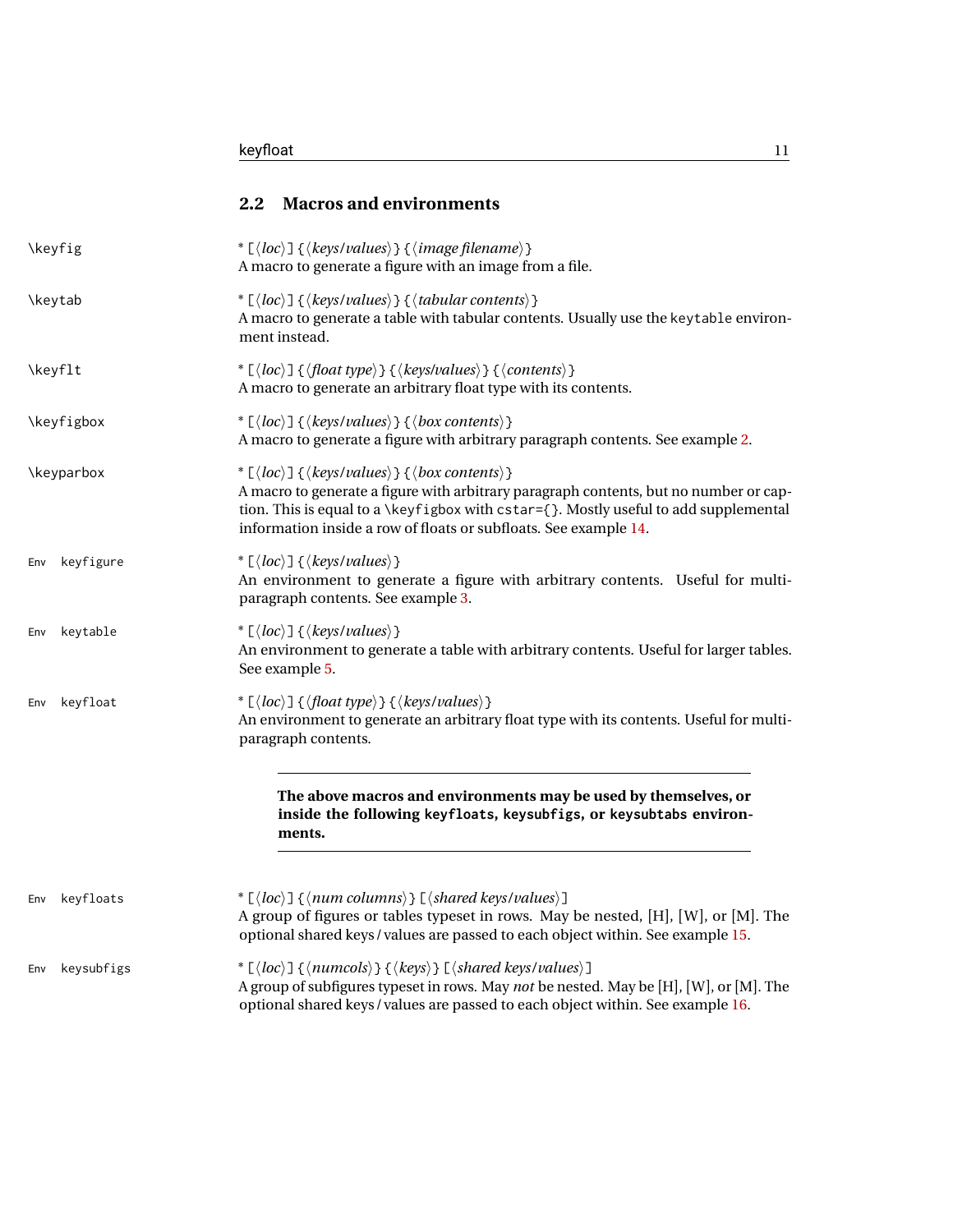## 2.2 Macros and environments

`\keyfig` * [⟨*loc*⟩] {⟨*keys/values*⟩} {⟨*image filename*⟩}
A macro to generate a figure with an image from a file.

`\keytab` * [⟨*loc*⟩] {⟨*keys/values*⟩} {⟨*tabular contents*⟩}
A macro to generate a table with tabular contents. Usually use the `keytable` environment instead.

`\keyflt` * [⟨*loc*⟩] {⟨*float type*⟩} {⟨*keys/values*⟩} {⟨*contents*⟩}
A macro to generate an arbitrary float type with its contents.

`\keyfigbox` * [⟨*loc*⟩] {⟨*keys/values*⟩} {⟨*box contents*⟩}
A macro to generate a figure with arbitrary paragraph contents. See example 2.

`\keyparbox` * [⟨*loc*⟩] {⟨*keys/values*⟩} {⟨*box contents*⟩}
A macro to generate a figure with arbitrary paragraph contents, but no number or caption. This is equal to a `\keyfigbox` with `cstar={}`. Mostly useful to add supplemental information inside a row of floats or subfloats. See example 14.

Env `keyfigure` * [⟨*loc*⟩] {⟨*keys/values*⟩}
An environment to generate a figure with arbitrary contents. Useful for multi-paragraph contents. See example 3.

Env `keytable` * [⟨*loc*⟩] {⟨*keys/values*⟩}
An environment to generate a table with arbitrary contents. Useful for larger tables. See example 5.

Env `keyfloat` * [⟨*loc*⟩] {⟨*float type*⟩} {⟨*keys/values*⟩}
An environment to generate an arbitrary float type with its contents. Useful for multi-paragraph contents.

---

**The above macros and environments may be used by themselves, or inside the following `keyfloats`, `keysubfigs`, or `keysubtabs` environments.**

---

Env `keyfloats` * [⟨*loc*⟩] {⟨*num columns*⟩} [⟨*shared keys/values*⟩]
A group of figures or tables typeset in rows. May be nested, [H], [W], or [M]. The optional shared keys / values are passed to each object within. See example 15.

Env `keysubfigs` * [⟨*loc*⟩] {⟨*numcols*⟩} {⟨*keys*⟩} [⟨*shared keys/values*⟩]
A group of subfigures typeset in rows. May *not* be nested. May be [H], [W], or [M]. The optional shared keys / values are passed to each object within. See example 16.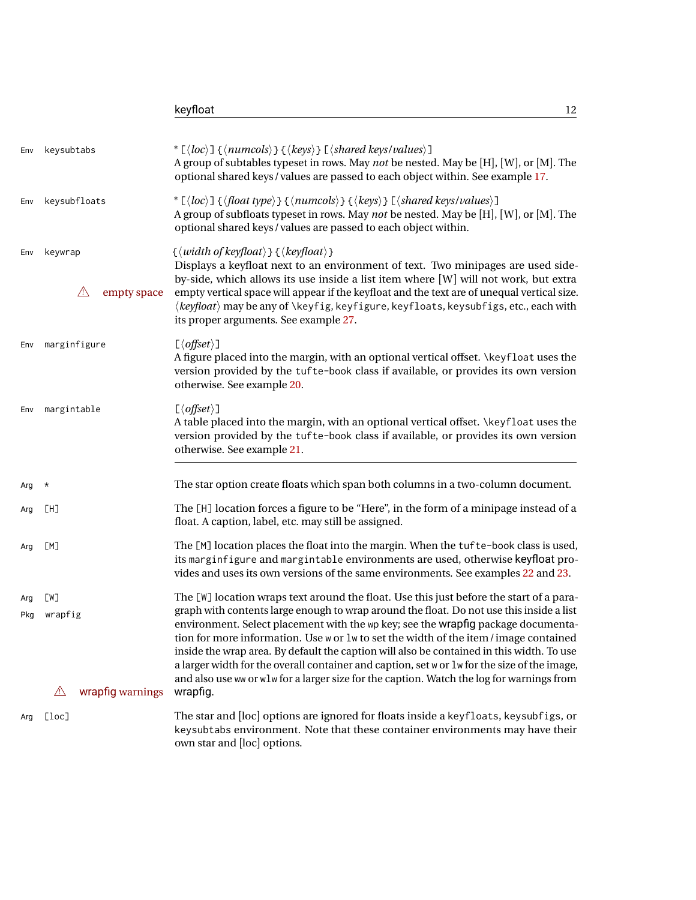Env keysubtabs

\* [⟨*loc*⟩] {⟨*numcols*⟩} {⟨*keys*⟩} [⟨*shared keys/values*⟩]

A group of subtables typeset in rows. May *not* be nested. May be [H], [W], or [M]. The optional shared keys / values are passed to each object within. See example 17.

Env keysubfloats

\* [⟨*loc*⟩] {⟨*float type*⟩} {⟨*numcols*⟩} {⟨*keys*⟩} [⟨*shared keys/values*⟩]

A group of subfloats typeset in rows. May *not* be nested. May be [H], [W], or [M]. The optional shared keys / values are passed to each object within.

Env keywrap

{⟨*width of keyfloat*⟩} {⟨*keyfloat*⟩}

Displays a keyfloat next to an environment of text. Two minipages are used side-by-side, which allows its use inside a list item where [W] will not work, but extra empty vertical space will appear if the keyfloat and the text are of unequal vertical size. ⟨*keyfloat*⟩ may be any of `\keyfig`, `keyfigure`, `keyfloats`, `keysubfigs`, etc., each with its proper arguments. See example 27.

⚠ empty space

Env marginfigure

[⟨*offset*⟩]

A figure placed into the margin, with an optional vertical offset. `\keyfloat` uses the version provided by the `tufte-book` class if available, or provides its own version otherwise. See example 20.

Env margintable

[⟨*offset*⟩]

A table placed into the margin, with an optional vertical offset. `\keyfloat` uses the version provided by the `tufte-book` class if available, or provides its own version otherwise. See example 21.

---

Arg *

The star option create floats which span both columns in a two-column document.

Arg [H]

The `[H]` location forces a figure to be “Here”, in the form of a minipage instead of a float. A caption, label, etc. may still be assigned.

Arg [M]

The `[M]` location places the float into the margin. When the `tufte-book` class is used, its `marginfigure` and `margintable` environments are used, otherwise keyfloat provides and uses its own versions of the same environments. See examples 22 and 23.

Arg [W]
Pkg wrapfig

The `[W]` location wraps text around the float. Use this just before the start of a paragraph with contents large enough to wrap around the float. Do not use this inside a list environment. Select placement with the `wp` key; see the wrapfig package documentation for more information. Use `w` or `lw` to set the width of the item / image contained inside the wrap area. By default the caption will also be contained in this width. To use a larger width for the overall container and caption, set `w` or `lw` for the size of the image, and also use `ww` or `wlw` for a larger size for the caption. Watch the log for warnings from wrapfig.

⚠ wrapfig warnings

Arg [loc]

The star and [loc] options are ignored for floats inside a `keyfloats`, `keysubfigs`, or `keysubtabs` environment. Note that these container environments may have their own star and [loc] options.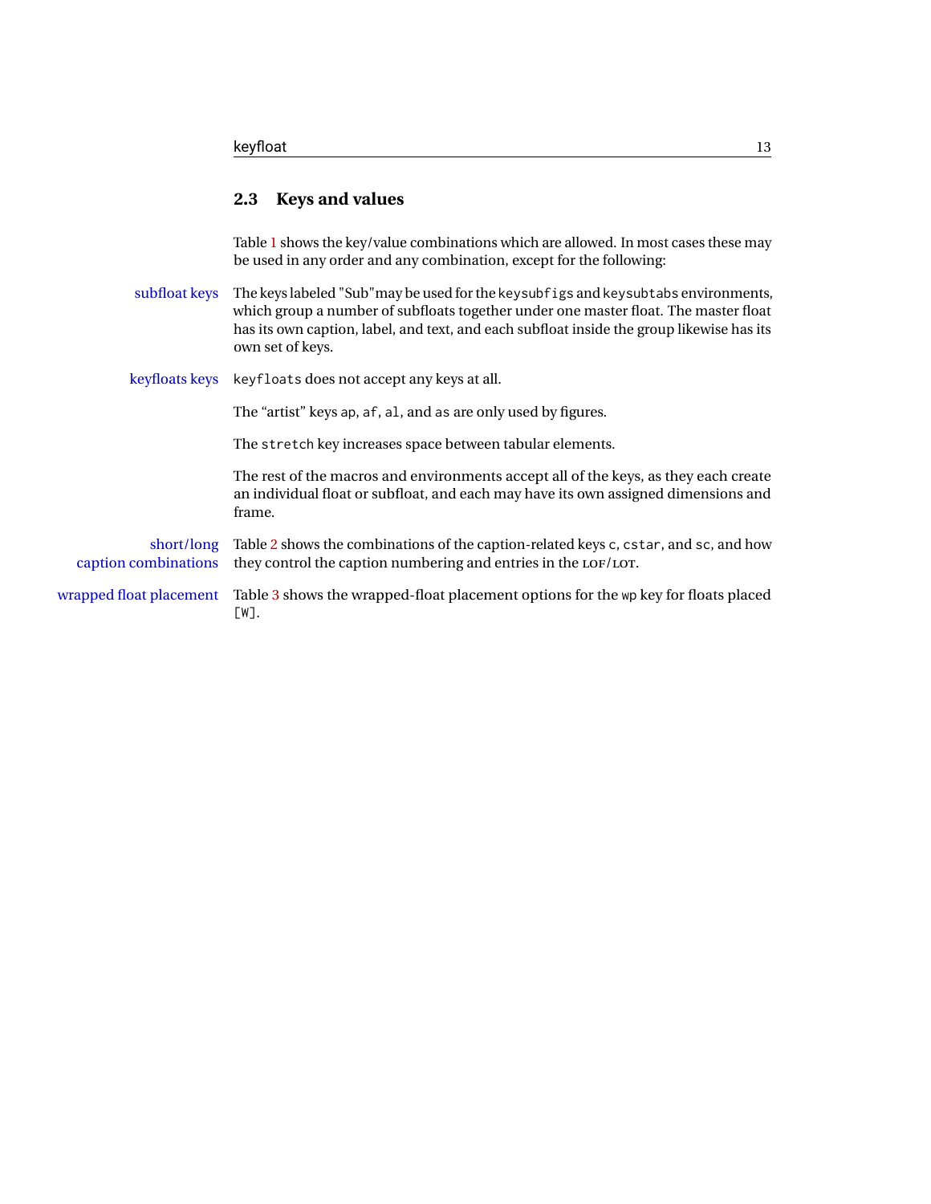## 2.3 Keys and values

Table 1 shows the key/value combinations which are allowed. In most cases these may be used in any order and any combination, except for the following:

**subfloat keys** The keys labeled "Sub"may be used for the `keysubfigs` and `keysubtabs` environments, which group a number of subfloats together under one master float. The master float has its own caption, label, and text, and each subfloat inside the group likewise has its own set of keys.

**keyfloats keys** `keyfloats` does not accept any keys at all.

The "artist" keys `ap`, `af`, `al`, and `as` are only used by figures.

The `stretch` key increases space between tabular elements.

The rest of the macros and environments accept all of the keys, as they each create an individual float or subfloat, and each may have its own assigned dimensions and frame.

**short/long caption combinations** Table 2 shows the combinations of the caption-related keys `c`, `cstar`, and `sc`, and how they control the caption numbering and entries in the LOF/LOT.

**wrapped float placement** Table 3 shows the wrapped-float placement options for the `wp` key for floats placed `[W]`.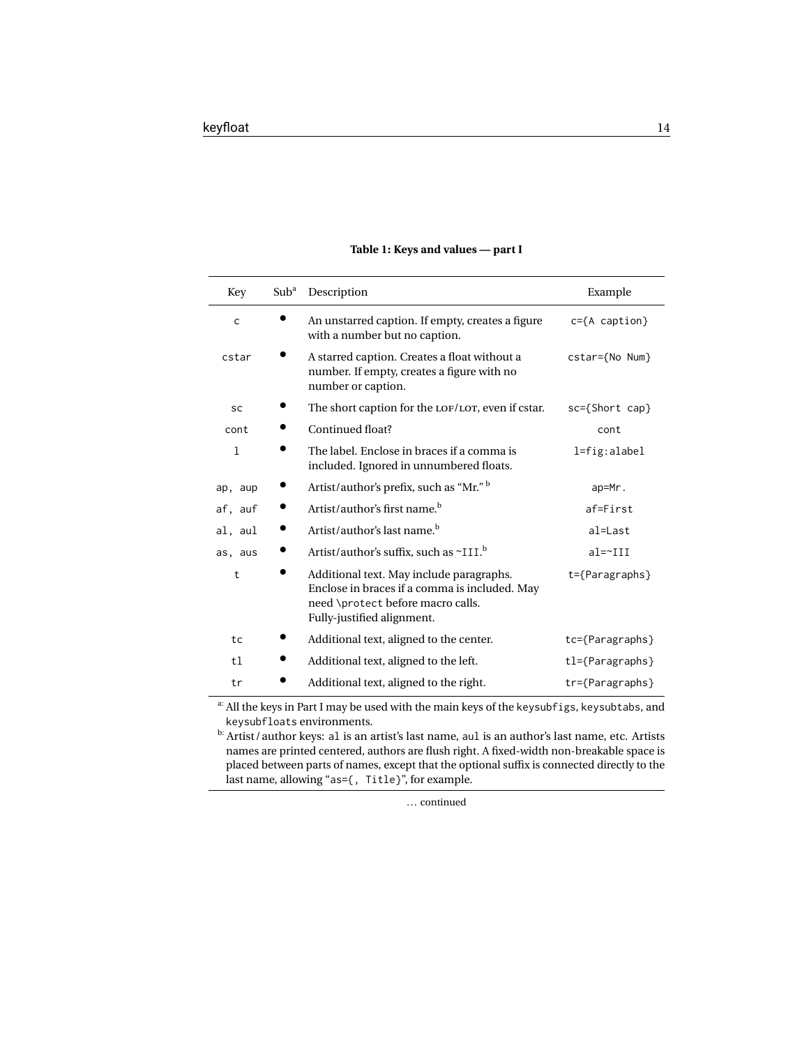**Table 1: Keys and values — part I**

| Key | Sub[a] | Description | Example |
|---|---|---|---|
| `c` | • | An unstarred caption. If empty, creates a figure with a number but no caption. | `c={A caption}` |
| `cstar` | • | A starred caption. Creates a float without a number. If empty, creates a figure with no number or caption. | `cstar={No Num}` |
| `sc` | • | The short caption for the LOF/LOT, even if cstar. | `sc={Short cap}` |
| `cont` | • | Continued float? | `cont` |
| `l` | • | The label. Enclose in braces if a comma is included. Ignored in unnumbered floats. | `l=fig:alabel` |
| `ap, aup` | • | Artist/author's prefix, such as "Mr." [b] | `ap=Mr.` |
| `af, auf` | • | Artist/author's first name.[b] | `af=First` |
| `al, aul` | • | Artist/author's last name.[b] | `al=Last` |
| `as, aus` | • | Artist/author's suffix, such as `~III`.[b] | `al=~III` |
| `t` | • | Additional text. May include paragraphs. Enclose in braces if a comma is included. May need `\protect` before macro calls. Fully-justified alignment. | `t={Paragraphs}` |
| `tc` | • | Additional text, aligned to the center. | `tc={Paragraphs}` |
| `tl` | • | Additional text, aligned to the left. | `tl={Paragraphs}` |
| `tr` | • | Additional text, aligned to the right. | `tr={Paragraphs}` |

[a]: All the keys in Part I may be used with the main keys of the `keysubfigs`, `keysubtabs`, and `keysubfloats` environments.

[b]: Artist / author keys: `al` is an artist's last name, `aul` is an author's last name, etc. Artists names are printed centered, authors are flush right. A fixed-width non-breakable space is placed between parts of names, except that the optional suffix is connected directly to the last name, allowing "`as={, Title}`", for example.

… continued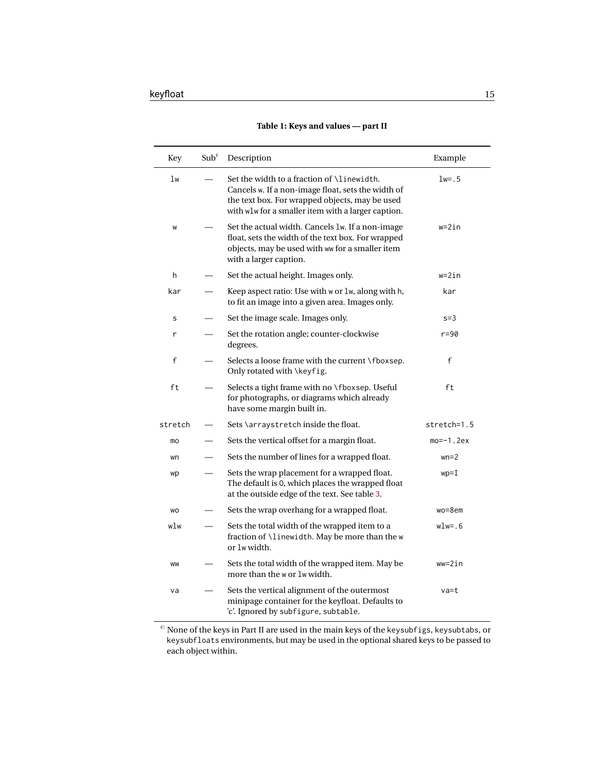**Table 1: Keys and values — part II**

| Key | Sub[c] | Description | Example |
|---|---|---|---|
| `lw` | — | Set the width to a fraction of `\linewidth`. Cancels `w`. If a non-image float, sets the width of the text box. For wrapped objects, may be used with `wlw` for a smaller item with a larger caption. | `lw=.5` |
| `w` | — | Set the actual width. Cancels `lw`. If a non-image float, sets the width of the text box. For wrapped objects, may be used with `ww` for a smaller item with a larger caption. | `w=2in` |
| `h` | — | Set the actual height. Images only. | `w=2in` |
| `kar` | — | Keep aspect ratio: Use with `w` or `lw`, along with `h`, to fit an image into a given area. Images only. | `kar` |
| `s` | — | Set the image scale. Images only. | `s=3` |
| `r` | — | Set the rotation angle; counter-clockwise degrees. | `r=90` |
| `f` | — | Selects a loose frame with the current `\fboxsep`. Only rotated with `\keyfig`. | `f` |
| `ft` | — | Selects a tight frame with no `\fboxsep`. Useful for photographs, or diagrams which already have some margin built in. | `ft` |
| `stretch` | — | Sets `\arraystretch` inside the float. | `stretch=1.5` |
| `mo` | — | Sets the vertical offset for a margin float. | `mo=-1.2ex` |
| `wn` | — | Sets the number of lines for a wrapped float. | `wn=2` |
| `wp` | — | Sets the wrap placement for a wrapped float. The default is `O`, which places the wrapped float at the outside edge of the text. See table 3. | `wp=I` |
| `wo` | — | Sets the wrap overhang for a wrapped float. | `wo=8em` |
| `wlw` | — | Sets the total width of the wrapped item to a fraction of `\linewidth`. May be more than the `w` or `lw` width. | `wlw=.6` |
| `ww` | — | Sets the total width of the wrapped item. May be more than the `w` or `lw` width. | `ww=2in` |
| `va` | — | Sets the vertical alignment of the outermost minipage container for the keyfloat. Defaults to 'c'. Ignored by `subfigure`, `subtable`. | `va=t` |

[c]: None of the keys in Part II are used in the main keys of the `keysubfigs`, `keysubtabs`, or `keysubfloats` environments, but may be used in the optional shared keys to be passed to each object within.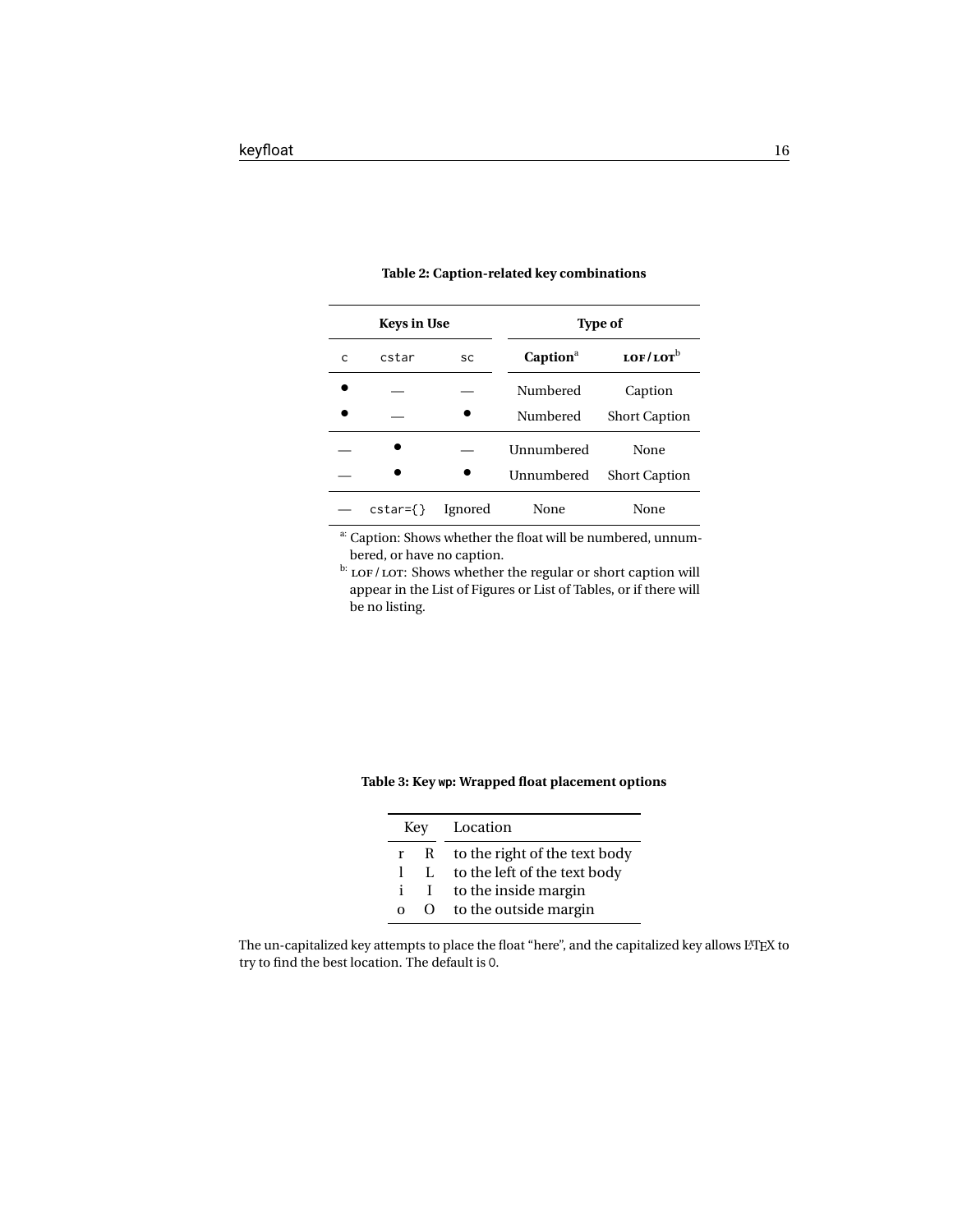**Table 2: Caption-related key combinations**

| Keys in Use | | | Type of | |
|---|---|---|---|---|
| c | cstar | sc | Caption[a] | LOF / LOT[b] |
| • | — | — | Numbered | Caption |
| • | — | • | Numbered | Short Caption |
| — | • | — | Unnumbered | None |
| — | • | • | Unnumbered | Short Caption |
| — | cstar={} | Ignored | None | None |

[a]: Caption: Shows whether the float will be numbered, unnumbered, or have no caption.
[b]: LOF / LOT: Shows whether the regular or short caption will appear in the List of Figures or List of Tables, or if there will be no listing.

**Table 3: Key wp: Wrapped float placement options**

| Key | | Location |
|---|---|---|
| r | R | to the right of the text body |
| l | L | to the left of the text body |
| i | I | to the inside margin |
| o | O | to the outside margin |

The un-capitalized key attempts to place the float "here", and the capitalized key allows LaTeX to try to find the best location. The default is O.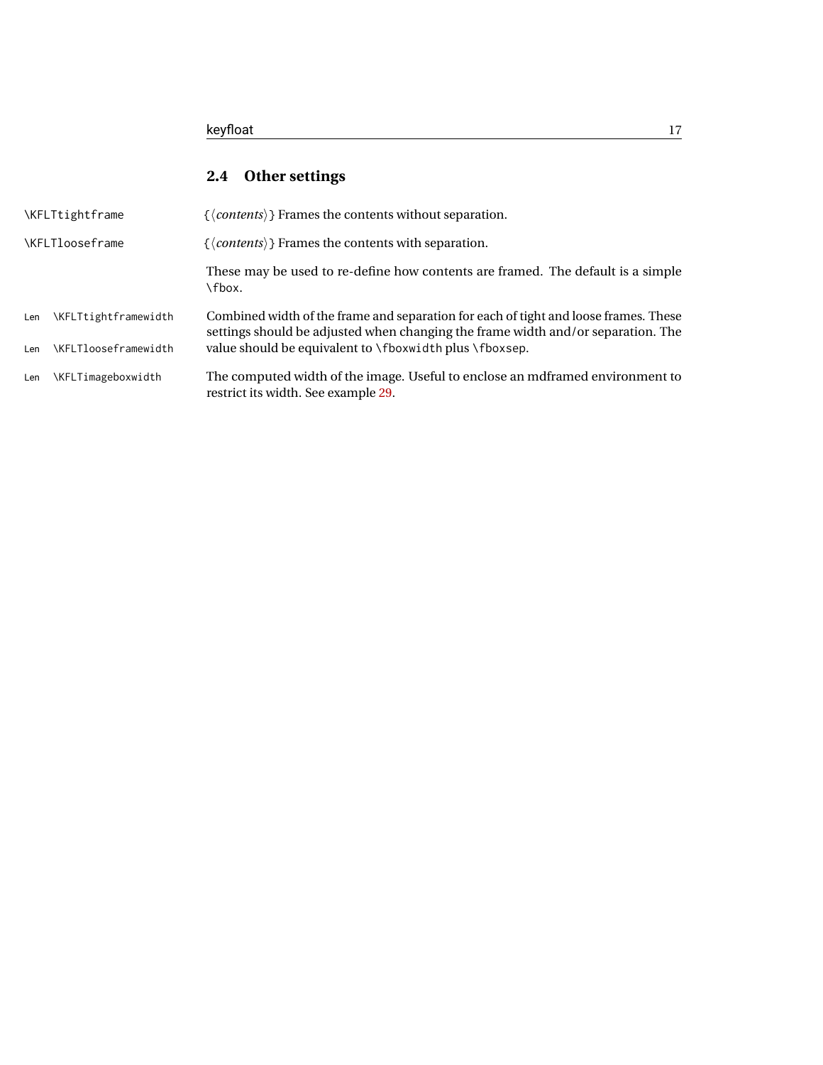## 2.4 Other settings

`\KFLTtightframe` {⟨*contents*⟩} Frames the contents without separation.

`\KFLTlooseframe` {⟨*contents*⟩} Frames the contents with separation.

These may be used to re-define how contents are framed. The default is a simple `\fbox`.

Len `\KFLTtightframewidth`

Len `\KFLTlooseframewidth`

Combined width of the frame and separation for each of tight and loose frames. These settings should be adjusted when changing the frame width and/or separation. The value should be equivalent to `\fboxwidth` plus `\fboxsep`.

Len `\KFLTimageboxwidth` The computed width of the image. Useful to enclose an mdframed environment to restrict its width. See example 29.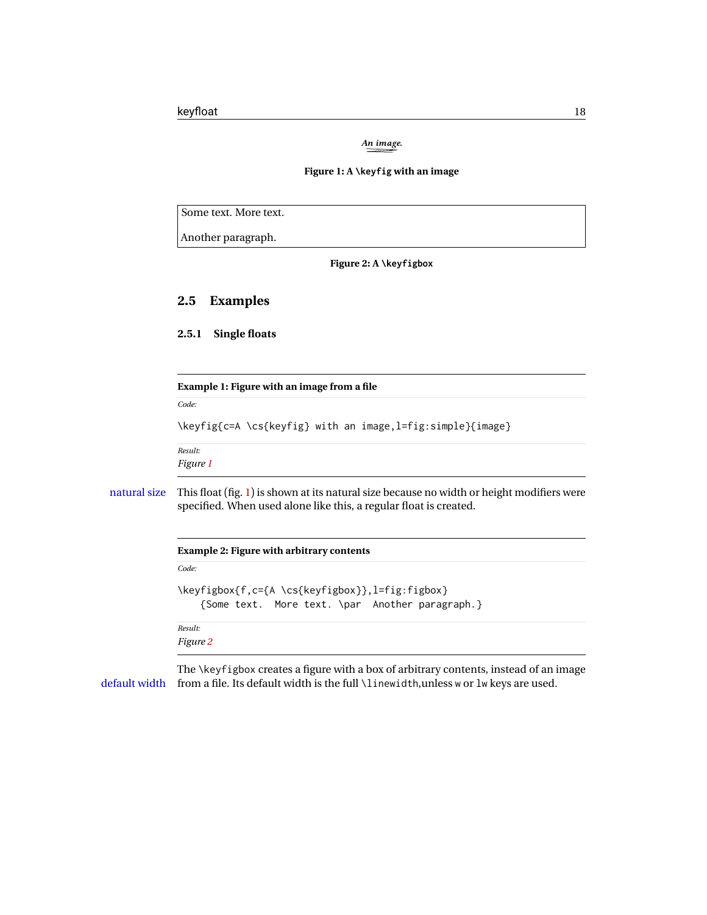*An image.*

**Figure 1: A `\keyfig` with an image**

| Some text. More text.<br><br>Another paragraph. |
|---|

**Figure 2: A `\keyfigbox`**

## 2.5 Examples

### 2.5.1 Single floats

**Example 1: Figure with an image from a file**

*Code:*

```
\keyfig{c=A \cs{keyfig} with an image,l=fig:simple}{image}
```

*Result:*
*Figure 1*

natural size

This float (fig. 1) is shown at its natural size because no width or height modifiers were specified. When used alone like this, a regular float is created.

**Example 2: Figure with arbitrary contents**

*Code:*

```
\keyfigbox{f,c={A \cs{keyfigbox}},l=fig:figbox}
    {Some text.  More text. \par  Another paragraph.}
```

*Result:*
*Figure 2*

default width

The `\keyfigbox` creates a figure with a box of arbitrary contents, instead of an image from a file. Its default width is the full `\linewidth`,unless `w` or `lw` keys are used.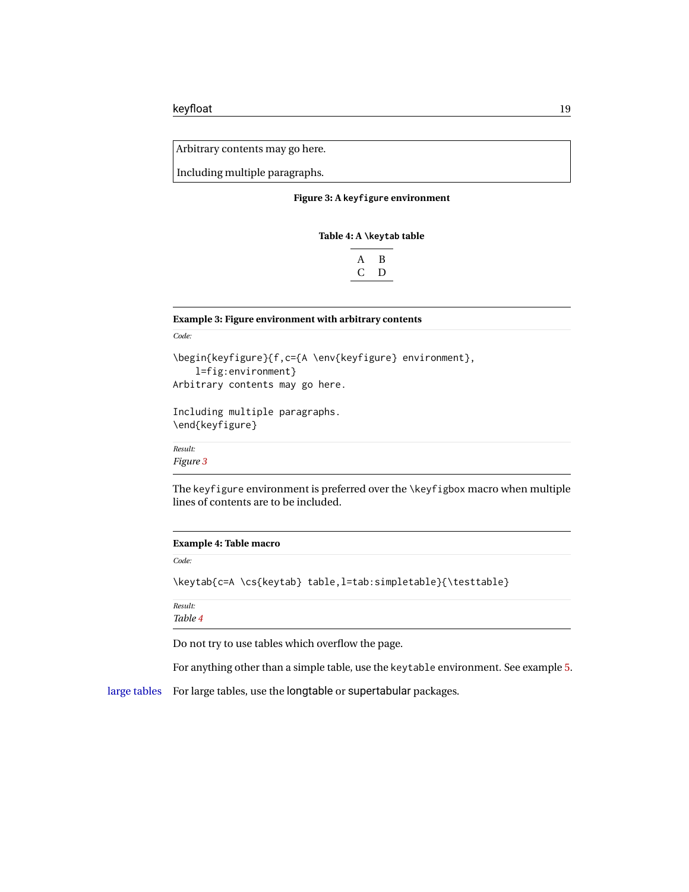Arbitrary contents may go here.

Including multiple paragraphs.

**Figure 3: A `keyfigure` environment**

**Table 4: A `\keytab` table**

| | |
|---|---|
| A | B |
| C | D |

**Example 3: Figure environment with arbitrary contents**

*Code:*

```
\begin{keyfigure}{f,c={A \env{keyfigure} environment},
    l=fig:environment}
Arbitrary contents may go here.

Including multiple paragraphs.
\end{keyfigure}
```

*Result:*
*Figure 3*

The keyfigure environment is preferred over the \keyfigbox macro when multiple lines of contents are to be included.

**Example 4: Table macro**

*Code:*

```
\keytab{c=A \cs{keytab} table,l=tab:simpletable}{\testtable}
```

*Result:*
*Table 4*

Do not try to use tables which overflow the page.

For anything other than a simple table, use the keytable environment. See example 5.

large tables For large tables, use the longtable or supertabular packages.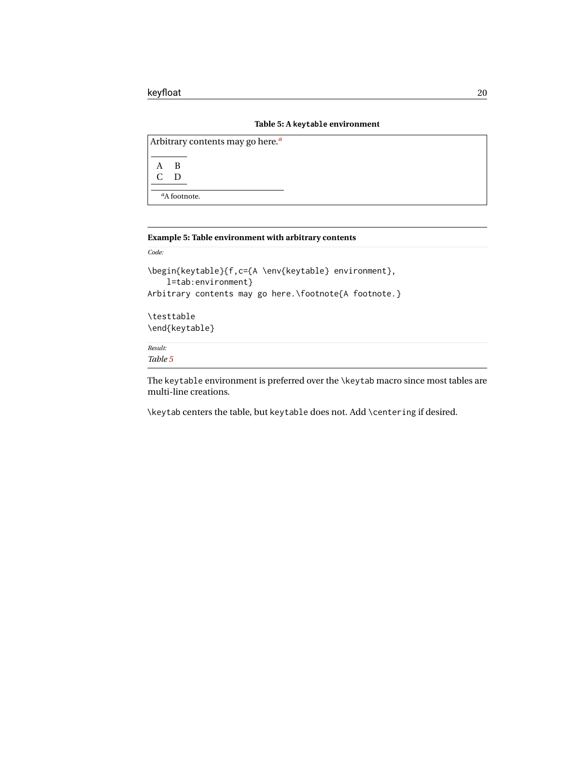**Table 5: A `keytable` environment**

Arbitrary contents may go here.[a]

| A | B |
|---|---|
| C | D |

[a]A footnote.

---

**Example 5: Table environment with arbitrary contents**

*Code:*

```
\begin{keytable}{f,c={A \env{keytable} environment},
    l=tab:environment}
Arbitrary contents may go here.\footnote{A footnote.}

\testtable
\end{keytable}
```

*Result:*

*Table 5*

---

The `keytable` environment is preferred over the `\keytab` macro since most tables are multi-line creations.

`\keytab` centers the table, but `keytable` does not. Add `\centering` if desired.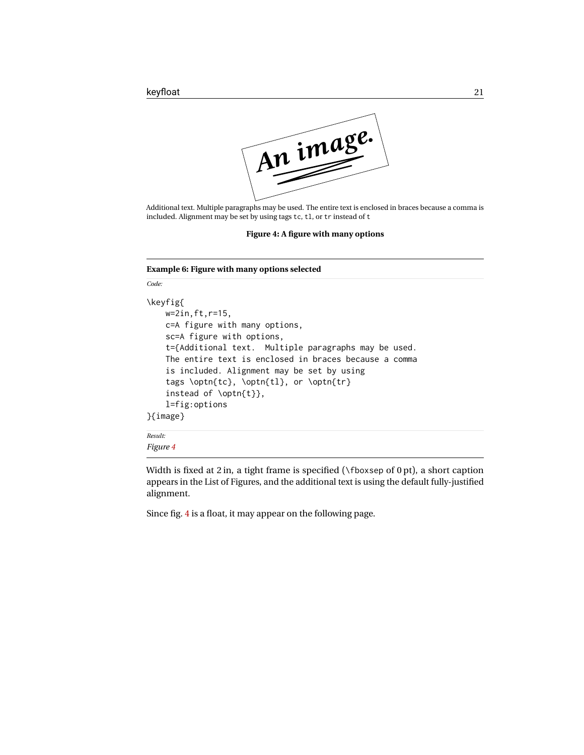Additional text. Multiple paragraphs may be used. The entire text is enclosed in braces because a comma is included. Alignment may be set by using tags `tc`, `tl`, or `tr` instead of `t`

**Figure 4: A figure with many options**

---

**Example 6: Figure with many options selected**

*Code:*

```
\keyfig{
    w=2in,ft,r=15,
    c=A figure with many options,
    sc=A figure with options,
    t={Additional text.  Multiple paragraphs may be used.
    The entire text is enclosed in braces because a comma
    is included. Alignment may be set by using
    tags \optn{tc}, \optn{tl}, or \optn{tr}
    instead of \optn{t}},
    l=fig:options
}{image}
```

*Result:*

*Figure 4*

---

Width is fixed at 2 in, a tight frame is specified (`\fboxsep` of 0 pt), a short caption appears in the List of Figures, and the additional text is using the default fully-justified alignment.

Since fig. 4 is a float, it may appear on the following page.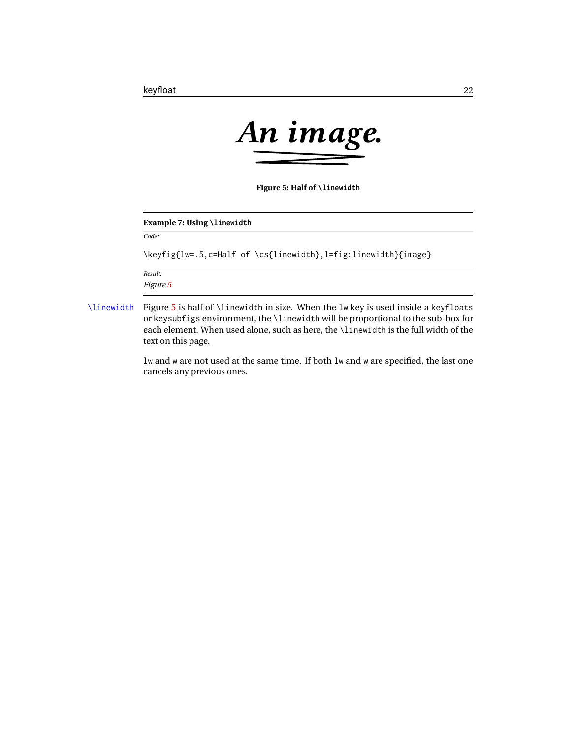An image.

**Figure 5: Half of `\linewidth`**

---

**Example 7: Using `\linewidth`**

*Code:*

```
\keyfig{lw=.5,c=Half of \cs{linewidth},l=fig:linewidth}{image}
```

*Result:*

*Figure 5*

---

`\linewidth` Figure 5 is half of `\linewidth` in size. When the `lw` key is used inside a `keyfloats` or `keysubfigs` environment, the `\linewidth` will be proportional to the sub-box for each element. When used alone, such as here, the `\linewidth` is the full width of the text on this page.

`lw` and `w` are not used at the same time. If both `lw` and `w` are specified, the last one cancels any previous ones.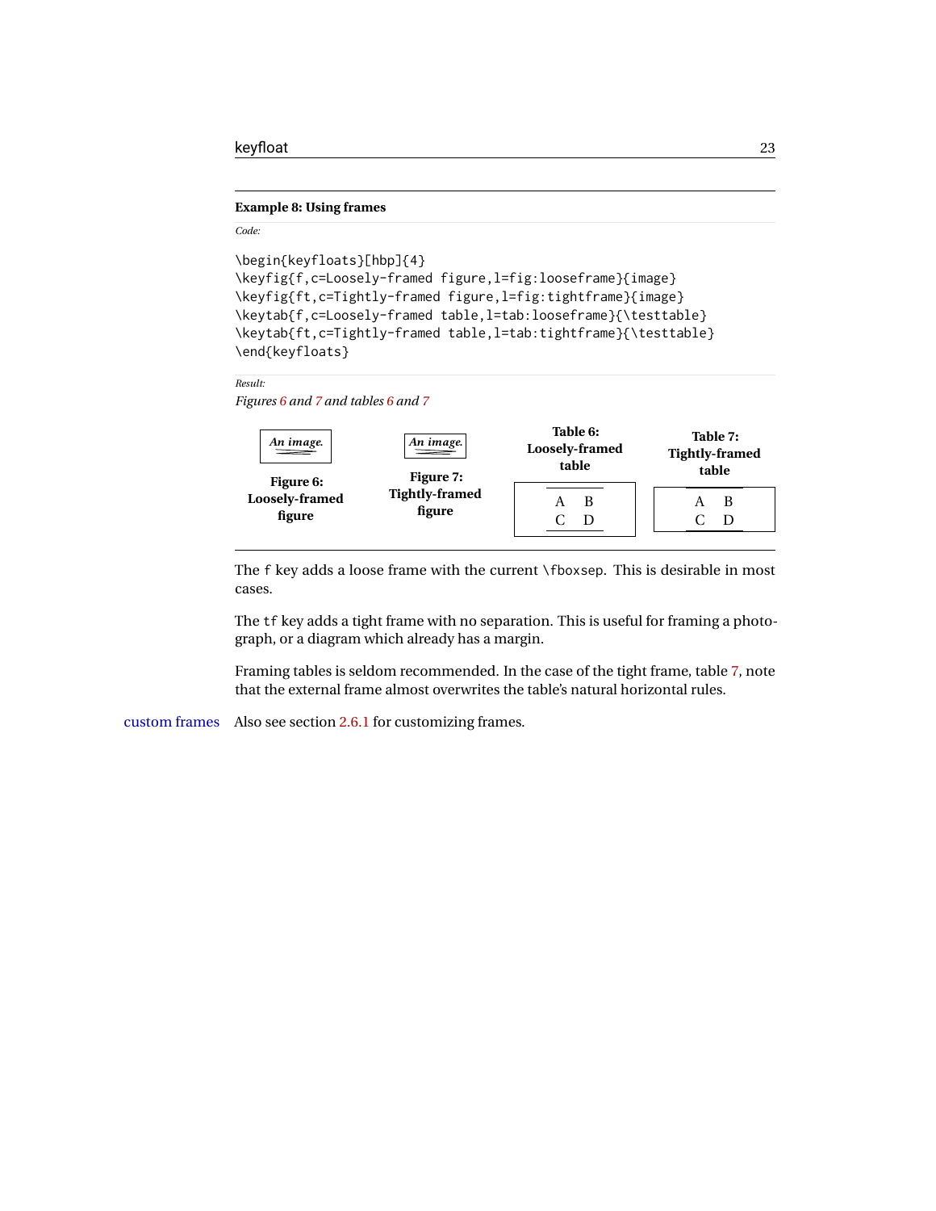**Example 8: Using frames**

*Code:*

```
\begin{keyfloats}[hbp]{4}
\keyfig{f,c=Loosely-framed figure,l=fig:looseframe}{image}
\keyfig{ft,c=Tightly-framed figure,l=fig:tightframe}{image}
\keytab{f,c=Loosely-framed table,l=tab:looseframe}{\testtable}
\keytab{ft,c=Tightly-framed table,l=tab:tightframe}{\testtable}
\end{keyfloats}
```

*Result:*

*Figures 6 and 7 and tables 6 and 7*

*An image.*

**Figure 6: Loosely-framed figure**

*An image.*

**Figure 7: Tightly-framed figure**

**Table 6: Loosely-framed table**

| A | B |
|---|---|
| C | D |

**Table 7: Tightly-framed table**

| A | B |
|---|---|
| C | D |

The f key adds a loose frame with the current \fboxsep. This is desirable in most cases.

The tf key adds a tight frame with no separation. This is useful for framing a photograph, or a diagram which already has a margin.

Framing tables is seldom recommended. In the case of the tight frame, table 7, note that the external frame almost overwrites the table's natural horizontal rules.

custom frames Also see section 2.6.1 for customizing frames.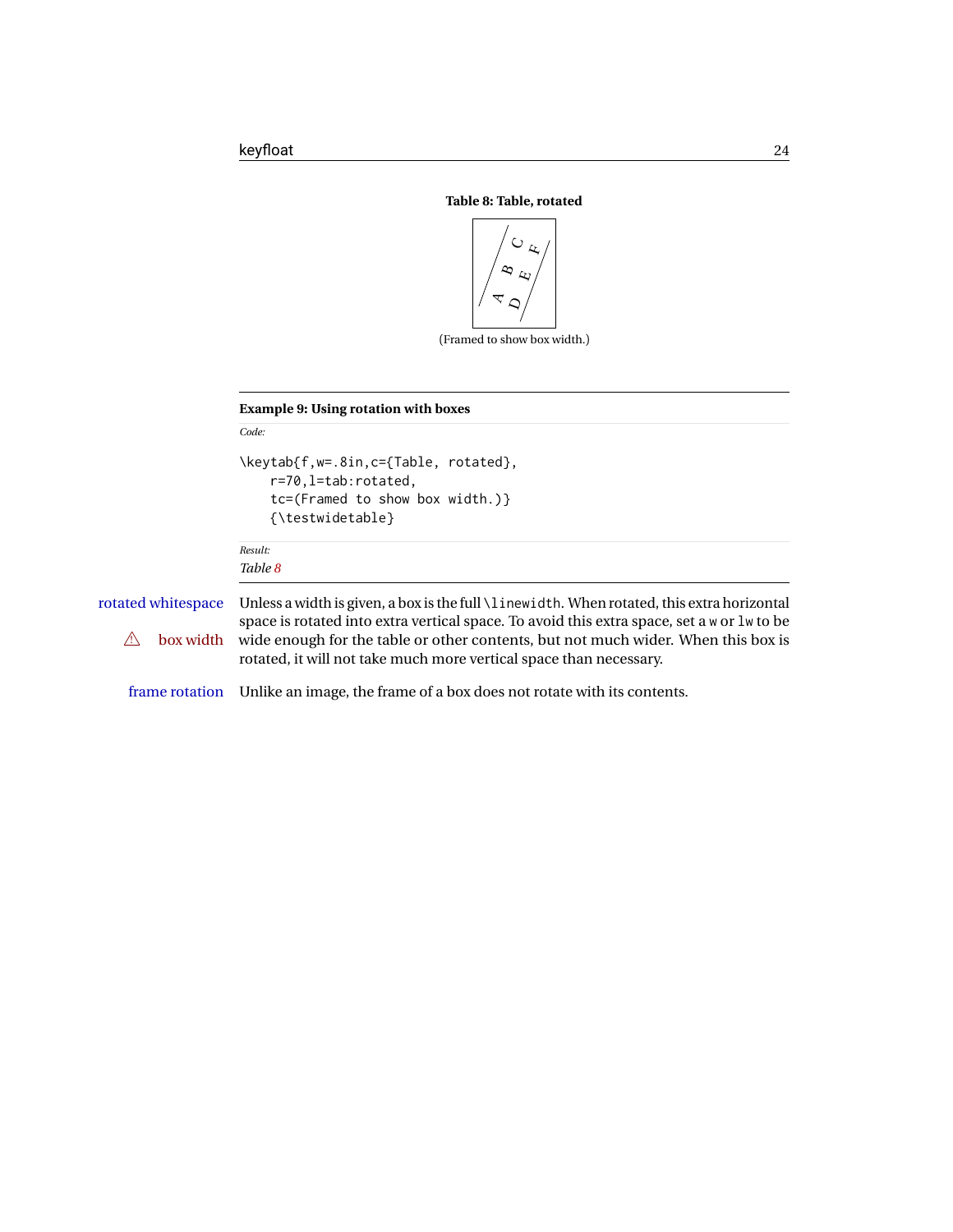**Table 8: Table, rotated**

A B C
D E F

(Framed to show box width.)

---

**Example 9: Using rotation with boxes**

*Code:*

```
\keytab{f,w=.8in,c={Table, rotated},
    r=70,l=tab:rotated,
    tc=(Framed to show box width.)}
    {\testwidetable}
```

*Result:*

*Table 8*

---

rotated whitespace

⚠ box width

Unless a width is given, a box is the full `\linewidth`. When rotated, this extra horizontal space is rotated into extra vertical space. To avoid this extra space, set a `w` or `lw` to be wide enough for the table or other contents, but not much wider. When this box is rotated, it will not take much more vertical space than necessary.

frame rotation

Unlike an image, the frame of a box does not rotate with its contents.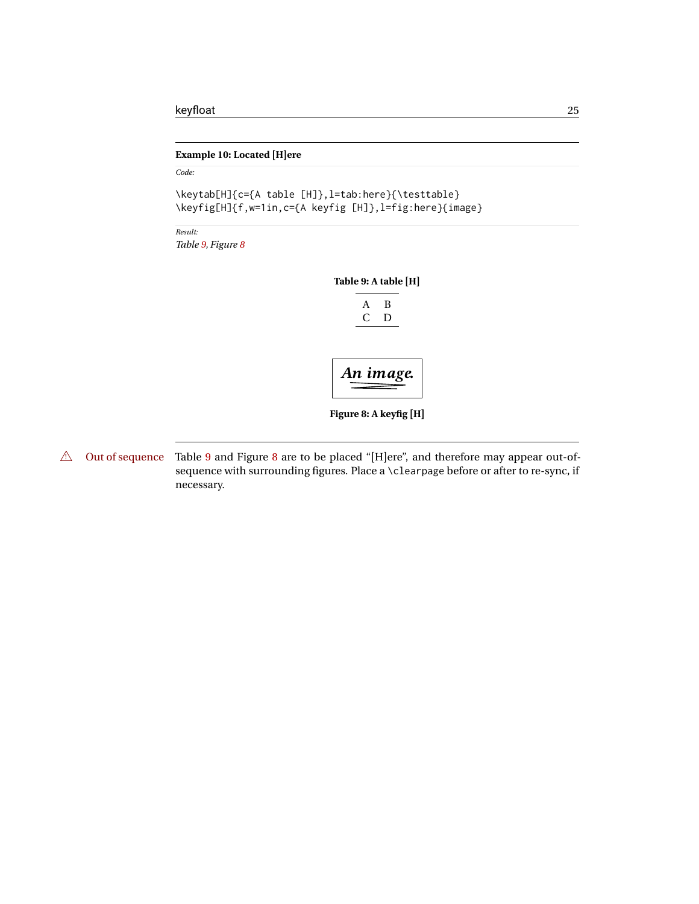**Example 10: Located [H]ere**

*Code:*

```
\keytab[H]{c={A table [H]},l=tab:here}{\testtable}
\keyfig[H]{f,w=1in,c={A keyfig [H]},l=fig:here}{image}
```

*Result:*

*Table 9, Figure 8*

**Table 9: A table [H]**

| A | B |
|---|---|
| C | D |

**Figure 8: A keyfig [H]**

⚠ Out of sequence

Table 9 and Figure 8 are to be placed "[H]ere", and therefore may appear out-of-sequence with surrounding figures. Place a `\clearpage` before or after to re-sync, if necessary.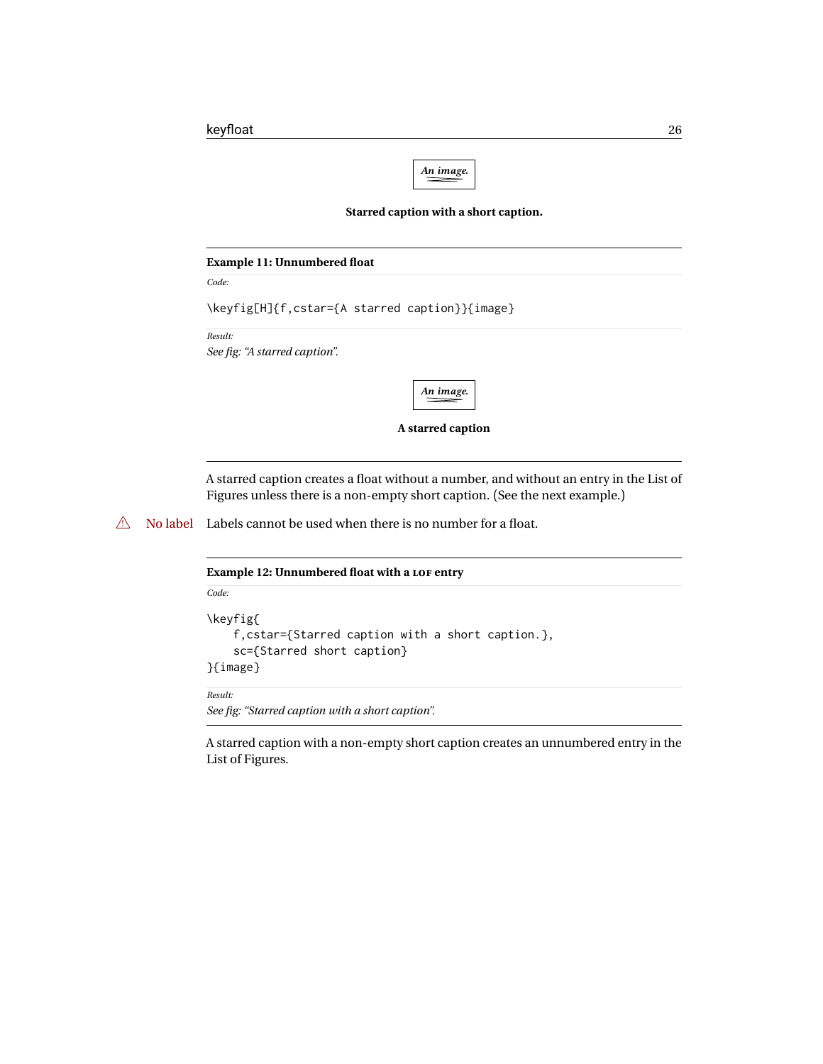An image.

**Starred caption with a short caption.**

---

**Example 11: Unnumbered float**

*Code:*

```
\keyfig[H]{f,cstar={A starred caption}}{image}
```

*Result:*

*See fig: "A starred caption".*

An image.

**A starred caption**

---

A starred caption creates a float without a number, and without an entry in the List of Figures unless there is a non-empty short caption. (See the next example.)

⚠ No label Labels cannot be used when there is no number for a float.

---

**Example 12: Unnumbered float with a LOF entry**

*Code:*

```
\keyfig{
    f,cstar={Starred caption with a short caption.},
    sc={Starred short caption}
}{image}
```

*Result:*

*See fig: "Starred caption with a short caption".*

---

A starred caption with a non-empty short caption creates an unnumbered entry in the List of Figures.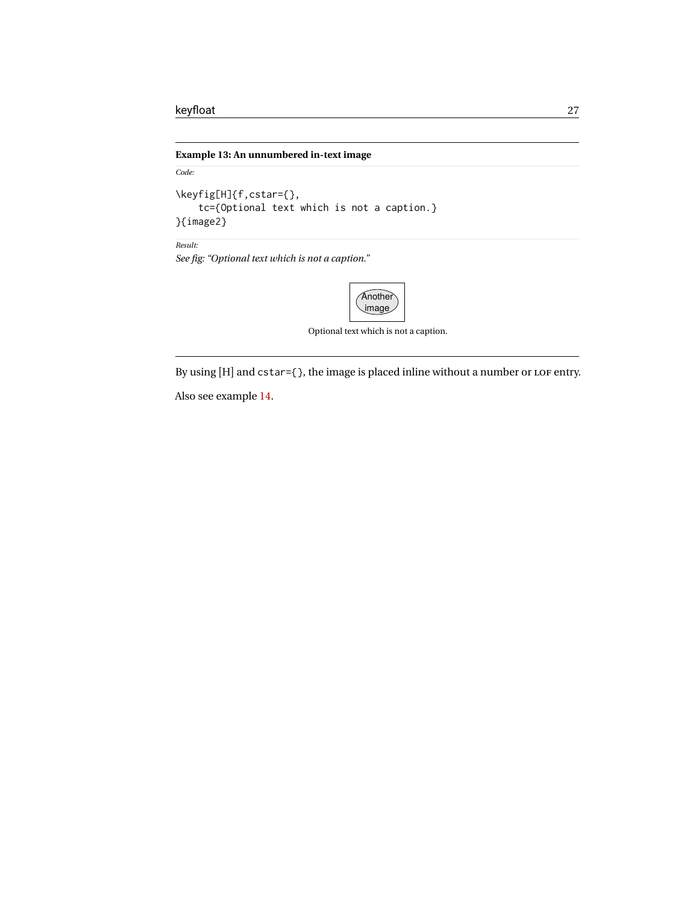**Example 13: An unnumbered in-text image**

*Code:*

```
\keyfig[H]{f,cstar={},
    tc={Optional text which is not a caption.}
}{image2}
```

*Result:*

*See fig: "Optional text which is not a caption."*

Another image

Optional text which is not a caption.

By using [H] and `cstar={}`, the image is placed inline without a number or LOF entry.

Also see example 14.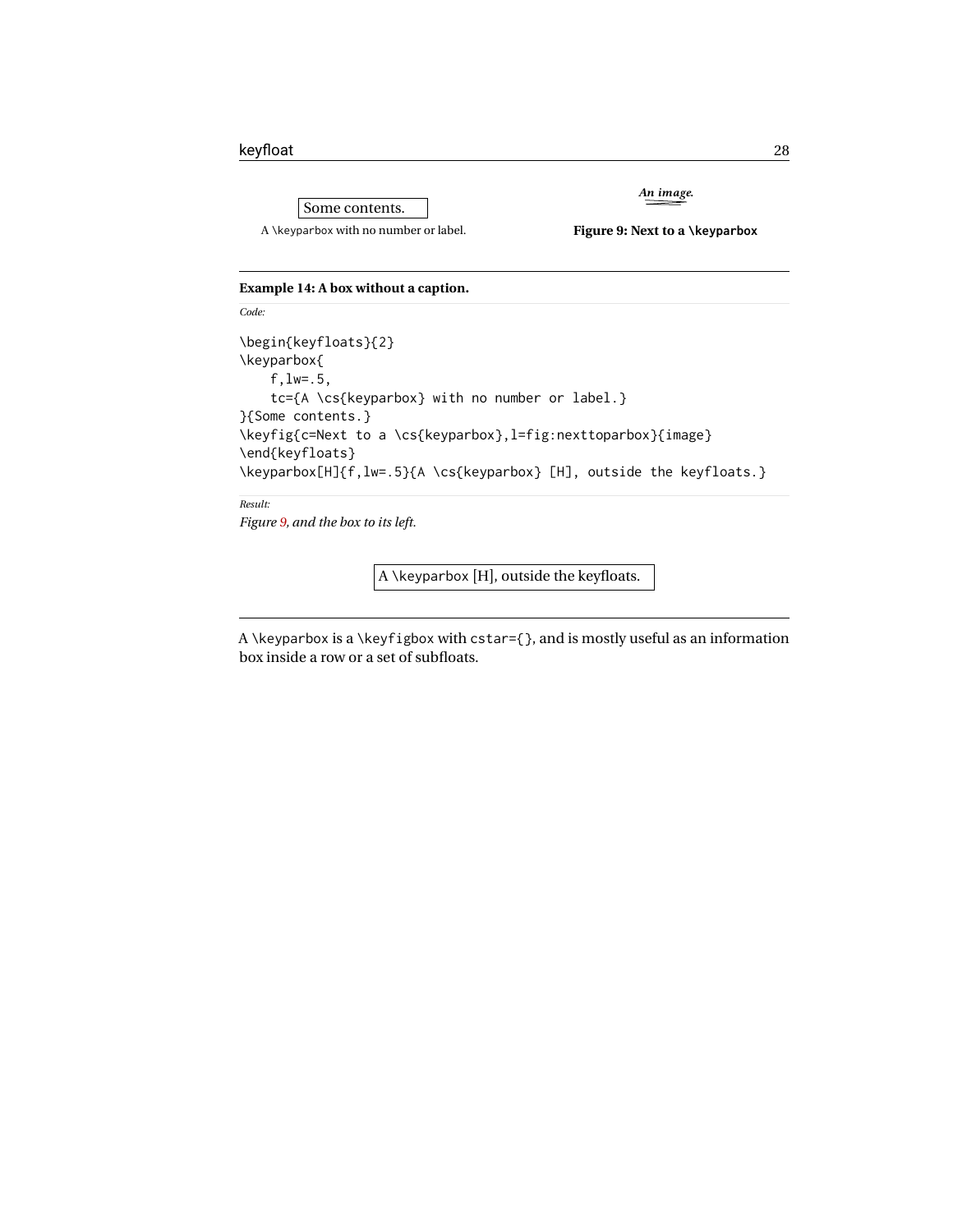Some contents.

A \keyparbox with no number or label.

*An image.*

**Figure 9: Next to a \keyparbox**

**Example 14: A box without a caption.**

*Code:*

```
\begin{keyfloats}{2}
\keyparbox{
    f,lw=.5,
    tc={A \cs{keyparbox} with no number or label.}
}{Some contents.}
\keyfig{c=Next to a \cs{keyparbox},l=fig:nexttoparbox}{image}
\end{keyfloats}
\keyparbox[H]{f,lw=.5}{A \cs{keyparbox} [H], outside the keyfloats.}
```

*Result:*

*Figure 9, and the box to its left.*

A \keyparbox [H], outside the keyfloats.

A \keyparbox is a \keyfigbox with cstar={}, and is mostly useful as an information box inside a row or a set of subfloats.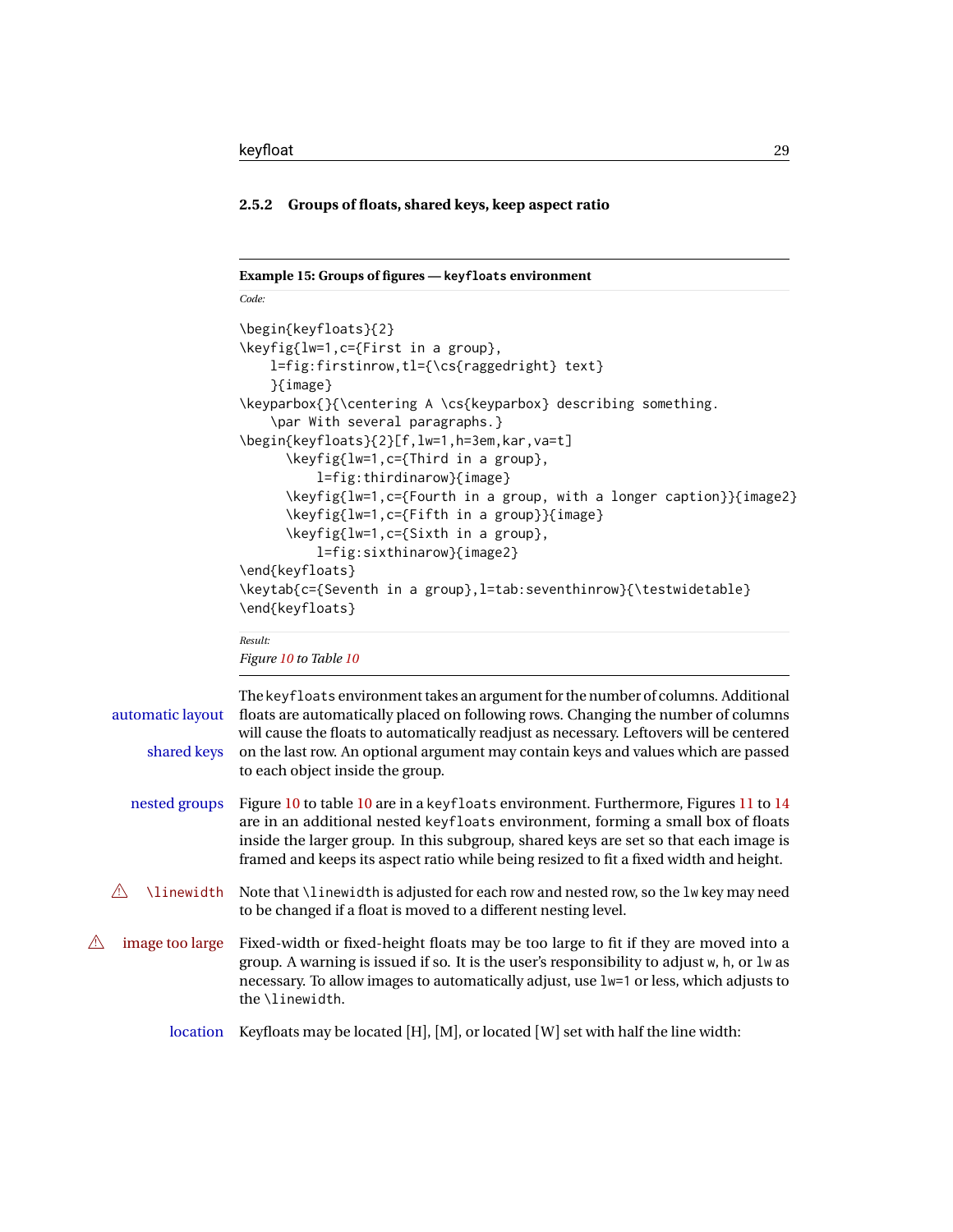### 2.5.2 Groups of floats, shared keys, keep aspect ratio

**Example 15: Groups of figures — `keyfloats` environment**

*Code:*

```
\begin{keyfloats}{2}
\keyfig{lw=1,c={First in a group},
    l=fig:firstinrow,tl={\cs{raggedright} text}
    }{image}
\keyparbox{}{\centering A \cs{keyparbox} describing something.
    \par With several paragraphs.}
\begin{keyfloats}{2}[f,lw=1,h=3em,kar,va=t]
      \keyfig{lw=1,c={Third in a group},
          l=fig:thirdinarow}{image}
      \keyfig{lw=1,c={Fourth in a group, with a longer caption}}{image2}
      \keyfig{lw=1,c={Fifth in a group}}{image}
      \keyfig{lw=1,c={Sixth in a group},
          l=fig:sixthinarow}{image2}
\end{keyfloats}
\keytab{c={Seventh in a group},l=tab:seventhinrow}{\testwidetable}
\end{keyfloats}
```

*Result:*

*Figure 10 to Table 10*

automatic layout / shared keys — The `keyfloats` environment takes an argument for the number of columns. Additional floats are automatically placed on following rows. Changing the number of columns will cause the floats to automatically readjust as necessary. Leftovers will be centered on the last row. An optional argument may contain keys and values which are passed to each object inside the group.

nested groups — Figure 10 to table 10 are in a `keyfloats` environment. Furthermore, Figures 11 to 14 are in an additional nested `keyfloats` environment, forming a small box of floats inside the larger group. In this subgroup, shared keys are set so that each image is framed and keeps its aspect ratio while being resized to fit a fixed width and height.

⚠ `\linewidth` — Note that `\linewidth` is adjusted for each row and nested row, so the `lw` key may need to be changed if a float is moved to a different nesting level.

⚠ image too large — Fixed-width or fixed-height floats may be too large to fit if they are moved into a group. A warning is issued if so. It is the user's responsibility to adjust `w`, `h`, or `lw` as necessary. To allow images to automatically adjust, use `lw=1` or less, which adjusts to the `\linewidth`.

location — Keyfloats may be located [H], [M], or located [W] set with half the line width: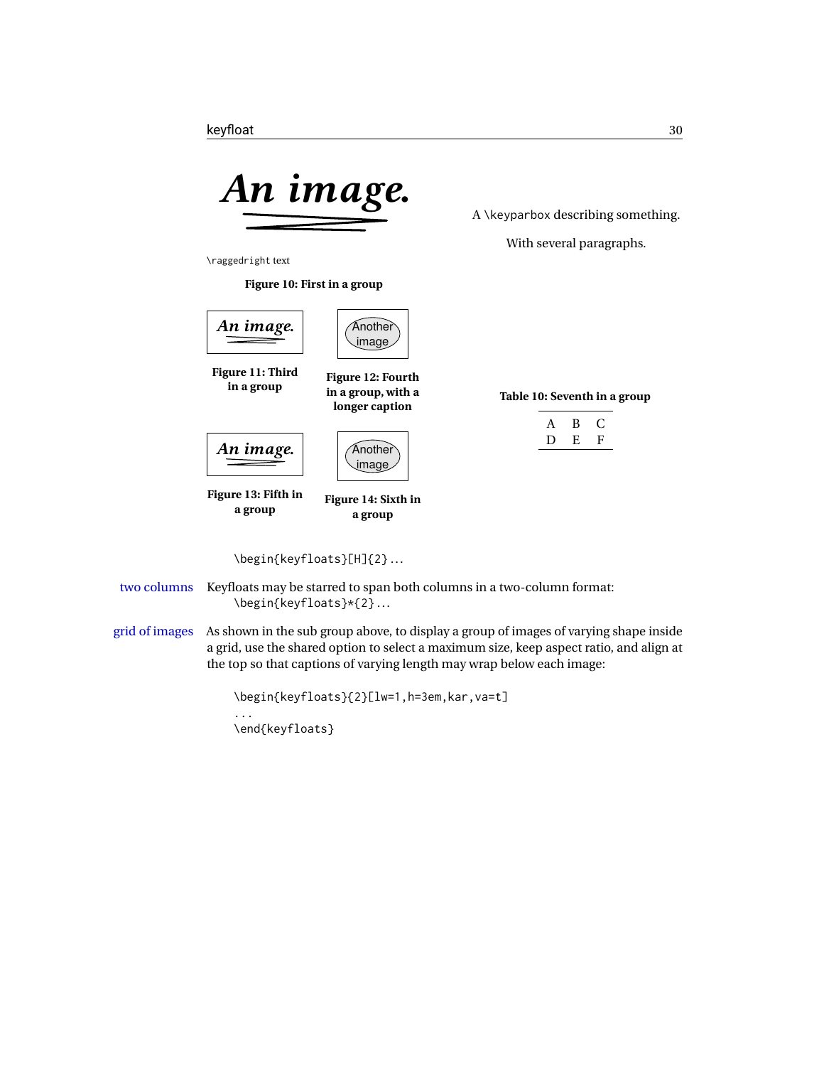A \keyparbox describing something.

With several paragraphs.

\raggedright text

**Figure 10: First in a group**

**Figure 11: Third in a group**

**Figure 12: Fourth in a group, with a longer caption**

**Figure 13: Fifth in a group**

**Figure 14: Sixth in a group**

**Table 10: Seventh in a group**

| A | B | C |
|---|---|---|
| D | E | F |

```
\begin{keyfloats}[H]{2}...
```

two columns — Keyfloats may be starred to span both columns in a two-column format:

```
\begin{keyfloats}*{2}...
```

grid of images — As shown in the sub group above, to display a group of images of varying shape inside a grid, use the shared option to select a maximum size, keep aspect ratio, and align at the top so that captions of varying length may wrap below each image:

```
\begin{keyfloats}{2}[lw=1,h=3em,kar,va=t]
...
\end{keyfloats}
```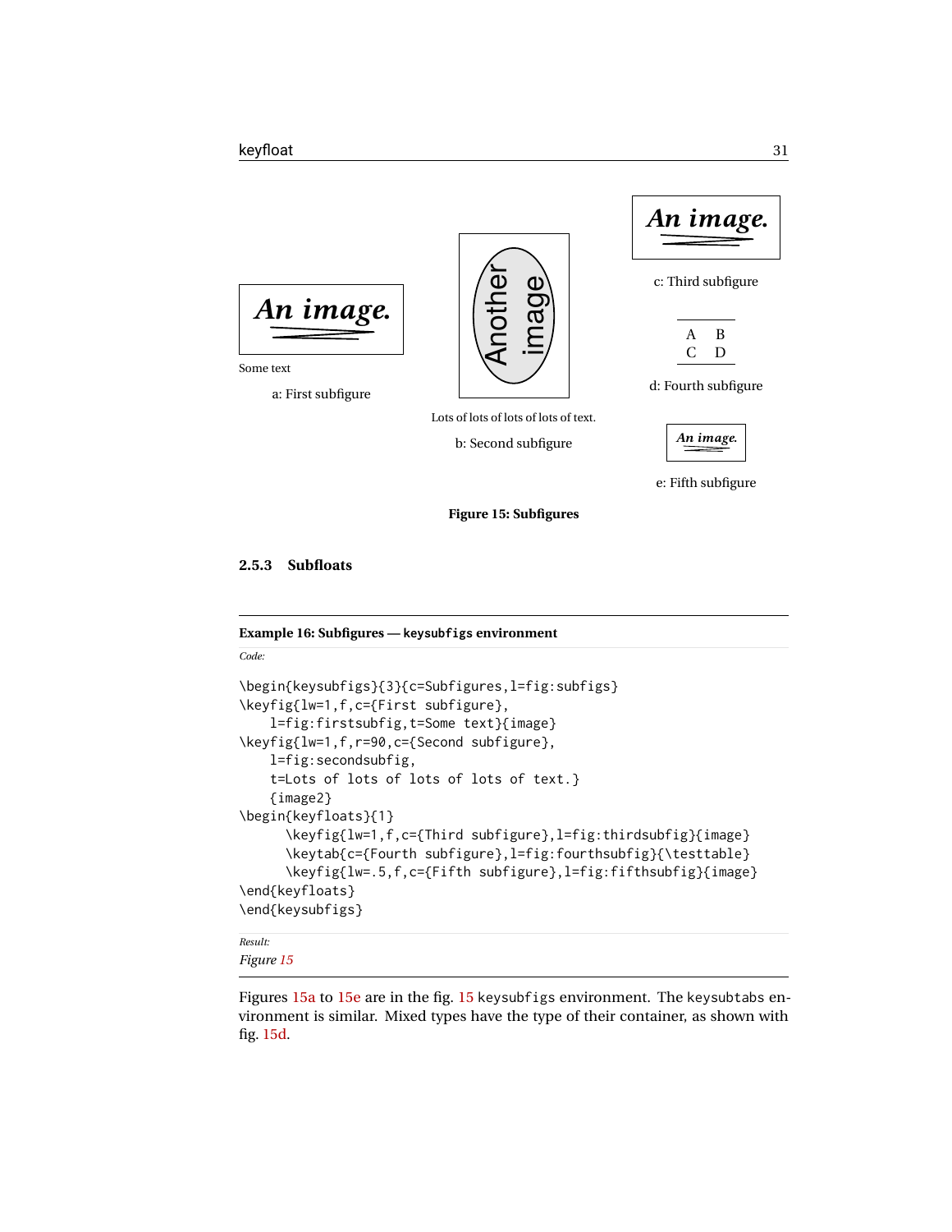An image.

Some text

a: First subfigure

Another image

Lots of lots of lots of lots of text.

b: Second subfigure

An image.

c: Third subfigure

| A | B |
|---|---|
| C | D |

d: Fourth subfigure

An image.

e: Fifth subfigure

**Figure 15: Subfigures**

### 2.5.3 Subfloats

**Example 16: Subfigures — `keysubfigs` environment**

*Code:*

```
\begin{keysubfigs}{3}{c=Subfigures,l=fig:subfigs}
\keyfig{lw=1,f,c={First subfigure},
    l=fig:firstsubfig,t=Some text}{image}
\keyfig{lw=1,f,r=90,c={Second subfigure},
    l=fig:secondsubfig,
    t=Lots of lots of lots of lots of text.}
    {image2}
\begin{keyfloats}{1}
      \keyfig{lw=1,f,c={Third subfigure},l=fig:thirdsubfig}{image}
      \keytab{c={Fourth subfigure},l=fig:fourthsubfig}{\testtable}
      \keyfig{lw=.5,f,c={Fifth subfigure},l=fig:fifthsubfig}{image}
\end{keyfloats}
\end{keysubfigs}
```

*Result:*
*Figure 15*

Figures 15a to 15e are in the fig. 15 `keysubfigs` environment. The `keysubtabs` environment is similar. Mixed types have the type of their container, as shown with fig. 15d.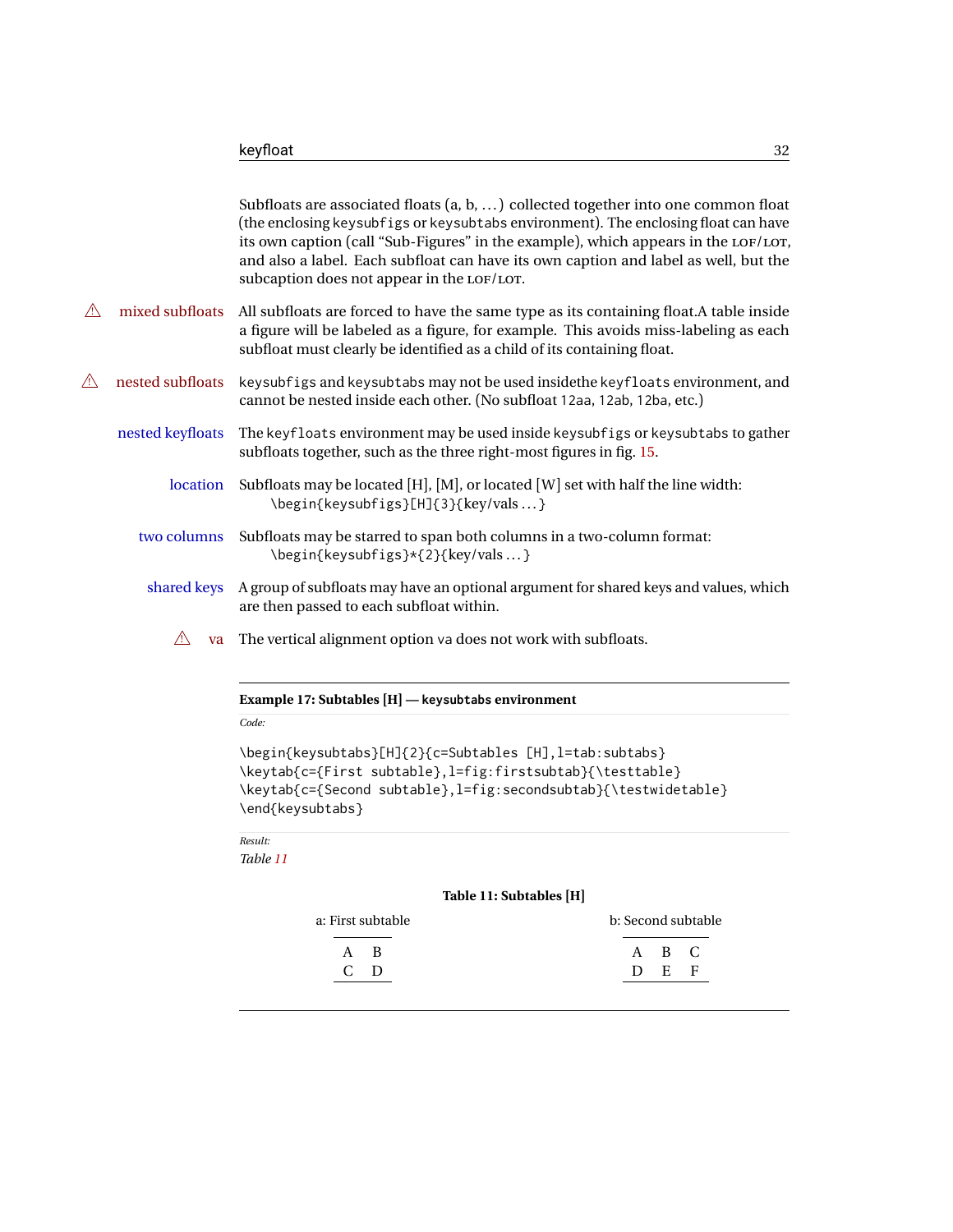Subfloats are associated floats (a, b, ...) collected together into one common float (the enclosing `keysubfigs` or `keysubtabs` environment). The enclosing float can have its own caption (call “Sub-Figures” in the example), which appears in the LOF/LOT, and also a label. Each subfloat can have its own caption and label as well, but the subcaption does not appear in the LOF/LOT.

⚠ **mixed subfloats** All subfloats are forced to have the same type as its containing float.A table inside a figure will be labeled as a figure, for example. This avoids miss-labeling as each subfloat must clearly be identified as a child of its containing float.

⚠ **nested subfloats** `keysubfigs` and `keysubtabs` may not be used insidethe `keyfloats` environment, and cannot be nested inside each other. (No subfloat `12aa`, `12ab`, `12ba`, etc.)

**nested keyfloats** The `keyfloats` environment may be used inside `keysubfigs` or `keysubtabs` to gather subfloats together, such as the three right-most figures in fig. 15.

**location** Subfloats may be located [H], [M], or located [W] set with half the line width:
`\begin{keysubfigs}[H]{3}{key/vals ...}`

**two columns** Subfloats may be starred to span both columns in a two-column format:
`\begin{keysubfigs}*{2}{key/vals ...}`

**shared keys** A group of subfloats may have an optional argument for shared keys and values, which are then passed to each subfloat within.

⚠ **va** The vertical alignment option `va` does not work with subfloats.

---

**Example 17: Subtables [H] — `keysubtabs` environment**

*Code:*

```
\begin{keysubtabs}[H]{2}{c=Subtables [H],l=tab:subtabs}
\keytab{c={First subtable},l=fig:firstsubtab}{\testtable}
\keytab{c={Second subtable},l=fig:secondsubtab}{\testwidetable}
\end{keysubtabs}
```

*Result:*

*Table 11*

**Table 11: Subtables [H]**

a: First subtable

| A | B |
|---|---|
| C | D |

b: Second subtable

| A | B | C |
|---|---|---|
| D | E | F |

---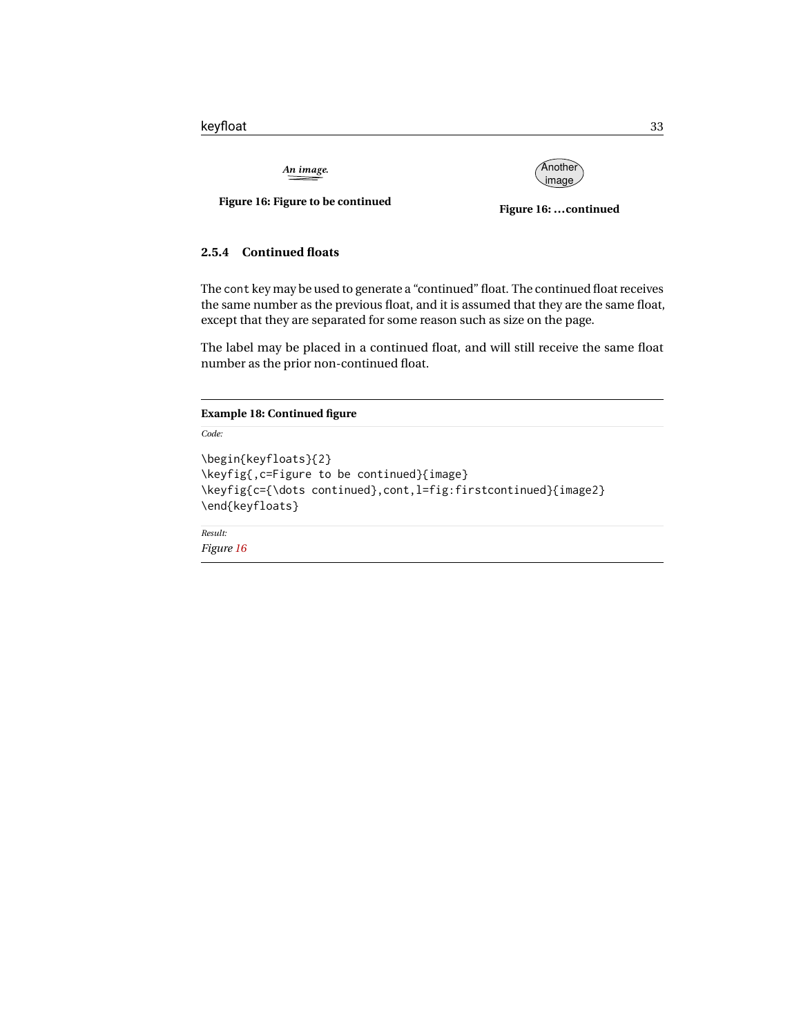An image.

**Figure 16: Figure to be continued**

Another image

**Figure 16: ...continued**

#### 2.5.4 Continued floats

The cont key may be used to generate a “continued” float. The continued float receives the same number as the previous float, and it is assumed that they are the same float, except that they are separated for some reason such as size on the page.

The label may be placed in a continued float, and will still receive the same float number as the prior non-continued float.

**Example 18: Continued figure**

*Code:*

```
\begin{keyfloats}{2}
\keyfig{,c=Figure to be continued}{image}
\keyfig{c={\dots continued},cont,l=fig:firstcontinued}{image2}
\end{keyfloats}
```

*Result:*

*Figure 16*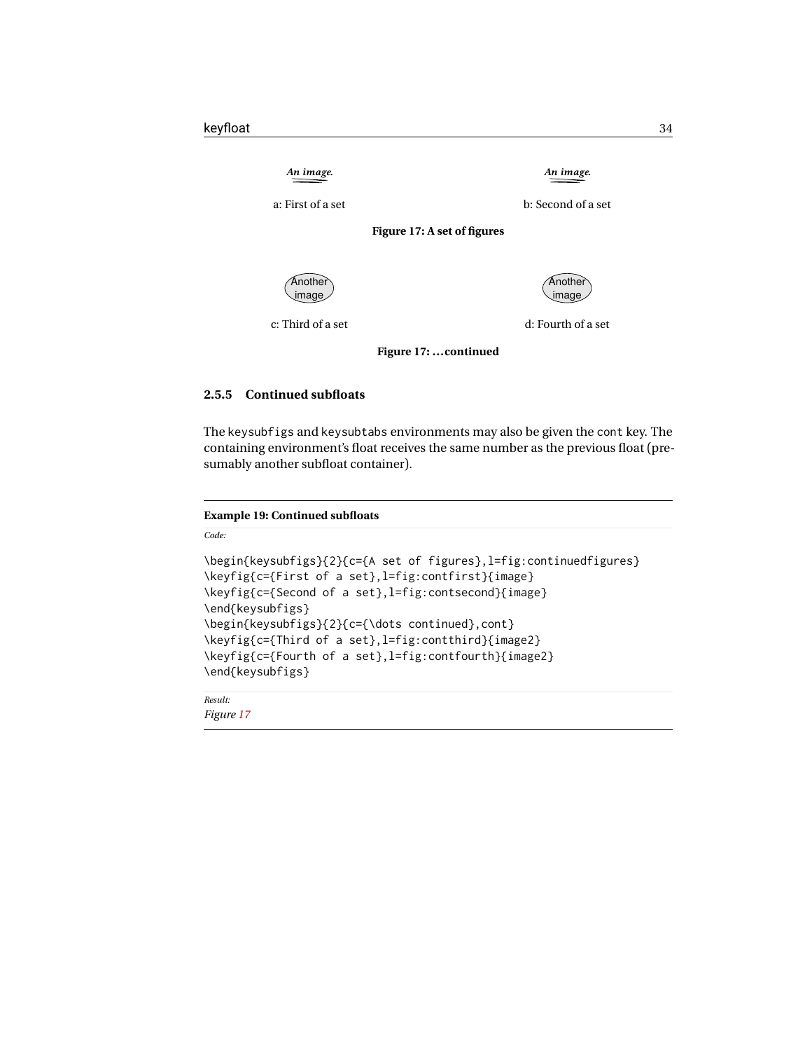An image.

a: First of a set

An image.

b: Second of a set

**Figure 17: A set of figures**

Another image

c: Third of a set

Another image

d: Fourth of a set

**Figure 17: …continued**

### 2.5.5 Continued subfloats

The keysubfigs and keysubtabs environments may also be given the cont key. The containing environment's float receives the same number as the previous float (presumably another subfloat container).

**Example 19: Continued subfloats**

*Code:*

```
\begin{keysubfigs}{2}{c={A set of figures},l=fig:continuedfigures}
\keyfig{c={First of a set},l=fig:contfirst}{image}
\keyfig{c={Second of a set},l=fig:contsecond}{image}
\end{keysubfigs}
\begin{keysubfigs}{2}{c={\dots continued},cont}
\keyfig{c={Third of a set},l=fig:contthird}{image2}
\keyfig{c={Fourth of a set},l=fig:contfourth}{image2}
\end{keysubfigs}
```

*Result:*

*Figure 17*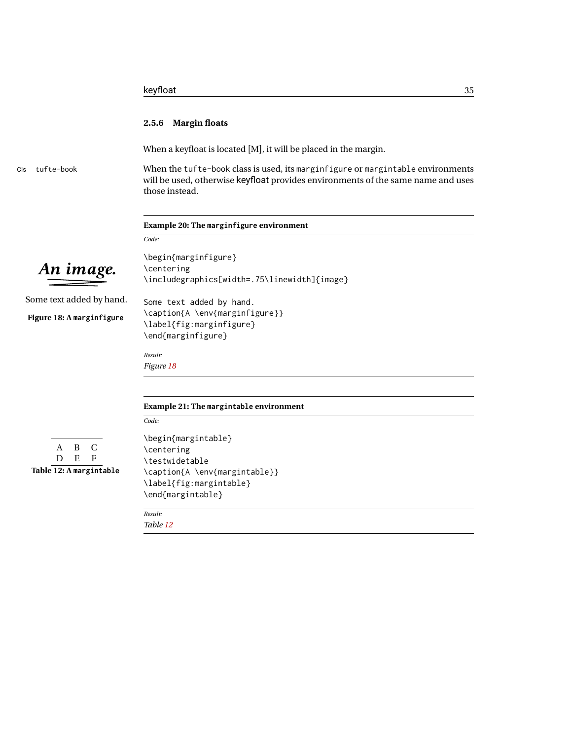### 2.5.6 Margin floats

When a keyfloat is located [M], it will be placed in the margin.

Cls tufte-book

When the `tufte-book` class is used, its `marginfigure` or `margintable` environments will be used, otherwise keyfloat provides environments of the same name and uses those instead.

**Example 20: The `marginfigure` environment**

*Code:*

```
\begin{marginfigure}
\centering
\includegraphics[width=.75\linewidth]{image}

Some text added by hand.
\caption{A \env{marginfigure}}
\label{fig:marginfigure}
\end{marginfigure}
```

*Result:*

*Figure 18*

An image.

Some text added by hand.

**Figure 18: A `marginfigure`**

**Example 21: The `margintable` environment**

*Code:*

```
\begin{margintable}
\centering
\testwidetable
\caption{A \env{margintable}}
\label{fig:margintable}
\end{margintable}
```

*Result:*

*Table 12*

| A | B | C |
|---|---|---|
| D | E | F |

**Table 12: A `margintable`**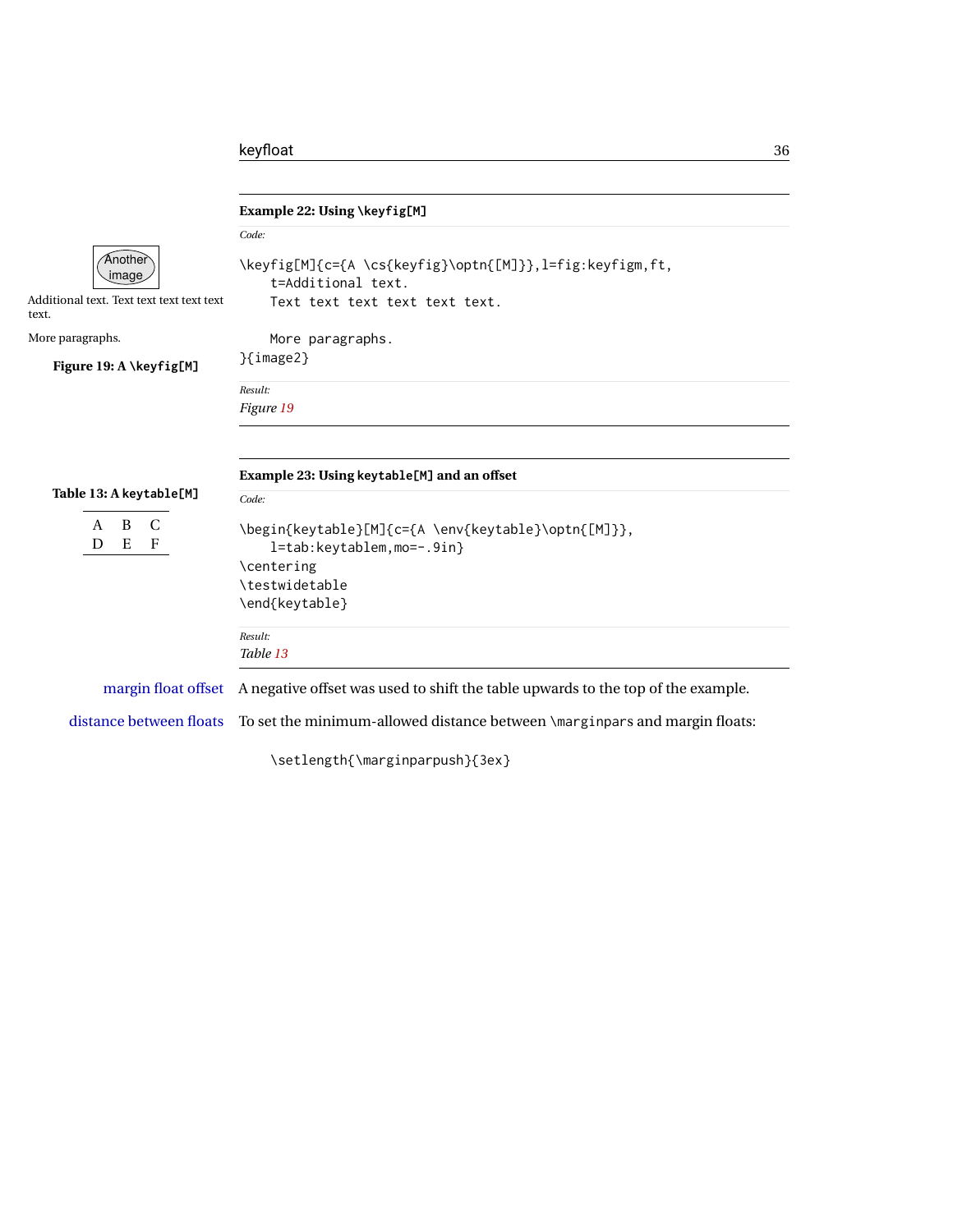**Example 22: Using `\keyfig[M]`**

*Code:*

```
\keyfig[M]{c={A \cs{keyfig}\optn{[M]}},l=fig:keyfigm,ft,
    t=Additional text.
    Text text text text text text.

    More paragraphs.
}{image2}
```

*Result:*

*Figure 19*

Another image

Additional text. Text text text text text text.

More paragraphs.

**Figure 19: A `\keyfig[M]`**

**Example 23: Using `keytable[M]` and an offset**

*Code:*

```
\begin{keytable}[M]{c={A \env{keytable}\optn{[M]}},
    l=tab:keytablem,mo=-.9in}
\centering
\testwidetable
\end{keytable}
```

*Result:*

*Table 13*

**Table 13: A `keytable[M]`**

| A | B | C |
|---|---|---|
| D | E | F |

margin float offset — A negative offset was used to shift the table upwards to the top of the example.

distance between floats — To set the minimum-allowed distance between `\marginpars` and margin floats:

```
\setlength{\marginparpush}{3ex}
```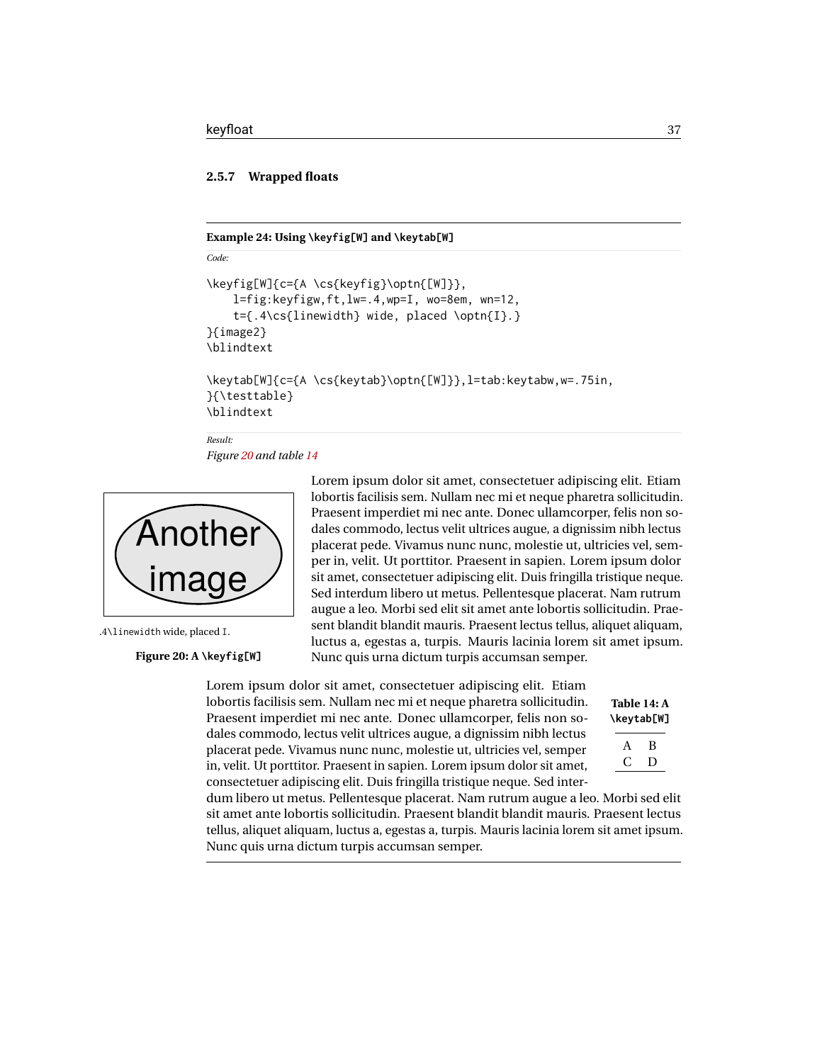#### 2.5.7 Wrapped floats

**Example 24: Using \keyfig[W] and \keytab[W]**

*Code:*

```
\keyfig[W]{c={A \cs{keyfig}\optn{[W]}},
    l=fig:keyfigw,ft,lw=.4,wp=I, wo=8em, wn=12,
    t={.4\cs{linewidth} wide, placed \optn{I}.}
}{image2}
\blindtext

\keytab[W]{c={A \cs{keytab}\optn{[W]}},l=tab:keytabw,w=.75in,
}{\testtable}
\blindtext
```

*Result:*

*Figure 20 and table 14*

.4\linewidth wide, placed I.

**Figure 20: A \keyfig[W]**

Lorem ipsum dolor sit amet, consectetuer adipiscing elit. Etiam lobortis facilisis sem. Nullam nec mi et neque pharetra sollicitudin. Praesent imperdiet mi nec ante. Donec ullamcorper, felis non sodales commodo, lectus velit ultrices augue, a dignissim nibh lectus placerat pede. Vivamus nunc nunc, molestie ut, ultricies vel, semper in, velit. Ut porttitor. Praesent in sapien. Lorem ipsum dolor sit amet, consectetuer adipiscing elit. Duis fringilla tristique neque. Sed interdum libero ut metus. Pellentesque placerat. Nam rutrum augue a leo. Morbi sed elit sit amet ante lobortis sollicitudin. Praesent blandit blandit mauris. Praesent lectus tellus, aliquet aliquam, luctus a, egestas a, turpis. Mauris lacinia lorem sit amet ipsum. Nunc quis urna dictum turpis accumsan semper.

**Table 14: A \keytab[W]**

| A | B |
|---|---|
| C | D |

Lorem ipsum dolor sit amet, consectetuer adipiscing elit. Etiam lobortis facilisis sem. Nullam nec mi et neque pharetra sollicitudin. Praesent imperdiet mi nec ante. Donec ullamcorper, felis non sodales commodo, lectus velit ultrices augue, a dignissim nibh lectus placerat pede. Vivamus nunc nunc, molestie ut, ultricies vel, semper in, velit. Ut porttitor. Praesent in sapien. Lorem ipsum dolor sit amet, consectetuer adipiscing elit. Duis fringilla tristique neque. Sed interdum libero ut metus. Pellentesque placerat. Nam rutrum augue a leo. Morbi sed elit sit amet ante lobortis sollicitudin. Praesent blandit blandit mauris. Praesent lectus tellus, aliquet aliquam, luctus a, egestas a, turpis. Mauris lacinia lorem sit amet ipsum. Nunc quis urna dictum turpis accumsan semper.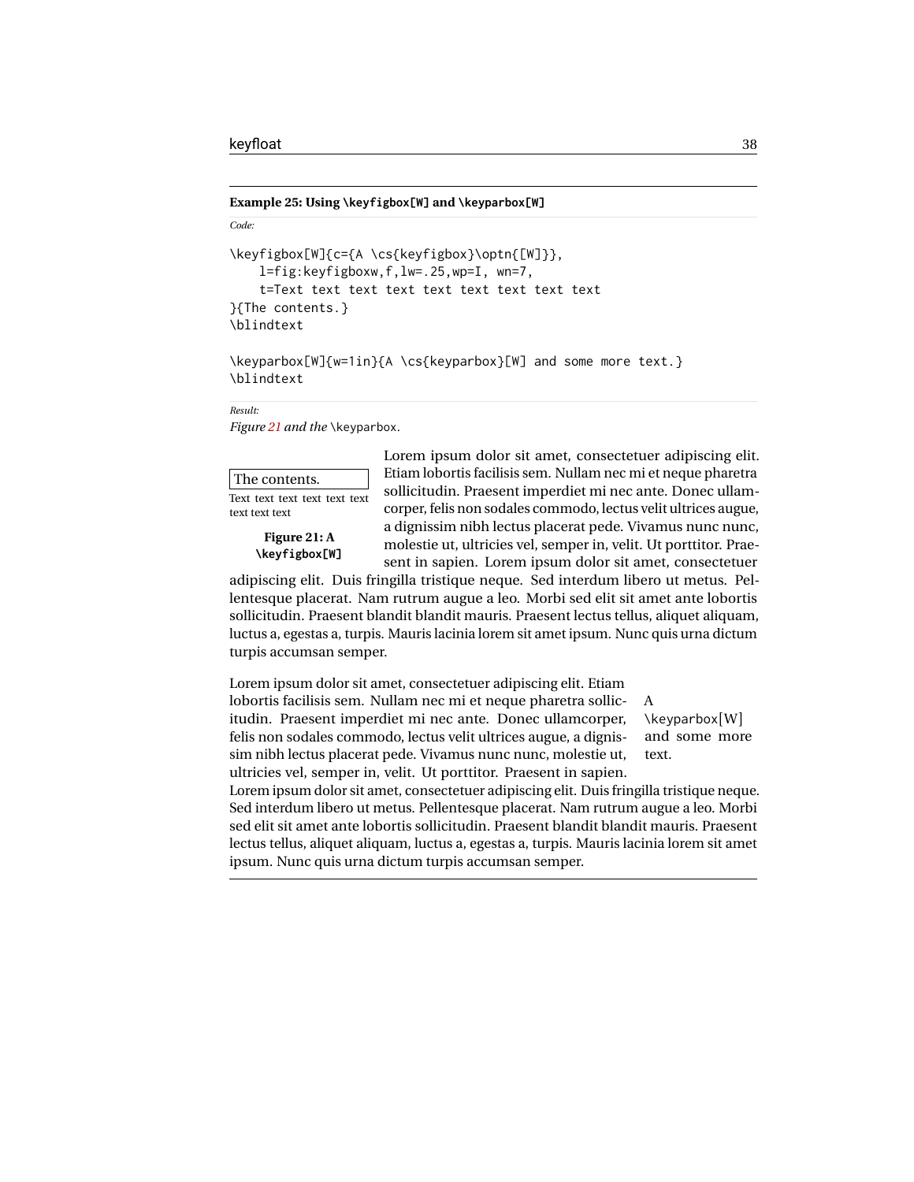**Example 25: Using `\keyfigbox[W]` and `\keyparbox[W]`**

*Code:*

```
\keyfigbox[W]{c={A \cs{keyfigbox}\optn{[W]}},
    l=fig:keyfigboxw,f,lw=.25,wp=I, wn=7,
    t=Text text text text text text text text text
}{The contents.}
\blindtext

\keyparbox[W]{w=1in}{A \cs{keyparbox}[W] and some more text.}
\blindtext
```

*Result:*

*Figure 21 and the* `\keyparbox`.

The contents.

Text text text text text text text text text

**Figure 21: A `\keyfigbox[W]`**

Lorem ipsum dolor sit amet, consectetuer adipiscing elit. Etiam lobortis facilisis sem. Nullam nec mi et neque pharetra sollicitudin. Praesent imperdiet mi nec ante. Donec ullamcorper, felis non sodales commodo, lectus velit ultrices augue, a dignissim nibh lectus placerat pede. Vivamus nunc nunc, molestie ut, ultricies vel, semper in, velit. Ut porttitor. Praesent in sapien. Lorem ipsum dolor sit amet, consectetuer adipiscing elit. Duis fringilla tristique neque. Sed interdum libero ut metus. Pellentesque placerat. Nam rutrum augue a leo. Morbi sed elit sit amet ante lobortis sollicitudin. Praesent blandit blandit mauris. Praesent lectus tellus, aliquet aliquam, luctus a, egestas a, turpis. Mauris lacinia lorem sit amet ipsum. Nunc quis urna dictum turpis accumsan semper.

A `\keyparbox[W]` and some more text.

Lorem ipsum dolor sit amet, consectetuer adipiscing elit. Etiam lobortis facilisis sem. Nullam nec mi et neque pharetra sollicitudin. Praesent imperdiet mi nec ante. Donec ullamcorper, felis non sodales commodo, lectus velit ultrices augue, a dignissim nibh lectus placerat pede. Vivamus nunc nunc, molestie ut, ultricies vel, semper in, velit. Ut porttitor. Praesent in sapien. Lorem ipsum dolor sit amet, consectetuer adipiscing elit. Duis fringilla tristique neque. Sed interdum libero ut metus. Pellentesque placerat. Nam rutrum augue a leo. Morbi sed elit sit amet ante lobortis sollicitudin. Praesent blandit blandit mauris. Praesent lectus tellus, aliquet aliquam, luctus a, egestas a, turpis. Mauris lacinia lorem sit amet ipsum. Nunc quis urna dictum turpis accumsan semper.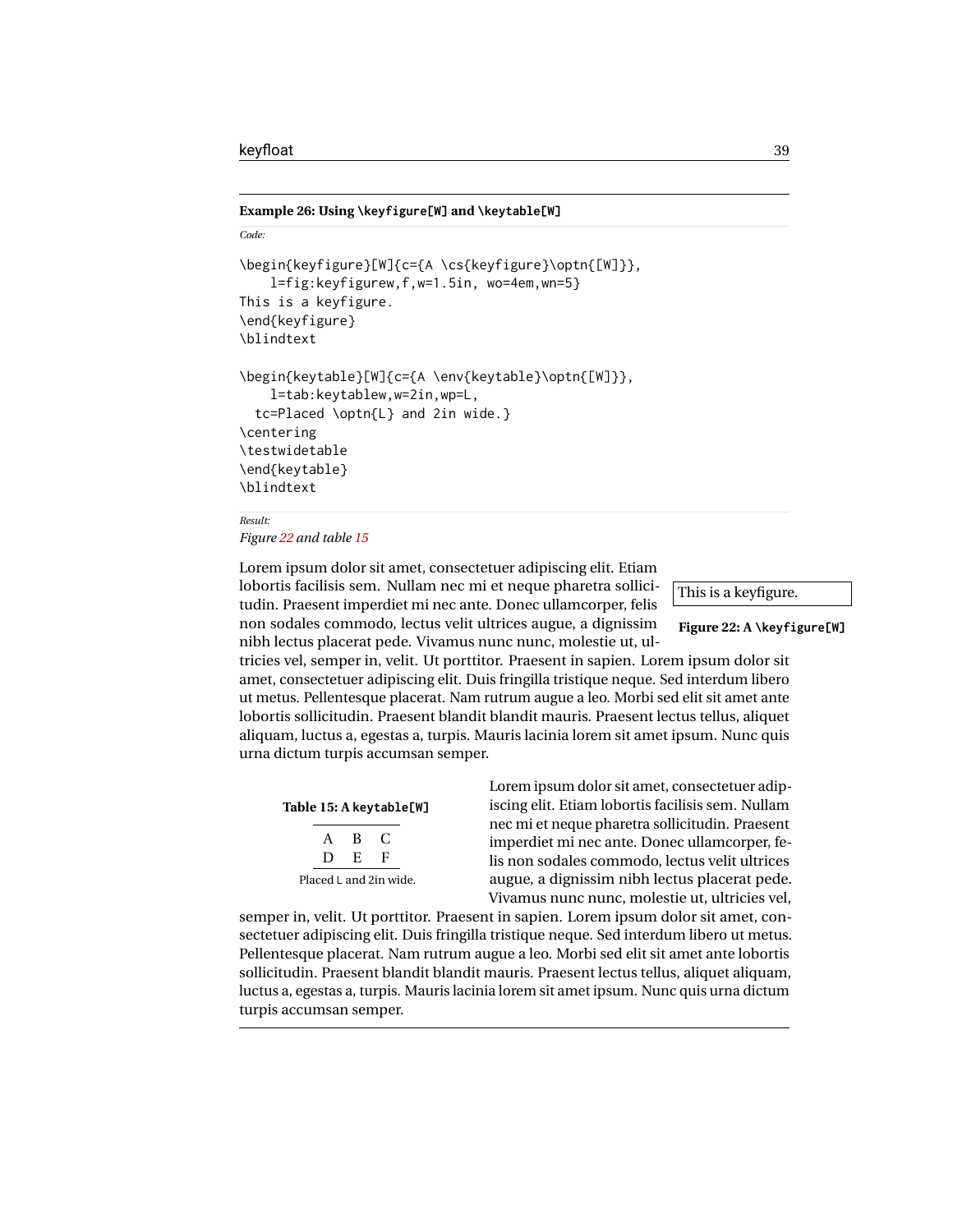**Example 26: Using `\keyfigure[W]` and `\keytable[W]`**

*Code:*

```
\begin{keyfigure}[W]{c={A \cs{keyfigure}\optn{[W]}},
    l=fig:keyfigurew,f,w=1.5in, wo=4em,wn=5}
This is a keyfigure.
\end{keyfigure}
\blindtext

\begin{keytable}[W]{c={A \env{keytable}\optn{[W]}},
    l=tab:keytablew,w=2in,wp=L,
  tc=Placed \optn{L} and 2in wide.}
\centering
\testwidetable
\end{keytable}
\blindtext
```

*Result:*

*Figure 22 and table 15*

This is a keyfigure.

**Figure 22: A `\keyfigure[W]`**

Lorem ipsum dolor sit amet, consectetuer adipiscing elit. Etiam lobortis facilisis sem. Nullam nec mi et neque pharetra sollicitudin. Praesent imperdiet mi nec ante. Donec ullamcorper, felis non sodales commodo, lectus velit ultrices augue, a dignissim nibh lectus placerat pede. Vivamus nunc nunc, molestie ut, ultricies vel, semper in, velit. Ut porttitor. Praesent in sapien. Lorem ipsum dolor sit amet, consectetuer adipiscing elit. Duis fringilla tristique neque. Sed interdum libero ut metus. Pellentesque placerat. Nam rutrum augue a leo. Morbi sed elit sit amet ante lobortis sollicitudin. Praesent blandit blandit mauris. Praesent lectus tellus, aliquet aliquam, luctus a, egestas a, turpis. Mauris lacinia lorem sit amet ipsum. Nunc quis urna dictum turpis accumsan semper.

**Table 15: A `keytable[W]`**

| A | B | C |
|---|---|---|
| D | E | F |

Placed L and 2in wide.

Lorem ipsum dolor sit amet, consectetuer adipiscing elit. Etiam lobortis facilisis sem. Nullam nec mi et neque pharetra sollicitudin. Praesent imperdiet mi nec ante. Donec ullamcorper, felis non sodales commodo, lectus velit ultrices augue, a dignissim nibh lectus placerat pede. Vivamus nunc nunc, molestie ut, ultricies vel, semper in, velit. Ut porttitor. Praesent in sapien. Lorem ipsum dolor sit amet, consectetuer adipiscing elit. Duis fringilla tristique neque. Sed interdum libero ut metus. Pellentesque placerat. Nam rutrum augue a leo. Morbi sed elit sit amet ante lobortis sollicitudin. Praesent blandit blandit mauris. Praesent lectus tellus, aliquet aliquam, luctus a, egestas a, turpis. Mauris lacinia lorem sit amet ipsum. Nunc quis urna dictum turpis accumsan semper.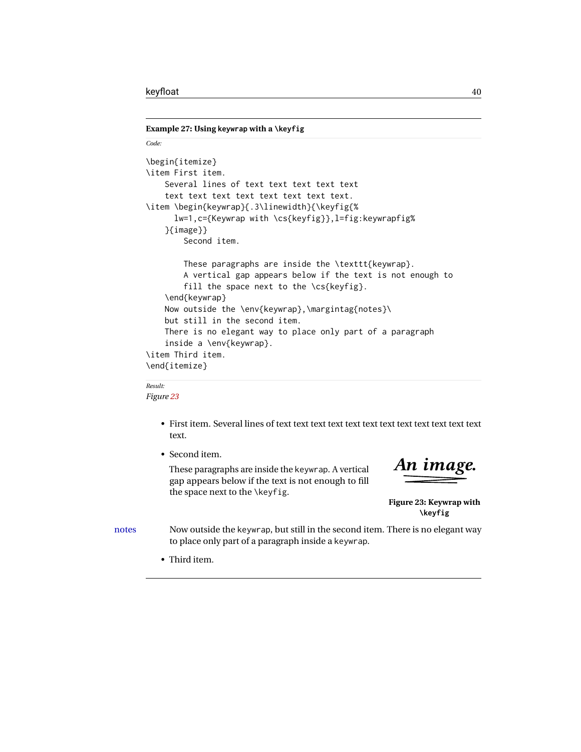**Example 27: Using keywrap with a \keyfig**

*Code:*

```
\begin{itemize}
\item First item.
    Several lines of text text text text text
    text text text text text text text text.
\item \begin{keywrap}{.3\linewidth}{\keyfig{%
      lw=1,c={Keywrap with \cs{keyfig}},l=fig:keywrapfig%
    }{image}}
        Second item.

        These paragraphs are inside the \texttt{keywrap}.
        A vertical gap appears below if the text is not enough to
        fill the space next to the \cs{keyfig}.
    \end{keywrap}
    Now outside the \env{keywrap},\margintag{notes}\
    but still in the second item.
    There is no elegant way to place only part of a paragraph
    inside a \env{keywrap}.
\item Third item.
\end{itemize}
```

*Result:*

*Figure 23*

- First item. Several lines of text text text text text text text text text text text text text.
- Second item.

  These paragraphs are inside the keywrap. A vertical gap appears below if the text is not enough to fill the space next to the \keyfig.

  An image.

  **Figure 23: Keywrap with \keyfig**

  notes

  Now outside the keywrap, but still in the second item. There is no elegant way to place only part of a paragraph inside a keywrap.
- Third item.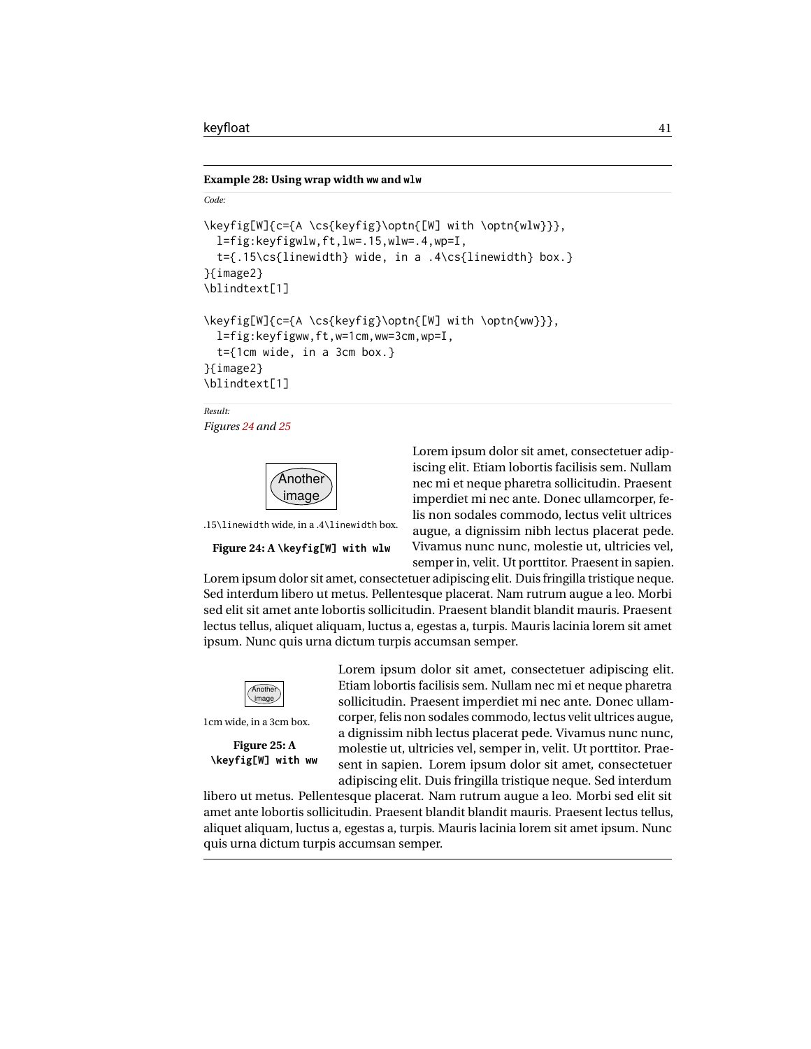**Example 28: Using wrap width `ww` and `wlw`**

*Code:*

```
\keyfig[W]{c={A \cs{keyfig}\optn{[W] with \optn{wlw}}},
  l=fig:keyfigwlw,ft,lw=.15,wlw=.4,wp=I,
  t={.15\cs{linewidth} wide, in a .4\cs{linewidth} box.}
}{image2}
\blindtext[1]

\keyfig[W]{c={A \cs{keyfig}\optn{[W] with \optn{ww}}},
  l=fig:keyfigww,ft,w=1cm,ww=3cm,wp=I,
  t={1cm wide, in a 3cm box.}
}{image2}
\blindtext[1]
```

*Result:*

*Figures 24 and 25*

Another image

.15\linewidth wide, in a .4\linewidth box.

**Figure 24: A `\keyfig[W] with wlw`**

Lorem ipsum dolor sit amet, consectetuer adipiscing elit. Etiam lobortis facilisis sem. Nullam nec mi et neque pharetra sollicitudin. Praesent imperdiet mi nec ante. Donec ullamcorper, felis non sodales commodo, lectus velit ultrices augue, a dignissim nibh lectus placerat pede. Vivamus nunc nunc, molestie ut, ultricies vel, semper in, velit. Ut porttitor. Praesent in sapien. Lorem ipsum dolor sit amet, consectetuer adipiscing elit. Duis fringilla tristique neque. Sed interdum libero ut metus. Pellentesque placerat. Nam rutrum augue a leo. Morbi sed elit sit amet ante lobortis sollicitudin. Praesent blandit blandit mauris. Praesent lectus tellus, aliquet aliquam, luctus a, egestas a, turpis. Mauris lacinia lorem sit amet ipsum. Nunc quis urna dictum turpis accumsan semper.

Another image

1cm wide, in a 3cm box.

**Figure 25: A `\keyfig[W] with ww`**

Lorem ipsum dolor sit amet, consectetuer adipiscing elit. Etiam lobortis facilisis sem. Nullam nec mi et neque pharetra sollicitudin. Praesent imperdiet mi nec ante. Donec ullamcorper, felis non sodales commodo, lectus velit ultrices augue, a dignissim nibh lectus placerat pede. Vivamus nunc nunc, molestie ut, ultricies vel, semper in, velit. Ut porttitor. Praesent in sapien. Lorem ipsum dolor sit amet, consectetuer adipiscing elit. Duis fringilla tristique neque. Sed interdum libero ut metus. Pellentesque placerat. Nam rutrum augue a leo. Morbi sed elit sit amet ante lobortis sollicitudin. Praesent blandit blandit mauris. Praesent lectus tellus, aliquet aliquam, luctus a, egestas a, turpis. Mauris lacinia lorem sit amet ipsum. Nunc quis urna dictum turpis accumsan semper.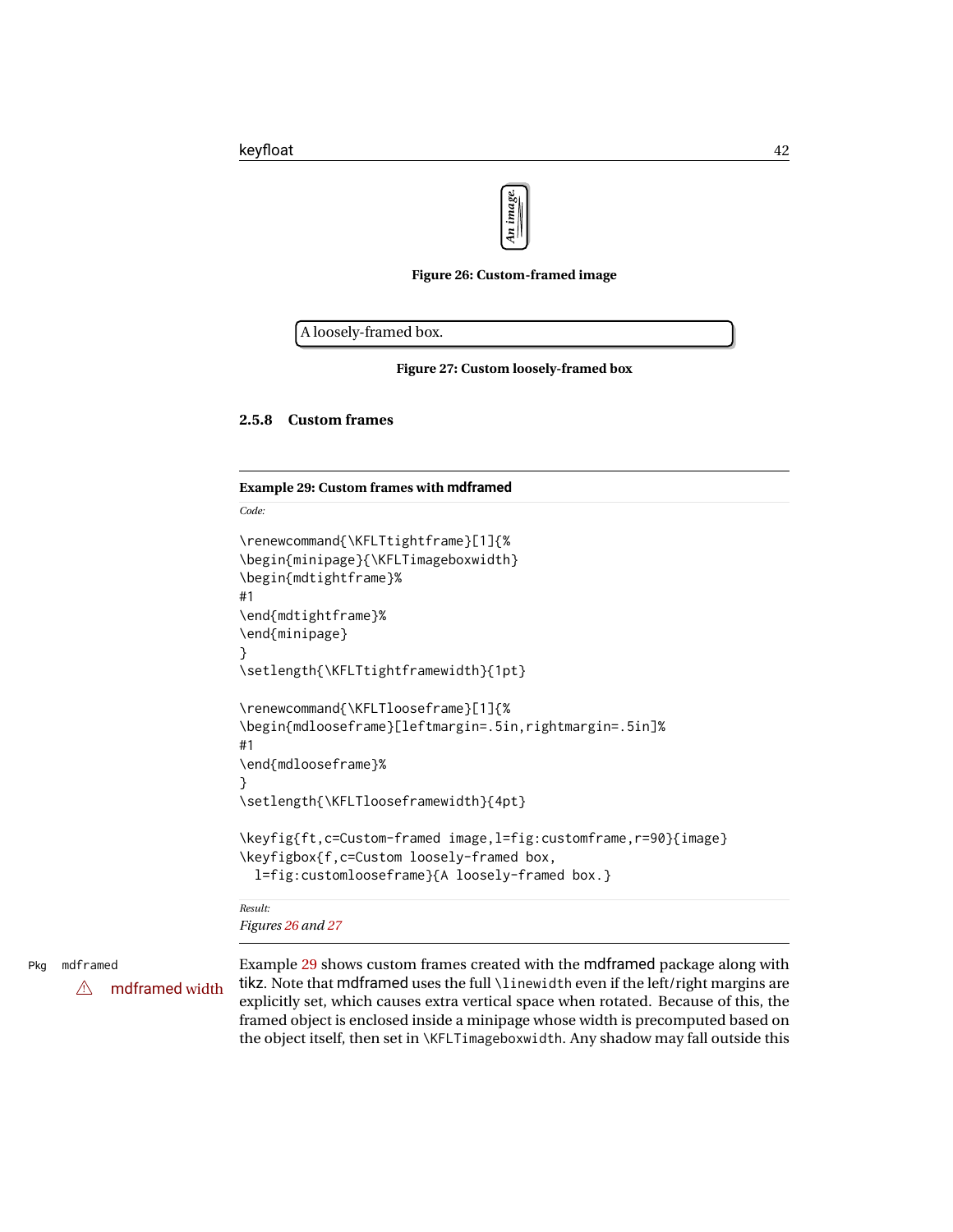An image.

**Figure 26: Custom-framed image**

A loosely-framed box.

**Figure 27: Custom loosely-framed box**

### 2.5.8 Custom frames

**Example 29: Custom frames with mdframed**

*Code:*

```
\renewcommand{\KFLTtightframe}[1]{%
\begin{minipage}{\KFLTimageboxwidth}
\begin{mdtightframe}%
#1
\end{mdtightframe}%
\end{minipage}
}
\setlength{\KFLTtightframewidth}{1pt}

\renewcommand{\KFLTlooseframe}[1]{%
\begin{mdlooseframe}[leftmargin=.5in,rightmargin=.5in]%
#1
\end{mdlooseframe}%
}
\setlength{\KFLTlooseframewidth}{4pt}

\keyfig{ft,c=Custom-framed image,l=fig:customframe,r=90}{image}
\keyfigbox{f,c=Custom loosely-framed box,
  l=fig:customlooseframe}{A loosely-framed box.}
```

*Result:*

*Figures 26 and 27*

Pkg mdframed

⚠ mdframed width

Example 29 shows custom frames created with the mdframed package along with tikz. Note that mdframed uses the full `\linewidth` even if the left/right margins are explicitly set, which causes extra vertical space when rotated. Because of this, the framed object is enclosed inside a minipage whose width is precomputed based on the object itself, then set in `\KFLTimageboxwidth`. Any shadow may fall outside this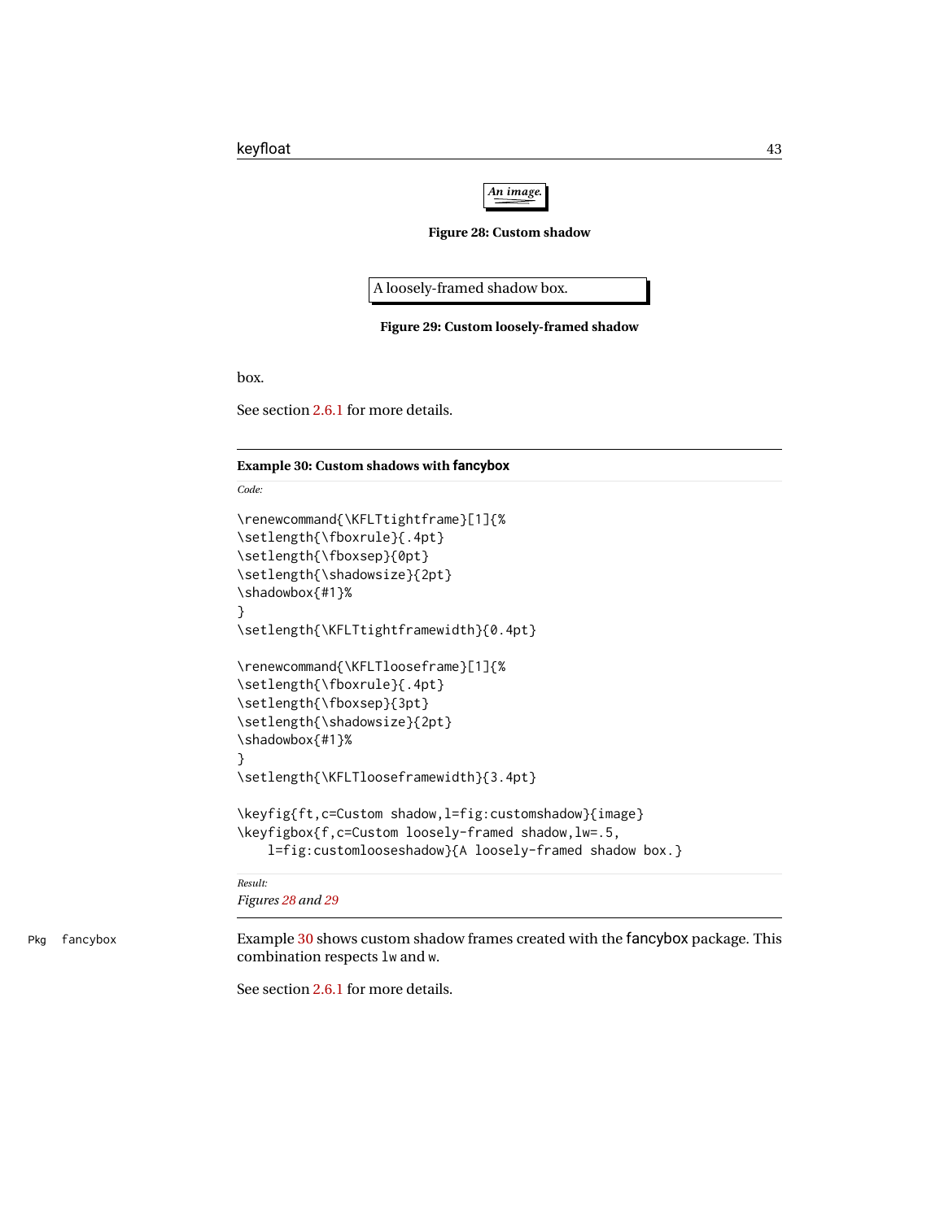An image.

**Figure 28: Custom shadow**

A loosely-framed shadow box.

**Figure 29: Custom loosely-framed shadow**

box.

See section 2.6.1 for more details.

---

**Example 30: Custom shadows with fancybox**

*Code:*

```
\renewcommand{\KFLTtightframe}[1]{%
\setlength{\fboxrule}{.4pt}
\setlength{\fboxsep}{0pt}
\setlength{\shadowsize}{2pt}
\shadowbox{#1}%
}
\setlength{\KFLTtightframewidth}{0.4pt}

\renewcommand{\KFLTlooseframe}[1]{%
\setlength{\fboxrule}{.4pt}
\setlength{\fboxsep}{3pt}
\setlength{\shadowsize}{2pt}
\shadowbox{#1}%
}
\setlength{\KFLTlooseframewidth}{3.4pt}

\keyfig{ft,c=Custom shadow,l=fig:customshadow}{image}
\keyfigbox{f,c=Custom loosely-framed shadow,lw=.5,
    l=fig:customlooseshadow}{A loosely-framed shadow box.}
```

*Result:*
*Figures 28 and 29*

---

Pkg fancybox

Example 30 shows custom shadow frames created with the fancybox package. This combination respects `lw` and `w`.

See section 2.6.1 for more details.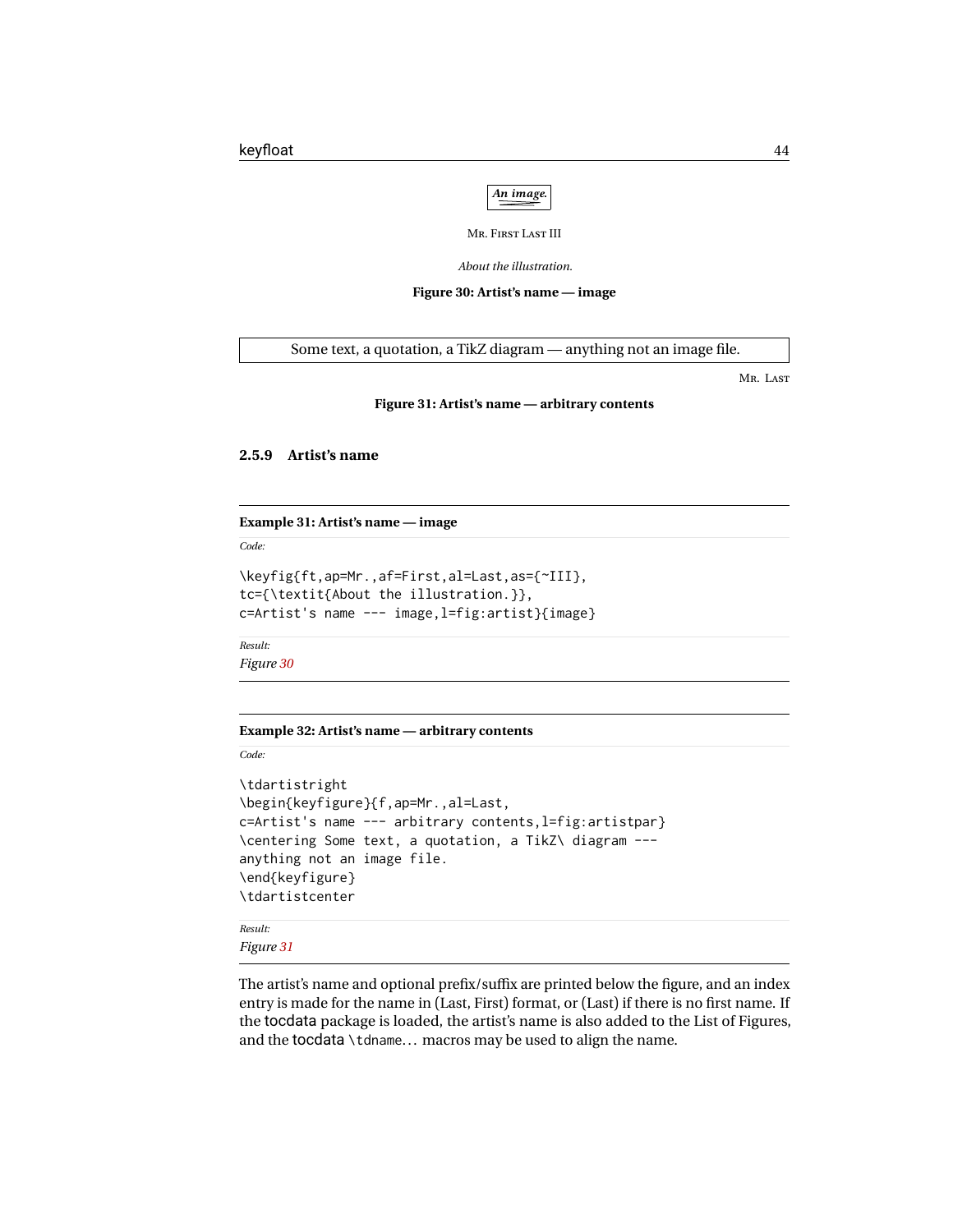An image.

Mr. First Last III

*About the illustration.*

**Figure 30: Artist's name — image**

Some text, a quotation, a TikZ diagram — anything not an image file.

Mr. Last

**Figure 31: Artist's name — arbitrary contents**

### 2.5.9 Artist's name

**Example 31: Artist's name — image**

*Code:*

```
\keyfig{ft,ap=Mr.,af=First,al=Last,as={~III},
tc={\textit{About the illustration.}},
c=Artist's name --- image,l=fig:artist}{image}
```

*Result:*

*Figure 30*

**Example 32: Artist's name — arbitrary contents**

*Code:*

```
\tdartistright
\begin{keyfigure}{f,ap=Mr.,al=Last,
c=Artist's name --- arbitrary contents,l=fig:artistpar}
\centering Some text, a quotation, a TikZ\ diagram ---
anything not an image file.
\end{keyfigure}
\tdartistcenter
```

*Result:*

*Figure 31*

The artist's name and optional prefix/suffix are printed below the figure, and an index entry is made for the name in (Last, First) format, or (Last) if there is no first name. If the tocdata package is loaded, the artist's name is also added to the List of Figures, and the tocdata `\tdname...` macros may be used to align the name.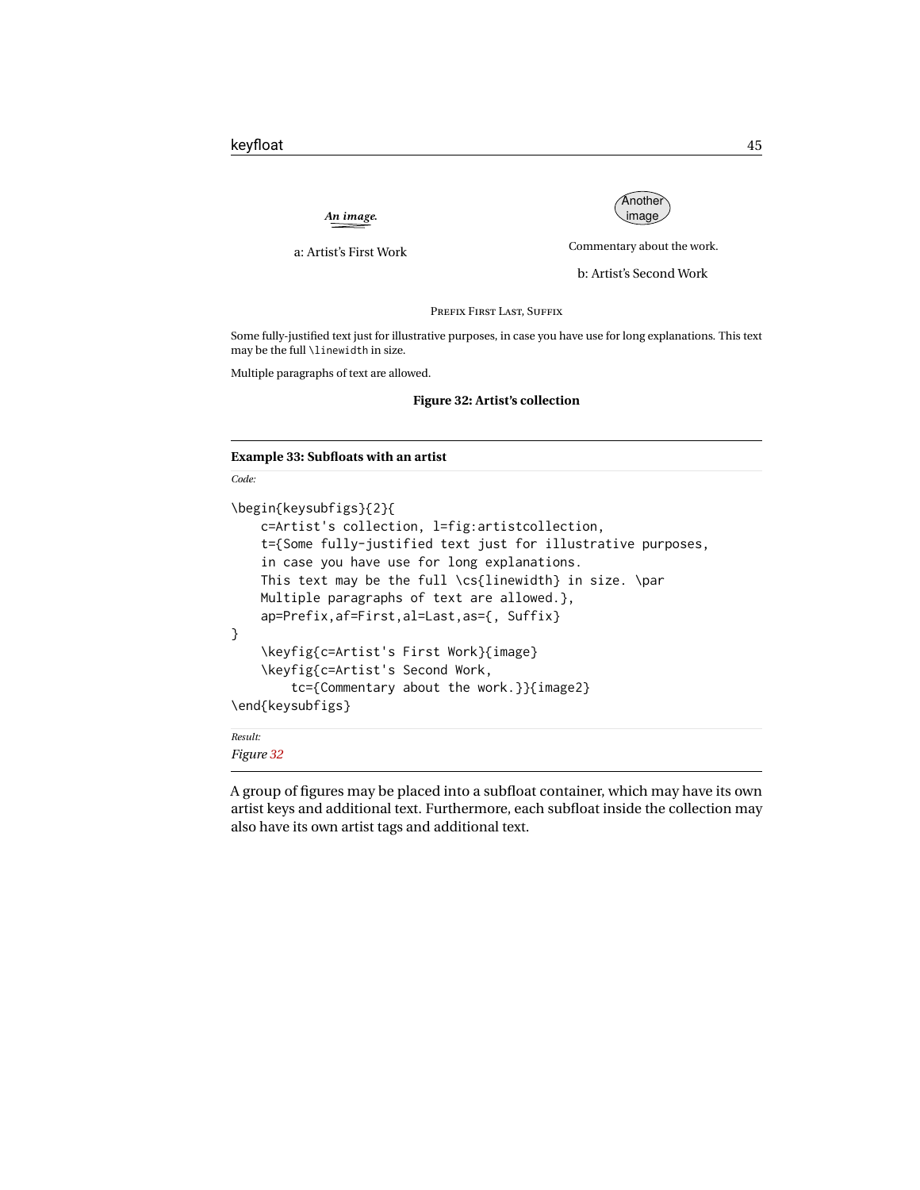*An image.*

a: Artist's First Work

Another image

Commentary about the work.

b: Artist's Second Work

PREFIX FIRST LAST, SUFFIX

Some fully-justified text just for illustrative purposes, in case you have use for long explanations. This text may be the full `\linewidth` in size.

Multiple paragraphs of text are allowed.

**Figure 32: Artist's collection**

---

**Example 33: Subfloats with an artist**

*Code:*

```
\begin{keysubfigs}{2}{
    c=Artist's collection, l=fig:artistcollection,
    t={Some fully-justified text just for illustrative purposes,
    in case you have use for long explanations.
    This text may be the full \cs{linewidth} in size. \par
    Multiple paragraphs of text are allowed.},
    ap=Prefix,af=First,al=Last,as={, Suffix}
}
    \keyfig{c=Artist's First Work}{image}
    \keyfig{c=Artist's Second Work,
        tc={Commentary about the work.}}{image2}
\end{keysubfigs}
```

*Result:*

*Figure 32*

---

A group of figures may be placed into a subfloat container, which may have its own artist keys and additional text. Furthermore, each subfloat inside the collection may also have its own artist tags and additional text.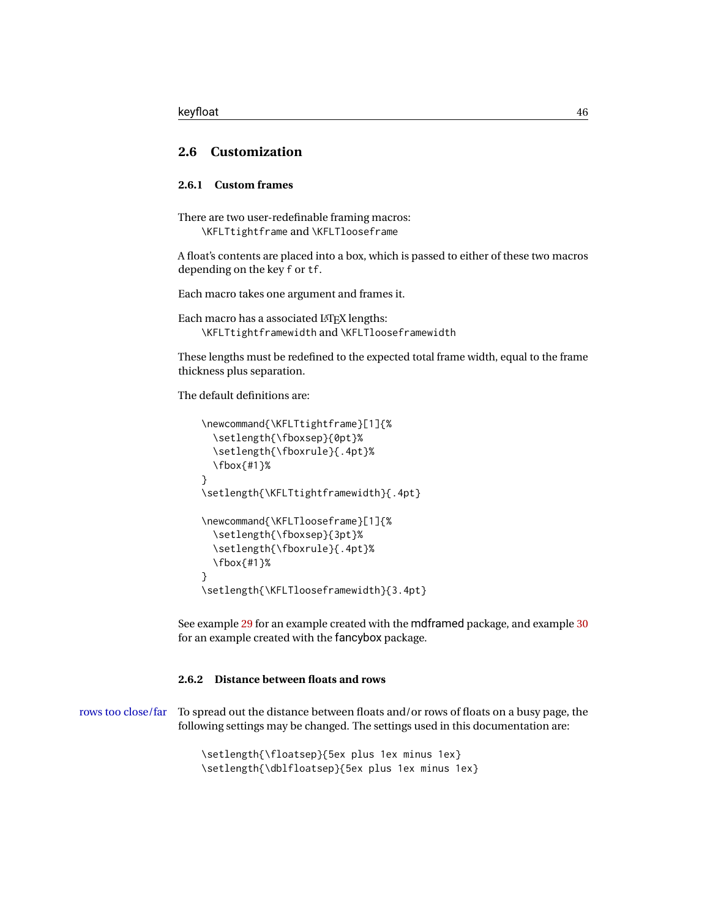## 2.6 Customization

### 2.6.1 Custom frames

There are two user-redefinable framing macros:
`\KFLTtightframe` and `\KFLTlooseframe`

A float's contents are placed into a box, which is passed to either of these two macros depending on the key `f` or `tf`.

Each macro takes one argument and frames it.

Each macro has a associated LaTeX lengths:
`\KFLTtightframewidth` and `\KFLTlooseframewidth`

These lengths must be redefined to the expected total frame width, equal to the frame thickness plus separation.

The default definitions are:

```
\newcommand{\KFLTtightframe}[1]{%
  \setlength{\fboxsep}{0pt}%
  \setlength{\fboxrule}{.4pt}%
  \fbox{#1}%
}
\setlength{\KFLTtightframewidth}{.4pt}

\newcommand{\KFLTlooseframe}[1]{%
  \setlength{\fboxsep}{3pt}%
  \setlength{\fboxrule}{.4pt}%
  \fbox{#1}%
}
\setlength{\KFLTlooseframewidth}{3.4pt}
```

See example 29 for an example created with the mdframed package, and example 30 for an example created with the fancybox package.

### 2.6.2 Distance between floats and rows

rows too close/far

To spread out the distance between floats and/or rows of floats on a busy page, the following settings may be changed. The settings used in this documentation are:

```
\setlength{\floatsep}{5ex plus 1ex minus 1ex}
\setlength{\dblfloatsep}{5ex plus 1ex minus 1ex}
```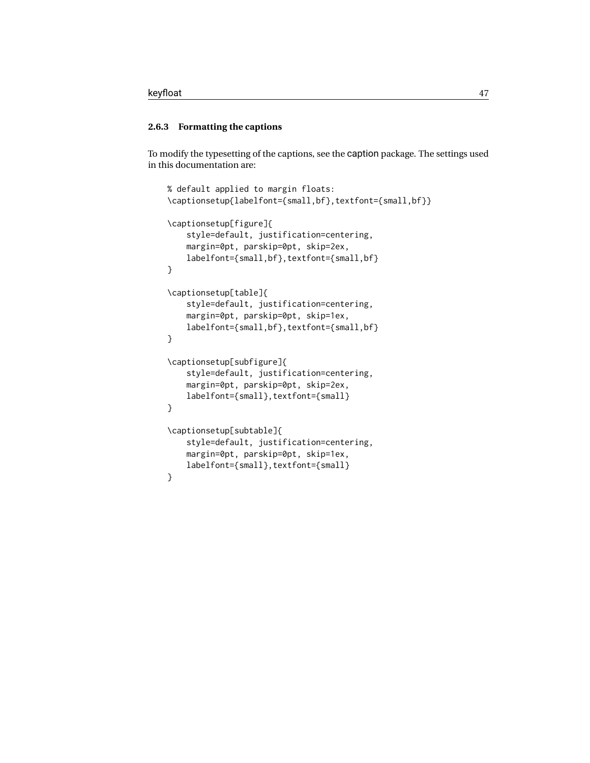### 2.6.3 Formatting the captions

To modify the typesetting of the captions, see the caption package. The settings used in this documentation are:

```
% default applied to margin floats:
\captionsetup{labelfont={small,bf},textfont={small,bf}}

\captionsetup[figure]{
    style=default, justification=centering,
    margin=0pt, parskip=0pt, skip=2ex,
    labelfont={small,bf},textfont={small,bf}
}

\captionsetup[table]{
    style=default, justification=centering,
    margin=0pt, parskip=0pt, skip=1ex,
    labelfont={small,bf},textfont={small,bf}
}

\captionsetup[subfigure]{
    style=default, justification=centering,
    margin=0pt, parskip=0pt, skip=2ex,
    labelfont={small},textfont={small}
}

\captionsetup[subtable]{
    style=default, justification=centering,
    margin=0pt, parskip=0pt, skip=1ex,
    labelfont={small},textfont={small}
}
```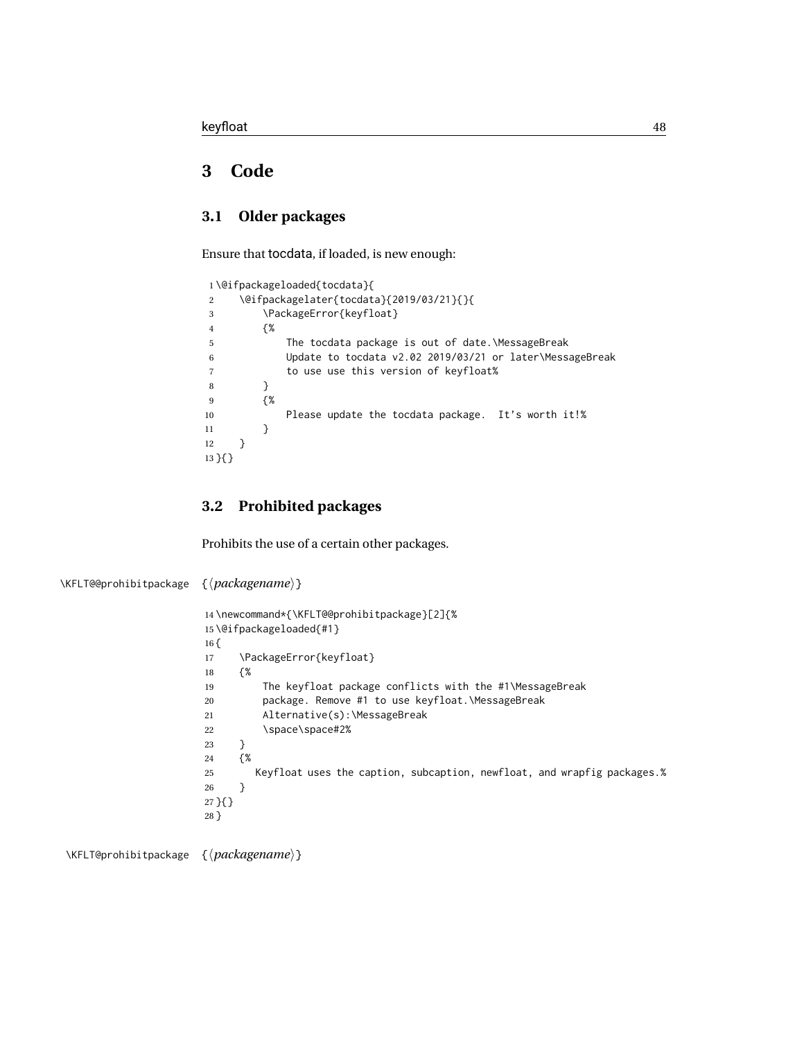# 3 Code

## 3.1 Older packages

Ensure that tocdata, if loaded, is new enough:

```
1 \@ifpackageloaded{tocdata}{
2     \@ifpackagelater{tocdata}{2019/03/21}{}{
3         \PackageError{keyfloat}
4         {%
5             The tocdata package is out of date.\MessageBreak
6             Update to tocdata v2.02 2019/03/21 or later\MessageBreak
7             to use use this version of keyfloat%
8         }
9         {%
10            Please update the tocdata package.  It's worth it!%
11        }
12    }
13 }{}
```

## 3.2 Prohibited packages

Prohibits the use of a certain other packages.

\KFLT@@prohibitpackage {⟨*packagename*⟩}

```
14 \newcommand*{\KFLT@@prohibitpackage}[2]{%
15 \@ifpackageloaded{#1}
16 {
17     \PackageError{keyfloat}
18     {%
19         The keyfloat package conflicts with the #1\MessageBreak
20         package. Remove #1 to use keyfloat.\MessageBreak
21         Alternative(s):\MessageBreak
22         \space\space#2%
23     }
24     {%
25       Keyfloat uses the caption, subcaption, newfloat, and wrapfig packages.%
26     }
27 }{}
28 }
```

\KFLT@prohibitpackage {⟨*packagename*⟩}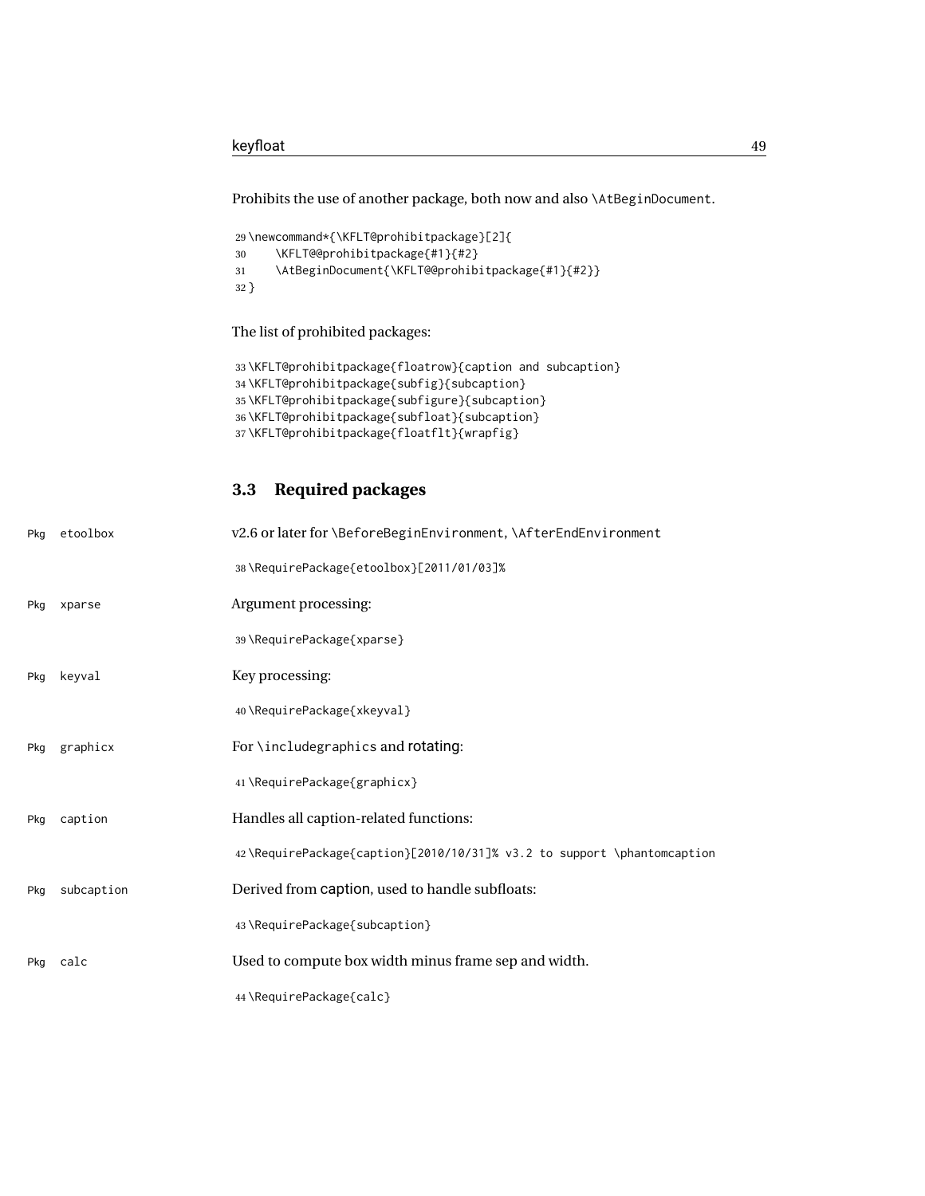Prohibits the use of another package, both now and also `\AtBeginDocument`.

```
29 \newcommand*{\KFLT@prohibitpackage}[2]{
30     \KFLT@@prohibitpackage{#1}{#2}
31     \AtBeginDocument{\KFLT@@prohibitpackage{#1}{#2}}
32 }
```

The list of prohibited packages:

```
33 \KFLT@prohibitpackage{floatrow}{caption and subcaption}
34 \KFLT@prohibitpackage{subfig}{subcaption}
35 \KFLT@prohibitpackage{subfigure}{subcaption}
36 \KFLT@prohibitpackage{subfloat}{subcaption}
37 \KFLT@prohibitpackage{floatflt}{wrapfig}
```

## 3.3 Required packages

Pkg etoolbox

v2.6 or later for `\BeforeBeginEnvironment`, `\AfterEndEnvironment`

```
38 \RequirePackage{etoolbox}[2011/01/03]%
```

Pkg xparse

Argument processing:

```
39 \RequirePackage{xparse}
```

Pkg keyval

Key processing:

```
40 \RequirePackage{xkeyval}
```

Pkg graphicx

For `\includegraphics` and rotating:

```
41 \RequirePackage{graphicx}
```

Pkg caption

Handles all caption-related functions:

```
42 \RequirePackage{caption}[2010/10/31]% v3.2 to support \phantomcaption
```

Pkg subcaption

Derived from caption, used to handle subfloats:

```
43 \RequirePackage{subcaption}
```

Pkg calc

Used to compute box width minus frame sep and width.

```
44 \RequirePackage{calc}
```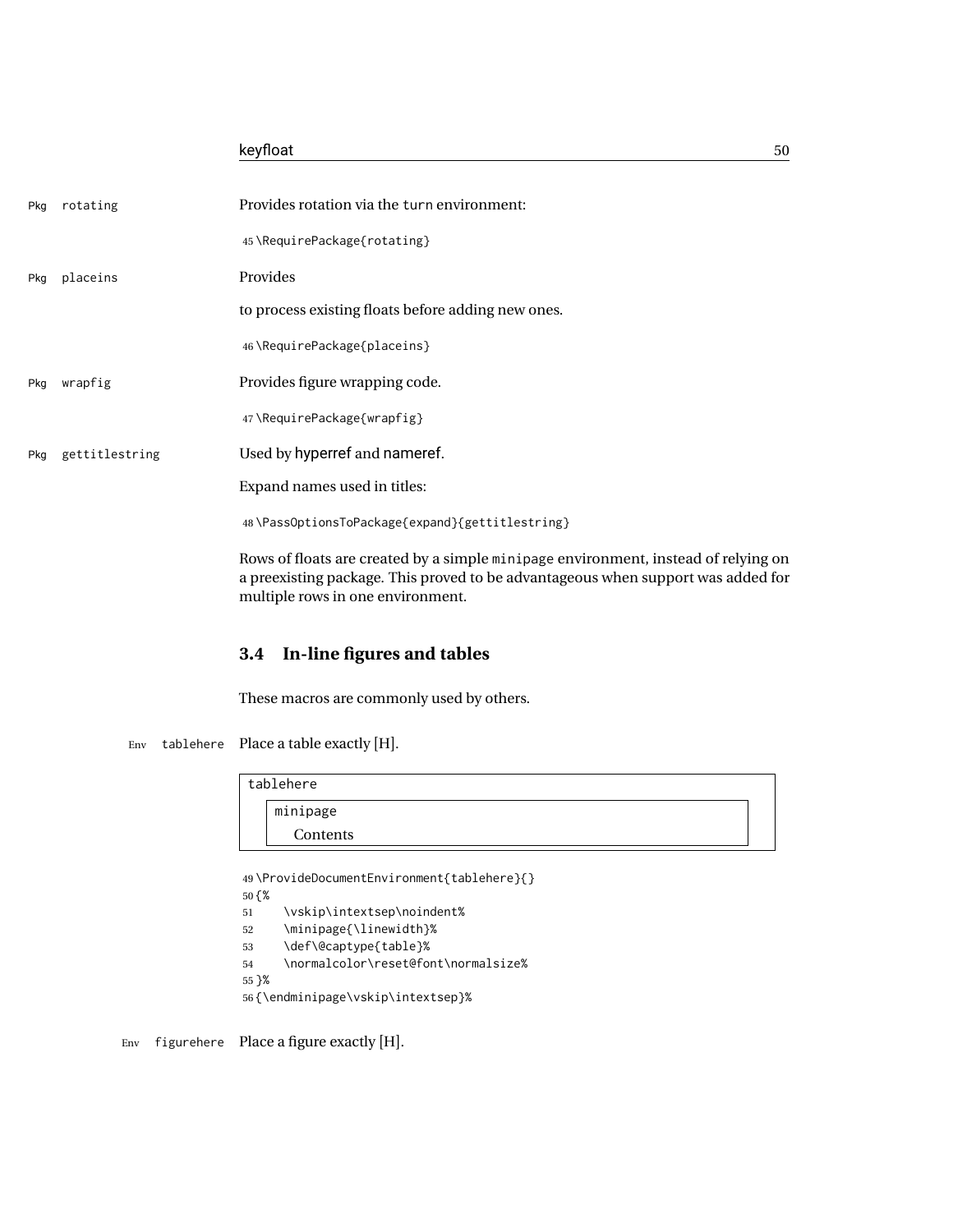Pkg rotating

Provides rotation via the turn environment:

```
45 \RequirePackage{rotating}
```

Pkg placeins

Provides

to process existing floats before adding new ones.

```
46 \RequirePackage{placeins}
```

Pkg wrapfig

Provides figure wrapping code.

```
47 \RequirePackage{wrapfig}
```

Pkg gettitlestring

Used by hyperref and nameref.

Expand names used in titles:

```
48 \PassOptionsToPackage{expand}{gettitlestring}
```

Rows of floats are created by a simple minipage environment, instead of relying on a preexisting package. This proved to be advantageous when support was added for multiple rows in one environment.

## 3.4 In-line figures and tables

These macros are commonly used by others.

Env tablehere

Place a table exactly [H].

```
tablehere
    minipage
        Contents
```

```
49 \ProvideDocumentEnvironment{tablehere}{}
50 {%
51     \vskip\intextsep\noindent%
52     \minipage{\linewidth}%
53     \def\@captype{table}%
54     \normalcolor\reset@font\normalsize%
55 }%
56 {\endminipage\vskip\intextsep}%
```

Env figurehere

Place a figure exactly [H].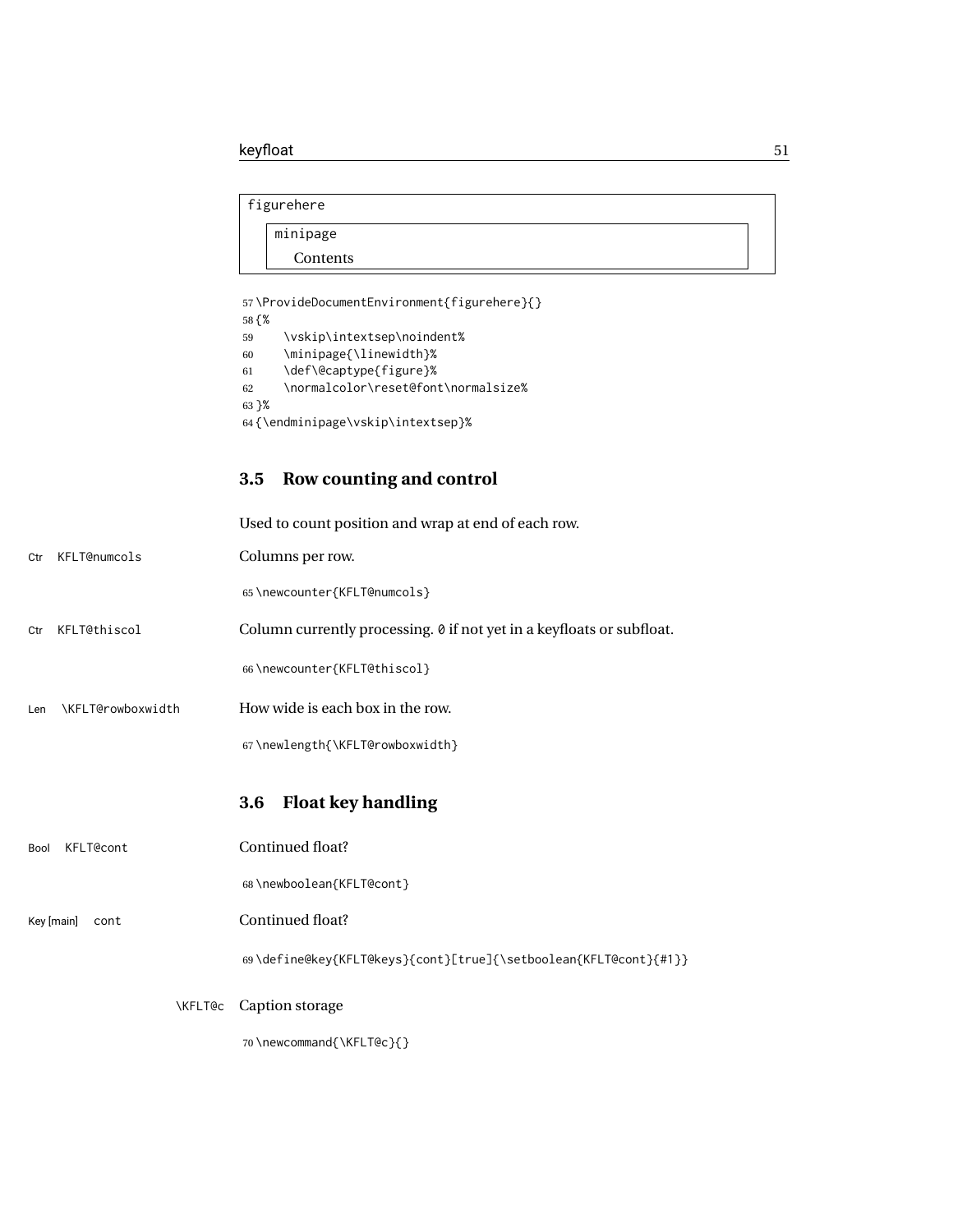figurehere

minipage

Contents

```
57 \ProvideDocumentEnvironment{figurehere}{}
58 {%
59     \vskip\intextsep\noindent%
60     \minipage{\linewidth}%
61     \def\@captype{figure}%
62     \normalcolor\reset@font\normalsize%
63 }%
64 {\endminipage\vskip\intextsep}%
```

## 3.5 Row counting and control

Used to count position and wrap at end of each row.

Ctr KFLT@numcols

Columns per row.

```
65 \newcounter{KFLT@numcols}
```

Ctr KFLT@thiscol

Column currently processing. `0` if not yet in a keyfloats or subfloat.

```
66 \newcounter{KFLT@thiscol}
```

Len \KFLT@rowboxwidth

How wide is each box in the row.

```
67 \newlength{\KFLT@rowboxwidth}
```

## 3.6 Float key handling

Bool KFLT@cont

Continued float?

```
68 \newboolean{KFLT@cont}
```

Key [main] cont

Continued float?

```
69 \define@key{KFLT@keys}{cont}[true]{\setboolean{KFLT@cont}{#1}}
```

\KFLT@c

Caption storage

```
70 \newcommand{\KFLT@c}{}
```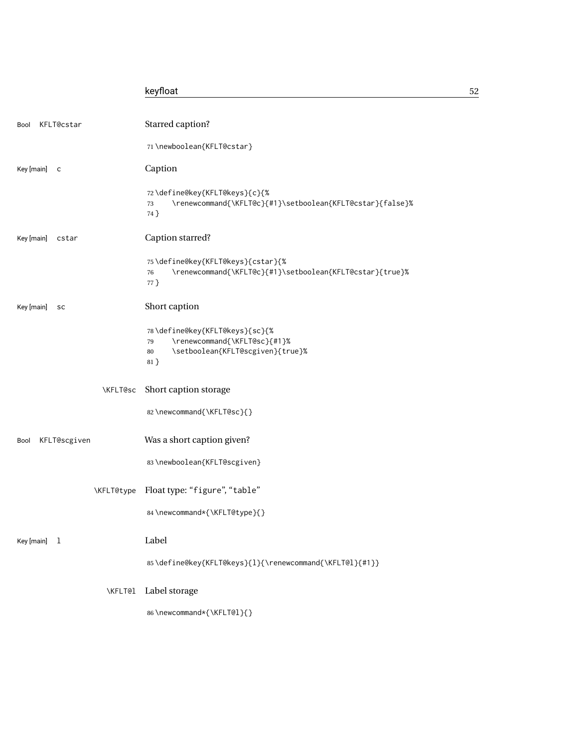Bool KFLT@cstar

Starred caption?

```
71 \newboolean{KFLT@cstar}
```

Key [main] c

Caption

```
72 \define@key{KFLT@keys}{c}{%
73     \renewcommand{\KFLT@c}{#1}\setboolean{KFLT@cstar}{false}%
74 }
```

Key [main] cstar

Caption starred?

```
75 \define@key{KFLT@keys}{cstar}{%
76     \renewcommand{\KFLT@c}{#1}\setboolean{KFLT@cstar}{true}%
77 }
```

Key [main] sc

Short caption

```
78 \define@key{KFLT@keys}{sc}{%
79     \renewcommand{\KFLT@sc}{#1}%
80     \setboolean{KFLT@scgiven}{true}%
81 }
```

\KFLT@sc

Short caption storage

```
82 \newcommand{\KFLT@sc}{}
```

Bool KFLT@scgiven

Was a short caption given?

```
83 \newboolean{KFLT@scgiven}
```

\KFLT@type

Float type: "figure", "table"

```
84 \newcommand*{\KFLT@type}{}
```

Key [main] l

Label

```
85 \define@key{KFLT@keys}{l}{\renewcommand{\KFLT@l}{#1}}
```

\KFLT@l

Label storage

```
86 \newcommand*{\KFLT@l}{}
```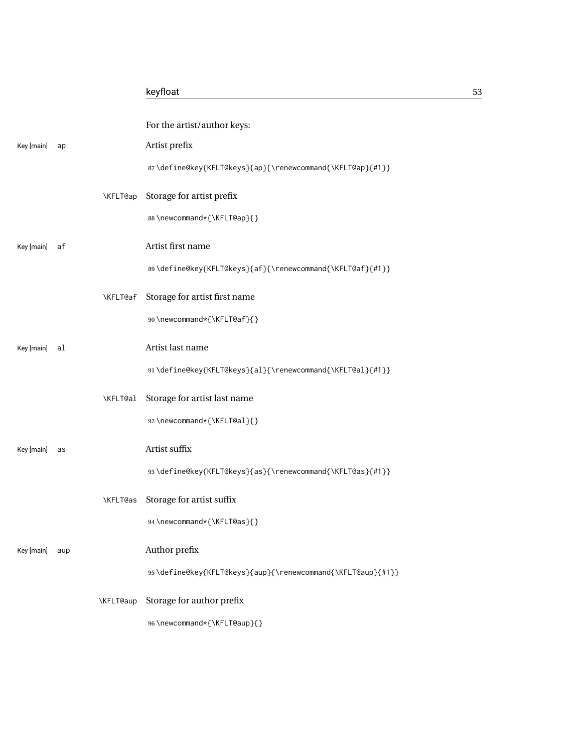For the artist/author keys:

Key [main] ap

Artist prefix

```
87 \define@key{KFLT@keys}{ap}{\renewcommand{\KFLT@ap}{#1}}
```

\KFLT@ap Storage for artist prefix

```
88 \newcommand*{\KFLT@ap}{}
```

Key [main] af

Artist first name

```
89 \define@key{KFLT@keys}{af}{\renewcommand{\KFLT@af}{#1}}
```

\KFLT@af Storage for artist first name

```
90 \newcommand*{\KFLT@af}{}
```

Key [main] al

Artist last name

```
91 \define@key{KFLT@keys}{al}{\renewcommand{\KFLT@al}{#1}}
```

\KFLT@al Storage for artist last name

```
92 \newcommand*{\KFLT@al}{}
```

Key [main] as

Artist suffix

```
93 \define@key{KFLT@keys}{as}{\renewcommand{\KFLT@as}{#1}}
```

\KFLT@as Storage for artist suffix

```
94 \newcommand*{\KFLT@as}{}
```

Key [main] aup

Author prefix

```
95 \define@key{KFLT@keys}{aup}{\renewcommand{\KFLT@aup}{#1}}
```

\KFLT@aup Storage for author prefix

```
96 \newcommand*{\KFLT@aup}{}
```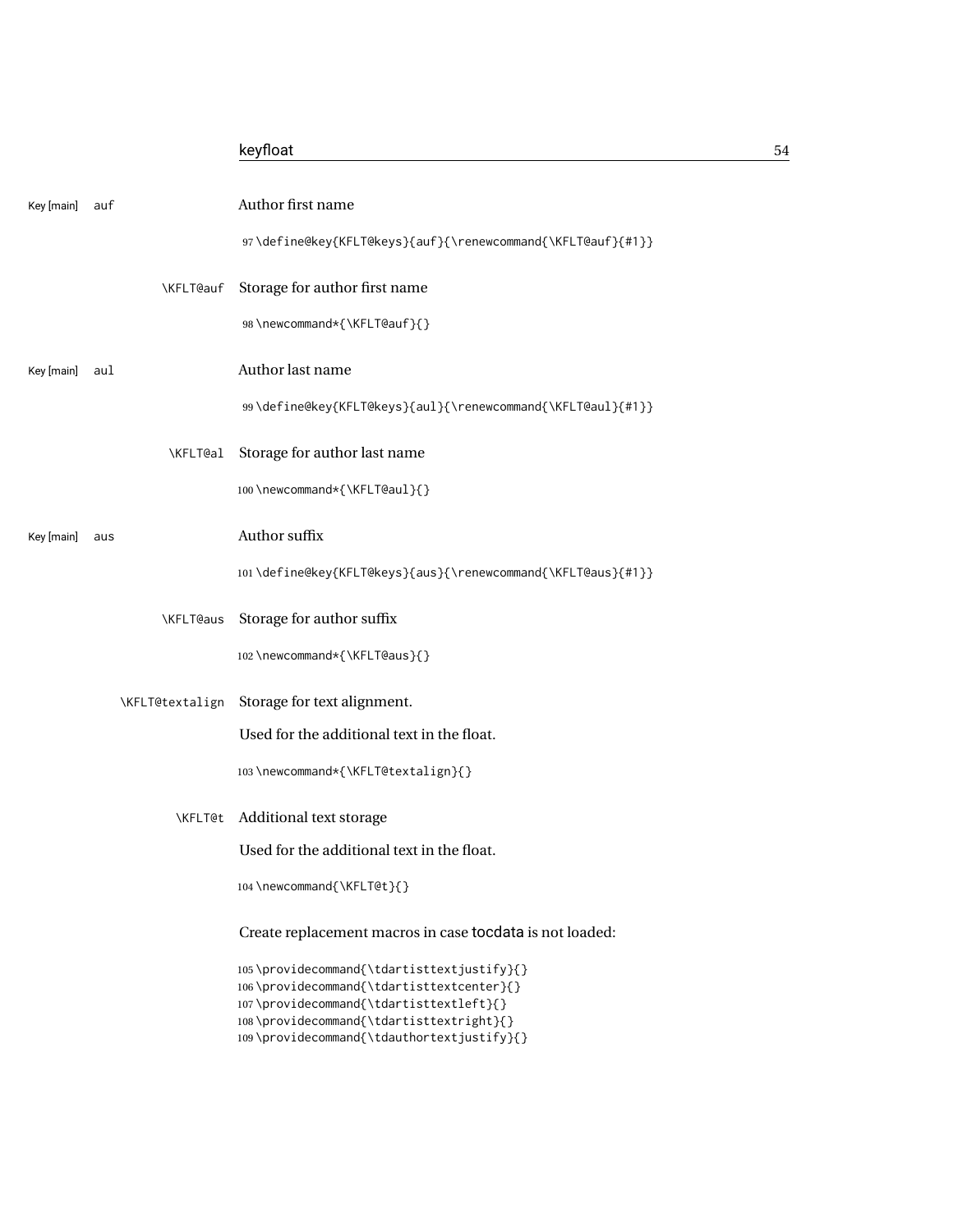Key [main] `auf` Author first name

```
97 \define@key{KFLT@keys}{auf}{\renewcommand{\KFLT@auf}{#1}}
```

`\KFLT@auf` Storage for author first name

```
98 \newcommand*{\KFLT@auf}{}
```

Key [main] `aul` Author last name

```
99 \define@key{KFLT@keys}{aul}{\renewcommand{\KFLT@aul}{#1}}
```

`\KFLT@al` Storage for author last name

```
100 \newcommand*{\KFLT@aul}{}
```

Key [main] `aus` Author suffix

```
101 \define@key{KFLT@keys}{aus}{\renewcommand{\KFLT@aus}{#1}}
```

`\KFLT@aus` Storage for author suffix

```
102 \newcommand*{\KFLT@aus}{}
```

`\KFLT@textalign` Storage for text alignment.

Used for the additional text in the float.

```
103 \newcommand*{\KFLT@textalign}{}
```

`\KFLT@t` Additional text storage

Used for the additional text in the float.

```
104 \newcommand{\KFLT@t}{}
```

Create replacement macros in case tocdata is not loaded:

```
105 \providecommand{\tdartisttextjustify}{}
106 \providecommand{\tdartisttextcenter}{}
107 \providecommand{\tdartisttextleft}{}
108 \providecommand{\tdartisttextright}{}
109 \providecommand{\tdauthortextjustify}{}
```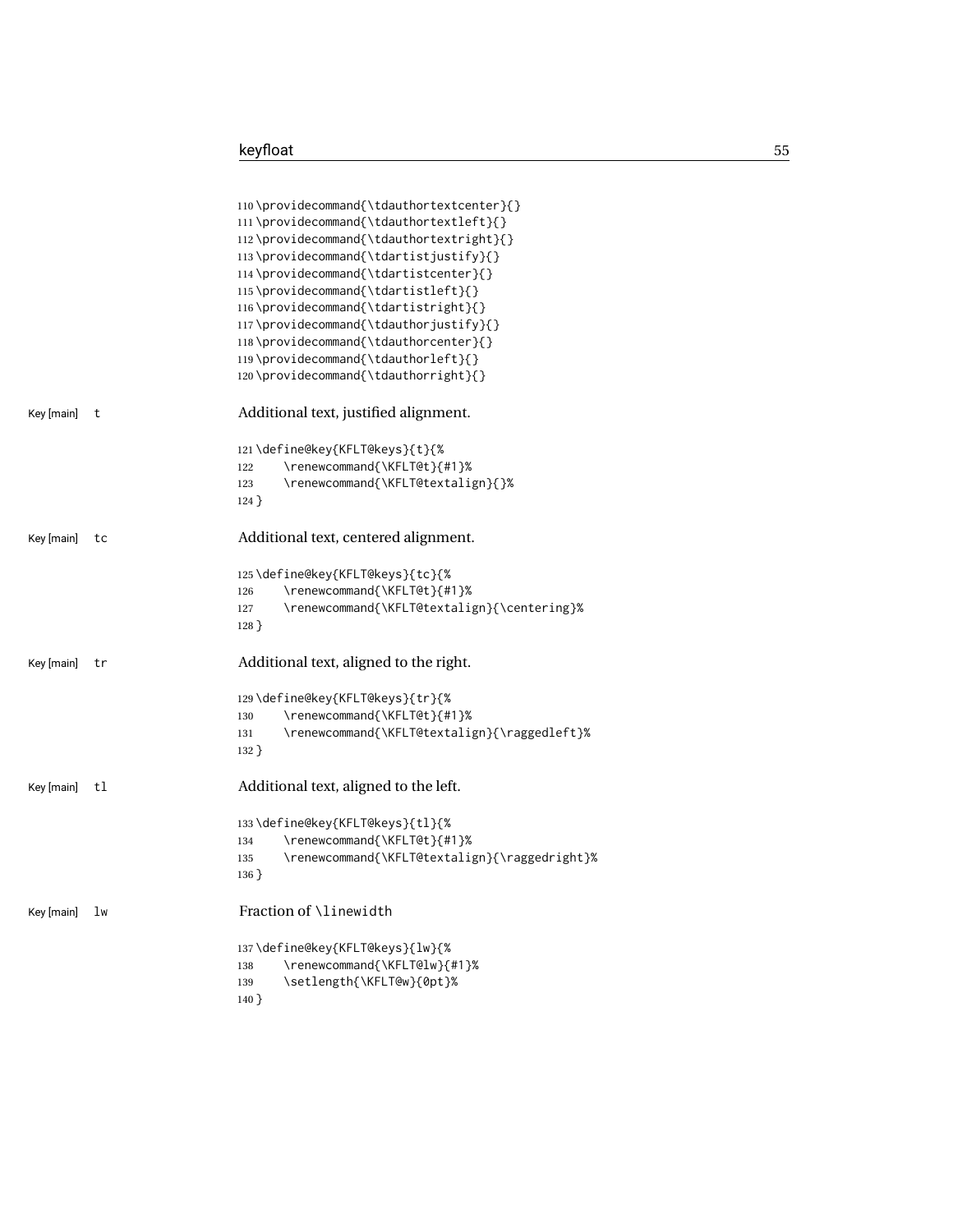```
110 \providecommand{\tdauthortextcenter}{}
111 \providecommand{\tdauthortextleft}{}
112 \providecommand{\tdauthortextright}{}
113 \providecommand{\tdartistjustify}{}
114 \providecommand{\tdartistcenter}{}
115 \providecommand{\tdartistleft}{}
116 \providecommand{\tdartistright}{}
117 \providecommand{\tdauthorjustify}{}
118 \providecommand{\tdauthorcenter}{}
119 \providecommand{\tdauthorleft}{}
120 \providecommand{\tdauthorright}{}
```

Key [main] `t` Additional text, justified alignment.

```
121 \define@key{KFLT@keys}{t}{%
122     \renewcommand{\KFLT@t}{#1}%
123     \renewcommand{\KFLT@textalign}{}%
124 }
```

Key [main] `tc` Additional text, centered alignment.

```
125 \define@key{KFLT@keys}{tc}{%
126     \renewcommand{\KFLT@t}{#1}%
127     \renewcommand{\KFLT@textalign}{\centering}%
128 }
```

Key [main] `tr` Additional text, aligned to the right.

```
129 \define@key{KFLT@keys}{tr}{%
130     \renewcommand{\KFLT@t}{#1}%
131     \renewcommand{\KFLT@textalign}{\raggedleft}%
132 }
```

Key [main] `tl` Additional text, aligned to the left.

```
133 \define@key{KFLT@keys}{tl}{%
134     \renewcommand{\KFLT@t}{#1}%
135     \renewcommand{\KFLT@textalign}{\raggedright}%
136 }
```

Key [main] `lw` Fraction of `\linewidth`

```
137 \define@key{KFLT@keys}{lw}{%
138     \renewcommand{\KFLT@lw}{#1}%
139     \setlength{\KFLT@w}{0pt}%
140 }
```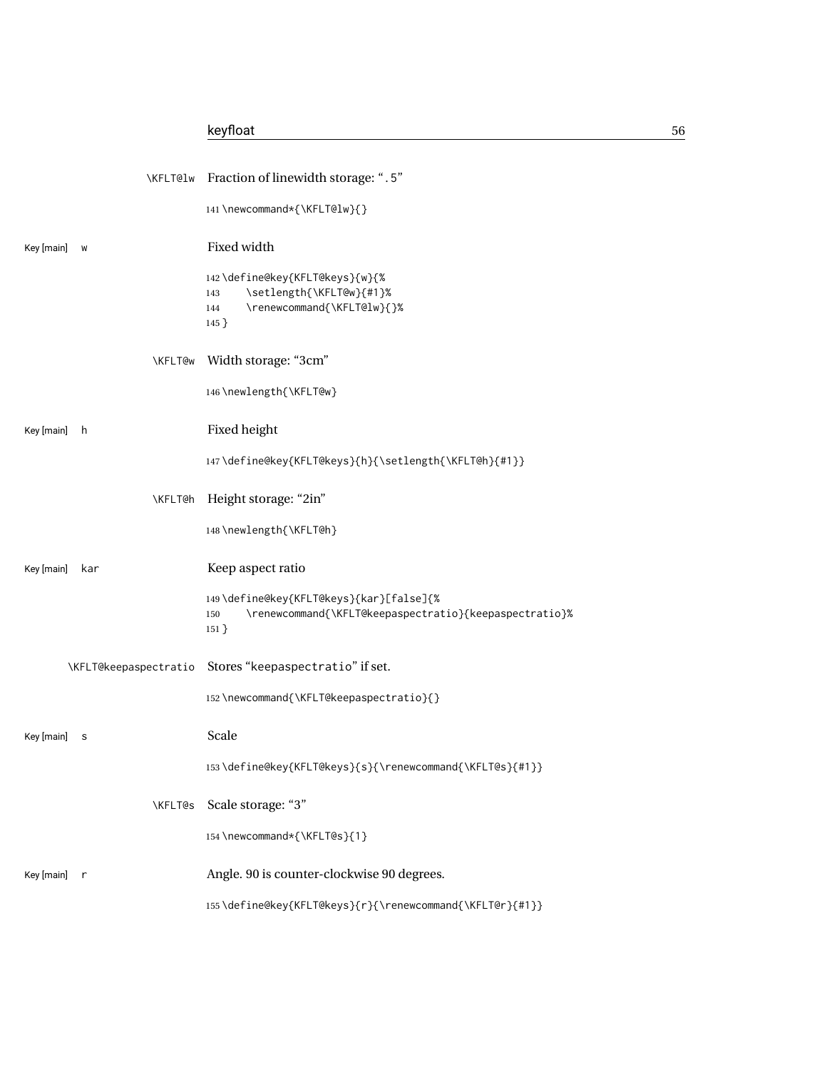\KFLT@lw Fraction of linewidth storage: ".5"

```
141 \newcommand*{\KFLT@lw}{}
```

Key [main] w — Fixed width

```
142 \define@key{KFLT@keys}{w}{%
143     \setlength{\KFLT@w}{#1}%
144     \renewcommand{\KFLT@lw}{}%
145 }
```

\KFLT@w Width storage: "3cm"

```
146 \newlength{\KFLT@w}
```

Key [main] h — Fixed height

```
147 \define@key{KFLT@keys}{h}{\setlength{\KFLT@h}{#1}}
```

\KFLT@h Height storage: "2in"

```
148 \newlength{\KFLT@h}
```

Key [main] kar — Keep aspect ratio

```
149 \define@key{KFLT@keys}{kar}[false]{%
150     \renewcommand{\KFLT@keepaspectratio}{keepaspectratio}%
151 }
```

\KFLT@keepaspectratio Stores "keepaspectratio" if set.

```
152 \newcommand{\KFLT@keepaspectratio}{}
```

Key [main] s — Scale

```
153 \define@key{KFLT@keys}{s}{\renewcommand{\KFLT@s}{#1}}
```

\KFLT@s Scale storage: "3"

```
154 \newcommand*{\KFLT@s}{1}
```

Key [main] r — Angle. 90 is counter-clockwise 90 degrees.

```
155 \define@key{KFLT@keys}{r}{\renewcommand{\KFLT@r}{#1}}
```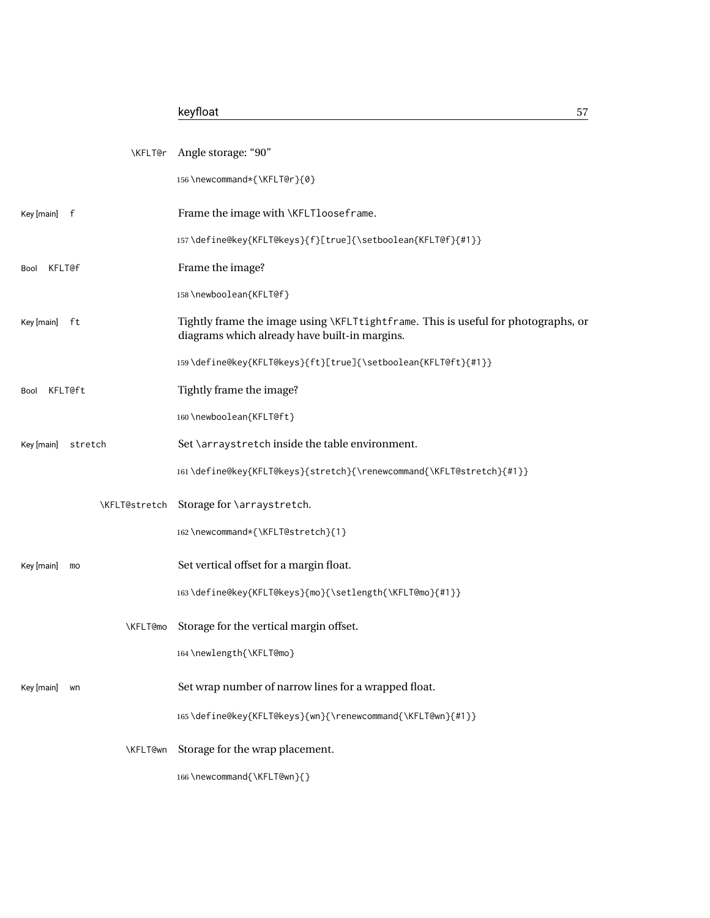\KFLT@r Angle storage: "90"

```
156 \newcommand*{\KFLT@r}{0}
```

Key [main] f — Frame the image with \KFLTlooseframe.

```
157 \define@key{KFLT@keys}{f}[true]{\setboolean{KFLT@f}{#1}}
```

Bool KFLT@f — Frame the image?

```
158 \newboolean{KFLT@f}
```

Key [main] ft — Tightly frame the image using \KFLTtightframe. This is useful for photographs, or diagrams which already have built-in margins.

```
159 \define@key{KFLT@keys}{ft}[true]{\setboolean{KFLT@ft}{#1}}
```

Bool KFLT@ft — Tightly frame the image?

```
160 \newboolean{KFLT@ft}
```

Key [main] stretch — Set \arraystretch inside the table environment.

```
161 \define@key{KFLT@keys}{stretch}{\renewcommand{\KFLT@stretch}{#1}}
```

\KFLT@stretch Storage for \arraystretch.

```
162 \newcommand*{\KFLT@stretch}{1}
```

Key [main] mo — Set vertical offset for a margin float.

```
163 \define@key{KFLT@keys}{mo}{\setlength{\KFLT@mo}{#1}}
```

\KFLT@mo Storage for the vertical margin offset.

```
164 \newlength{\KFLT@mo}
```

Key [main] wn — Set wrap number of narrow lines for a wrapped float.

```
165 \define@key{KFLT@keys}{wn}{\renewcommand{\KFLT@wn}{#1}}
```

\KFLT@wn Storage for the wrap placement.

```
166 \newcommand{\KFLT@wn}{}
```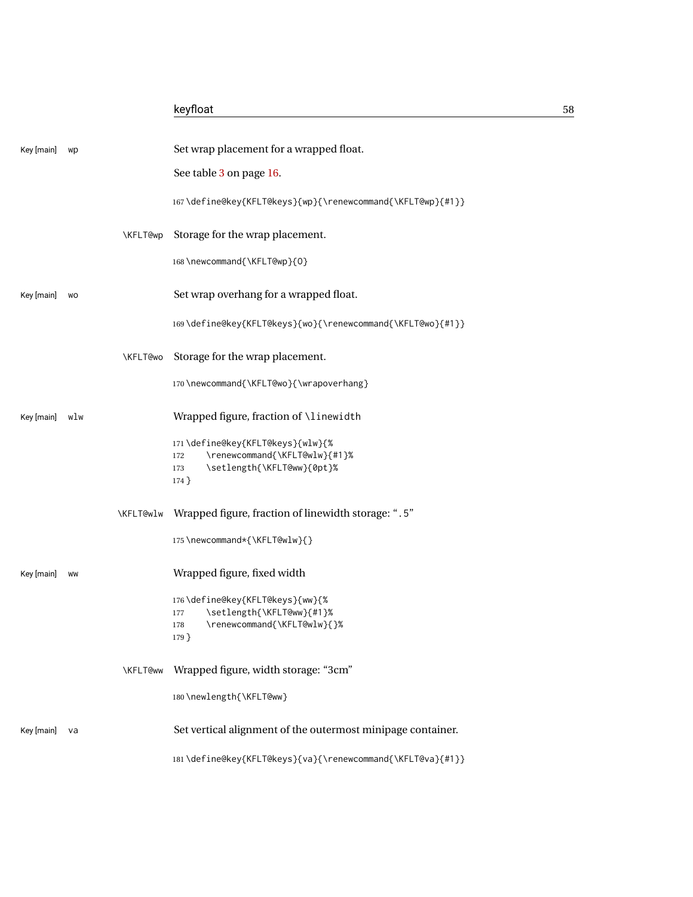Key [main] wp

Set wrap placement for a wrapped float.

See table 3 on page 16.

```
167 \define@key{KFLT@keys}{wp}{\renewcommand{\KFLT@wp}{#1}}
```

\KFLT@wp Storage for the wrap placement.

```
168 \newcommand{\KFLT@wp}{O}
```

Key [main] wo

Set wrap overhang for a wrapped float.

```
169 \define@key{KFLT@keys}{wo}{\renewcommand{\KFLT@wo}{#1}}
```

\KFLT@wo Storage for the wrap placement.

```
170 \newcommand{\KFLT@wo}{\wrapoverhang}
```

Key [main] wlw

Wrapped figure, fraction of `\linewidth`

```
171 \define@key{KFLT@keys}{wlw}{%
172     \renewcommand{\KFLT@wlw}{#1}%
173     \setlength{\KFLT@ww}{0pt}%
174 }
```

\KFLT@wlw Wrapped figure, fraction of linewidth storage: "`.5`"

```
175 \newcommand*{\KFLT@wlw}{}
```

Key [main] ww

Wrapped figure, fixed width

```
176 \define@key{KFLT@keys}{ww}{%
177     \setlength{\KFLT@ww}{#1}%
178     \renewcommand{\KFLT@wlw}{}%
179 }
```

\KFLT@ww Wrapped figure, width storage: "3cm"

```
180 \newlength{\KFLT@ww}
```

Key [main] va

Set vertical alignment of the outermost minipage container.

```
181 \define@key{KFLT@keys}{va}{\renewcommand{\KFLT@va}{#1}}
```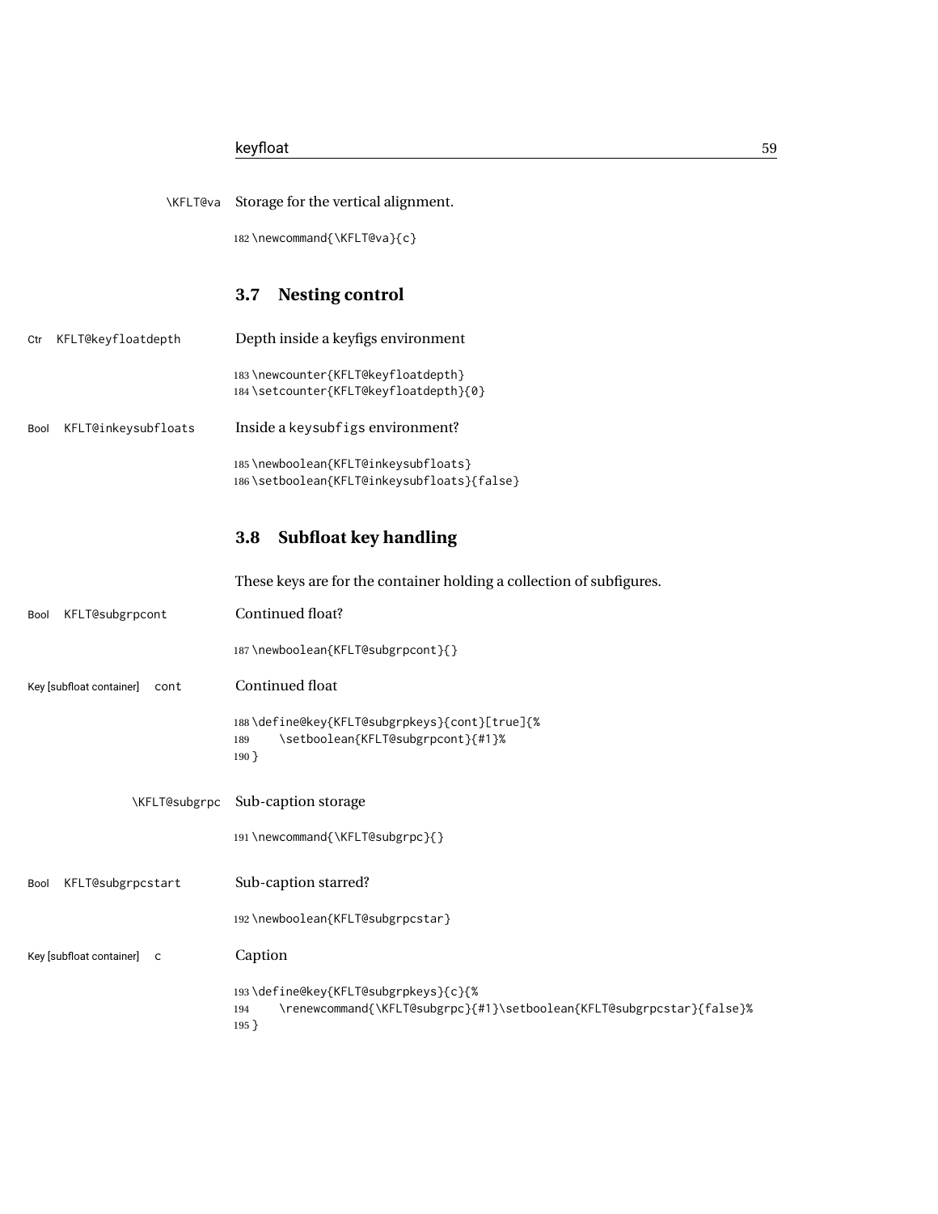\KFLT@va Storage for the vertical alignment.

```
182 \newcommand{\KFLT@va}{c}
```

## 3.7 Nesting control

Ctr KFLT@keyfloatdepth — Depth inside a keyfigs environment

```
183 \newcounter{KFLT@keyfloatdepth}
184 \setcounter{KFLT@keyfloatdepth}{0}
```

Bool KFLT@inkeysubfloats — Inside a keysubfigs environment?

```
185 \newboolean{KFLT@inkeysubfloats}
186 \setboolean{KFLT@inkeysubfloats}{false}
```

## 3.8 Subfloat key handling

These keys are for the container holding a collection of subfigures.

Bool KFLT@subgrpcont — Continued float?

```
187 \newboolean{KFLT@subgrpcont}{}
```

Key [subfloat container] cont — Continued float

```
188 \define@key{KFLT@subgrpkeys}{cont}[true]{%
189     \setboolean{KFLT@subgrpcont}{#1}%
190 }
```

\KFLT@subgrpc Sub-caption storage

```
191 \newcommand{\KFLT@subgrpc}{}
```

Bool KFLT@subgrpcstart — Sub-caption starred?

```
192 \newboolean{KFLT@subgrpcstar}
```

Key [subfloat container] c — Caption

```
193 \define@key{KFLT@subgrpkeys}{c}{%
194     \renewcommand{\KFLT@subgrpc}{#1}\setboolean{KFLT@subgrpcstar}{false}%
195 }
```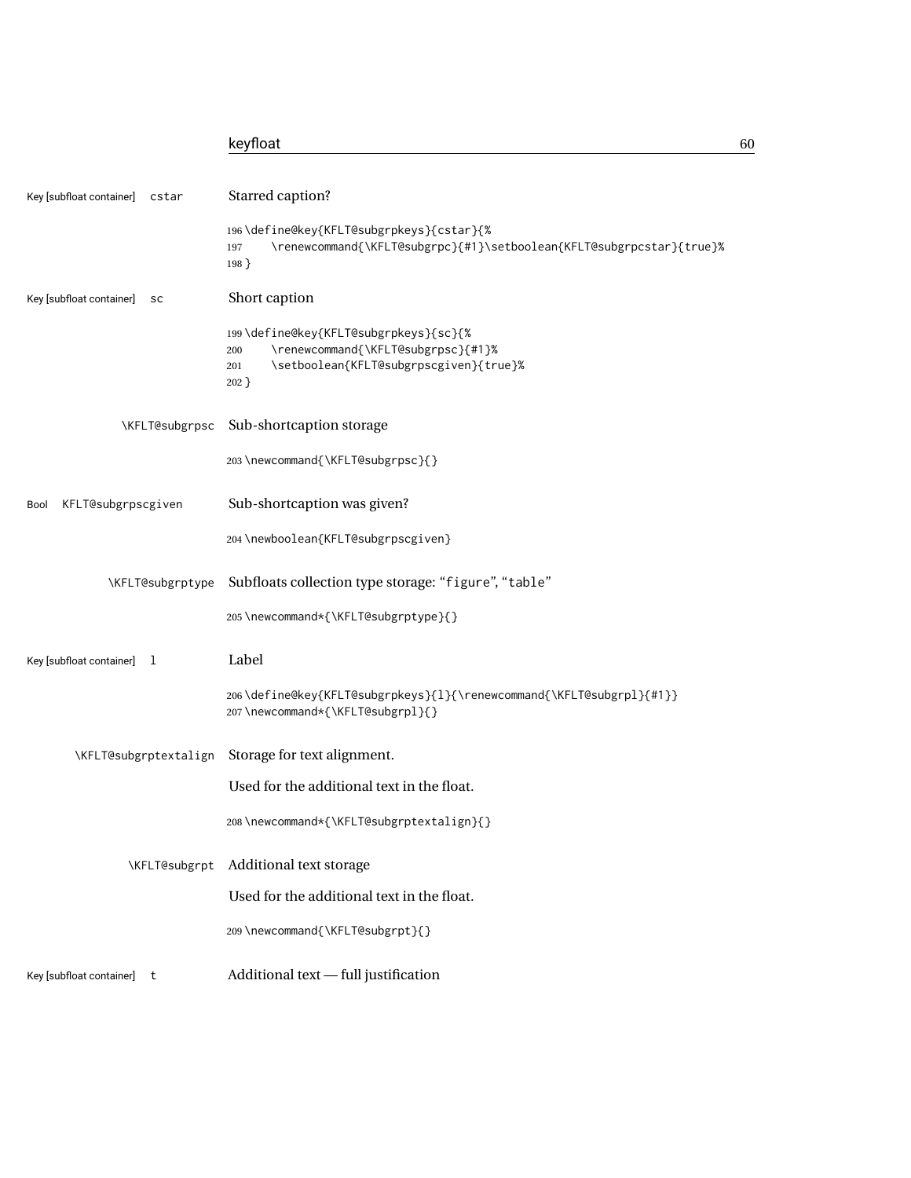Key [subfloat container] cstar

Starred caption?

```
196 \define@key{KFLT@subgrpkeys}{cstar}{%
197     \renewcommand{\KFLT@subgrpc}{#1}\setboolean{KFLT@subgrpcstar}{true}%
198 }
```

Key [subfloat container] sc

Short caption

```
199 \define@key{KFLT@subgrpkeys}{sc}{%
200     \renewcommand{\KFLT@subgrpsc}{#1}%
201     \setboolean{KFLT@subgrpscgiven}{true}%
202 }
```

\KFLT@subgrpsc

Sub-shortcaption storage

```
203 \newcommand{\KFLT@subgrpsc}{}
```

Bool KFLT@subgrpscgiven

Sub-shortcaption was given?

```
204 \newboolean{KFLT@subgrpscgiven}
```

\KFLT@subgrptype

Subfloats collection type storage: "figure", "table"

```
205 \newcommand*{\KFLT@subgrptype}{}
```

Key [subfloat container] l

Label

```
206 \define@key{KFLT@subgrpkeys}{l}{\renewcommand{\KFLT@subgrpl}{#1}}
207 \newcommand*{\KFLT@subgrpl}{}
```

\KFLT@subgrptextalign

Storage for text alignment.

Used for the additional text in the float.

```
208 \newcommand*{\KFLT@subgrptextalign}{}
```

\KFLT@subgrpt

Additional text storage

Used for the additional text in the float.

```
209 \newcommand{\KFLT@subgrpt}{}
```

Key [subfloat container] t

Additional text — full justification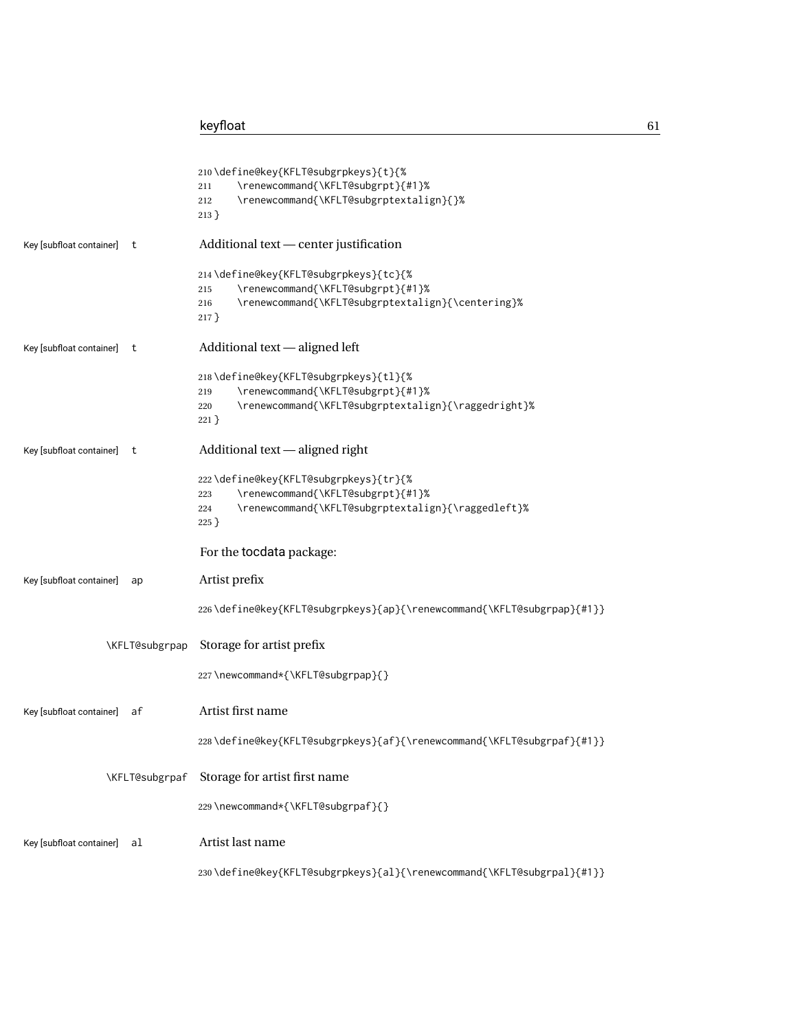```
210 \define@key{KFLT@subgrpkeys}{t}{%
211     \renewcommand{\KFLT@subgrpt}{#1}%
212     \renewcommand{\KFLT@subgrptextalign}{}%
213 }
```

Key [subfloat container] t

Additional text — center justification

```
214 \define@key{KFLT@subgrpkeys}{tc}{%
215     \renewcommand{\KFLT@subgrpt}{#1}%
216     \renewcommand{\KFLT@subgrptextalign}{\centering}%
217 }
```

Key [subfloat container] t

Additional text — aligned left

```
218 \define@key{KFLT@subgrpkeys}{tl}{%
219     \renewcommand{\KFLT@subgrpt}{#1}%
220     \renewcommand{\KFLT@subgrptextalign}{\raggedright}%
221 }
```

Key [subfloat container] t

Additional text — aligned right

```
222 \define@key{KFLT@subgrpkeys}{tr}{%
223     \renewcommand{\KFLT@subgrpt}{#1}%
224     \renewcommand{\KFLT@subgrptextalign}{\raggedleft}%
225 }
```

For the tocdata package:

Key [subfloat container] ap

Artist prefix

```
226 \define@key{KFLT@subgrpkeys}{ap}{\renewcommand{\KFLT@subgrpap}{#1}}
```

\KFLT@subgrpap

Storage for artist prefix

```
227 \newcommand*{\KFLT@subgrpap}{}
```

Key [subfloat container] af

Artist first name

```
228 \define@key{KFLT@subgrpkeys}{af}{\renewcommand{\KFLT@subgrpaf}{#1}}
```

\KFLT@subgrpaf

Storage for artist first name

```
229 \newcommand*{\KFLT@subgrpaf}{}
```

Key [subfloat container] al

Artist last name

```
230 \define@key{KFLT@subgrpkeys}{al}{\renewcommand{\KFLT@subgrpal}{#1}}
```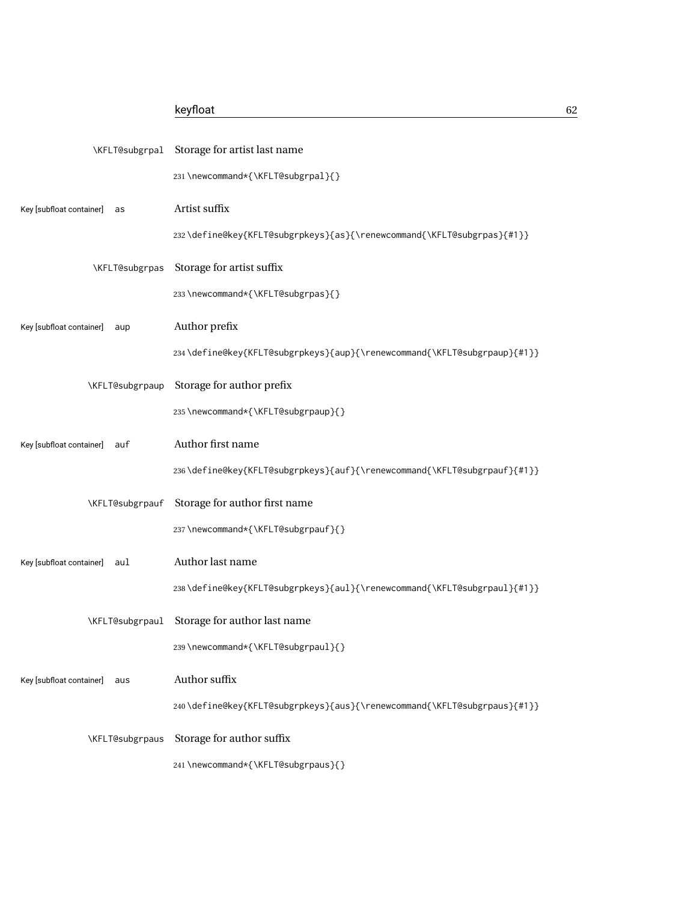\KFLT@subgrpal Storage for artist last name

```
231 \newcommand*{\KFLT@subgrpal}{}
```

Key [subfloat container] as Artist suffix

```
232 \define@key{KFLT@subgrpkeys}{as}{\renewcommand{\KFLT@subgrpas}{#1}}
```

\KFLT@subgrpas Storage for artist suffix

```
233 \newcommand*{\KFLT@subgrpas}{}
```

Key [subfloat container] aup Author prefix

```
234 \define@key{KFLT@subgrpkeys}{aup}{\renewcommand{\KFLT@subgrpaup}{#1}}
```

\KFLT@subgrpaup Storage for author prefix

```
235 \newcommand*{\KFLT@subgrpaup}{}
```

Key [subfloat container] auf Author first name

```
236 \define@key{KFLT@subgrpkeys}{auf}{\renewcommand{\KFLT@subgrpauf}{#1}}
```

\KFLT@subgrpauf Storage for author first name

```
237 \newcommand*{\KFLT@subgrpauf}{}
```

Key [subfloat container] aul Author last name

```
238 \define@key{KFLT@subgrpkeys}{aul}{\renewcommand{\KFLT@subgrpaul}{#1}}
```

\KFLT@subgrpaul Storage for author last name

```
239 \newcommand*{\KFLT@subgrpaul}{}
```

Key [subfloat container] aus Author suffix

```
240 \define@key{KFLT@subgrpkeys}{aus}{\renewcommand{\KFLT@subgrpaus}{#1}}
```

\KFLT@subgrpaus Storage for author suffix

```
241 \newcommand*{\KFLT@subgrpaus}{}
```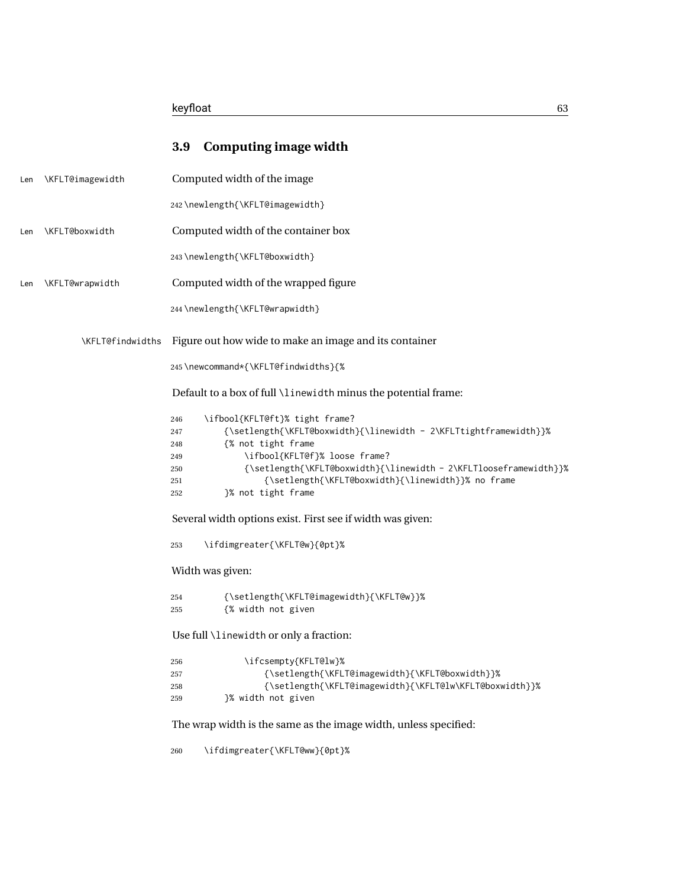## 3.9 Computing image width

Len `\KFLT@imagewidth` Computed width of the image

```
242 \newlength{\KFLT@imagewidth}
```

Len `\KFLT@boxwidth` Computed width of the container box

```
243 \newlength{\KFLT@boxwidth}
```

Len `\KFLT@wrapwidth` Computed width of the wrapped figure

```
244 \newlength{\KFLT@wrapwidth}
```

`\KFLT@findwidths` Figure out how wide to make an image and its container

```
245 \newcommand*{\KFLT@findwidths}{%
```

Default to a box of full `\linewidth` minus the potential frame:

```
246     \ifbool{KFLT@ft}% tight frame?
247         {\setlength{\KFLT@boxwidth}{\linewidth - 2\KFLTtightframewidth}}%
248         {% not tight frame
249             \ifbool{KFLT@f}% loose frame?
250             {\setlength{\KFLT@boxwidth}{\linewidth - 2\KFLTlooseframewidth}}%
251                 {\setlength{\KFLT@boxwidth}{\linewidth}}% no frame
252         }% not tight frame
```

Several width options exist. First see if width was given:

```
253     \ifdimgreater{\KFLT@w}{0pt}%
```

Width was given:

```
254         {\setlength{\KFLT@imagewidth}{\KFLT@w}}%
255         {% width not given
```

Use full `\linewidth` or only a fraction:

```
256             \ifcsempty{KFLT@lw}%
257                 {\setlength{\KFLT@imagewidth}{\KFLT@boxwidth}}%
258                 {\setlength{\KFLT@imagewidth}{\KFLT@lw\KFLT@boxwidth}}%
259         }% width not given
```

The wrap width is the same as the image width, unless specified:

```
260     \ifdimgreater{\KFLT@ww}{0pt}%
```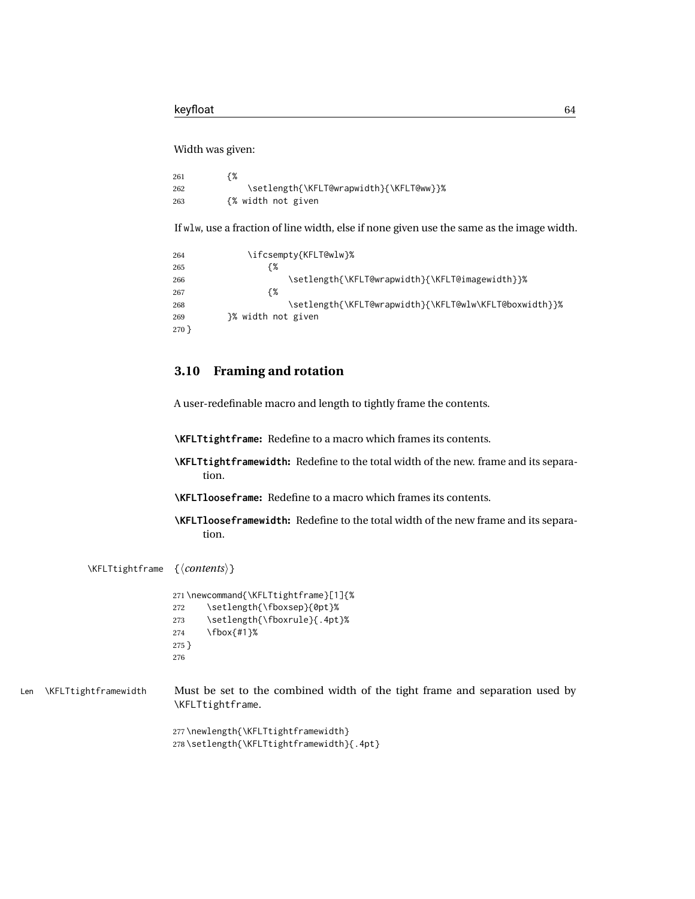Width was given:

```
261         {%
262             \setlength{\KFLT@wrapwidth}{\KFLT@ww}}%
263         {% width not given
```

If wlw, use a fraction of line width, else if none given use the same as the image width.

```
264             \ifcsempty{KFLT@wlw}%
265                 {%
266                     \setlength{\KFLT@wrapwidth}{\KFLT@imagewidth}}%
267                 {%
268                     \setlength{\KFLT@wrapwidth}{\KFLT@wlw\KFLT@boxwidth}}%
269         }% width not given
270 }
```

## 3.10 Framing and rotation

A user-redefinable macro and length to tightly frame the contents.

**\KFLTtightframe:** Redefine to a macro which frames its contents.

**\KFLTtightframewidth:** Redefine to the total width of the new. frame and its separation.

**\KFLTlooseframe:** Redefine to a macro which frames its contents.

**\KFLTlooseframewidth:** Redefine to the total width of the new frame and its separation.

\KFLTtightframe {⟨*contents*⟩}

```
271 \newcommand{\KFLTtightframe}[1]{%
272     \setlength{\fboxsep}{0pt}%
273     \setlength{\fboxrule}{.4pt}%
274     \fbox{#1}%
275 }
276
```

Len \KFLTtightframewidth Must be set to the combined width of the tight frame and separation used by \KFLTtightframe.

```
277 \newlength{\KFLTtightframewidth}
278 \setlength{\KFLTtightframewidth}{.4pt}
```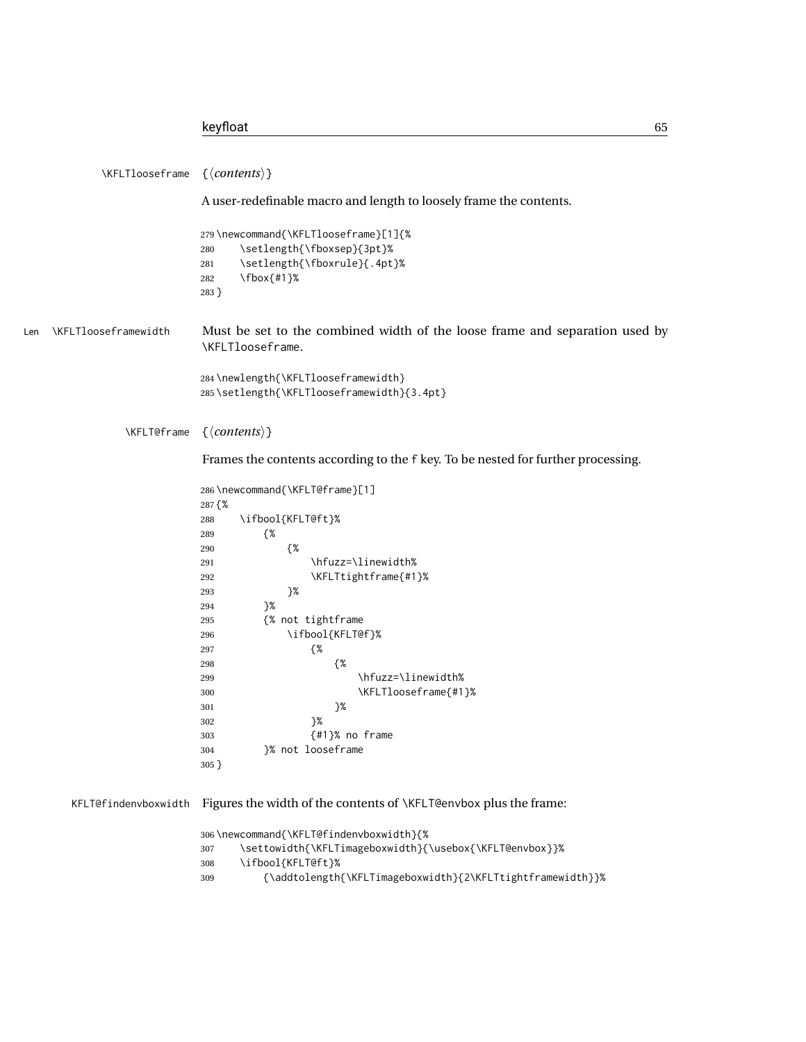\KFLTlooseframe {⟨*contents*⟩}

A user-redefinable macro and length to loosely frame the contents.

```
279 \newcommand{\KFLTlooseframe}[1]{%
280     \setlength{\fboxsep}{3pt}%
281     \setlength{\fboxrule}{.4pt}%
282     \fbox{#1}%
283 }
```

Len \KFLTlooseframewidth Must be set to the combined width of the loose frame and separation used by \KFLTlooseframe.

```
284 \newlength{\KFLTlooseframewidth}
285 \setlength{\KFLTlooseframewidth}{3.4pt}
```

\KFLT@frame {⟨*contents*⟩}

Frames the contents according to the f key. To be nested for further processing.

```
286 \newcommand{\KFLT@frame}[1]
287 {%
288     \ifbool{KFLT@ft}%
289         {%
290             {%
291                 \hfuzz=\linewidth%
292                 \KFLTtightframe{#1}%
293             }%
294         }%
295         {% not tightframe
296             \ifbool{KFLT@f}%
297                 {%
298                     {%
299                         \hfuzz=\linewidth%
300                         \KFLTlooseframe{#1}%
301                     }%
302                 }%
303                 {#1}% no frame
304         }% not looseframe
305 }
```

KFLT@findenvboxwidth Figures the width of the contents of \KFLT@envbox plus the frame:

```
306 \newcommand{\KFLT@findenvboxwidth}{%
307     \settowidth{\KFLTimageboxwidth}{\usebox{\KFLT@envbox}}%
308     \ifbool{KFLT@ft}%
309         {\addtolength{\KFLTimageboxwidth}{2\KFLTtightframewidth}}%
```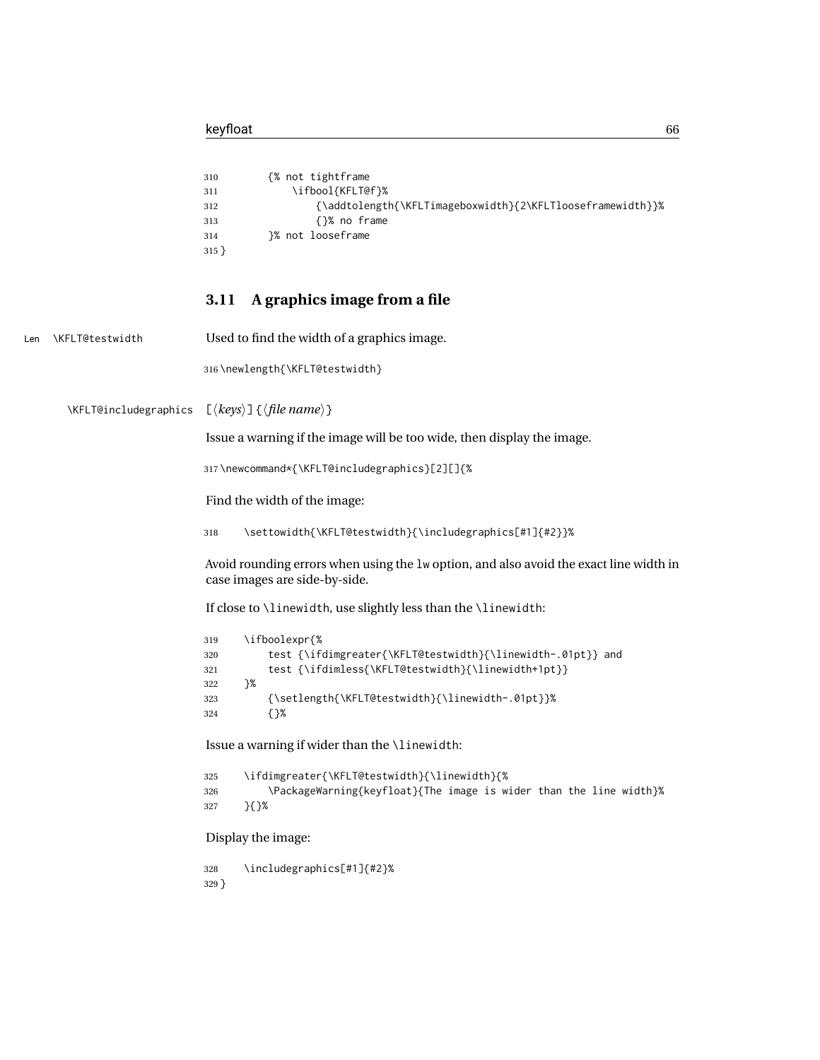```
310         {% not tightframe
311             \ifbool{KFLT@f}%
312                 {\addtolength{\KFLTimageboxwidth}{2\KFLTlooseframewidth}}%
313                 {}% no frame
314         }% not looseframe
315 }
```

## 3.11 A graphics image from a file

Len `\KFLT@testwidth` Used to find the width of a graphics image.

```
316 \newlength{\KFLT@testwidth}
```

`\KFLT@includegraphics` [⟨*keys*⟩] {⟨*file name*⟩}

Issue a warning if the image will be too wide, then display the image.

```
317 \newcommand*{\KFLT@includegraphics}[2][]{%
```

Find the width of the image:

```
318     \settowidth{\KFLT@testwidth}{\includegraphics[#1]{#2}}%
```

Avoid rounding errors when using the `lw` option, and also avoid the exact line width in case images are side-by-side.

If close to `\linewidth`, use slightly less than the `\linewidth`:

```
319     \ifboolexpr{%
320         test {\ifdimgreater{\KFLT@testwidth}{\linewidth-.01pt}} and
321         test {\ifdimless{\KFLT@testwidth}{\linewidth+1pt}}
322     }%
323         {\setlength{\KFLT@testwidth}{\linewidth-.01pt}}%
324         {}%
```

Issue a warning if wider than the `\linewidth`:

```
325     \ifdimgreater{\KFLT@testwidth}{\linewidth}{%
326         \PackageWarning{keyfloat}{The image is wider than the line width}%
327     }{}%
```

Display the image:

```
328     \includegraphics[#1]{#2}%
329 }
```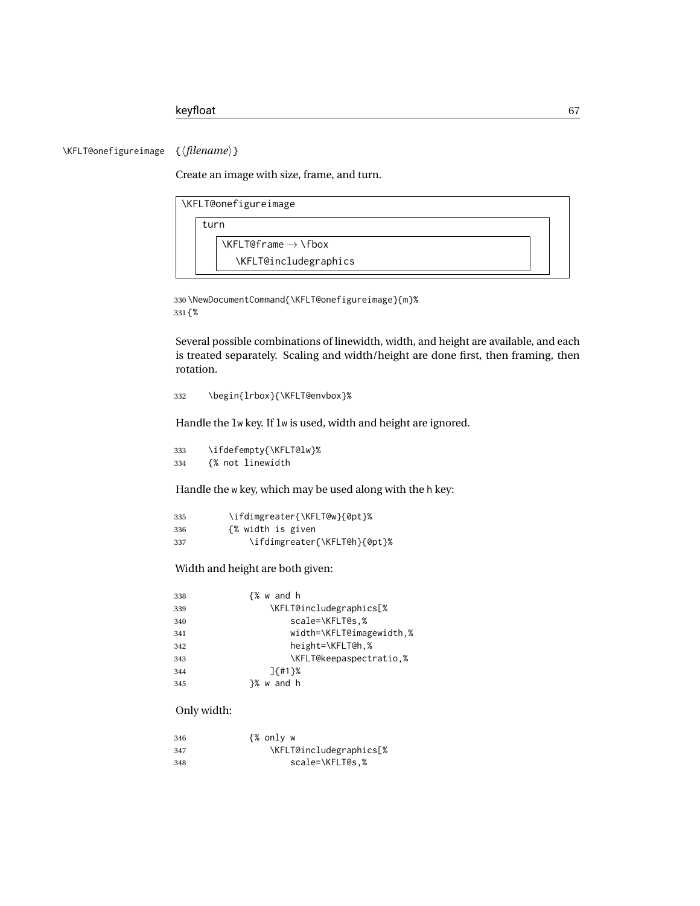`\KFLT@onefigureimage` {⟨*filename*⟩}

Create an image with size, frame, and turn.

```
\KFLT@onefigureimage
    turn
        \KFLT@frame → \fbox
            \KFLT@includegraphics
```

```
330 \NewDocumentCommand{\KFLT@onefigureimage}{m}%
331 {%
```

Several possible combinations of linewidth, width, and height are available, and each is treated separately. Scaling and width/height are done first, then framing, then rotation.

```
332     \begin{lrbox}{\KFLT@envbox}%
```

Handle the `lw` key. If `lw` is used, width and height are ignored.

```
333     \ifdefempty{\KFLT@lw}%
334     {% not linewidth
```

Handle the `w` key, which may be used along with the `h` key:

```
335         \ifdimgreater{\KFLT@w}{0pt}%
336         {% width is given
337             \ifdimgreater{\KFLT@h}{0pt}%
```

Width and height are both given:

```
338             {% w and h
339                 \KFLT@includegraphics[%
340                     scale=\KFLT@s,%
341                     width=\KFLT@imagewidth,%
342                     height=\KFLT@h,%
343                     \KFLT@keepaspectratio,%
344                 ]{#1}%
345             }% w and h
```

Only width:

```
346             {% only w
347                 \KFLT@includegraphics[%
348                     scale=\KFLT@s,%
```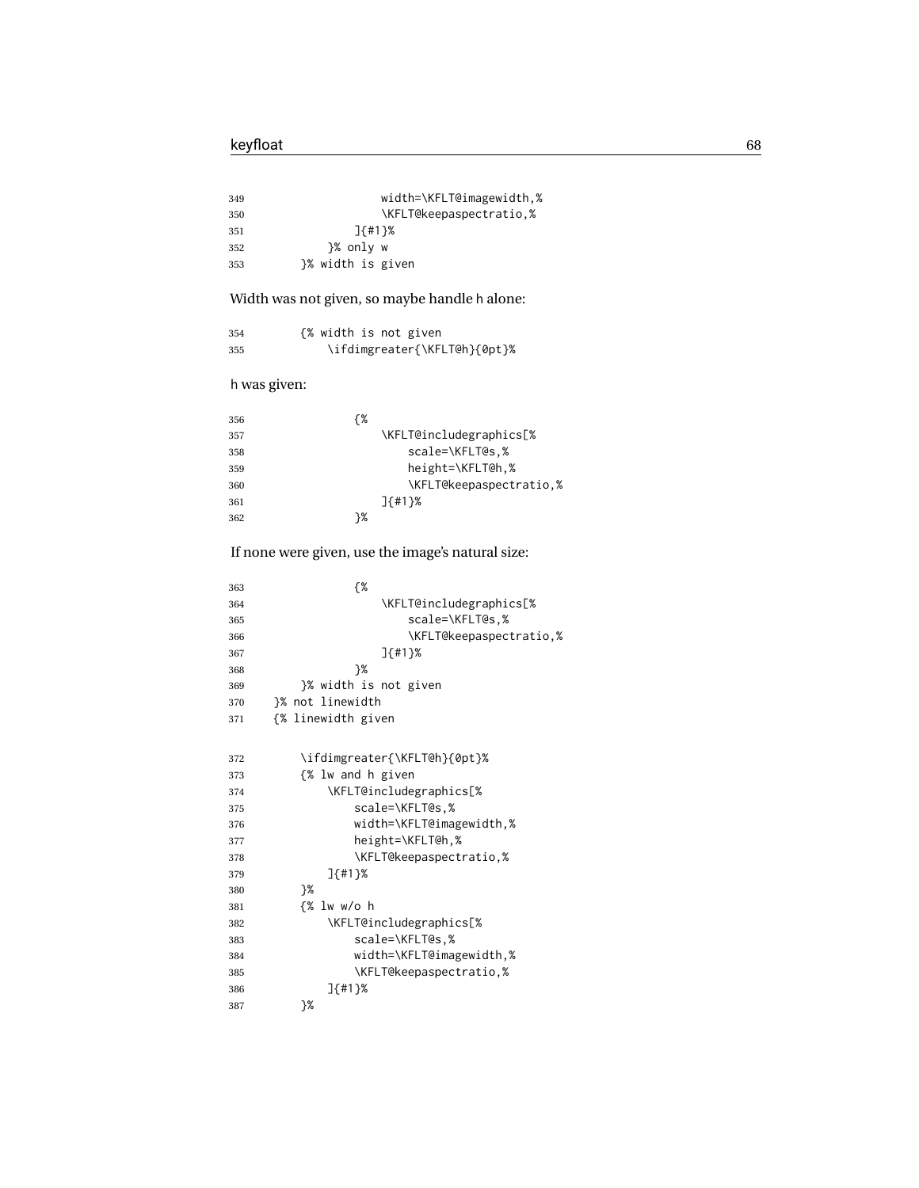```
349                     width=\KFLT@imagewidth,%
350                     \KFLT@keepaspectratio,%
351                 ]{#1}%
352             }% only w
353         }% width is given
```

Width was not given, so maybe handle h alone:

```
354         {% width is not given
355             \ifdimgreater{\KFLT@h}{0pt}%
```

h was given:

```
356                 {%
357                     \KFLT@includegraphics[%
358                         scale=\KFLT@s,%
359                         height=\KFLT@h,%
360                         \KFLT@keepaspectratio,%
361                     ]{#1}%
362                 }%
```

If none were given, use the image's natural size:

```
363                 {%
364                     \KFLT@includegraphics[%
365                         scale=\KFLT@s,%
366                         \KFLT@keepaspectratio,%
367                     ]{#1}%
368                 }%
369         }% width is not given
370     }% not linewidth
371     {% linewidth given

372         \ifdimgreater{\KFLT@h}{0pt}%
373         {% lw and h given
374             \KFLT@includegraphics[%
375                 scale=\KFLT@s,%
376                 width=\KFLT@imagewidth,%
377                 height=\KFLT@h,%
378                 \KFLT@keepaspectratio,%
379             ]{#1}%
380         }%
381         {% lw w/o h
382             \KFLT@includegraphics[%
383                 scale=\KFLT@s,%
384                 width=\KFLT@imagewidth,%
385                 \KFLT@keepaspectratio,%
386             ]{#1}%
387         }%
```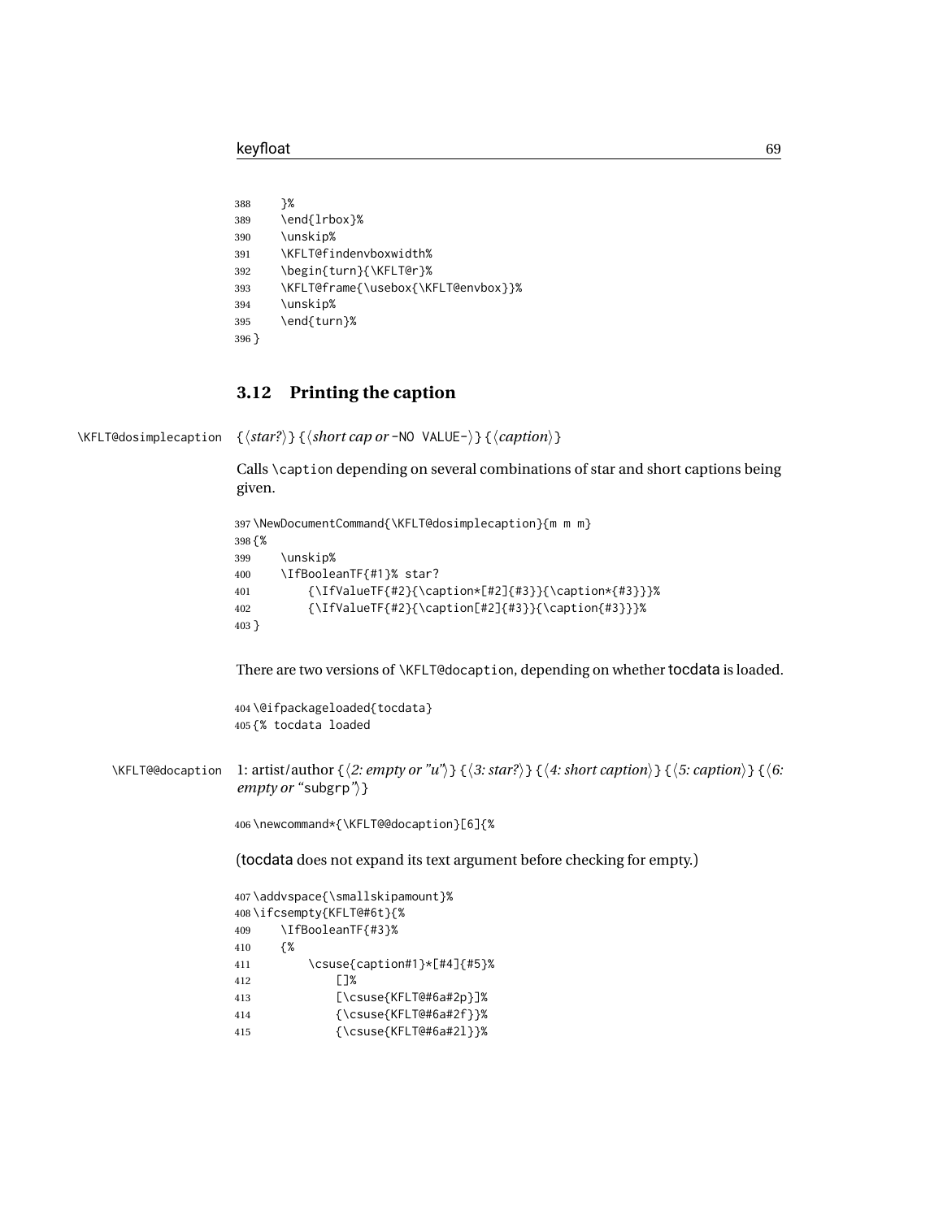```
388     }%
389     \end{lrbox}%
390     \unskip%
391     \KFLT@findenvboxwidth%
392     \begin{turn}{\KFLT@r}%
393     \KFLT@frame{\usebox{\KFLT@envbox}}%
394     \unskip%
395     \end{turn}%
396 }
```

### 3.12 Printing the caption

\KFLT@dosimplecaption {⟨*star?*⟩} {⟨*short cap or* -NO VALUE-⟩} {⟨*caption*⟩}

Calls \caption depending on several combinations of star and short captions being given.

```
397 \NewDocumentCommand{\KFLT@dosimplecaption}{m m m}
398 {%
399     \unskip%
400     \IfBooleanTF{#1}% star?
401         {\IfValueTF{#2}{\caption*[#2]{#3}}{\caption*{#3}}}%
402         {\IfValueTF{#2}{\caption[#2]{#3}}{\caption{#3}}}%
403 }
```

There are two versions of \KFLT@docaption, depending on whether tocdata is loaded.

```
404 \@ifpackageloaded{tocdata}
405 {% tocdata loaded
```

\KFLT@@docaption 1: artist/author {⟨*2: empty or "u"*⟩} {⟨*3: star?*⟩} {⟨*4: short caption*⟩} {⟨*5: caption*⟩} {⟨*6: empty or* "subgrp"⟩}

```
406 \newcommand*{\KFLT@@docaption}[6]{%
```

(tocdata does not expand its text argument before checking for empty.)

```
407 \addvspace{\smallskipamount}%
408 \ifcsempty{KFLT@#6t}{%
409     \IfBooleanTF{#3}%
410     {%
411         \csuse{caption#1}*[#4]{#5}%
412             []%
413             [\csuse{KFLT@#6a#2p}]%
414             {\csuse{KFLT@#6a#2f}}%
415             {\csuse{KFLT@#6a#2l}}%
```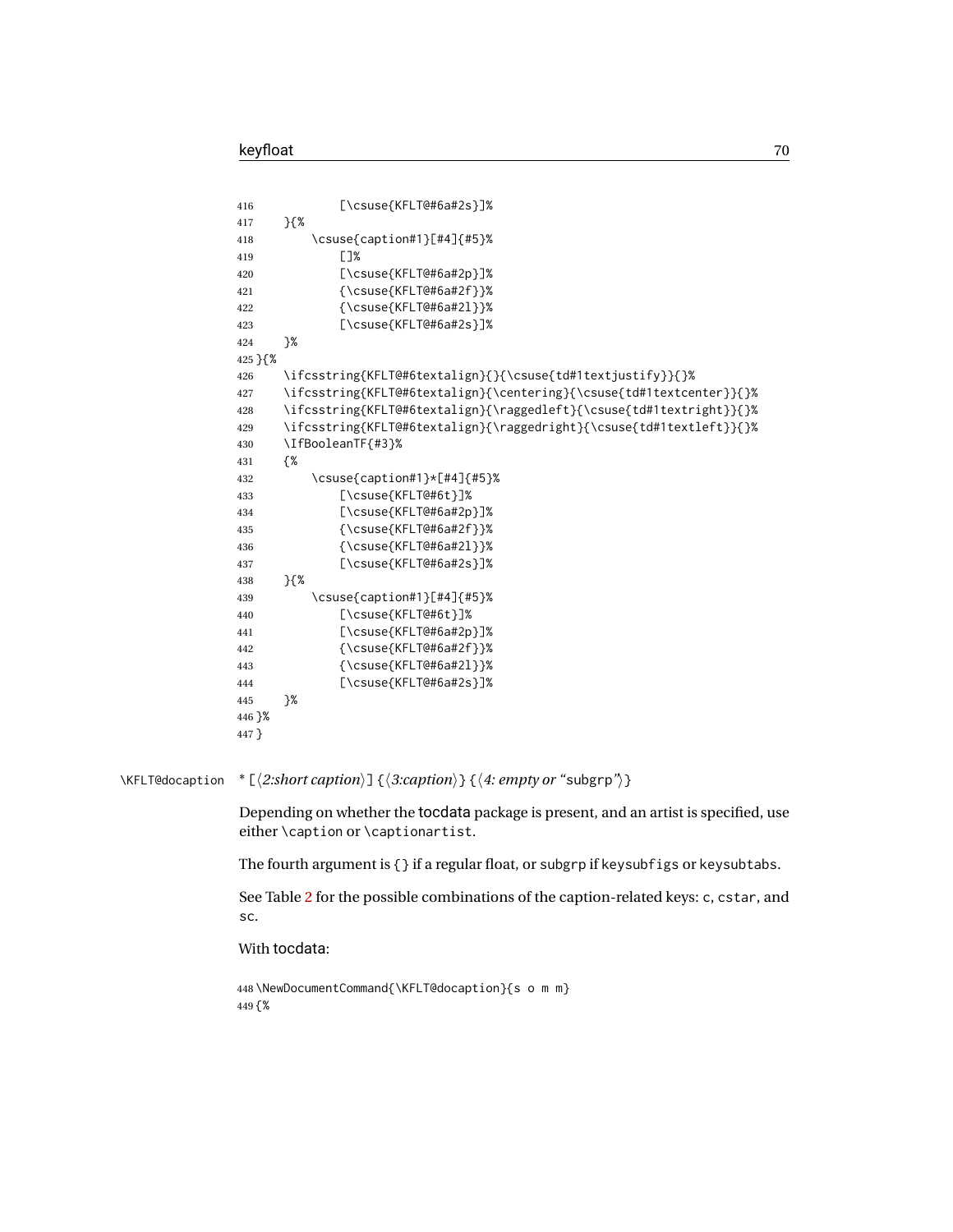```
416             [\csuse{KFLT@#6a#2s}]%
417     }{%
418         \csuse{caption#1}[#4]{#5}%
419             []%
420             [\csuse{KFLT@#6a#2p}]%
421             {\csuse{KFLT@#6a#2f}}%
422             {\csuse{KFLT@#6a#2l}}%
423             [\csuse{KFLT@#6a#2s}]%
424     }%
425 }{%
426     \ifcsstring{KFLT@#6textalign}{}{\csuse{td#1textjustify}}{}%
427     \ifcsstring{KFLT@#6textalign}{\centering}{\csuse{td#1textcenter}}{}%
428     \ifcsstring{KFLT@#6textalign}{\raggedleft}{\csuse{td#1textright}}{}%
429     \ifcsstring{KFLT@#6textalign}{\raggedright}{\csuse{td#1textleft}}{}%
430     \IfBooleanTF{#3}%
431     {%
432         \csuse{caption#1}*[#4]{#5}%
433             [\csuse{KFLT@#6t}]%
434             [\csuse{KFLT@#6a#2p}]%
435             {\csuse{KFLT@#6a#2f}}%
436             {\csuse{KFLT@#6a#2l}}%
437             [\csuse{KFLT@#6a#2s}]%
438     }{%
439         \csuse{caption#1}[#4]{#5}%
440             [\csuse{KFLT@#6t}]%
441             [\csuse{KFLT@#6a#2p}]%
442             {\csuse{KFLT@#6a#2f}}%
443             {\csuse{KFLT@#6a#2l}}%
444             [\csuse{KFLT@#6a#2s}]%
445     }%
446 }%
447 }
```

`\KFLT@docaption` * [⟨*2:short caption*⟩] {⟨*3:caption*⟩} {⟨*4: empty or* "subgrp"⟩}

Depending on whether the tocdata package is present, and an artist is specified, use either `\caption` or `\captionartist`.

The fourth argument is `{}` if a regular float, or `subgrp` if `keysubfigs` or `keysubtabs`.

See Table 2 for the possible combinations of the caption-related keys: `c`, `cstar`, and `sc`.

With tocdata:

```
448 \NewDocumentCommand{\KFLT@docaption}{s o m m}
449 {%
```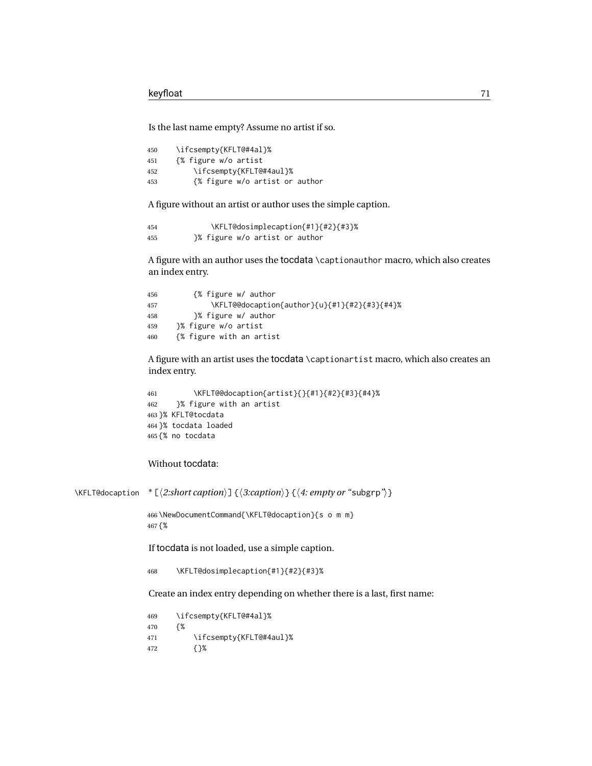Is the last name empty? Assume no artist if so.

```
450     \ifcsempty{KFLT@#4al}%
451     {% figure w/o artist
452         \ifcsempty{KFLT@#4aul}%
453         {% figure w/o artist or author
```

A figure without an artist or author uses the simple caption.

```
454             \KFLT@dosimplecaption{#1}{#2}{#3}%
455         }% figure w/o artist or author
```

A figure with an author uses the tocdata \captionauthor macro, which also creates an index entry.

```
456         {% figure w/ author
457             \KFLT@@docaption{author}{u}{#1}{#2}{#3}{#4}%
458         }% figure w/ author
459     }% figure w/o artist
460     {% figure with an artist
```

A figure with an artist uses the tocdata \captionartist macro, which also creates an index entry.

```
461         \KFLT@@docaption{artist}{}{#1}{#2}{#3}{#4}%
462     }% figure with an artist
463 }% KFLT@tocdata
464 }% tocdata loaded
465 {% no tocdata
```

Without tocdata:

\KFLT@docaption * [⟨*2:short caption*⟩] {⟨*3:caption*⟩} {⟨*4: empty or* "subgrp"⟩}

```
466 \NewDocumentCommand{\KFLT@docaption}{s o m m}
467 {%
```

If tocdata is not loaded, use a simple caption.

```
468     \KFLT@dosimplecaption{#1}{#2}{#3}%
```

Create an index entry depending on whether there is a last, first name:

```
469     \ifcsempty{KFLT@#4al}%
470     {%
471         \ifcsempty{KFLT@#4aul}%
472         {}%
```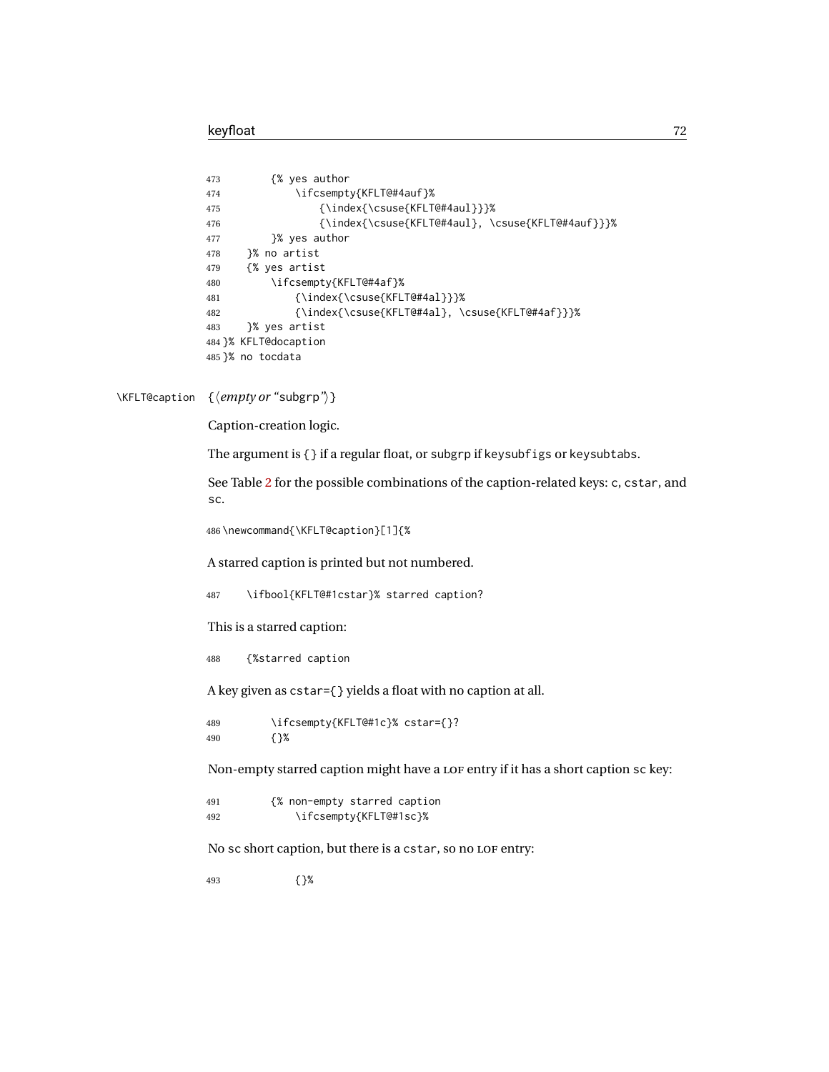```
473        {% yes author
474            \ifcsempty{KFLT@#4auf}%
475                {\index{\csuse{KFLT@#4aul}}}%
476                {\index{\csuse{KFLT@#4aul}, \csuse{KFLT@#4auf}}}%
477        }% yes author
478    }% no artist
479    {% yes artist
480        \ifcsempty{KFLT@#4af}%
481            {\index{\csuse{KFLT@#4al}}}%
482            {\index{\csuse{KFLT@#4al}, \csuse{KFLT@#4af}}}%
483    }% yes artist
484 }% KFLT@docaption
485 }% no tocdata
```

\KFLT@caption {⟨*empty or* "subgrp"⟩}

Caption-creation logic.

The argument is {} if a regular float, or subgrp if keysubfigs or keysubtabs.

See Table 2 for the possible combinations of the caption-related keys: c, cstar, and sc.

```
486 \newcommand{\KFLT@caption}[1]{%
```

A starred caption is printed but not numbered.

```
487    \ifbool{KFLT@#1cstar}% starred caption?
```

This is a starred caption:

```
488    {%starred caption
```

A key given as cstar={} yields a float with no caption at all.

```
489        \ifcsempty{KFLT@#1c}% cstar={}?
490        {}%
```

Non-empty starred caption might have a LOF entry if it has a short caption sc key:

```
491        {% non-empty starred caption
492            \ifcsempty{KFLT@#1sc}%
```

No sc short caption, but there is a cstar, so no LOF entry:

```
493            {}%
```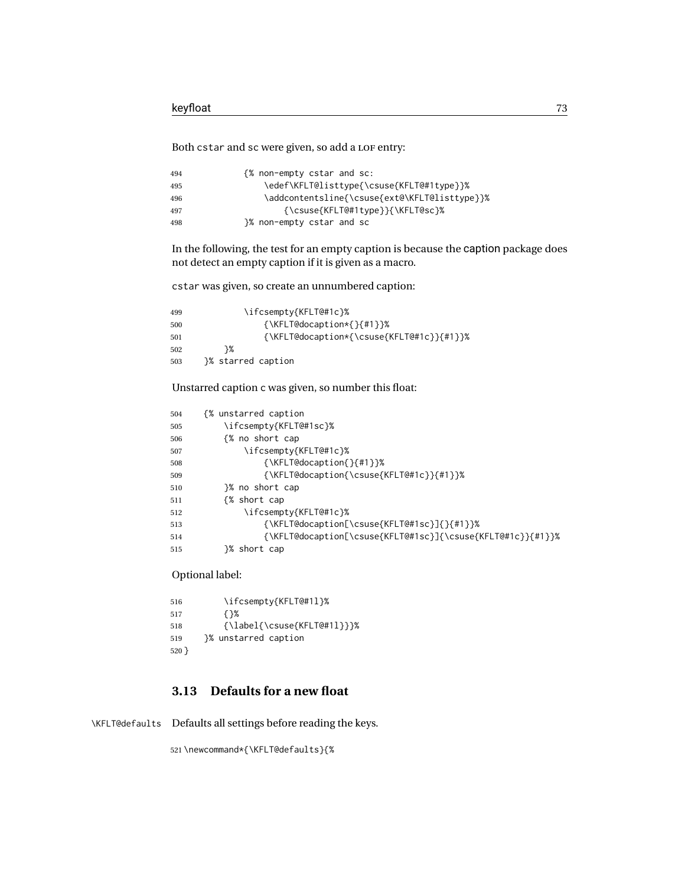Both cstar and sc were given, so add a LOF entry:

```
494            {% non-empty cstar and sc:
495                \edef\KFLT@listtype{\csuse{KFLT@#1type}}%
496                \addcontentsline{\csuse{ext@\KFLT@listtype}}%
497                    {\csuse{KFLT@#1type}}{\KFLT@sc}%
498            }% non-empty cstar and sc
```

In the following, the test for an empty caption is because the caption package does not detect an empty caption if it is given as a macro.

cstar was given, so create an unnumbered caption:

```
499            \ifcsempty{KFLT@#1c}%
500                {\KFLT@docaption*{}{#1}}%
501                {\KFLT@docaption*{\csuse{KFLT@#1c}}{#1}}%
502        }%
503    }% starred caption
```

Unstarred caption c was given, so number this float:

```
504    {% unstarred caption
505        \ifcsempty{KFLT@#1sc}%
506        {% no short cap
507            \ifcsempty{KFLT@#1c}%
508                {\KFLT@docaption{}{#1}}%
509                {\KFLT@docaption{\csuse{KFLT@#1c}}{#1}}%
510        }% no short cap
511        {% short cap
512            \ifcsempty{KFLT@#1c}%
513                {\KFLT@docaption[\csuse{KFLT@#1sc}]{}{#1}}%
514                {\KFLT@docaption[\csuse{KFLT@#1sc}]{\csuse{KFLT@#1c}}{#1}}%
515        }% short cap
```

Optional label:

```
516        \ifcsempty{KFLT@#1l}%
517        {}%
518        {\label{\csuse{KFLT@#1l}}}%
519    }% unstarred caption
520 }
```

## 3.13 Defaults for a new float

\KFLT@defaults Defaults all settings before reading the keys.

```
521 \newcommand*{\KFLT@defaults}{%
```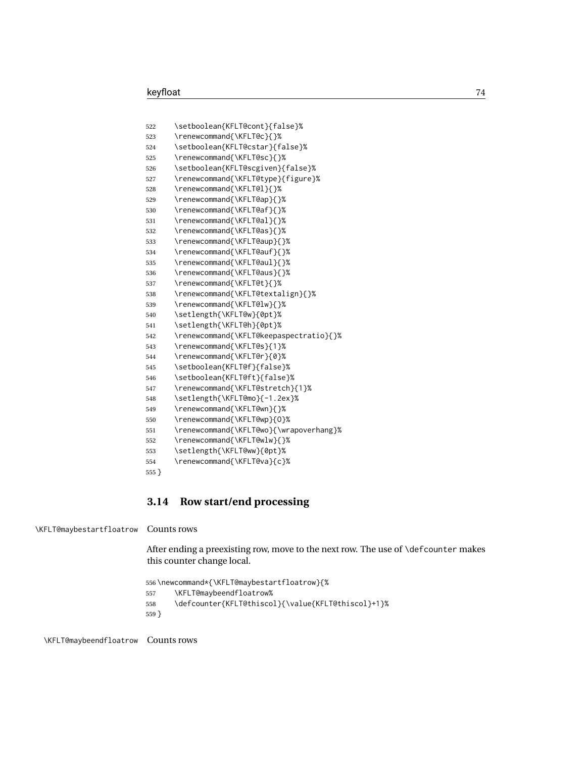```
522     \setboolean{KFLT@cont}{false}%
523     \renewcommand{\KFLT@c}{}%
524     \setboolean{KFLT@cstar}{false}%
525     \renewcommand{\KFLT@sc}{}%
526     \setboolean{KFLT@scgiven}{false}%
527     \renewcommand{\KFLT@type}{figure}%
528     \renewcommand{\KFLT@l}{}%
529     \renewcommand{\KFLT@ap}{}%
530     \renewcommand{\KFLT@af}{}%
531     \renewcommand{\KFLT@al}{}%
532     \renewcommand{\KFLT@as}{}%
533     \renewcommand{\KFLT@aup}{}%
534     \renewcommand{\KFLT@auf}{}%
535     \renewcommand{\KFLT@aul}{}%
536     \renewcommand{\KFLT@aus}{}%
537     \renewcommand{\KFLT@t}{}%
538     \renewcommand{\KFLT@textalign}{}%
539     \renewcommand{\KFLT@lw}{}%
540     \setlength{\KFLT@w}{0pt}%
541     \setlength{\KFLT@h}{0pt}%
542     \renewcommand{\KFLT@keepaspectratio}{}%
543     \renewcommand{\KFLT@s}{1}%
544     \renewcommand{\KFLT@r}{0}%
545     \setboolean{KFLT@f}{false}%
546     \setboolean{KFLT@ft}{false}%
547     \renewcommand{\KFLT@stretch}{1}%
548     \setlength{\KFLT@mo}{-1.2ex}%
549     \renewcommand{\KFLT@wn}{}%
550     \renewcommand{\KFLT@wp}{O}%
551     \renewcommand{\KFLT@wo}{\wrapoverhang}%
552     \renewcommand{\KFLT@wlw}{}%
553     \setlength{\KFLT@ww}{0pt}%
554     \renewcommand{\KFLT@va}{c}%
555 }
```

## 3.14 Row start/end processing

\KFLT@maybestartfloatrow Counts rows

After ending a preexisting row, move to the next row. The use of \defcounter makes this counter change local.

```
556 \newcommand*{\KFLT@maybestartfloatrow}{%
557     \KFLT@maybeendfloatrow%
558     \defcounter{KFLT@thiscol}{\value{KFLT@thiscol}+1}%
559 }
```

\KFLT@maybeendfloatrow Counts rows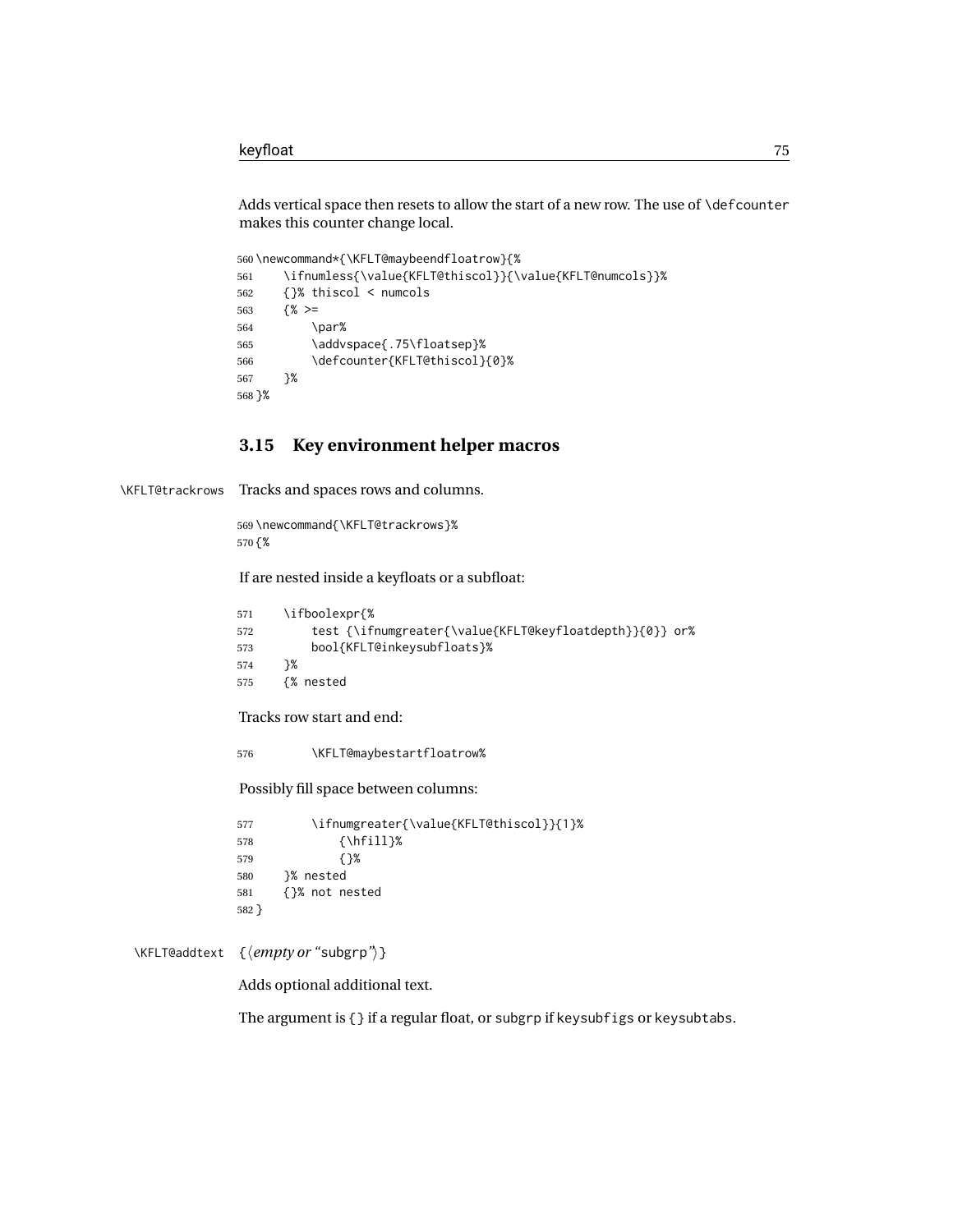Adds vertical space then resets to allow the start of a new row. The use of \defcounter makes this counter change local.

```
560 \newcommand*{\KFLT@maybeendfloatrow}{%
561     \ifnumless{\value{KFLT@thiscol}}{\value{KFLT@numcols}}%
562     {}% thiscol < numcols
563     {% >=
564         \par%
565         \addvspace{.75\floatsep}%
566         \defcounter{KFLT@thiscol}{0}%
567     }%
568 }%
```

## 3.15 Key environment helper macros

\KFLT@trackrows Tracks and spaces rows and columns.

```
569 \newcommand{\KFLT@trackrows}%
570 {%
```

If are nested inside a keyfloats or a subfloat:

```
571     \ifboolexpr{%
572         test {\ifnumgreater{\value{KFLT@keyfloatdepth}}{0}} or%
573         bool{KFLT@inkeysubfloats}%
574     }%
575     {% nested
```

Tracks row start and end:

```
576         \KFLT@maybestartfloatrow%
```

Possibly fill space between columns:

```
577         \ifnumgreater{\value{KFLT@thiscol}}{1}%
578             {\hfill}%
579             {}%
580     }% nested
581     {}% not nested
582 }
```

\KFLT@addtext {⟨*empty or* "subgrp"⟩}

Adds optional additional text.

The argument is {} if a regular float, or subgrp if keysubfigs or keysubtabs.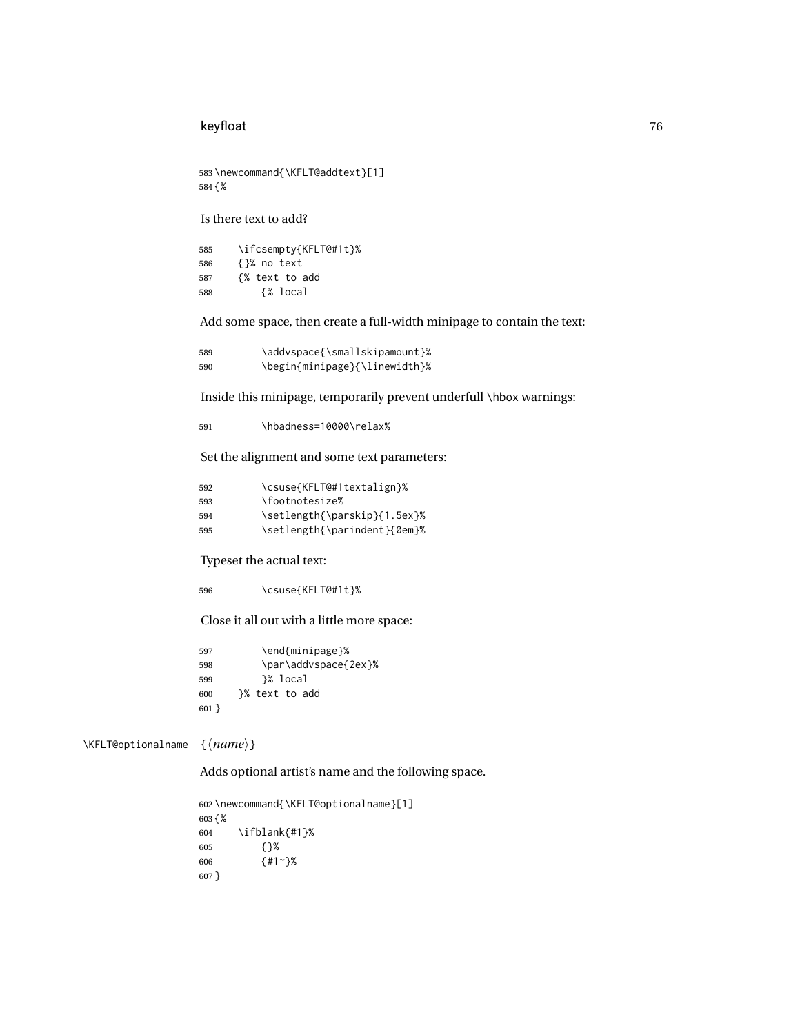```
583 \newcommand{\KFLT@addtext}[1]
584 {%
```

Is there text to add?

```
585     \ifcsempty{KFLT@#1t}%
586     {}% no text
587     {% text to add
588         {% local
```

Add some space, then create a full-width minipage to contain the text:

```
589         \addvspace{\smallskipamount}%
590         \begin{minipage}{\linewidth}%
```

Inside this minipage, temporarily prevent underfull `\hbox` warnings:

```
591         \hbadness=10000\relax%
```

Set the alignment and some text parameters:

```
592         \csuse{KFLT@#1textalign}%
593         \footnotesize%
594         \setlength{\parskip}{1.5ex}%
595         \setlength{\parindent}{0em}%
```

Typeset the actual text:

```
596         \csuse{KFLT@#1t}%
```

Close it all out with a little more space:

```
597         \end{minipage}%
598         \par\addvspace{2ex}%
599         }% local
600     }% text to add
601 }
```

`\KFLT@optionalname` {⟨*name*⟩}

Adds optional artist's name and the following space.

```
602 \newcommand{\KFLT@optionalname}[1]
603 {%
604     \ifblank{#1}%
605         {}%
606         {#1~}%
607 }
```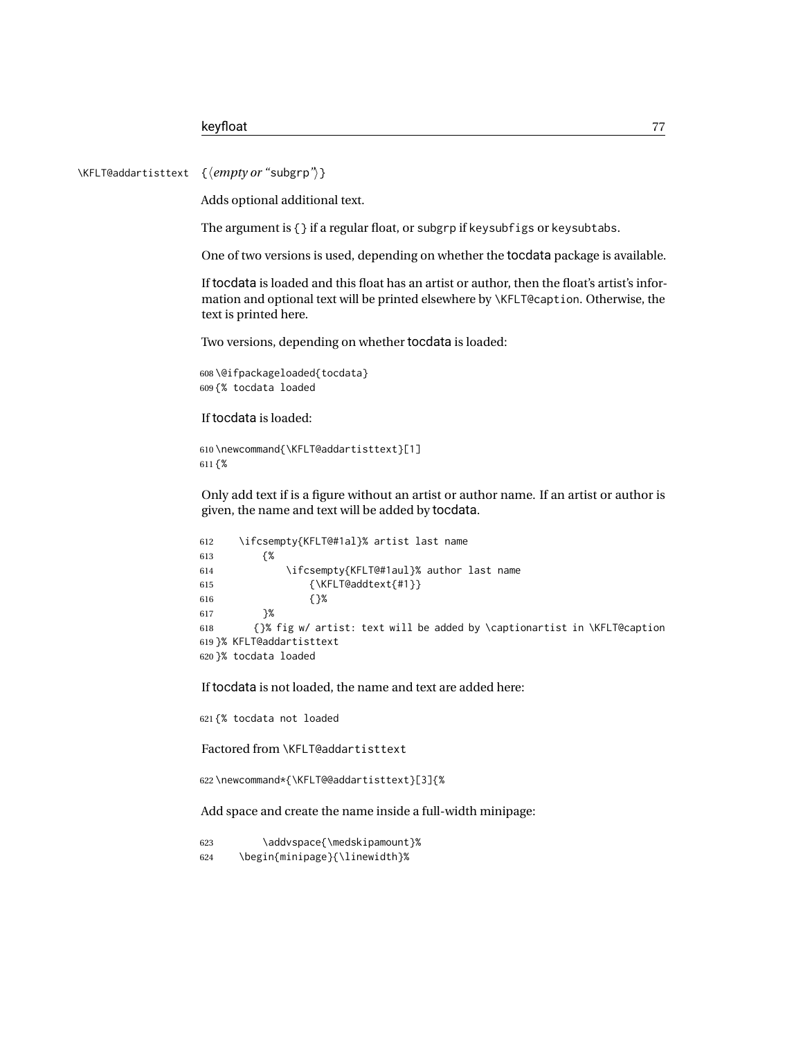\KFLT@addartisttext {⟨*empty or* "subgrp"⟩}

Adds optional additional text.

The argument is {} if a regular float, or subgrp if keysubfigs or keysubtabs.

One of two versions is used, depending on whether the tocdata package is available.

If tocdata is loaded and this float has an artist or author, then the float's artist's information and optional text will be printed elsewhere by \KFLT@caption. Otherwise, the text is printed here.

Two versions, depending on whether tocdata is loaded:

```
608 \@ifpackageloaded{tocdata}
609 {% tocdata loaded
```

If tocdata is loaded:

```
610 \newcommand{\KFLT@addartisttext}[1]
611 {%
```

Only add text if is a figure without an artist or author name. If an artist or author is given, the name and text will be added by tocdata.

```
612     \ifcsempty{KFLT@#1al}% artist last name
613         {%
614             \ifcsempty{KFLT@#1aul}% author last name
615                 {\KFLT@addtext{#1}}
616                 {}%
617         }%
618       {}% fig w/ artist: text will be added by \captionartist in \KFLT@caption
619 }% KFLT@addartisttext
620 }% tocdata loaded
```

If tocdata is not loaded, the name and text are added here:

```
621 {% tocdata not loaded
```

Factored from \KFLT@addartisttext

```
622 \newcommand*{\KFLT@@addartisttext}[3]{%
```

Add space and create the name inside a full-width minipage:

```
623         \addvspace{\medskipamount}%
624     \begin{minipage}{\linewidth}%
```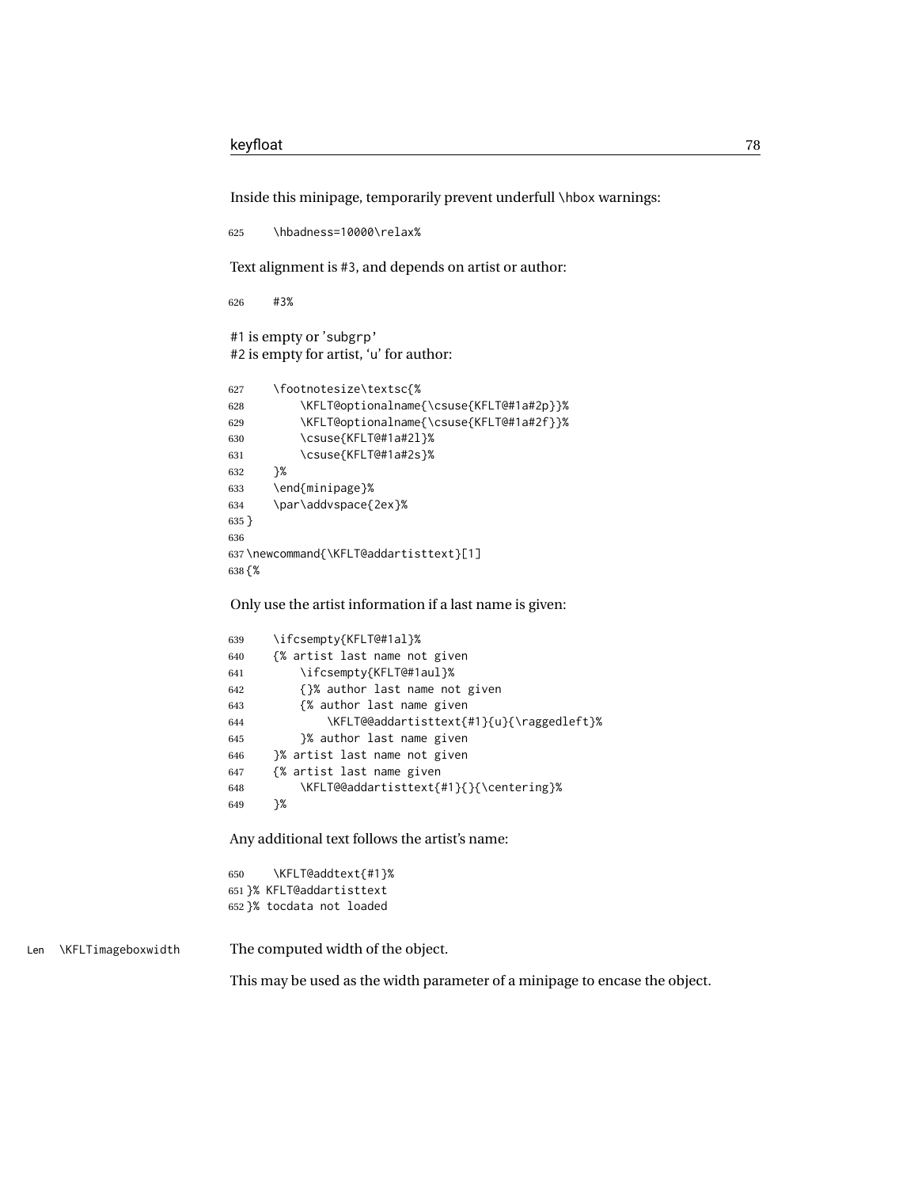Inside this minipage, temporarily prevent underfull \hbox warnings:

```
625     \hbadness=10000\relax%
```

Text alignment is #3, and depends on artist or author:

```
626     #3%
```

#1 is empty or 'subgrp'
#2 is empty for artist, 'u' for author:

```
627     \footnotesize\textsc{%
628         \KFLT@optionalname{\csuse{KFLT@#1a#2p}}%
629         \KFLT@optionalname{\csuse{KFLT@#1a#2f}}%
630         \csuse{KFLT@#1a#2l}%
631         \csuse{KFLT@#1a#2s}%
632     }%
633     \end{minipage}%
634     \par\addvspace{2ex}%
635 }
636
637 \newcommand{\KFLT@addartisttext}[1]
638 {%
```

Only use the artist information if a last name is given:

```
639     \ifcsempty{KFLT@#1al}%
640     {% artist last name not given
641         \ifcsempty{KFLT@#1aul}%
642         {}% author last name not given
643         {% author last name given
644             \KFLT@@addartisttext{#1}{u}{\raggedleft}%
645         }% author last name given
646     }% artist last name not given
647     {% artist last name given
648         \KFLT@@addartisttext{#1}{}{\centering}%
649     }%
```

Any additional text follows the artist's name:

```
650     \KFLT@addtext{#1}%
651 }% KFLT@addartisttext
652 }% tocdata not loaded
```

Len \KFLTimageboxwidth The computed width of the object.

This may be used as the width parameter of a minipage to encase the object.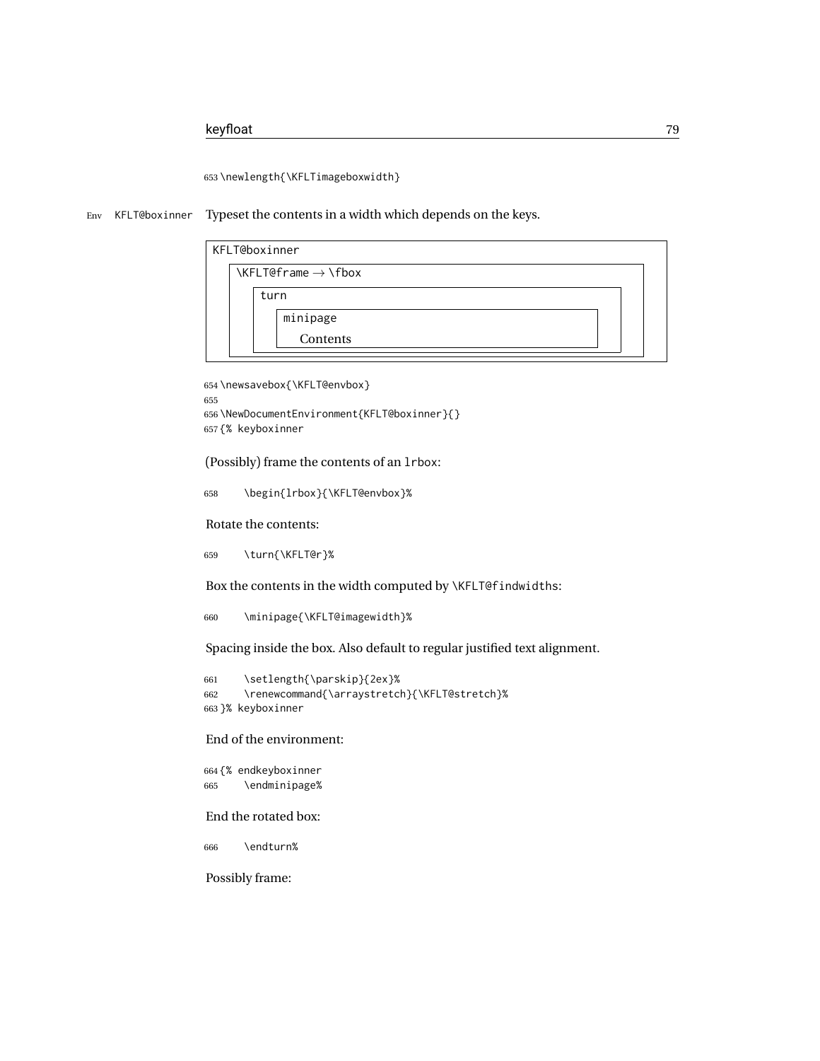```
653 \newlength{\KFLTimageboxwidth}
```

Env `KFLT@boxinner` Typeset the contents in a width which depends on the keys.

```
KFLT@boxinner
    \KFLT@frame → \fbox
        turn
            minipage
                Contents
```

```
654 \newsavebox{\KFLT@envbox}
655
656 \NewDocumentEnvironment{KFLT@boxinner}{}
657 {% keyboxinner
```

(Possibly) frame the contents of an `lrbox`:

```
658     \begin{lrbox}{\KFLT@envbox}%
```

Rotate the contents:

```
659     \turn{\KFLT@r}%
```

Box the contents in the width computed by `\KFLT@findwidths`:

```
660     \minipage{\KFLT@imagewidth}%
```

Spacing inside the box. Also default to regular justified text alignment.

```
661     \setlength{\parskip}{2ex}%
662     \renewcommand{\arraystretch}{\KFLT@stretch}%
663 }% keyboxinner
```

End of the environment:

```
664 {% endkeyboxinner
665     \endminipage%
```

End the rotated box:

```
666     \endturn%
```

Possibly frame: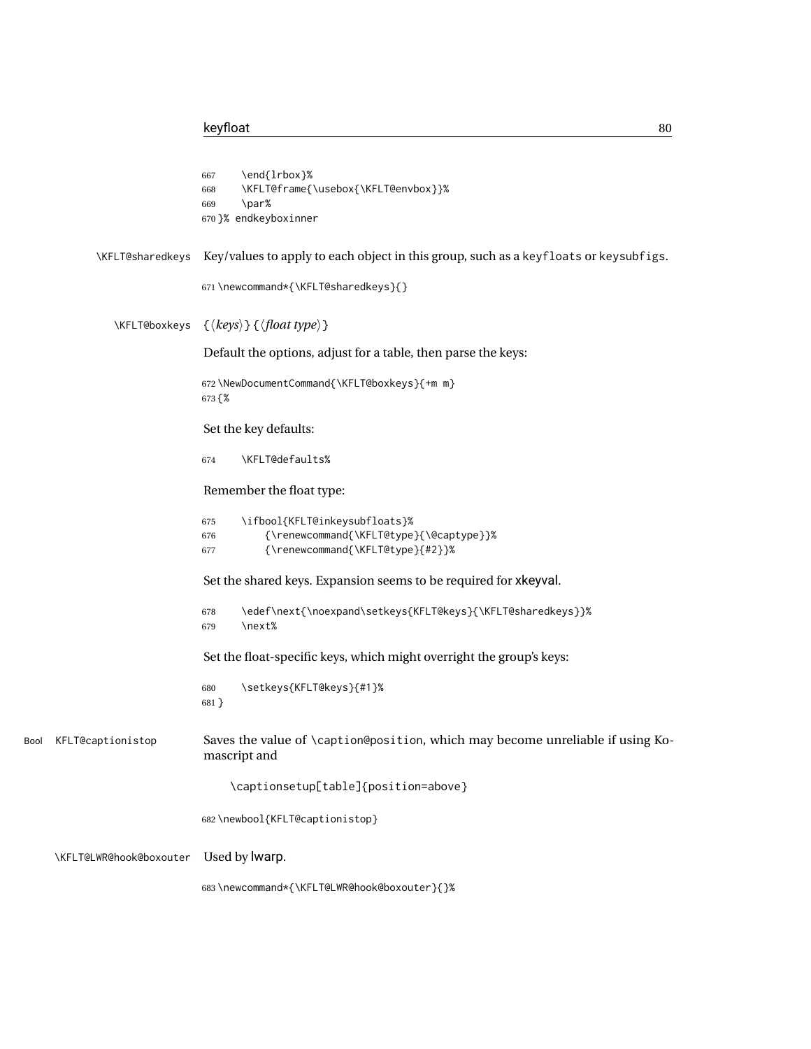```
667     \end{lrbox}%
668     \KFLT@frame{\usebox{\KFLT@envbox}}%
669     \par%
670 }% endkeyboxinner
```

\KFLT@sharedkeys Key/values to apply to each object in this group, such as a keyfloats or keysubfigs.

```
671 \newcommand*{\KFLT@sharedkeys}{}
```

\KFLT@boxkeys {⟨*keys*⟩} {⟨*float type*⟩}

Default the options, adjust for a table, then parse the keys:

```
672 \NewDocumentCommand{\KFLT@boxkeys}{+m m}
673 {%
```

Set the key defaults:

```
674     \KFLT@defaults%
```

Remember the float type:

```
675     \ifbool{KFLT@inkeysubfloats}%
676         {\renewcommand{\KFLT@type}{\@captype}}%
677         {\renewcommand{\KFLT@type}{#2}}%
```

Set the shared keys. Expansion seems to be required for xkeyval.

```
678     \edef\next{\noexpand\setkeys{KFLT@keys}{\KFLT@sharedkeys}}%
679     \next%
```

Set the float-specific keys, which might overright the group's keys:

```
680     \setkeys{KFLT@keys}{#1}%
681 }
```

Bool KFLT@captionistop Saves the value of \caption@position, which may become unreliable if using Komascript and

```
\captionsetup[table]{position=above}
```

```
682 \newbool{KFLT@captionistop}
```

\KFLT@LWR@hook@boxouter Used by lwarp.

```
683 \newcommand*{\KFLT@LWR@hook@boxouter}{}%
```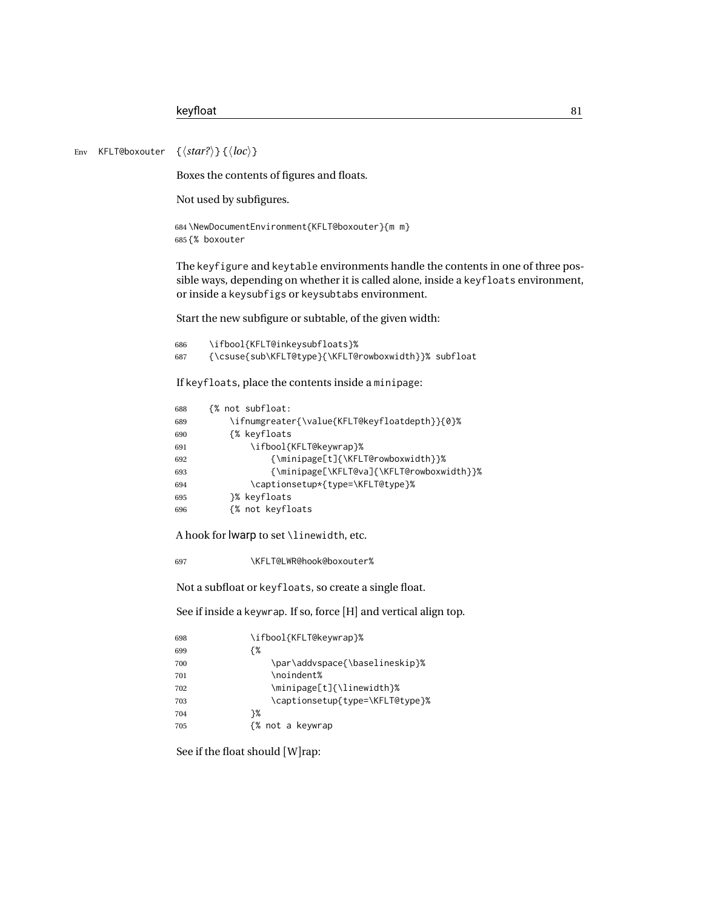Env KFLT@boxouter {⟨*star?*⟩} {⟨*loc*⟩}

Boxes the contents of figures and floats.

Not used by subfigures.

```
684 \NewDocumentEnvironment{KFLT@boxouter}{m m}
685 {% boxouter
```

The keyfigure and keytable environments handle the contents in one of three possible ways, depending on whether it is called alone, inside a keyfloats environment, or inside a keysubfigs or keysubtabs environment.

Start the new subfigure or subtable, of the given width:

```
686     \ifbool{KFLT@inkeysubfloats}%
687     {\csuse{sub\KFLT@type}{\KFLT@rowboxwidth}}% subfloat
```

If keyfloats, place the contents inside a minipage:

```
688     {% not subfloat:
689         \ifnumgreater{\value{KFLT@keyfloatdepth}}{0}%
690         {% keyfloats
691             \ifbool{KFLT@keywrap}%
692                 {\minipage[t]{\KFLT@rowboxwidth}}%
693                 {\minipage[\KFLT@va]{\KFLT@rowboxwidth}}%
694             \captionsetup*{type=\KFLT@type}%
695         }% keyfloats
696         {% not keyfloats
```

A hook for lwarp to set \linewidth, etc.

```
697             \KFLT@LWR@hook@boxouter%
```

Not a subfloat or keyfloats, so create a single float.

See if inside a keywrap. If so, force [H] and vertical align top.

```
698             \ifbool{KFLT@keywrap}%
699             {%
700                 \par\addvspace{\baselineskip}%
701                 \noindent%
702                 \minipage[t]{\linewidth}%
703                 \captionsetup{type=\KFLT@type}%
704             }%
705             {% not a keywrap
```

See if the float should [W]rap: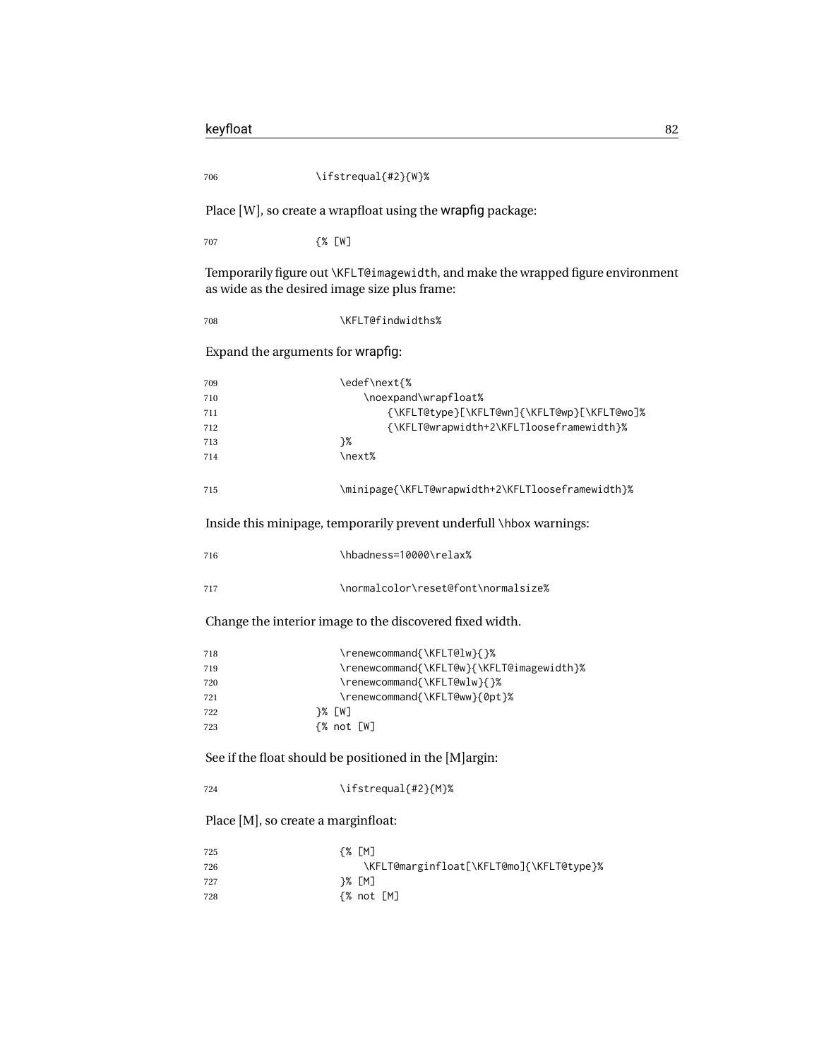```
706            \ifstrequal{#2}{W}%
```

Place [W], so create a wrapfloat using the wrapfig package:

```
707            {% [W]
```

Temporarily figure out \KFLT@imagewidth, and make the wrapped figure environment as wide as the desired image size plus frame:

```
708                \KFLT@findwidths%
```

Expand the arguments for wrapfig:

```
709                \edef\next{%
710                    \noexpand\wrapfloat%
711                        {\KFLT@type}[\KFLT@wn]{\KFLT@wp}[\KFLT@wo]%
712                        {\KFLT@wrapwidth+2\KFLTlooseframewidth}%
713                }%
714                \next%

715                \minipage{\KFLT@wrapwidth+2\KFLTlooseframewidth}%
```

Inside this minipage, temporarily prevent underfull \hbox warnings:

```
716                \hbadness=10000\relax%

717                \normalcolor\reset@font\normalsize%
```

Change the interior image to the discovered fixed width.

```
718                \renewcommand{\KFLT@lw}{}%
719                \renewcommand{\KFLT@w}{\KFLT@imagewidth}%
720                \renewcommand{\KFLT@wlw}{}%
721                \renewcommand{\KFLT@ww}{0pt}%
722            }% [W]
723            {% not [W]
```

See if the float should be positioned in the [M]argin:

```
724                \ifstrequal{#2}{M}%
```

Place [M], so create a marginfloat:

```
725                {% [M]
726                    \KFLT@marginfloat[\KFLT@mo]{\KFLT@type}%
727                }% [M]
728                {% not [M]
```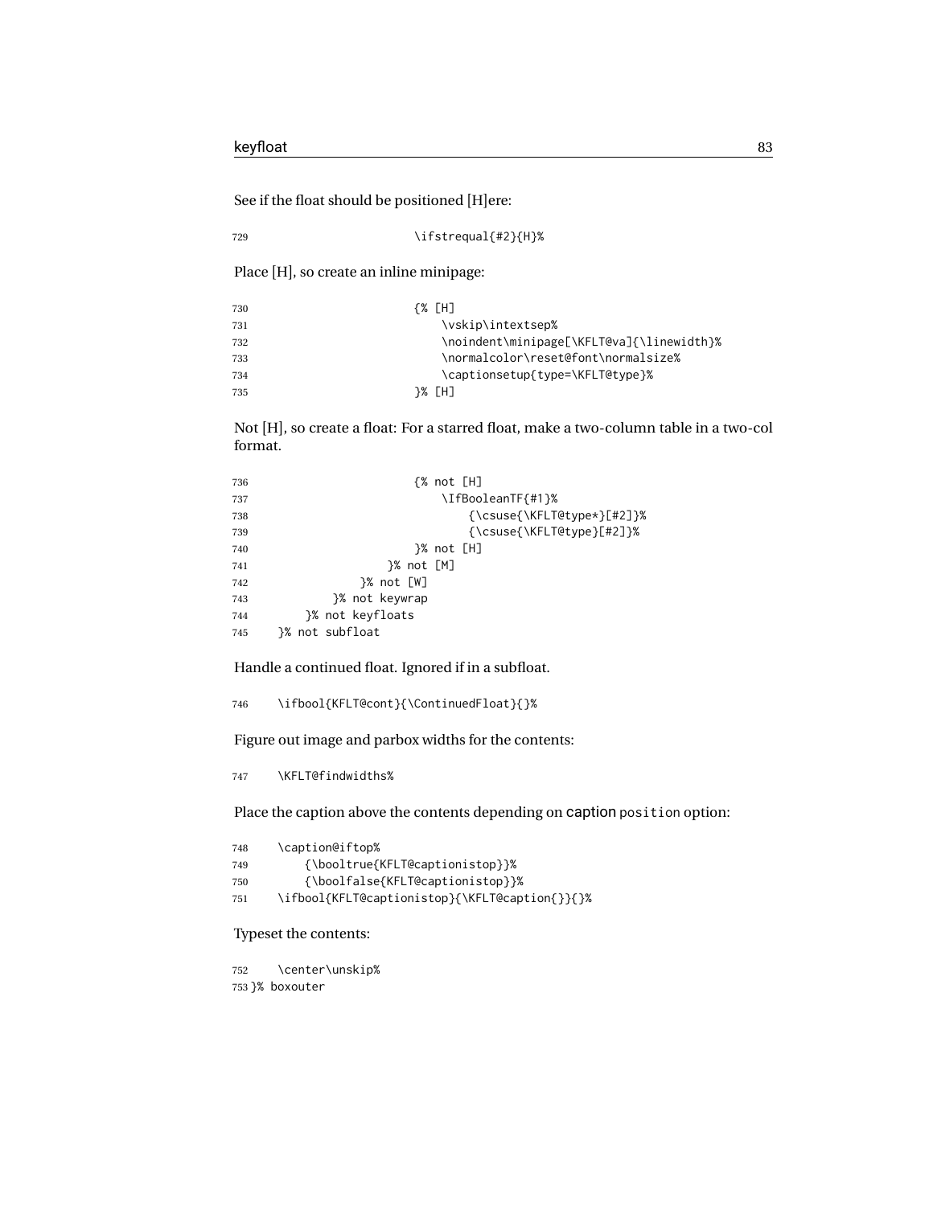See if the float should be positioned [H]ere:

```
729                         \ifstrequal{#2}{H}%
```

Place [H], so create an inline minipage:

```
730                         {% [H]
731                             \vskip\intextsep%
732                             \noindent\minipage[\KFLT@va]{\linewidth}%
733                             \normalcolor\reset@font\normalsize%
734                             \captionsetup{type=\KFLT@type}%
735                         }% [H]
```

Not [H], so create a float: For a starred float, make a two-column table in a two-col format.

```
736                         {% not [H]
737                             \IfBooleanTF{#1}%
738                                 {\csuse{\KFLT@type*}[#2]}%
739                                 {\csuse{\KFLT@type}[#2]}%
740                         }% not [H]
741                     }% not [M]
742                 }% not [W]
743             }% not keywrap
744         }% not keyfloats
745     }% not subfloat
```

Handle a continued float. Ignored if in a subfloat.

```
746     \ifbool{KFLT@cont}{\ContinuedFloat}{}%
```

Figure out image and parbox widths for the contents:

```
747     \KFLT@findwidths%
```

Place the caption above the contents depending on caption `position` option:

```
748     \caption@iftop%
749         {\booltrue{KFLT@captionistop}}%
750         {\boolfalse{KFLT@captionistop}}%
751     \ifbool{KFLT@captionistop}{\KFLT@caption{}}{}%
```

Typeset the contents:

```
752     \center\unskip%
753 }% boxouter
```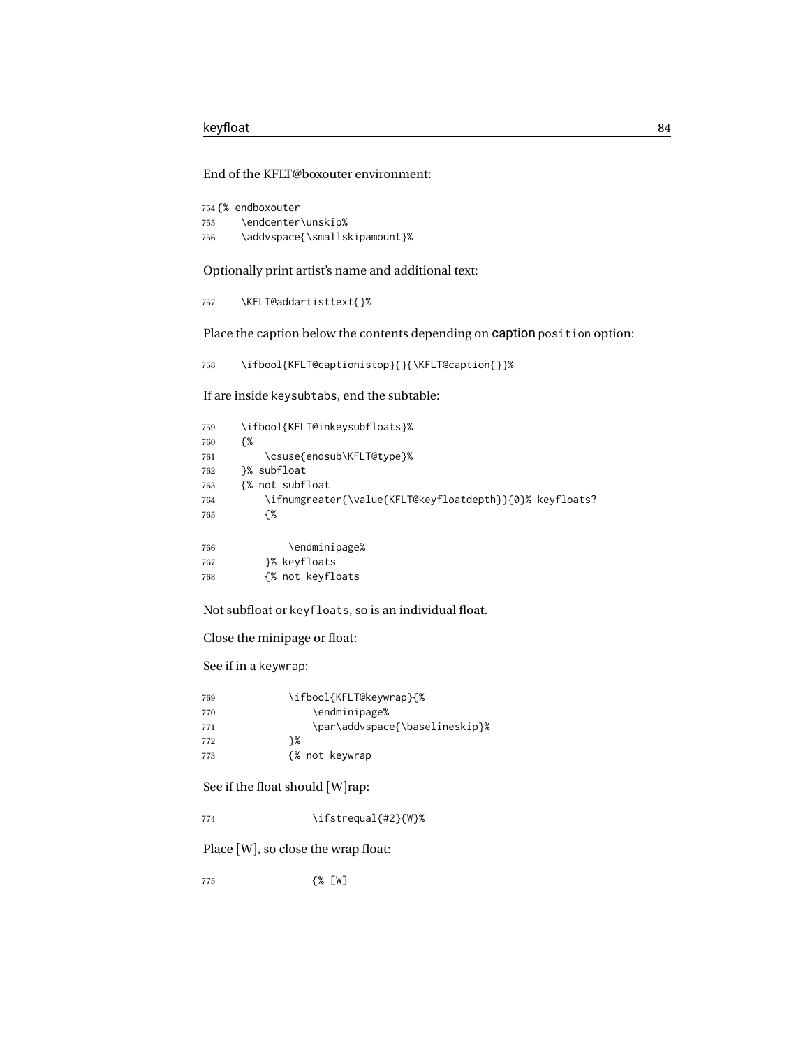End of the KFLT@boxouter environment:

```
754 {% endboxouter
755     \endcenter\unskip%
756     \addvspace{\smallskipamount}%
```

Optionally print artist's name and additional text:

```
757     \KFLT@addartisttext{}%
```

Place the caption below the contents depending on caption position option:

```
758     \ifbool{KFLT@captionistop}{}{\KFLT@caption{}}%
```

If are inside keysubtabs, end the subtable:

```
759     \ifbool{KFLT@inkeysubfloats}%
760     {%
761         \csuse{endsub\KFLT@type}%
762     }% subfloat
763     {% not subfloat
764         \ifnumgreater{\value{KFLT@keyfloatdepth}}{0}% keyfloats?
765         {%
766             \endminipage%
767         }% keyfloats
768         {% not keyfloats
```

Not subfloat or keyfloats, so is an individual float.

Close the minipage or float:

See if in a keywrap:

```
769             \ifbool{KFLT@keywrap}{%
770                 \endminipage%
771                 \par\addvspace{\baselineskip}%
772             }%
773             {% not keywrap
```

See if the float should [W]rap:

```
774                 \ifstrequal{#2}{W}%
```

Place [W], so close the wrap float:

```
775                 {% [W]
```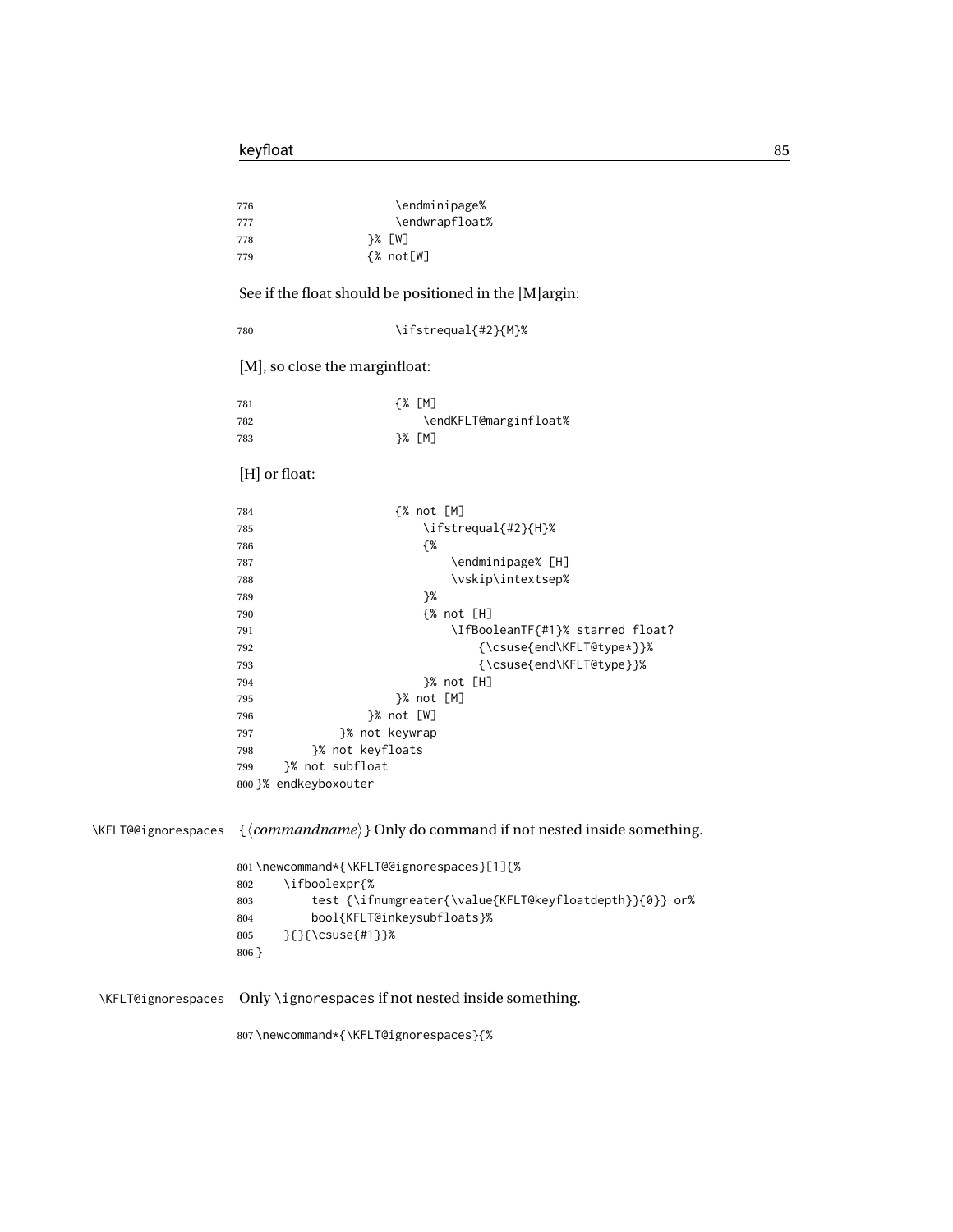```
776                     \endminipage%
777                     \endwrapfloat%
778                 }% [W]
779                 {% not[W]
```

See if the float should be positioned in the [M]argin:

```
780                     \ifstrequal{#2}{M}%
```

[M], so close the marginfloat:

```
781                     {% [M]
782                         \endKFLT@marginfloat%
783                     }% [M]
```

[H] or float:

```
784                     {% not [M]
785                         \ifstrequal{#2}{H}%
786                         {%
787                             \endminipage% [H]
788                             \vskip\intextsep%
789                         }%
790                         {% not [H]
791                             \IfBooleanTF{#1}% starred float?
792                                 {\csuse{end\KFLT@type*}}%
793                                 {\csuse{end\KFLT@type}}%
794                         }% not [H]
795                     }% not [M]
796                 }% not [W]
797             }% not keywrap
798         }% not keyfloats
799     }% not subfloat
800 }% endkeyboxouter
```

\KFLT@@ignorespaces {⟨*commandname*⟩} Only do command if not nested inside something.

```
801 \newcommand*{\KFLT@@ignorespaces}[1]{%
802     \ifboolexpr{%
803         test {\ifnumgreater{\value{KFLT@keyfloatdepth}}{0}} or%
804         bool{KFLT@inkeysubfloats}%
805     }{}{\csuse{#1}}%
806 }
```

\KFLT@ignorespaces Only \ignorespaces if not nested inside something.

```
807 \newcommand*{\KFLT@ignorespaces}{%
```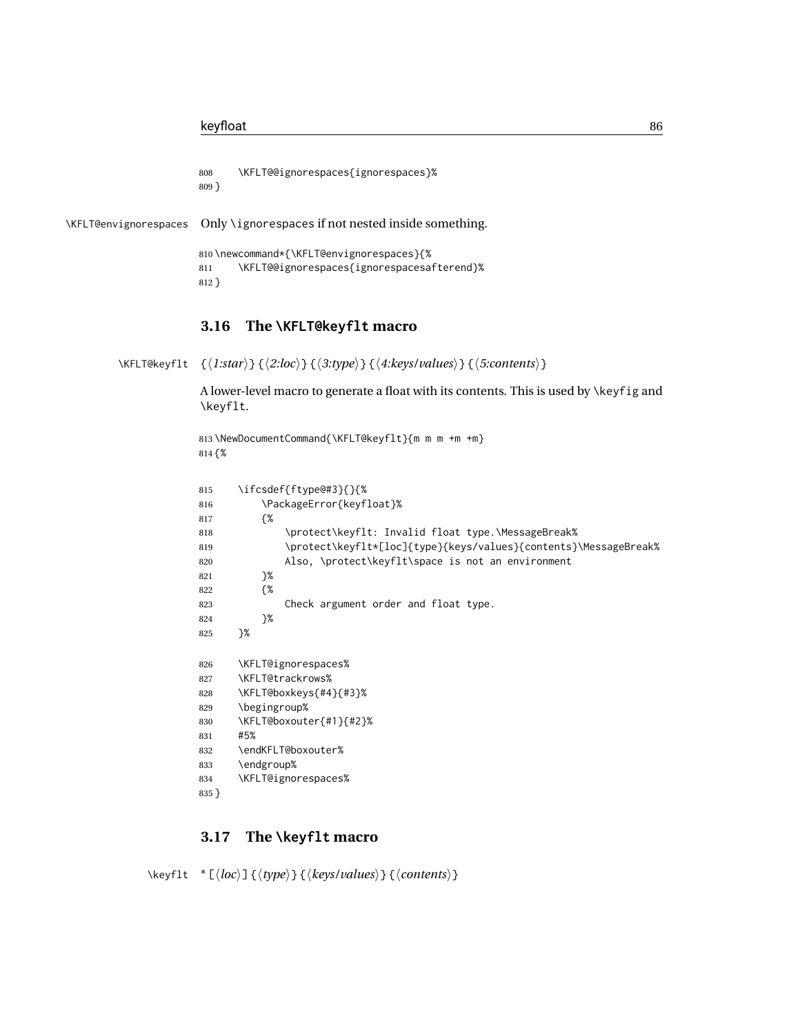```
808     \KFLT@@ignorespaces{ignorespaces}%
809 }
```

\KFLT@envignorespaces Only \ignorespaces if not nested inside something.

```
810 \newcommand*{\KFLT@envignorespaces}{%
811     \KFLT@@ignorespaces{ignorespacesafterend}%
812 }
```

## 3.16 The \KFLT@keyflt macro

\KFLT@keyflt {⟨*1:star*⟩}{⟨*2:loc*⟩}{⟨*3:type*⟩}{⟨*4:keys/values*⟩}{⟨*5:contents*⟩}

A lower-level macro to generate a float with its contents. This is used by \keyfig and \keyflt.

```
813 \NewDocumentCommand{\KFLT@keyflt}{m m m +m +m}
814 {%

815     \ifcsdef{ftype@#3}{}{%
816         \PackageError{keyfloat}%
817         {%
818             \protect\keyflt: Invalid float type.\MessageBreak%
819             \protect\keyflt*[loc]{type}{keys/values}{contents}\MessageBreak%
820             Also, \protect\keyflt\space is not an environment
821         }%
822         {%
823             Check argument order and float type.
824         }%
825     }%

826     \KFLT@ignorespaces%
827     \KFLT@trackrows%
828     \KFLT@boxkeys{#4}{#3}%
829     \begingroup%
830     \KFLT@boxouter{#1}{#2}%
831     #5%
832     \endKFLT@boxouter%
833     \endgroup%
834     \KFLT@ignorespaces%
835 }
```

## 3.17 The \keyflt macro

\keyflt * [⟨*loc*⟩] {⟨*type*⟩} {⟨*keys/values*⟩} {⟨*contents*⟩}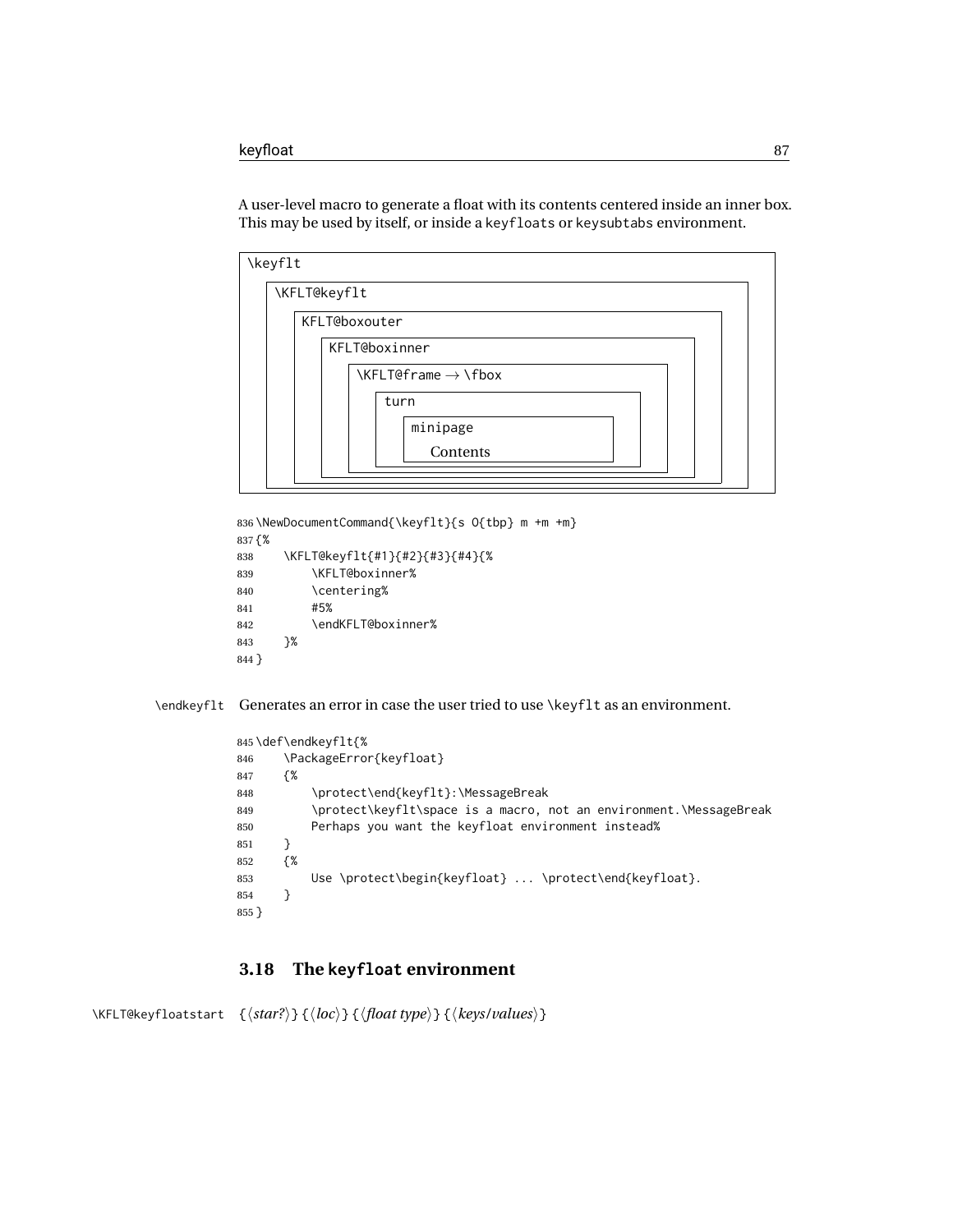A user-level macro to generate a float with its contents centered inside an inner box. This may be used by itself, or inside a keyfloats or keysubtabs environment.

```
\keyflt
    \KFLT@keyflt
        KFLT@boxouter
            KFLT@boxinner
                \KFLT@frame → \fbox
                    turn
                        minipage
                            Contents
```

```
836 \NewDocumentCommand{\keyflt}{s O{tbp} m +m +m}
837 {%
838     \KFLT@keyflt{#1}{#2}{#3}{#4}{%
839         \KFLT@boxinner%
840         \centering%
841         #5%
842         \endKFLT@boxinner%
843     }%
844 }
```

\endkeyflt Generates an error in case the user tried to use \keyflt as an environment.

```
845 \def\endkeyflt{%
846     \PackageError{keyfloat}
847     {%
848         \protect\end{keyflt}:\MessageBreak
849         \protect\keyflt\space is a macro, not an environment.\MessageBreak
850         Perhaps you want the keyfloat environment instead%
851     }
852     {%
853         Use \protect\begin{keyfloat} ... \protect\end{keyfloat}.
854     }
855 }
```

## 3.18 The keyfloat environment

\KFLT@keyfloatstart {⟨*star?*⟩}{⟨*loc*⟩}{⟨*float type*⟩}{⟨*keys/values*⟩}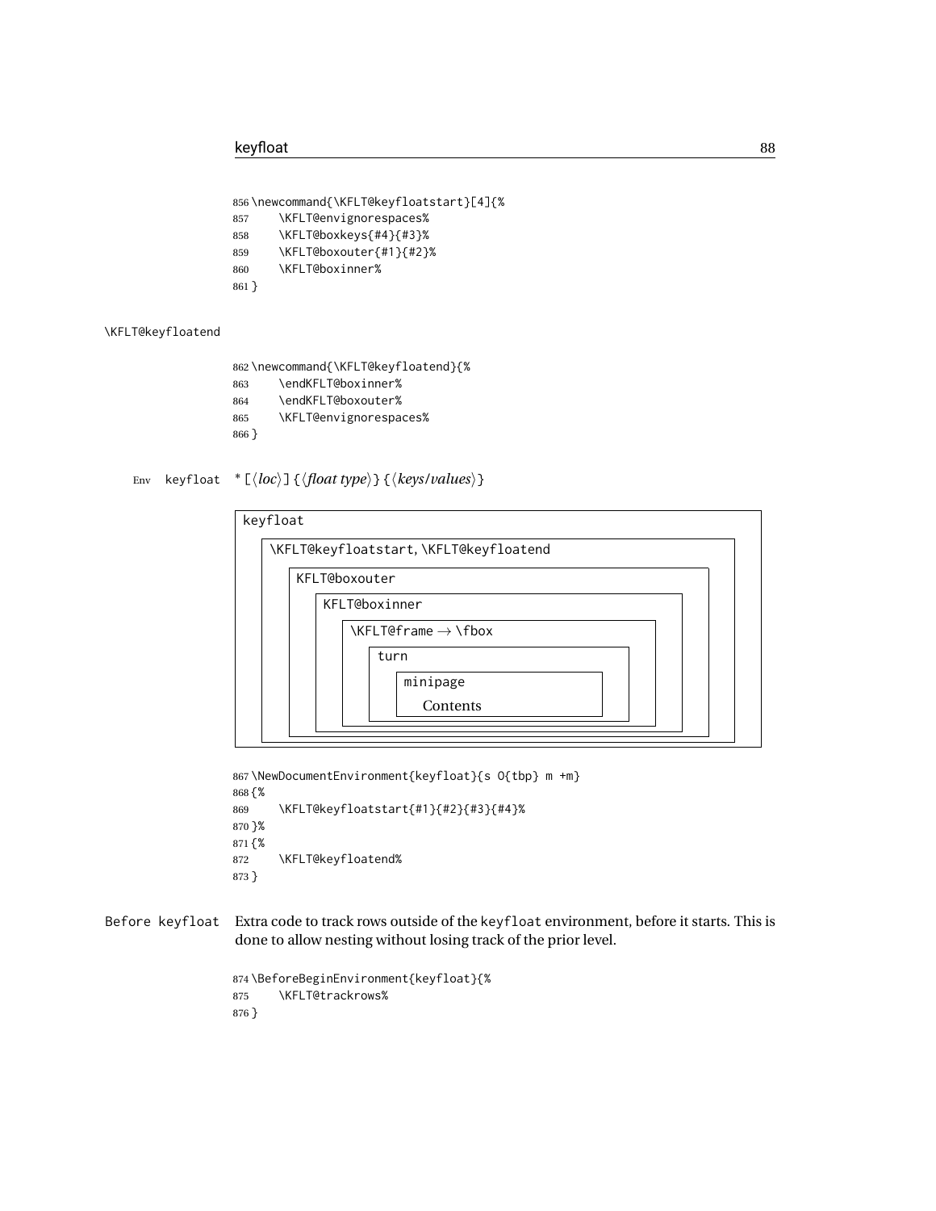```
856 \newcommand{\KFLT@keyfloatstart}[4]{%
857     \KFLT@envignorespaces%
858     \KFLT@boxkeys{#4}{#3}%
859     \KFLT@boxouter{#1}{#2}%
860     \KFLT@boxinner%
861 }
```

\KFLT@keyfloatend

```
862 \newcommand{\KFLT@keyfloatend}{%
863     \endKFLT@boxinner%
864     \endKFLT@boxouter%
865     \KFLT@envignorespaces%
866 }
```

Env keyfloat * [⟨*loc*⟩] {⟨*float type*⟩} {⟨*keys/values*⟩}

```
keyfloat
  \KFLT@keyfloatstart, \KFLT@keyfloatend
    KFLT@boxouter
      KFLT@boxinner
        \KFLT@frame → \fbox
          turn
            minipage
              Contents
```

```
867 \NewDocumentEnvironment{keyfloat}{s O{tbp} m +m}
868 {%
869     \KFLT@keyfloatstart{#1}{#2}{#3}{#4}%
870 }%
871 {%
872     \KFLT@keyfloatend%
873 }
```

Before keyfloat Extra code to track rows outside of the keyfloat environment, before it starts. This is done to allow nesting without losing track of the prior level.

```
874 \BeforeBeginEnvironment{keyfloat}{%
875     \KFLT@trackrows%
876 }
```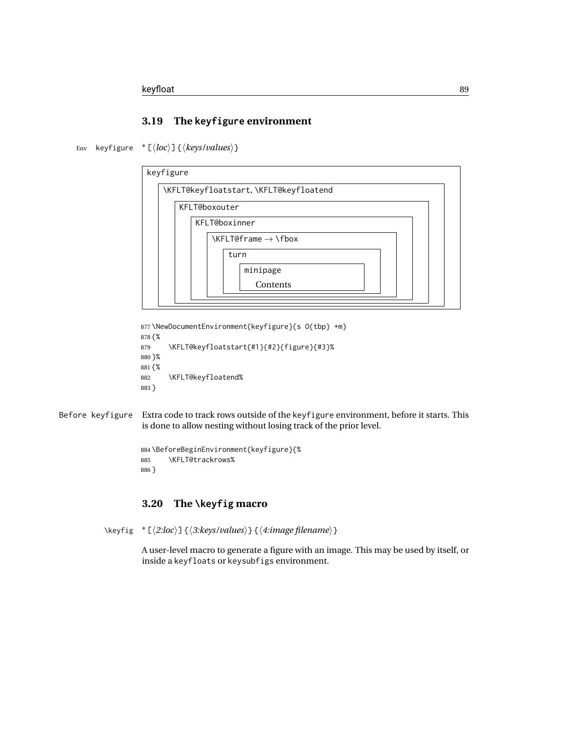## 3.19 The keyfigure environment

Env keyfigure `*[⟨loc⟩]{⟨keys/values⟩}`

```
keyfigure
  \KFLT@keyfloatstart, \KFLT@keyfloatend
    KFLT@boxouter
      KFLT@boxinner
        \KFLT@frame → \fbox
          turn
            minipage
              Contents
```

```
877 \NewDocumentEnvironment{keyfigure}{s O{tbp} +m}
878 {%
879     \KFLT@keyfloatstart{#1}{#2}{figure}{#3}%
880 }%
881 {%
882     \KFLT@keyfloatend%
883 }
```

Before keyfigure Extra code to track rows outside of the keyfigure environment, before it starts. This is done to allow nesting without losing track of the prior level.

```
884 \BeforeBeginEnvironment{keyfigure}{%
885     \KFLT@trackrows%
886 }
```

## 3.20 The \keyfig macro

\keyfig `*[⟨2:loc⟩]{⟨3:keys/values⟩}{⟨4:image filename⟩}`

A user-level macro to generate a figure with an image. This may be used by itself, or inside a keyfloats or keysubfigs environment.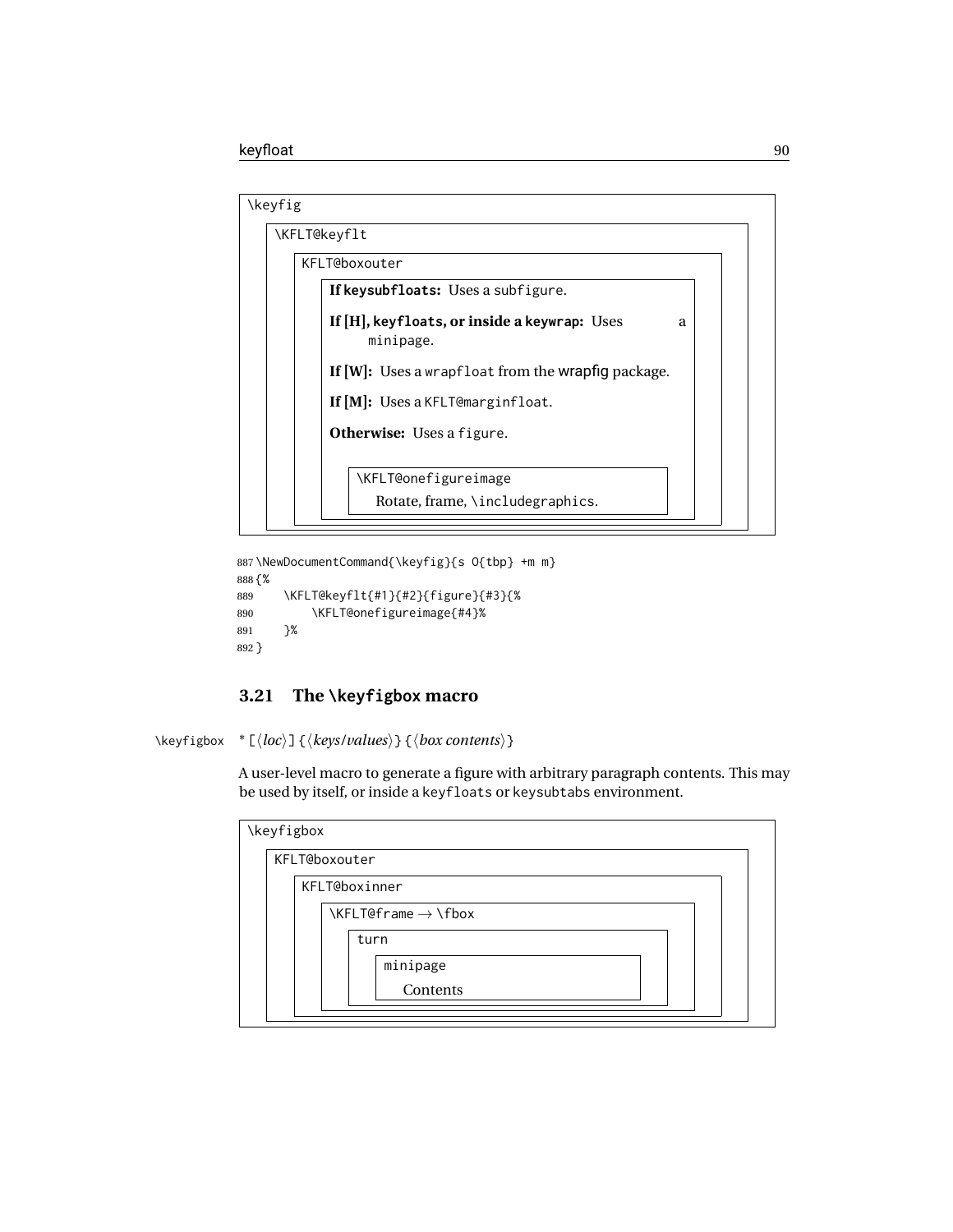```
\keyfig
    \KFLT@keyflt
        KFLT@boxouter
            If keysubfloats: Uses a subfigure.
            If [H], keyfloats, or inside a keywrap: Uses a
                minipage.
            If [W]: Uses a wrapfloat from the wrapfig package.
            If [M]: Uses a KFLT@marginfloat.
            Otherwise: Uses a figure.
                \KFLT@onefigureimage
                    Rotate, frame, \includegraphics.
```

```
887 \NewDocumentCommand{\keyfig}{s O{tbp} +m m}
888 {%
889     \KFLT@keyflt{#1}{#2}{figure}{#3}{%
890         \KFLT@onefigureimage{#4}%
891     }%
892 }
```

### 3.21 The `\keyfigbox` macro

`\keyfigbox` `*[`⟨*loc*⟩`]{`⟨*keys/values*⟩`}{`⟨*box contents*⟩`}`

A user-level macro to generate a figure with arbitrary paragraph contents. This may be used by itself, or inside a `keyfloats` or `keysubtabs` environment.

```
\keyfigbox
    KFLT@boxouter
        KFLT@boxinner
            \KFLT@frame → \fbox
                turn
                    minipage
                        Contents
```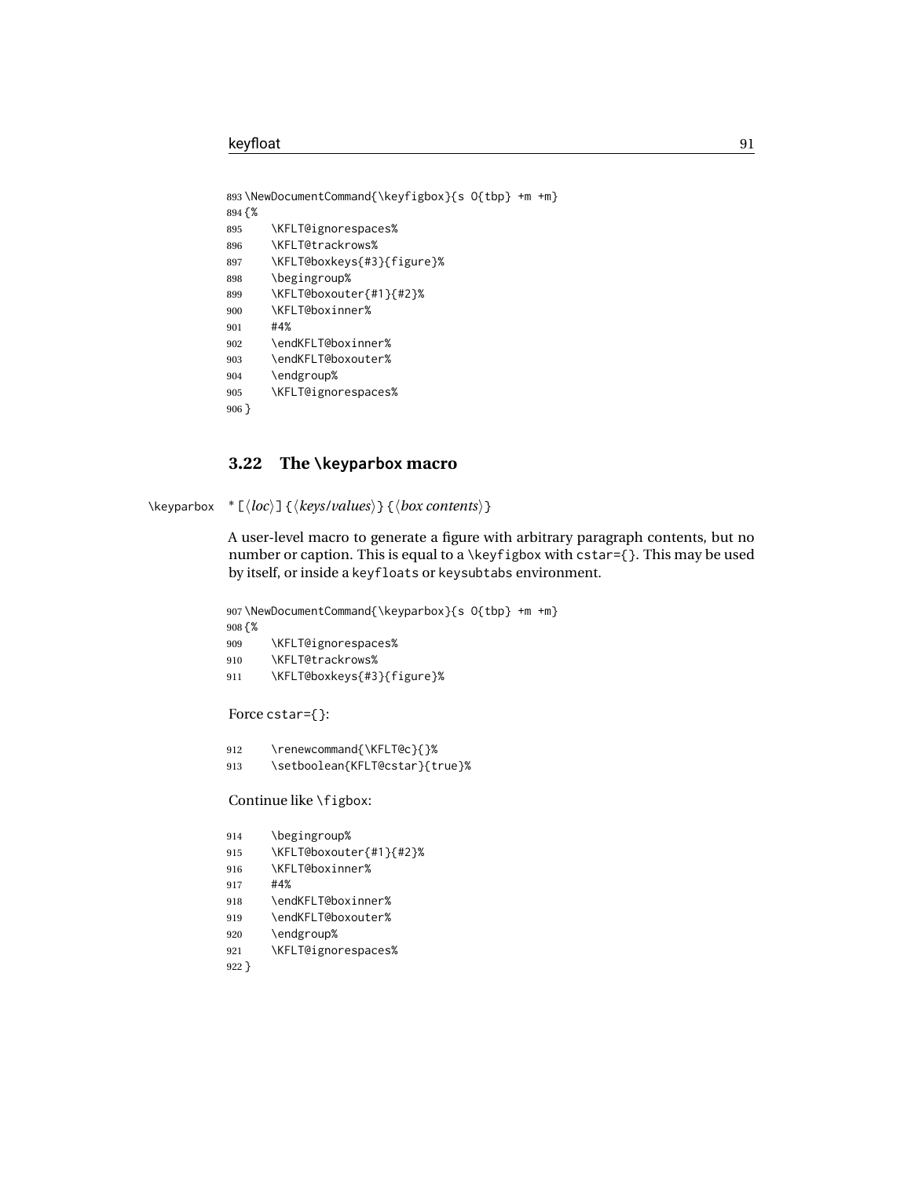```
893 \NewDocumentCommand{\keyfigbox}{s O{tbp} +m +m}
894 {%
895     \KFLT@ignorespaces%
896     \KFLT@trackrows%
897     \KFLT@boxkeys{#3}{figure}%
898     \begingroup%
899     \KFLT@boxouter{#1}{#2}%
900     \KFLT@boxinner%
901     #4%
902     \endKFLT@boxinner%
903     \endKFLT@boxouter%
904     \endgroup%
905     \KFLT@ignorespaces%
906 }
```

### 3.22 The \keyparbox macro

\keyparbox `*[⟨loc⟩]{⟨keys/values⟩}{⟨box contents⟩}`

A user-level macro to generate a figure with arbitrary paragraph contents, but no number or caption. This is equal to a \keyfigbox with cstar={}. This may be used by itself, or inside a keyfloats or keysubtabs environment.

```
907 \NewDocumentCommand{\keyparbox}{s O{tbp} +m +m}
908 {%
909     \KFLT@ignorespaces%
910     \KFLT@trackrows%
911     \KFLT@boxkeys{#3}{figure}%
```

Force cstar={}:

```
912     \renewcommand{\KFLT@c}{}%
913     \setboolean{KFLT@cstar}{true}%
```

Continue like \figbox:

```
914     \begingroup%
915     \KFLT@boxouter{#1}{#2}%
916     \KFLT@boxinner%
917     #4%
918     \endKFLT@boxinner%
919     \endKFLT@boxouter%
920     \endgroup%
921     \KFLT@ignorespaces%
922 }
```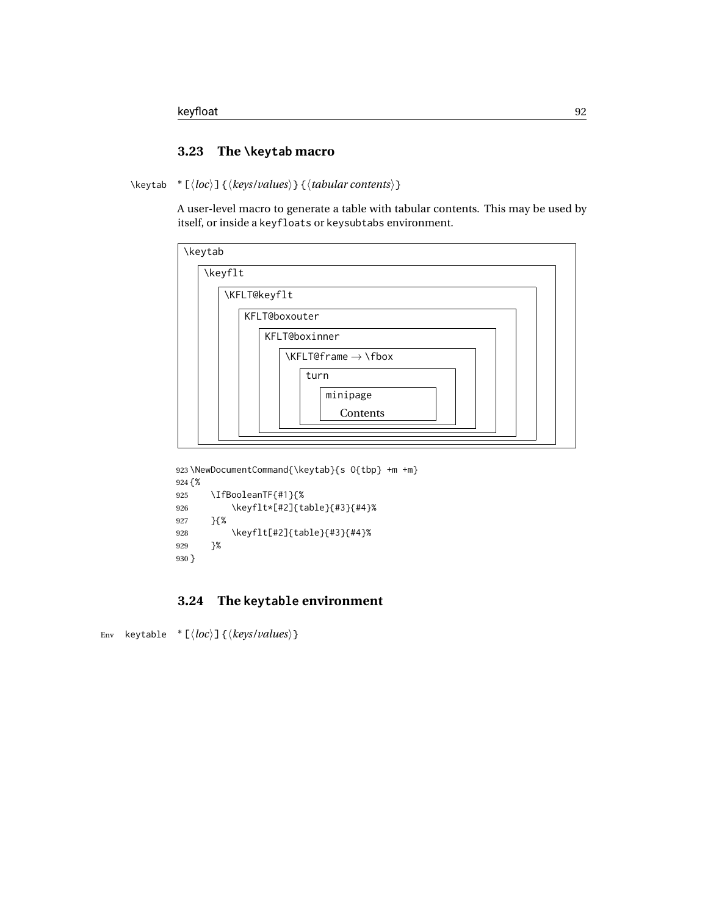## 3.23 The \keytab macro

\keytab `* [⟨loc⟩] {⟨keys/values⟩} {⟨tabular contents⟩}`

A user-level macro to generate a table with tabular contents. This may be used by itself, or inside a keyfloats or keysubtabs environment.

```
\keytab
  \keyflt
    \KFLT@keyflt
      KFLT@boxouter
        KFLT@boxinner
          \KFLT@frame → \fbox
            turn
              minipage
                Contents
```

```
923 \NewDocumentCommand{\keytab}{s O{tbp} +m +m}
924 {%
925     \IfBooleanTF{#1}{%
926         \keyflt*[#2]{table}{#3}{#4}%
927     }{%
928         \keyflt[#2]{table}{#3}{#4}%
929     }%
930 }
```

## 3.24 The keytable environment

Env keytable `* [⟨loc⟩] {⟨keys/values⟩}`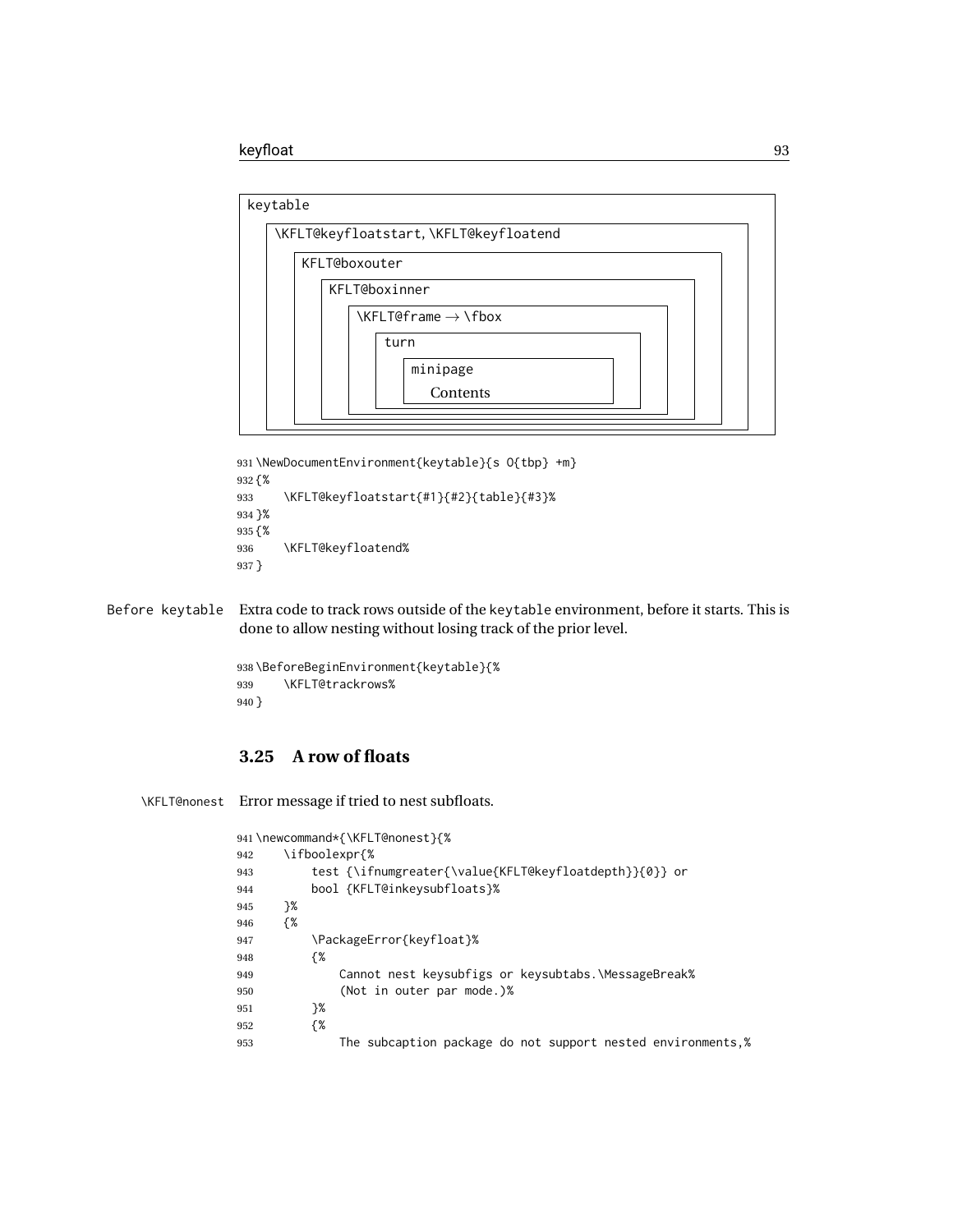keytable

\KFLT@keyfloatstart, \KFLT@keyfloatend

KFLT@boxouter

KFLT@boxinner

\KFLT@frame → \fbox

turn

minipage

Contents

```
931 \NewDocumentEnvironment{keytable}{s O{tbp} +m}
932 {%
933     \KFLT@keyfloatstart{#1}{#2}{table}{#3}%
934 }%
935 {%
936     \KFLT@keyfloatend%
937 }
```

Before keytable Extra code to track rows outside of the keytable environment, before it starts. This is done to allow nesting without losing track of the prior level.

```
938 \BeforeBeginEnvironment{keytable}{%
939     \KFLT@trackrows%
940 }
```

## 3.25 A row of floats

\KFLT@nonest Error message if tried to nest subfloats.

```
941 \newcommand*{\KFLT@nonest}{%
942     \ifboolexpr{%
943         test {\ifnumgreater{\value{KFLT@keyfloatdepth}}{0}} or
944         bool {KFLT@inkeysubfloats}%
945     }%
946     {%
947         \PackageError{keyfloat}%
948         {%
949             Cannot nest keysubfigs or keysubtabs.\MessageBreak%
950             (Not in outer par mode.)%
951         }%
952         {%
953             The subcaption package do not support nested environments,%
```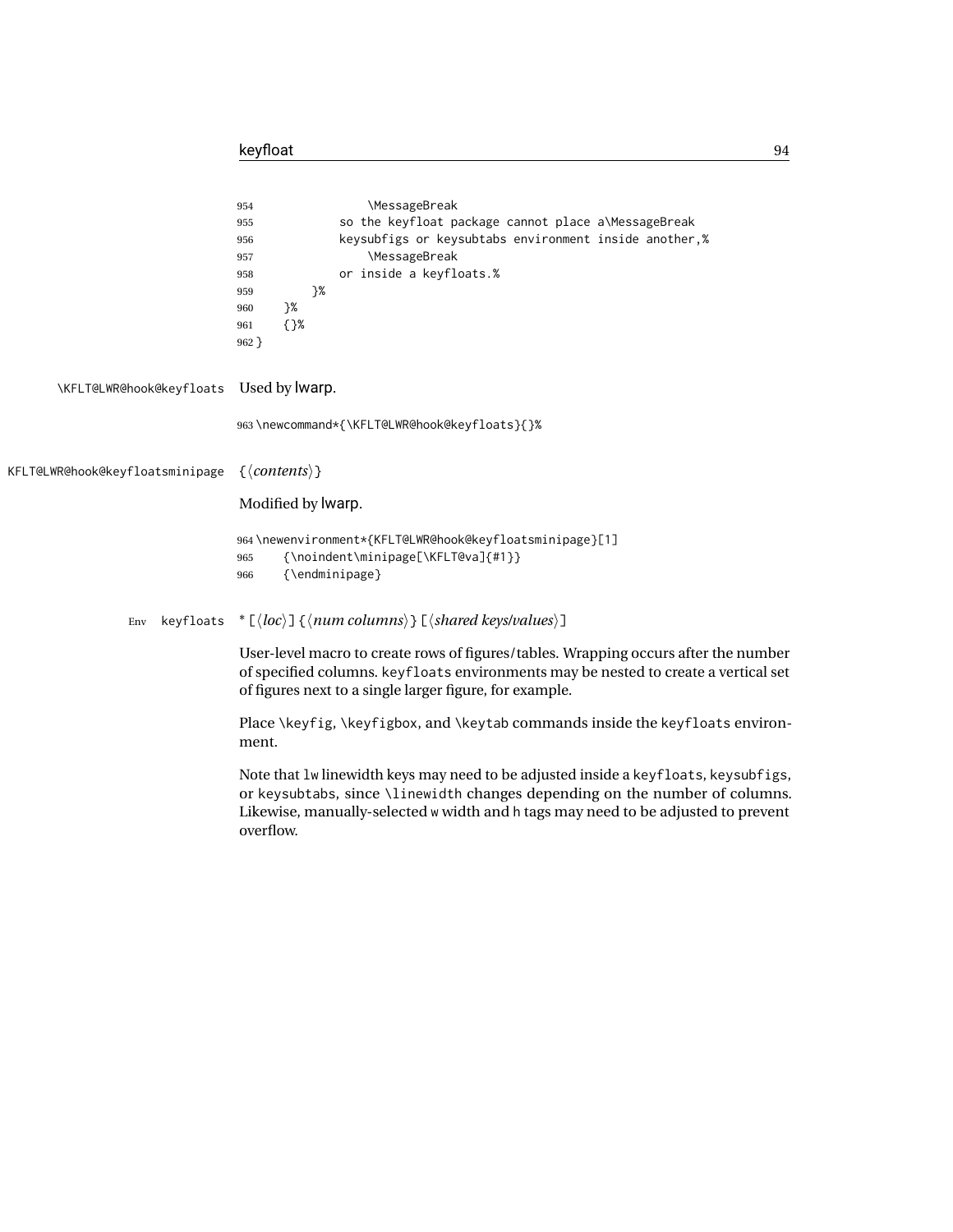```
954                 \MessageBreak
955             so the keyfloat package cannot place a\MessageBreak
956             keysubfigs or keysubtabs environment inside another,%
957                 \MessageBreak
958             or inside a keyfloats.%
959         }%
960     }%
961     {}%
962 }
```

\KFLT@LWR@hook@keyfloats Used by lwarp.

```
963 \newcommand*{\KFLT@LWR@hook@keyfloats}{}%
```

KFLT@LWR@hook@keyfloatsminipage {⟨*contents*⟩}

Modified by lwarp.

```
964 \newenvironment*{KFLT@LWR@hook@keyfloatsminipage}[1]
965     {\noindent\minipage[\KFLT@va]{#1}}
966     {\endminipage}
```

Env keyfloats * [⟨*loc*⟩] {⟨*num columns*⟩} [⟨*shared keys/values*⟩]

User-level macro to create rows of figures/tables. Wrapping occurs after the number of specified columns. keyfloats environments may be nested to create a vertical set of figures next to a single larger figure, for example.

Place \keyfig, \keyfigbox, and \keytab commands inside the keyfloats environment.

Note that lw linewidth keys may need to be adjusted inside a keyfloats, keysubfigs, or keysubtabs, since \linewidth changes depending on the number of columns. Likewise, manually-selected w width and h tags may need to be adjusted to prevent overflow.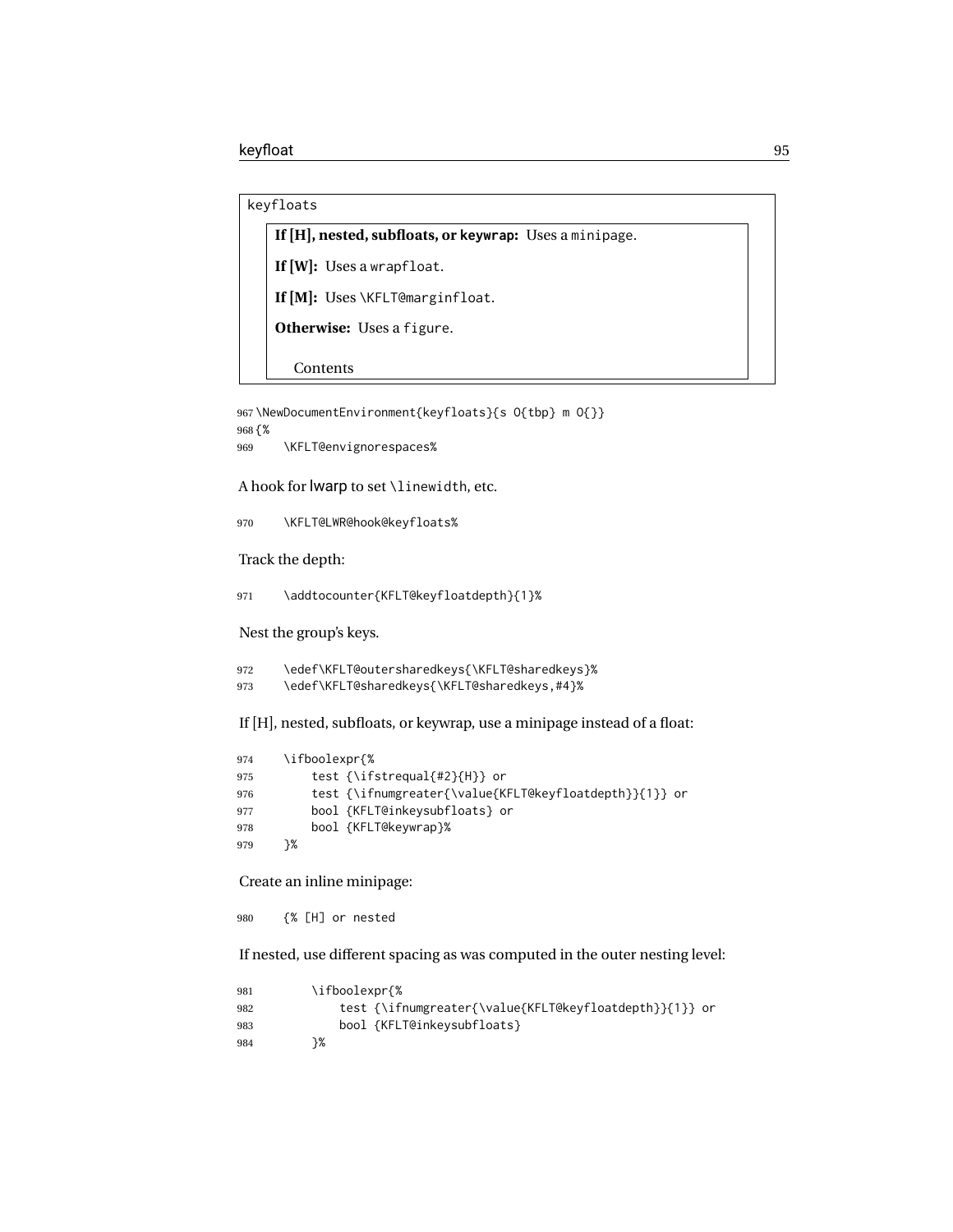keyfloats

> **If [H], nested, subfloats, or keywrap:** Uses a minipage.
>
> **If [W]:** Uses a wrapfloat.
>
> **If [M]:** Uses \KFLT@marginfloat.
>
> **Otherwise:** Uses a figure.
>
> Contents

```
967 \NewDocumentEnvironment{keyfloats}{s O{tbp} m O{}}
968 {%
969     \KFLT@envignorespaces%
```

A hook for lwarp to set \linewidth, etc.

```
970     \KFLT@LWR@hook@keyfloats%
```

Track the depth:

```
971     \addtocounter{KFLT@keyfloatdepth}{1}%
```

Nest the group's keys.

```
972     \edef\KFLT@outersharedkeys{\KFLT@sharedkeys}%
973     \edef\KFLT@sharedkeys{\KFLT@sharedkeys,#4}%
```

If [H], nested, subfloats, or keywrap, use a minipage instead of a float:

```
974     \ifboolexpr{%
975         test {\ifstrequal{#2}{H}} or
976         test {\ifnumgreater{\value{KFLT@keyfloatdepth}}{1}} or
977         bool {KFLT@inkeysubfloats} or
978         bool {KFLT@keywrap}%
979     }%
```

Create an inline minipage:

```
980     {% [H] or nested
```

If nested, use different spacing as was computed in the outer nesting level:

```
981         \ifboolexpr{%
982             test {\ifnumgreater{\value{KFLT@keyfloatdepth}}{1}} or
983             bool {KFLT@inkeysubfloats}
984         }%
```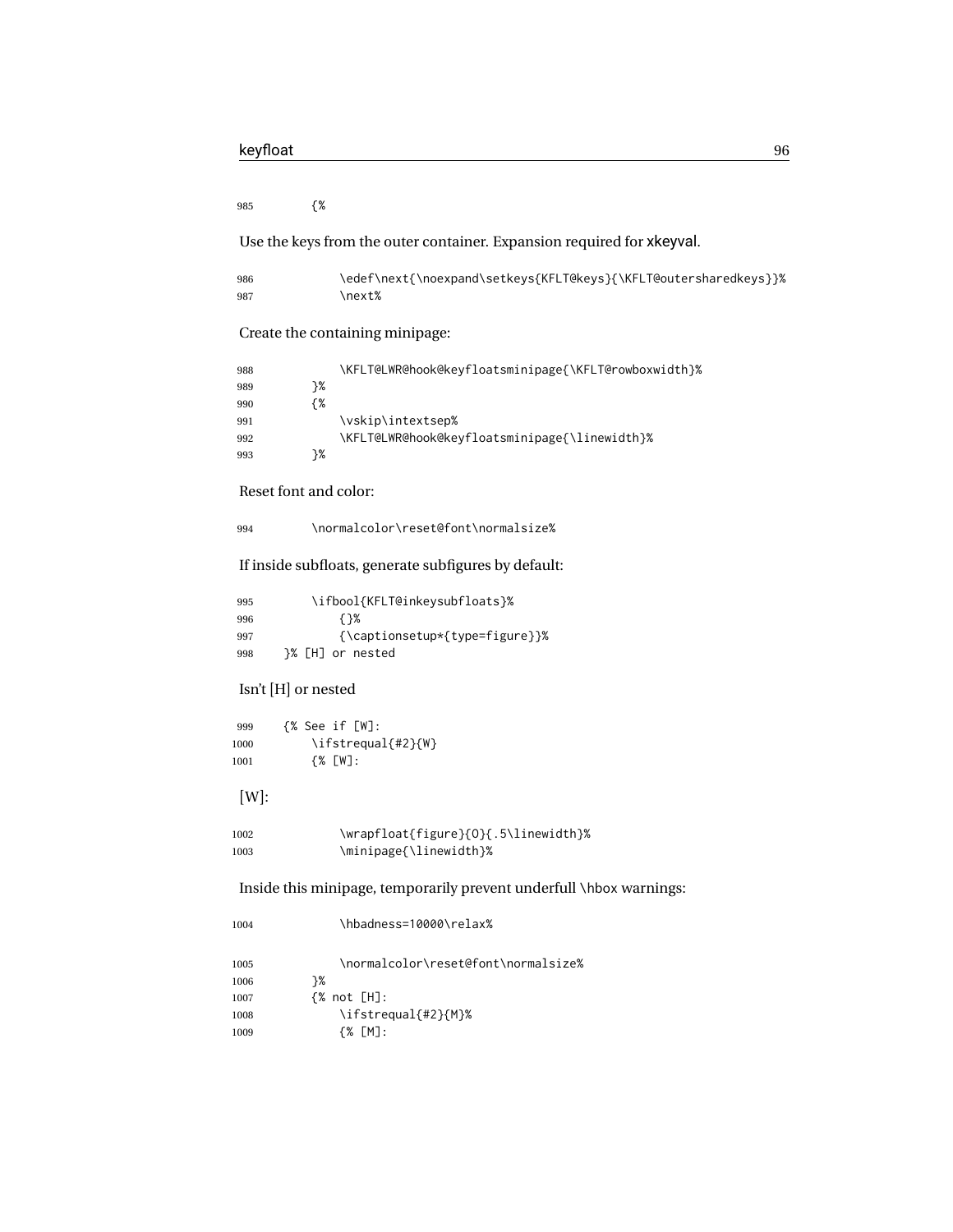```
985         {%
```

Use the keys from the outer container. Expansion required for xkeyval.

```
986             \edef\next{\noexpand\setkeys{KFLT@keys}{\KFLT@outersharedkeys}}%
987             \next%
```

Create the containing minipage:

```
988             \KFLT@LWR@hook@keyfloatsminipage{\KFLT@rowboxwidth}%
989         }%
990         {%
991             \vskip\intextsep%
992             \KFLT@LWR@hook@keyfloatsminipage{\linewidth}%
993         }%
```

Reset font and color:

```
994         \normalcolor\reset@font\normalsize%
```

If inside subfloats, generate subfigures by default:

```
995         \ifbool{KFLT@inkeysubfloats}%
996             {}%
997             {\captionsetup*{type=figure}}%
998     }% [H] or nested
```

Isn't [H] or nested

```
999     {% See if [W]:
1000        \ifstrequal{#2}{W}
1001        {% [W]:
```

[W]:

```
1002            \wrapfloat{figure}{O}{.5\linewidth}%
1003            \minipage{\linewidth}%
```

Inside this minipage, temporarily prevent underfull \hbox warnings:

```
1004            \hbadness=10000\relax%

1005            \normalcolor\reset@font\normalsize%
1006        }%
1007        {% not [H]:
1008            \ifstrequal{#2}{M}%
1009            {% [M]:
```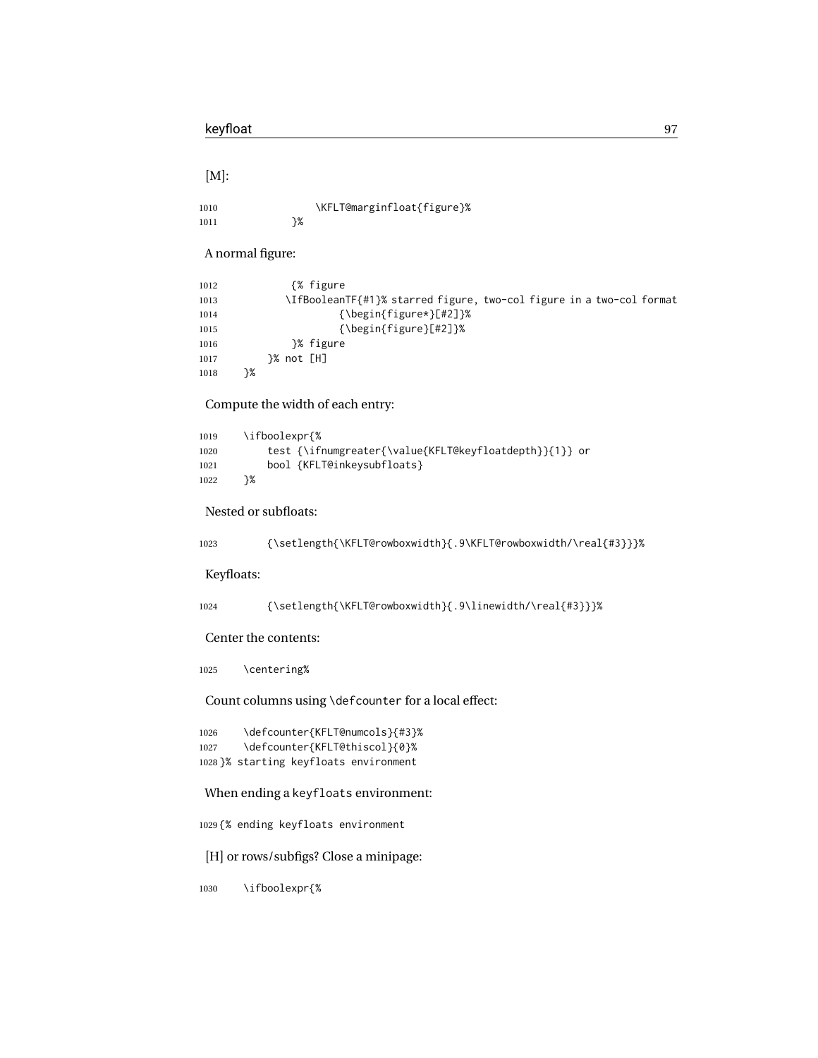[M]:

```
1010                \KFLT@marginfloat{figure}%
1011            }%
```

A normal figure:

```
1012            {% figure
1013          \IfBooleanTF{#1}% starred figure, two-col figure in a two-col format
1014                  {\begin{figure*}[#2]}%
1015                  {\begin{figure}[#2]}%
1016            }% figure
1017        }% not [H]
1018    }%
```

Compute the width of each entry:

```
1019    \ifboolexpr{%
1020        test {\ifnumgreater{\value{KFLT@keyfloatdepth}}{1}} or
1021        bool {KFLT@inkeysubfloats}
1022    }%
```

Nested or subfloats:

```
1023        {\setlength{\KFLT@rowboxwidth}{.9\KFLT@rowboxwidth/\real{#3}}}%
```

Keyfloats:

```
1024        {\setlength{\KFLT@rowboxwidth}{.9\linewidth/\real{#3}}}%
```

Center the contents:

```
1025    \centering%
```

Count columns using `\defcounter` for a local effect:

```
1026    \defcounter{KFLT@numcols}{#3}%
1027    \defcounter{KFLT@thiscol}{0}%
1028 }% starting keyfloats environment
```

When ending a `keyfloats` environment:

```
1029 {% ending keyfloats environment
```

[H] or rows/subfigs? Close a minipage:

```
1030    \ifboolexpr{%
```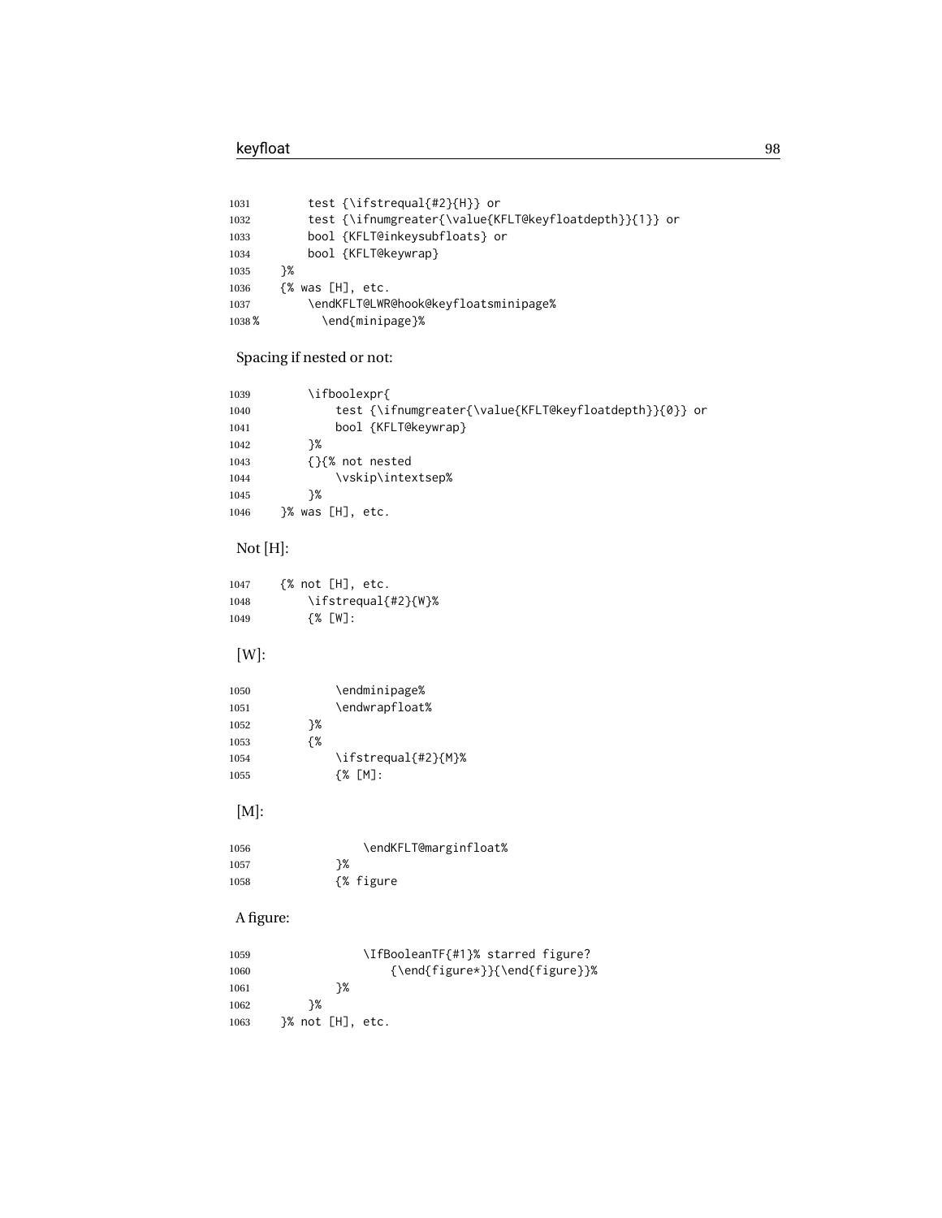```
1031        test {\ifstrequal{#2}{H}} or
1032        test {\ifnumgreater{\value{KFLT@keyfloatdepth}}{1}} or
1033        bool {KFLT@inkeysubfloats} or
1034        bool {KFLT@keywrap}
1035    }%
1036    {% was [H], etc.
1037        \endKFLT@LWR@hook@keyfloatsminipage%
1038 %        \end{minipage}%
```

Spacing if nested or not:

```
1039        \ifboolexpr{
1040            test {\ifnumgreater{\value{KFLT@keyfloatdepth}}{0}} or
1041            bool {KFLT@keywrap}
1042        }%
1043        {}{% not nested
1044            \vskip\intextsep%
1045        }%
1046    }% was [H], etc.
```

Not [H]:

```
1047    {% not [H], etc.
1048        \ifstrequal{#2}{W}%
1049        {% [W]:
```

[W]:

```
1050            \endminipage%
1051            \endwrapfloat%
1052        }%
1053        {%
1054            \ifstrequal{#2}{M}%
1055            {% [M]:
```

[M]:

```
1056                \endKFLT@marginfloat%
1057            }%
1058            {% figure
```

A figure:

```
1059                \IfBooleanTF{#1}% starred figure?
1060                    {\end{figure*}}{\end{figure}}%
1061            }%
1062        }%
1063    }% not [H], etc.
```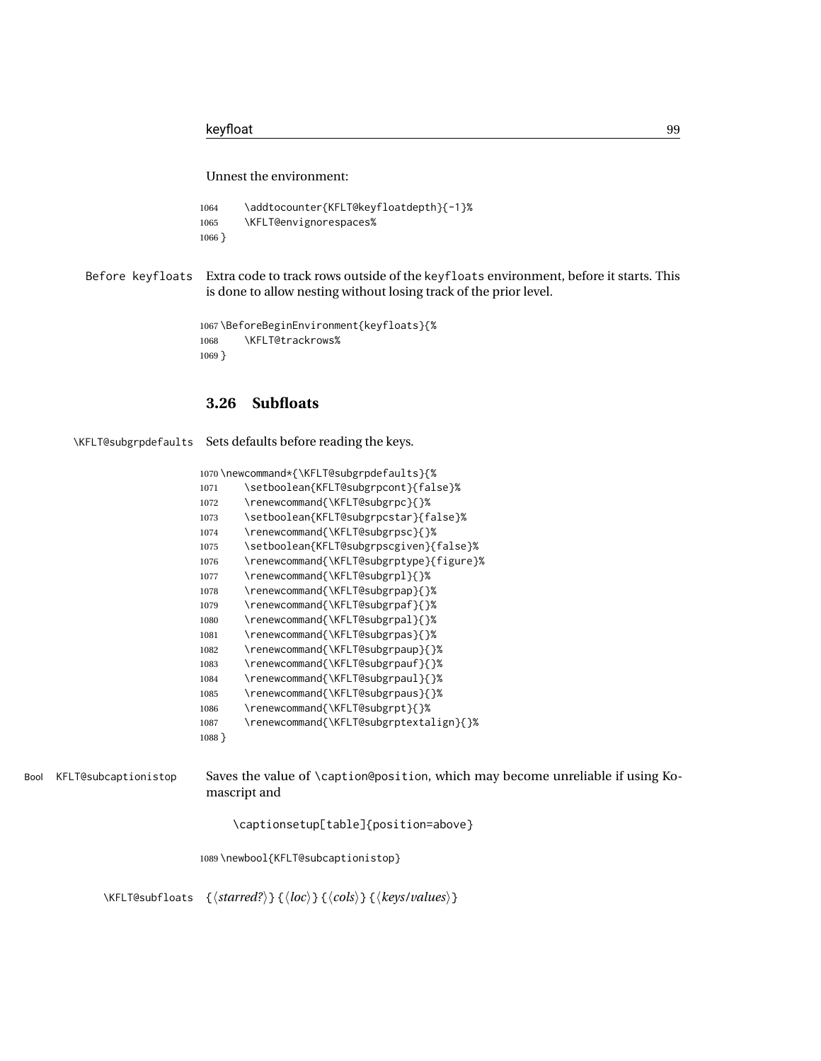Unnest the environment:

```
1064     \addtocounter{KFLT@keyfloatdepth}{-1}%
1065     \KFLT@envignorespaces%
1066 }
```

Before keyfloats Extra code to track rows outside of the keyfloats environment, before it starts. This is done to allow nesting without losing track of the prior level.

```
1067 \BeforeBeginEnvironment{keyfloats}{%
1068     \KFLT@trackrows%
1069 }
```

### 3.26 Subfloats

\KFLT@subgrpdefaults Sets defaults before reading the keys.

```
1070 \newcommand*{\KFLT@subgrpdefaults}{%
1071     \setboolean{KFLT@subgrpcont}{false}%
1072     \renewcommand{\KFLT@subgrpc}{}%
1073     \setboolean{KFLT@subgrpcstar}{false}%
1074     \renewcommand{\KFLT@subgrpsc}{}%
1075     \setboolean{KFLT@subgrpscgiven}{false}%
1076     \renewcommand{\KFLT@subgrptype}{figure}%
1077     \renewcommand{\KFLT@subgrpl}{}%
1078     \renewcommand{\KFLT@subgrpap}{}%
1079     \renewcommand{\KFLT@subgrpaf}{}%
1080     \renewcommand{\KFLT@subgrpal}{}%
1081     \renewcommand{\KFLT@subgrpas}{}%
1082     \renewcommand{\KFLT@subgrpaup}{}%
1083     \renewcommand{\KFLT@subgrpauf}{}%
1084     \renewcommand{\KFLT@subgrpaul}{}%
1085     \renewcommand{\KFLT@subgrpaus}{}%
1086     \renewcommand{\KFLT@subgrpt}{}%
1087     \renewcommand{\KFLT@subgrptextalign}{}%
1088 }
```

Bool KFLT@subcaptionistop Saves the value of \caption@position, which may become unreliable if using Komascript and

```
\captionsetup[table]{position=above}
```

```
1089 \newbool{KFLT@subcaptionistop}
```

\KFLT@subfloats {⟨*starred?*⟩} {⟨*loc*⟩} {⟨*cols*⟩} {⟨*keys/values*⟩}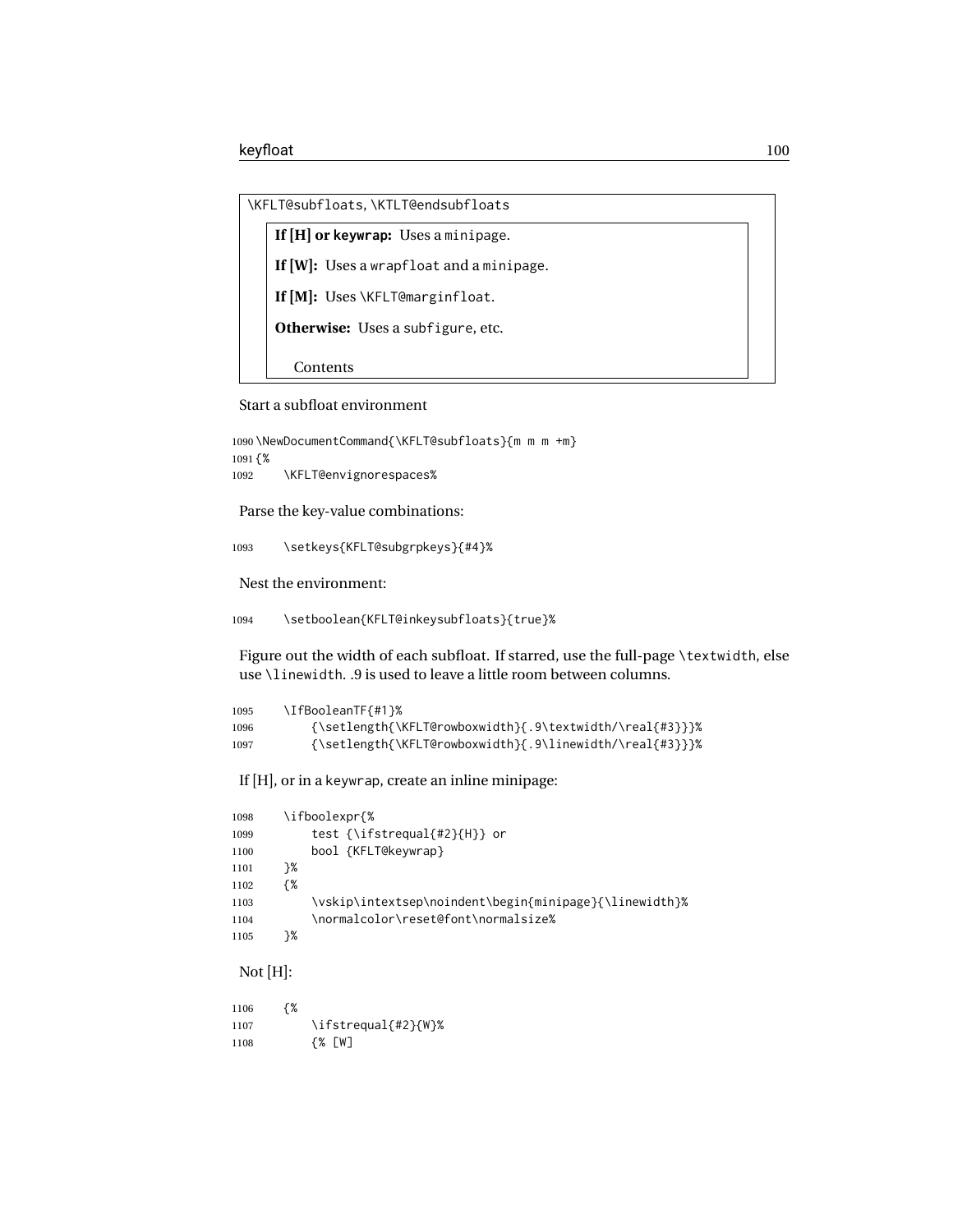\KFLT@subfloats, \KTLT@endsubfloats

**If [H] or keywrap:** Uses a minipage.

**If [W]:** Uses a wrapfloat and a minipage.

**If [M]:** Uses \KFLT@marginfloat.

**Otherwise:** Uses a subfigure, etc.

Contents

Start a subfloat environment

```
1090 \NewDocumentCommand{\KFLT@subfloats}{m m m +m}
1091 {%
1092     \KFLT@envignorespaces%
```

Parse the key-value combinations:

```
1093     \setkeys{KFLT@subgrpkeys}{#4}%
```

Nest the environment:

```
1094     \setboolean{KFLT@inkeysubfloats}{true}%
```

Figure out the width of each subfloat. If starred, use the full-page \textwidth, else use \linewidth. .9 is used to leave a little room between columns.

```
1095     \IfBooleanTF{#1}%
1096         {\setlength{\KFLT@rowboxwidth}{.9\textwidth/\real{#3}}}%
1097         {\setlength{\KFLT@rowboxwidth}{.9\linewidth/\real{#3}}}%
```

If [H], or in a keywrap, create an inline minipage:

```
1098     \ifboolexpr{%
1099         test {\ifstrequal{#2}{H}} or
1100         bool {KFLT@keywrap}
1101     }%
1102     {%
1103         \vskip\intextsep\noindent\begin{minipage}{\linewidth}%
1104         \normalcolor\reset@font\normalsize%
1105     }%
```

Not [H]:

```
1106     {%
1107         \ifstrequal{#2}{W}%
1108         {% [W]
```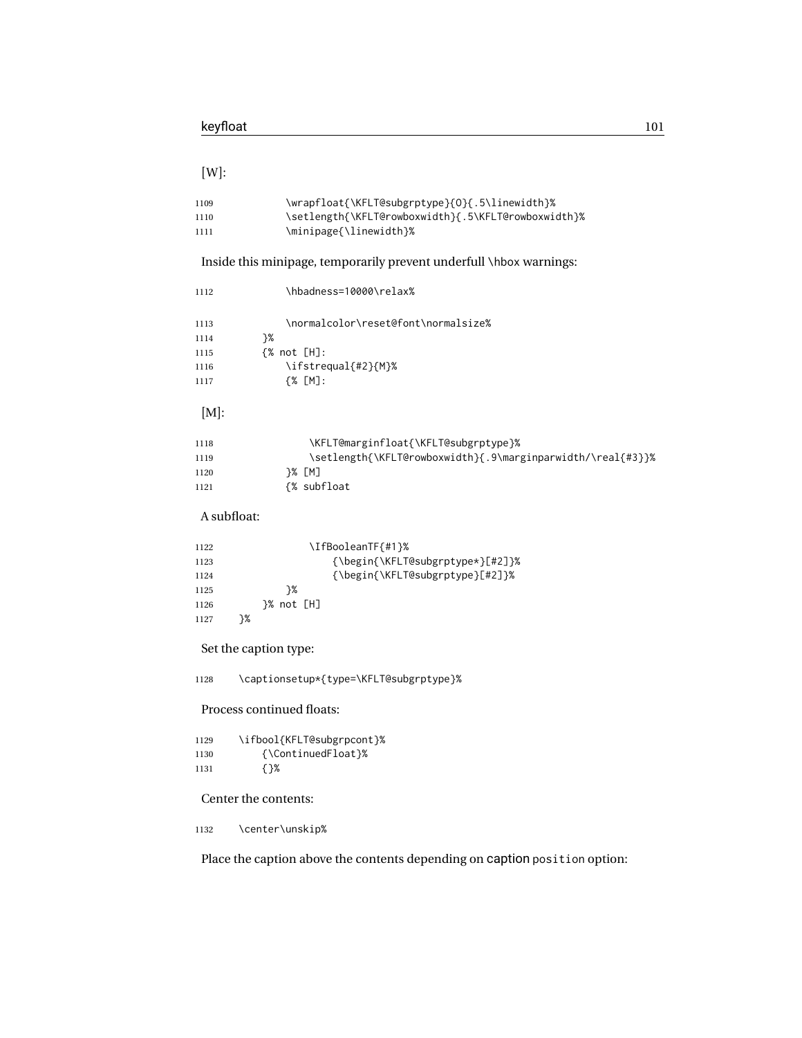[W]:

```
1109            \wrapfloat{\KFLT@subgrptype}{O}{.5\linewidth}%
1110            \setlength{\KFLT@rowboxwidth}{.5\KFLT@rowboxwidth}%
1111            \minipage{\linewidth}%
```

Inside this minipage, temporarily prevent underfull \hbox warnings:

```
1112            \hbadness=10000\relax%

1113            \normalcolor\reset@font\normalsize%
1114        }%
1115        {% not [H]:
1116            \ifstrequal{#2}{M}%
1117            {% [M]:
```

[M]:

```
1118                \KFLT@marginfloat{\KFLT@subgrptype}%
1119                \setlength{\KFLT@rowboxwidth}{.9\marginparwidth/\real{#3}}%
1120            }% [M]
1121            {% subfloat
```

A subfloat:

```
1122                \IfBooleanTF{#1}%
1123                    {\begin{\KFLT@subgrptype*}[#2]}%
1124                    {\begin{\KFLT@subgrptype}[#2]}%
1125            }%
1126        }% not [H]
1127    }%
```

Set the caption type:

```
1128    \captionsetup*{type=\KFLT@subgrptype}%
```

Process continued floats:

```
1129    \ifbool{KFLT@subgrpcont}%
1130        {\ContinuedFloat}%
1131        {}%
```

Center the contents:

```
1132    \center\unskip%
```

Place the caption above the contents depending on caption position option: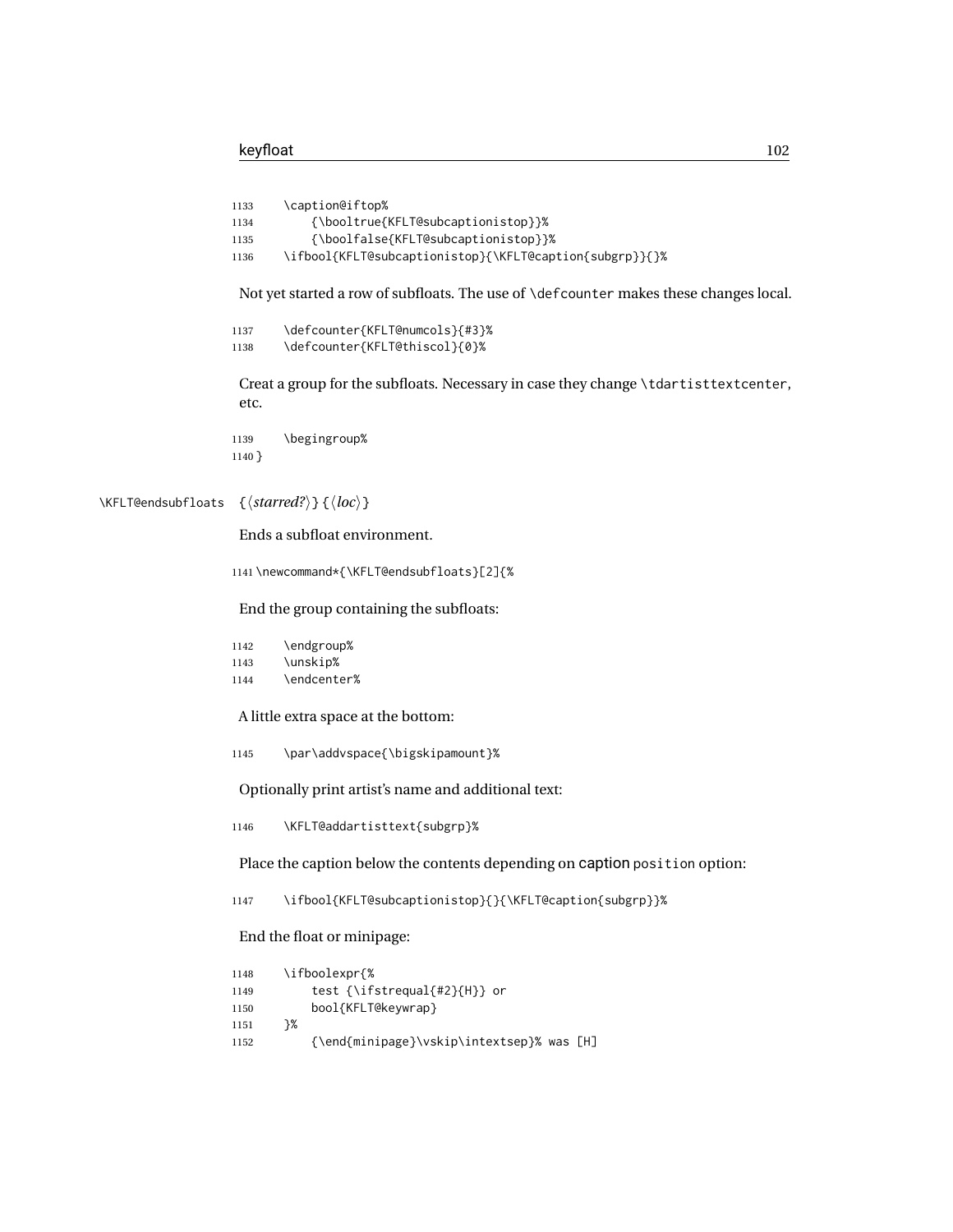```
1133    \caption@iftop%
1134        {\booltrue{KFLT@subcaptionistop}}%
1135        {\boolfalse{KFLT@subcaptionistop}}%
1136    \ifbool{KFLT@subcaptionistop}{\KFLT@caption{subgrp}}{}%
```

Not yet started a row of subfloats. The use of `\defcounter` makes these changes local.

```
1137    \defcounter{KFLT@numcols}{#3}%
1138    \defcounter{KFLT@thiscol}{0}%
```

Creat a group for the subfloats. Necessary in case they change `\tdartisttextcenter`, etc.

```
1139    \begingroup%
1140 }
```

`\KFLT@endsubfloats` {⟨*starred?*⟩} {⟨*loc*⟩}

Ends a subfloat environment.

```
1141 \newcommand*{\KFLT@endsubfloats}[2]{%
```

End the group containing the subfloats:

```
1142    \endgroup%
1143    \unskip%
1144    \endcenter%
```

A little extra space at the bottom:

```
1145    \par\addvspace{\bigskipamount}%
```

Optionally print artist's name and additional text:

```
1146    \KFLT@addartisttext{subgrp}%
```

Place the caption below the contents depending on caption `position` option:

```
1147    \ifbool{KFLT@subcaptionistop}{}{\KFLT@caption{subgrp}}%
```

End the float or minipage:

```
1148    \ifboolexpr{%
1149        test {\ifstrequal{#2}{H}} or
1150        bool{KFLT@keywrap}
1151    }%
1152        {\end{minipage}\vskip\intextsep}% was [H]
```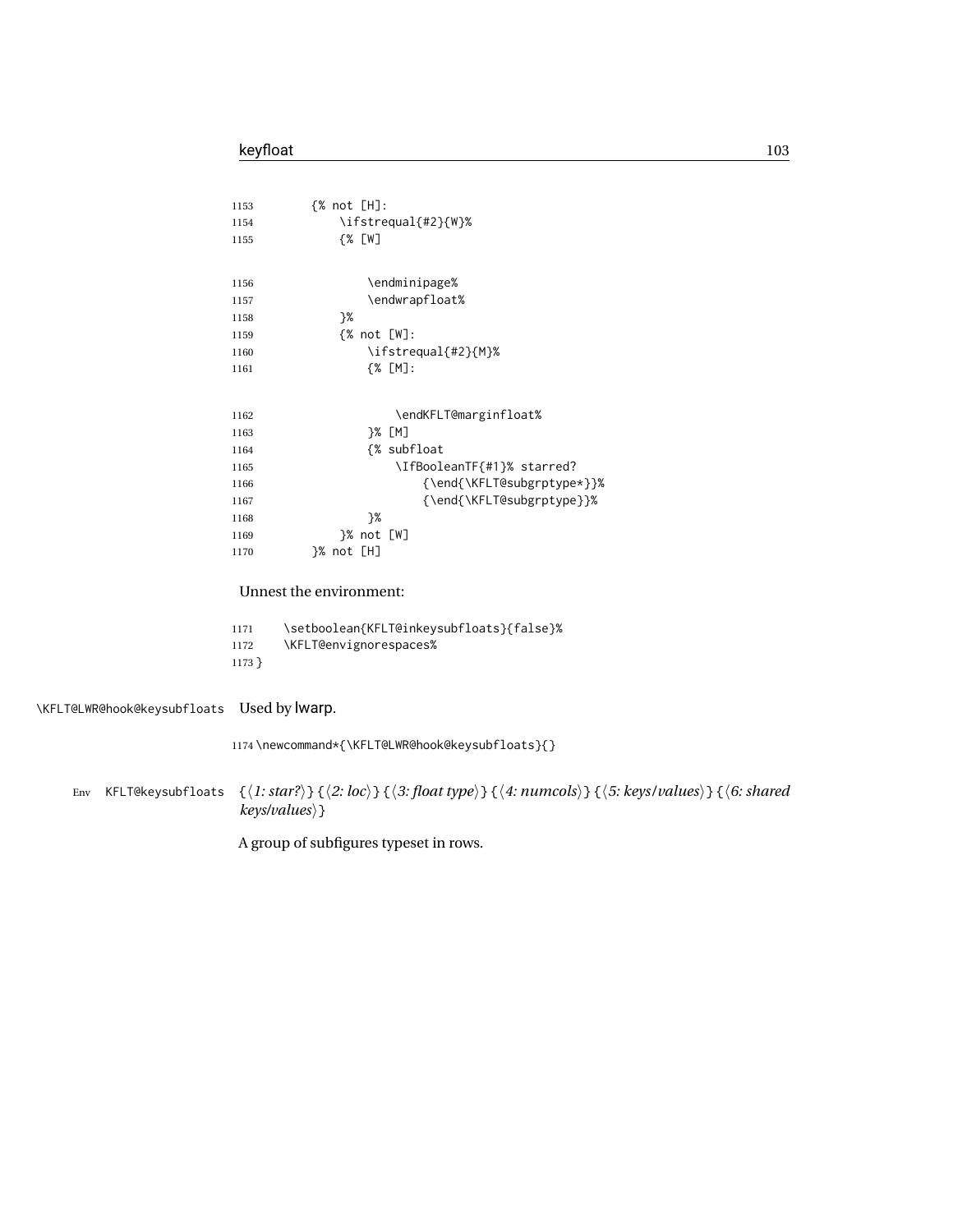```
1153        {% not [H]:
1154            \ifstrequal{#2}{W}%
1155            {% [W]

1156                \endminipage%
1157                \endwrapfloat%
1158            }%
1159            {% not [W]:
1160                \ifstrequal{#2}{M}%
1161                {% [M]:

1162                    \endKFLT@marginfloat%
1163                }% [M]
1164                {% subfloat
1165                    \IfBooleanTF{#1}% starred?
1166                        {\end{\KFLT@subgrptype*}}%
1167                        {\end{\KFLT@subgrptype}}%
1168                }%
1169            }% not [W]
1170        }% not [H]
```

Unnest the environment:

```
1171    \setboolean{KFLT@inkeysubfloats}{false}%
1172    \KFLT@envignorespaces%
1173 }
```

\KFLT@LWR@hook@keysubfloats Used by lwarp.

```
1174 \newcommand*{\KFLT@LWR@hook@keysubfloats}{}
```

Env KFLT@keysubfloats {⟨*1: star?*⟩} {⟨*2: loc*⟩} {⟨*3: float type*⟩} {⟨*4: numcols*⟩} {⟨*5: keys/values*⟩} {⟨*6: shared keys/values*⟩}

A group of subfigures typeset in rows.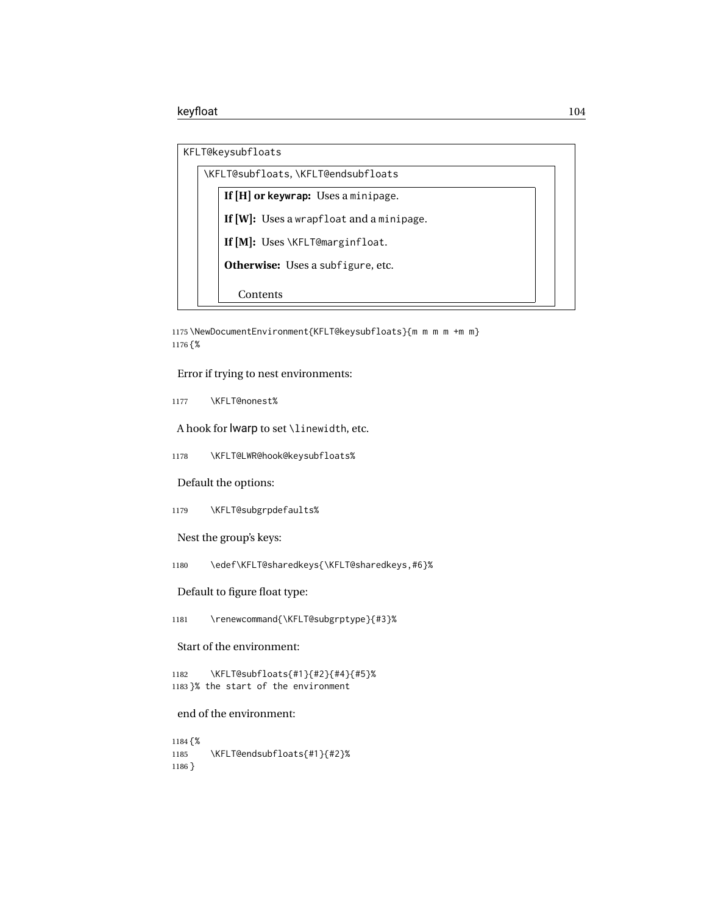```
KFLT@keysubfloats
    \KFLT@subfloats, \KFLT@endsubfloats
        If [H] or keywrap: Uses a minipage.
        If [W]: Uses a wrapfloat and a minipage.
        If [M]: Uses \KFLT@marginfloat.
        Otherwise: Uses a subfigure, etc.
            Contents
```

```
1175 \NewDocumentEnvironment{KFLT@keysubfloats}{m m m m +m m}
1176 {%
```

Error if trying to nest environments:

```
1177     \KFLT@nonest%
```

A hook for lwarp to set `\linewidth`, etc.

```
1178     \KFLT@LWR@hook@keysubfloats%
```

Default the options:

```
1179     \KFLT@subgrpdefaults%
```

Nest the group's keys:

```
1180     \edef\KFLT@sharedkeys{\KFLT@sharedkeys,#6}%
```

Default to figure float type:

```
1181     \renewcommand{\KFLT@subgrptype}{#3}%
```

Start of the environment:

```
1182     \KFLT@subfloats{#1}{#2}{#4}{#5}%
1183 }% the start of the environment
```

end of the environment:

```
1184 {%
1185     \KFLT@endsubfloats{#1}{#2}%
1186 }
```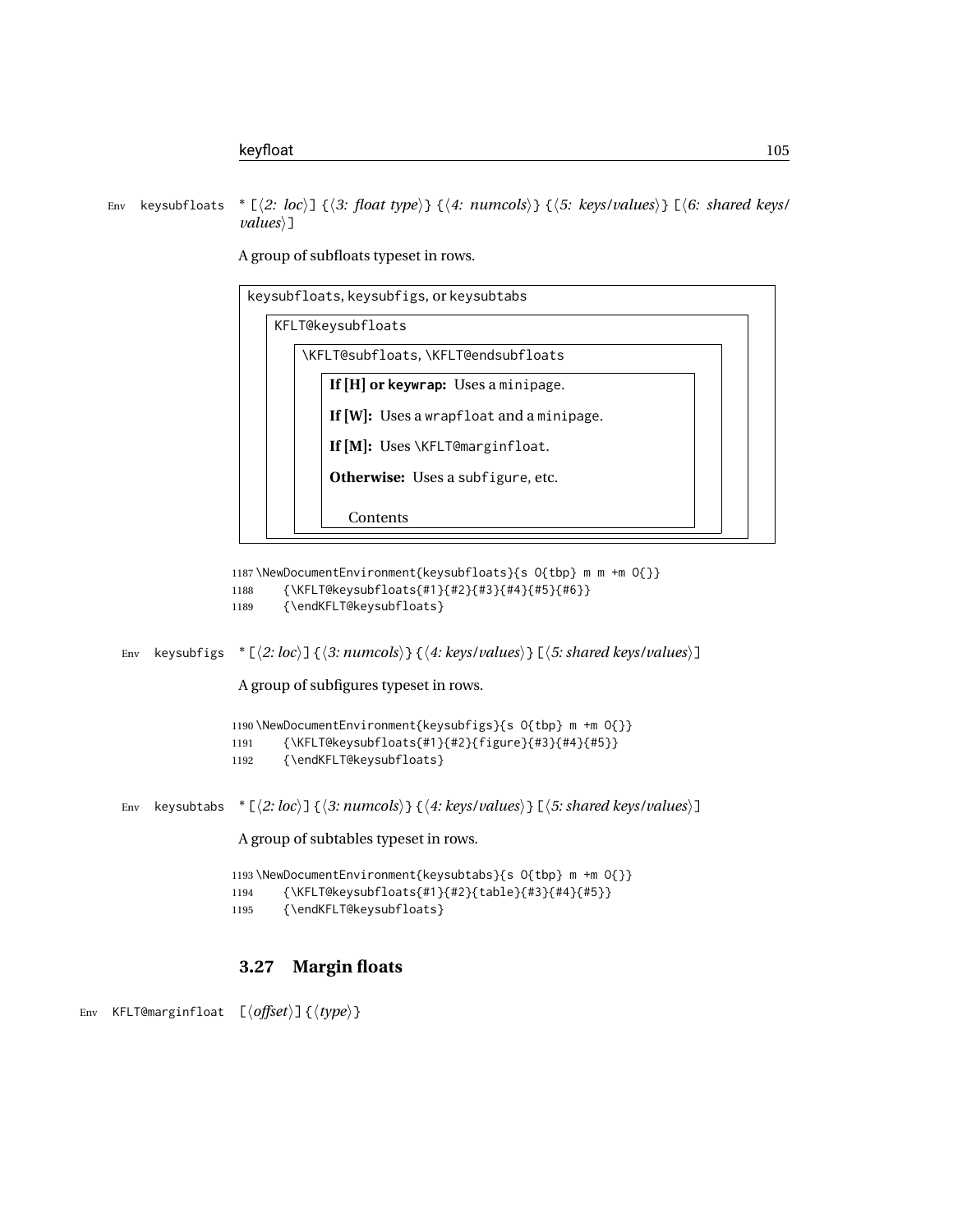Env keysubfloats * [⟨*2: loc*⟩] {⟨*3: float type*⟩} {⟨*4: numcols*⟩} {⟨*5: keys/values*⟩} [⟨*6: shared keys/values*⟩]

A group of subfloats typeset in rows.

- keysubfloats, keysubfigs, or keysubtabs
  - KFLT@keysubfloats
    - \KFLT@subfloats, \KFLT@endsubfloats
      - **If [H] or keywrap:** Uses a minipage.
      - **If [W]:** Uses a wrapfloat and a minipage.
      - **If [M]:** Uses \KFLT@marginfloat.
      - **Otherwise:** Uses a subfigure, etc.
      - Contents

```
1187 \NewDocumentEnvironment{keysubfloats}{s O{tbp} m m +m O{}}
1188     {\KFLT@keysubfloats{#1}{#2}{#3}{#4}{#5}{#6}}
1189     {\endKFLT@keysubfloats}
```

Env keysubfigs * [⟨*2: loc*⟩] {⟨*3: numcols*⟩} {⟨*4: keys/values*⟩} [⟨*5: shared keys/values*⟩]

A group of subfigures typeset in rows.

```
1190 \NewDocumentEnvironment{keysubfigs}{s O{tbp} m +m O{}}
1191     {\KFLT@keysubfloats{#1}{#2}{figure}{#3}{#4}{#5}}
1192     {\endKFLT@keysubfloats}
```

Env keysubtabs * [⟨*2: loc*⟩] {⟨*3: numcols*⟩} {⟨*4: keys/values*⟩} [⟨*5: shared keys/values*⟩]

A group of subtables typeset in rows.

```
1193 \NewDocumentEnvironment{keysubtabs}{s O{tbp} m +m O{}}
1194     {\KFLT@keysubfloats{#1}{#2}{table}{#3}{#4}{#5}}
1195     {\endKFLT@keysubfloats}
```

## 3.27 Margin floats

Env KFLT@marginfloat [⟨*offset*⟩] {⟨*type*⟩}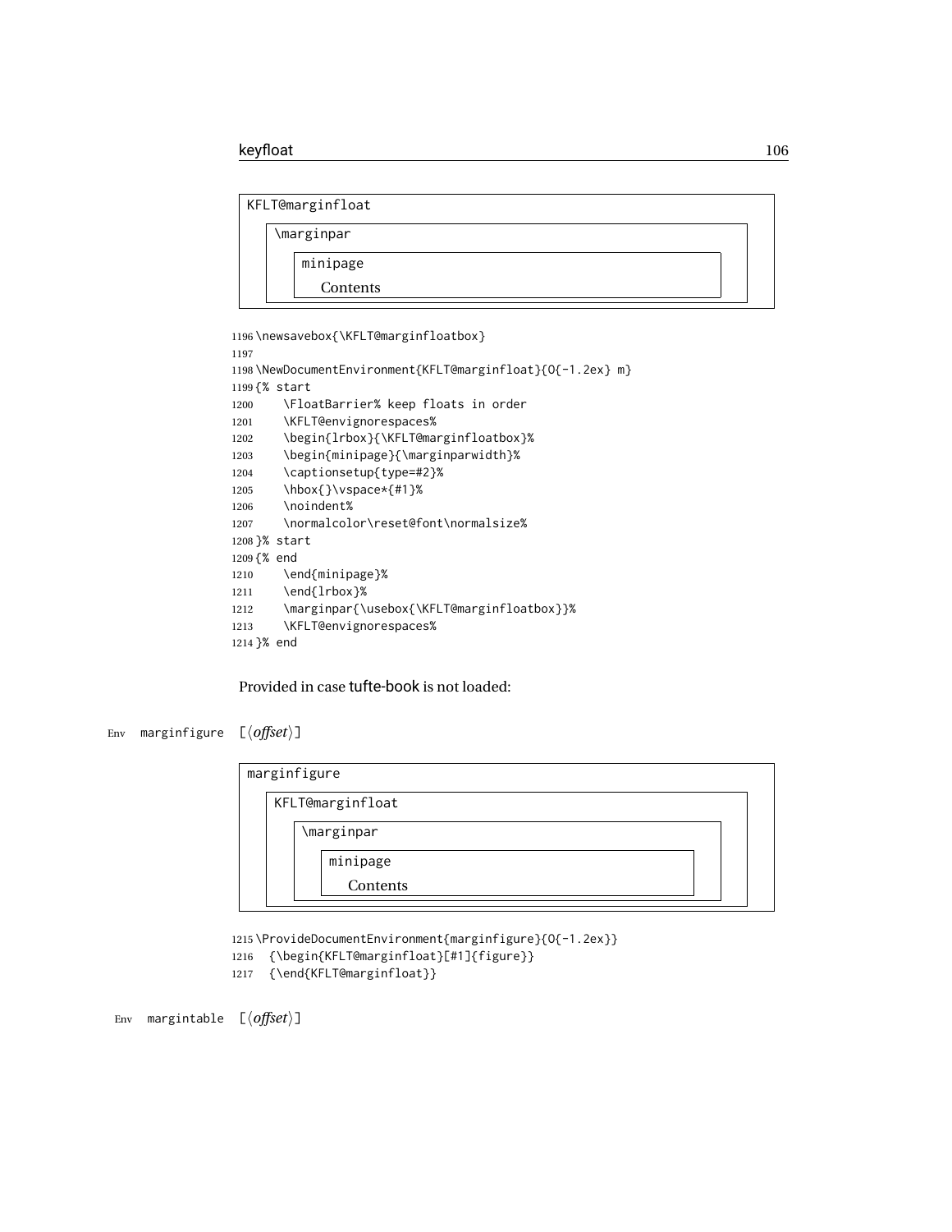```
KFLT@marginfloat
    \marginpar
        minipage
            Contents
```

```
1196 \newsavebox{\KFLT@marginfloatbox}
1197
1198 \NewDocumentEnvironment{KFLT@marginfloat}{O{-1.2ex} m}
1199 {% start
1200     \FloatBarrier% keep floats in order
1201     \KFLT@envignorespaces%
1202     \begin{lrbox}{\KFLT@marginfloatbox}%
1203     \begin{minipage}{\marginparwidth}%
1204     \captionsetup{type=#2}%
1205     \hbox{}\vspace*{#1}%
1206     \noindent%
1207     \normalcolor\reset@font\normalsize%
1208 }% start
1209 {% end
1210     \end{minipage}%
1211     \end{lrbox}%
1212     \marginpar{\usebox{\KFLT@marginfloatbox}}%
1213     \KFLT@envignorespaces%
1214 }% end
```

Provided in case tufte-book is not loaded:

Env `marginfigure` [⟨*offset*⟩]

```
marginfigure
    KFLT@marginfloat
        \marginpar
            minipage
                Contents
```

```
1215 \ProvideDocumentEnvironment{marginfigure}{O{-1.2ex}}
1216   {\begin{KFLT@marginfloat}[#1]{figure}}
1217   {\end{KFLT@marginfloat}}
```

Env `margintable` [⟨*offset*⟩]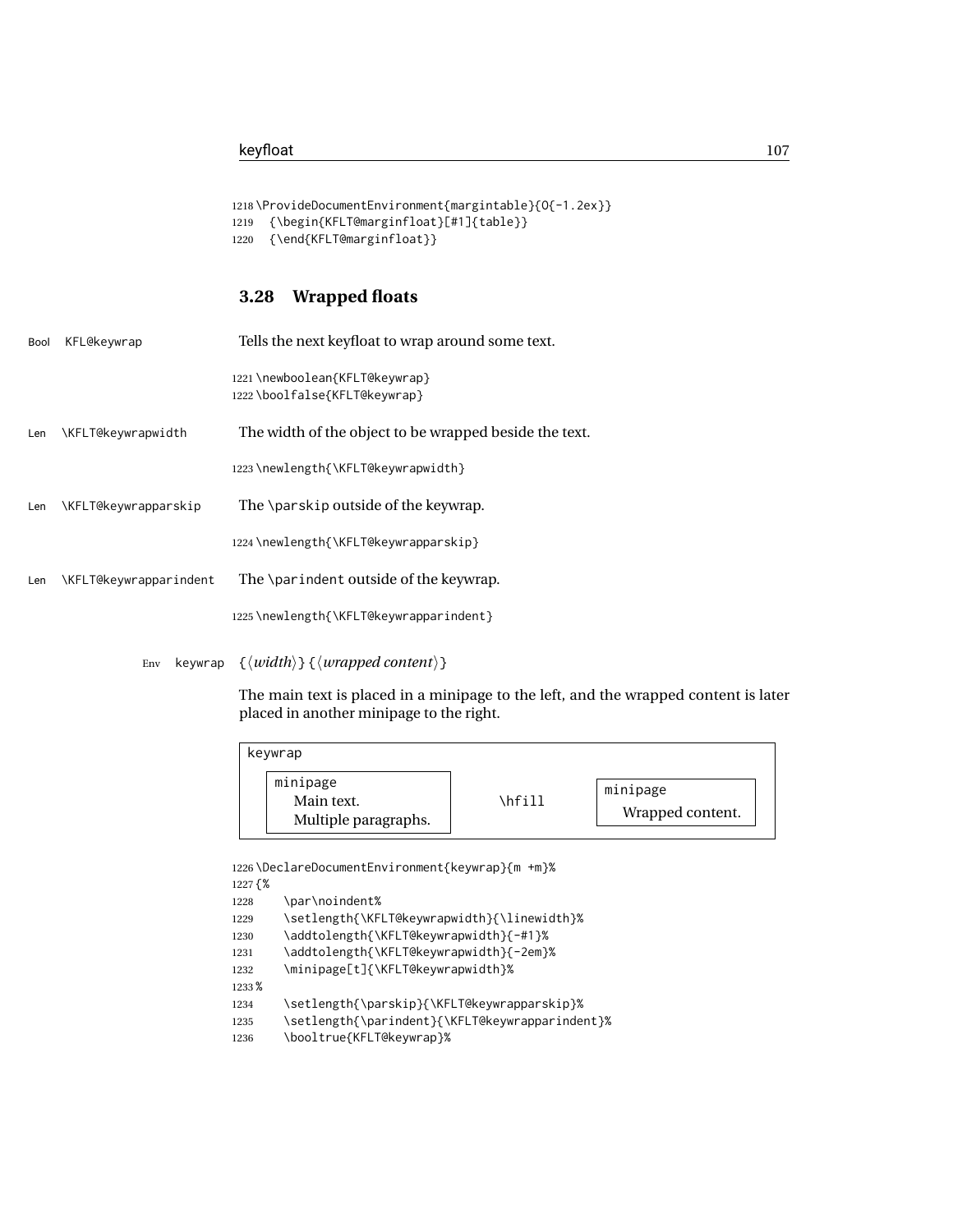```
1218 \ProvideDocumentEnvironment{margintable}{O{-1.2ex}}
1219   {\begin{KFLT@marginfloat}[#1]{table}}
1220   {\end{KFLT@marginfloat}}
```

### 3.28 Wrapped floats

Bool KFL@keywrap — Tells the next keyfloat to wrap around some text.

```
1221 \newboolean{KFLT@keywrap}
1222 \boolfalse{KFLT@keywrap}
```

Len \KFLT@keywrapwidth — The width of the object to be wrapped beside the text.

```
1223 \newlength{\KFLT@keywrapwidth}
```

Len \KFLT@keywrapparskip — The \parskip outside of the keywrap.

```
1224 \newlength{\KFLT@keywrapparskip}
```

Len \KFLT@keywrapparindent — The \parindent outside of the keywrap.

```
1225 \newlength{\KFLT@keywrapparindent}
```

Env keywrap {⟨*width*⟩} {⟨*wrapped content*⟩}

The main text is placed in a minipage to the left, and the wrapped content is later placed in another minipage to the right.

```
keywrap
  ┌─────────────────────┐                  ┌──────────────────┐
  │ minipage            │                  │ minipage         │
  │   Main text.        │     \hfill       │ Wrapped content. │
  │   Multiple paragraphs.│                │                  │
  └─────────────────────┘                  └──────────────────┘
```

```
1226 \DeclareDocumentEnvironment{keywrap}{m +m}%
1227 {%
1228     \par\noindent%
1229     \setlength{\KFLT@keywrapwidth}{\linewidth}%
1230     \addtolength{\KFLT@keywrapwidth}{-#1}%
1231     \addtolength{\KFLT@keywrapwidth}{-2em}%
1232     \minipage[t]{\KFLT@keywrapwidth}%
1233 %
1234     \setlength{\parskip}{\KFLT@keywrapparskip}%
1235     \setlength{\parindent}{\KFLT@keywrapparindent}%
1236     \booltrue{KFLT@keywrap}%
```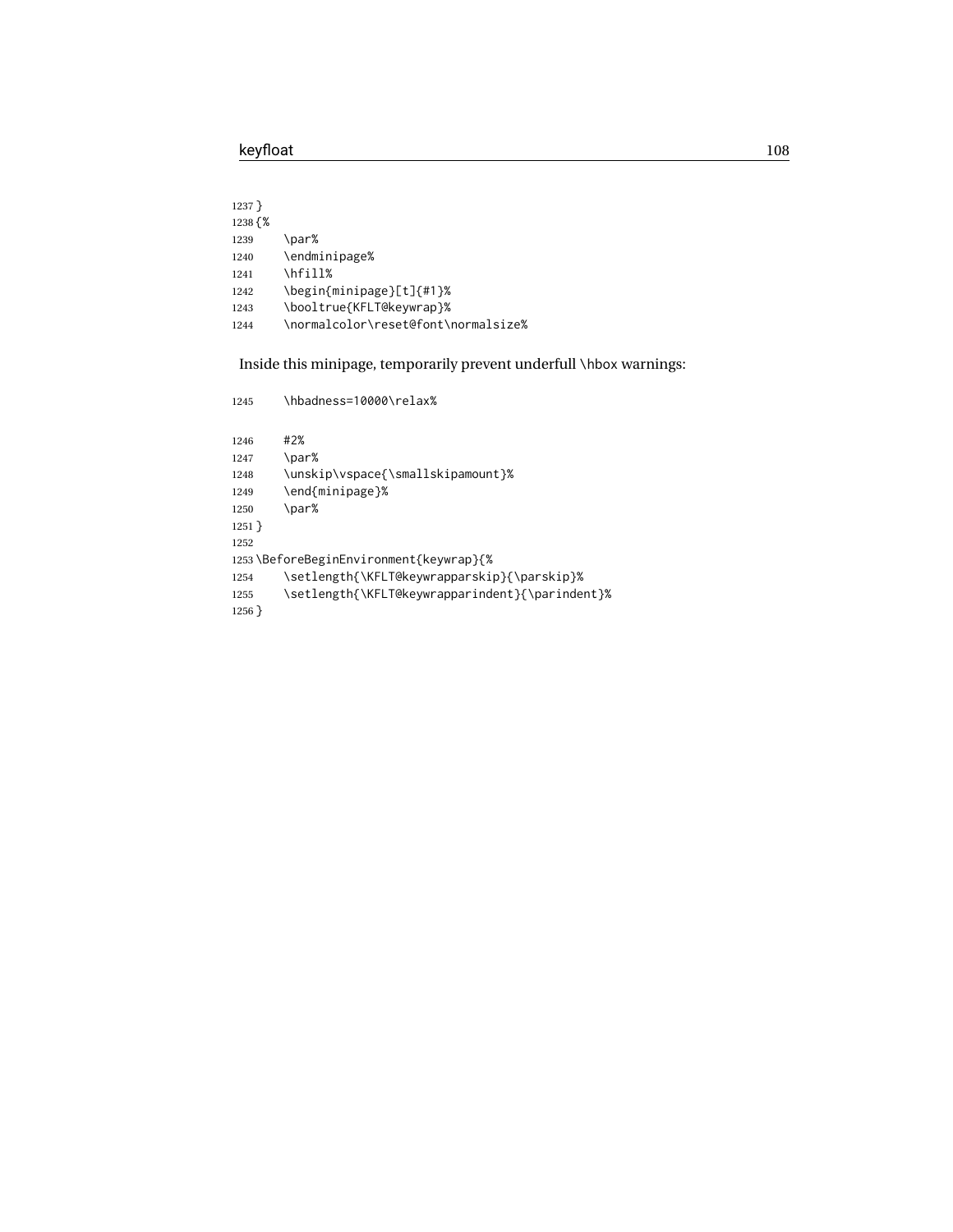```
1237 }
1238 {%
1239     \par%
1240     \endminipage%
1241     \hfill%
1242     \begin{minipage}[t]{#1}%
1243     \booltrue{KFLT@keywrap}%
1244     \normalcolor\reset@font\normalsize%
```

Inside this minipage, temporarily prevent underfull `\hbox` warnings:

```
1245     \hbadness=10000\relax%
```

```
1246     #2%
1247     \par%
1248     \unskip\vspace{\smallskipamount}%
1249     \end{minipage}%
1250     \par%
1251 }
1252
1253 \BeforeBeginEnvironment{keywrap}{%
1254     \setlength{\KFLT@keywrapparskip}{\parskip}%
1255     \setlength{\KFLT@keywrapparindent}{\parindent}%
1256 }
```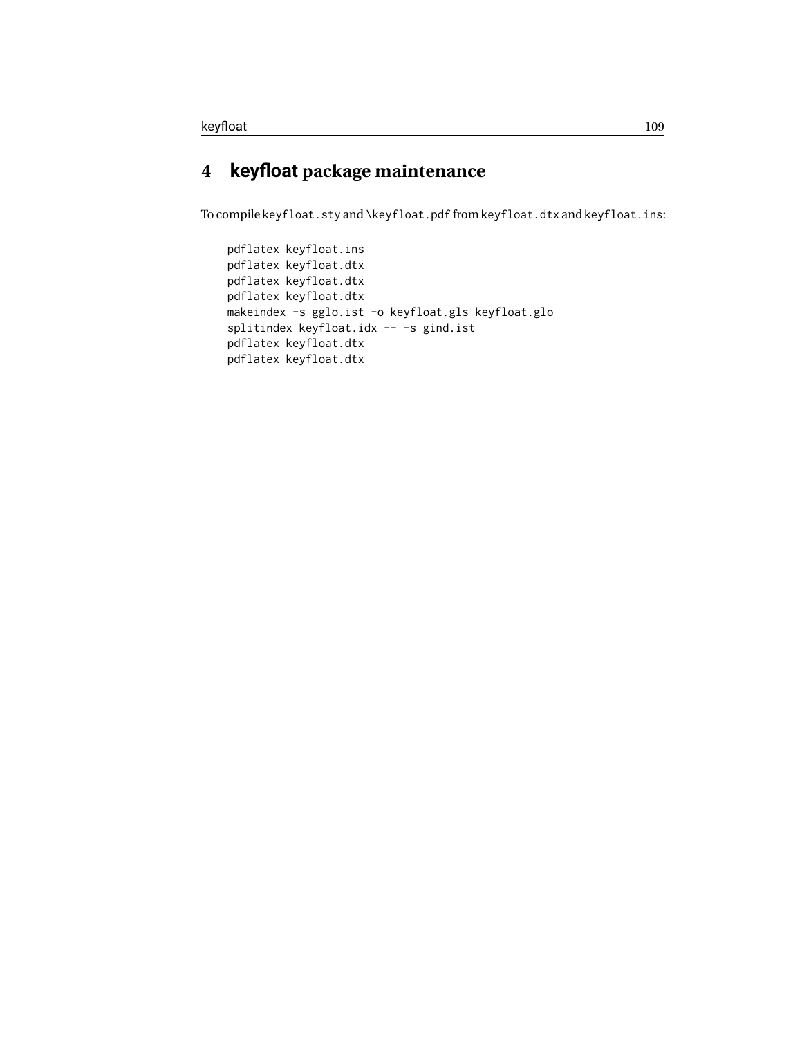# 4 keyfloat package maintenance

To compile `keyfloat.sty` and `\keyfloat.pdf` from `keyfloat.dtx` and `keyfloat.ins`:

```
pdflatex keyfloat.ins
pdflatex keyfloat.dtx
pdflatex keyfloat.dtx
pdflatex keyfloat.dtx
makeindex -s gglo.ist -o keyfloat.gls keyfloat.glo
splitindex keyfloat.idx -- -s gind.ist
pdflatex keyfloat.dtx
pdflatex keyfloat.dtx
```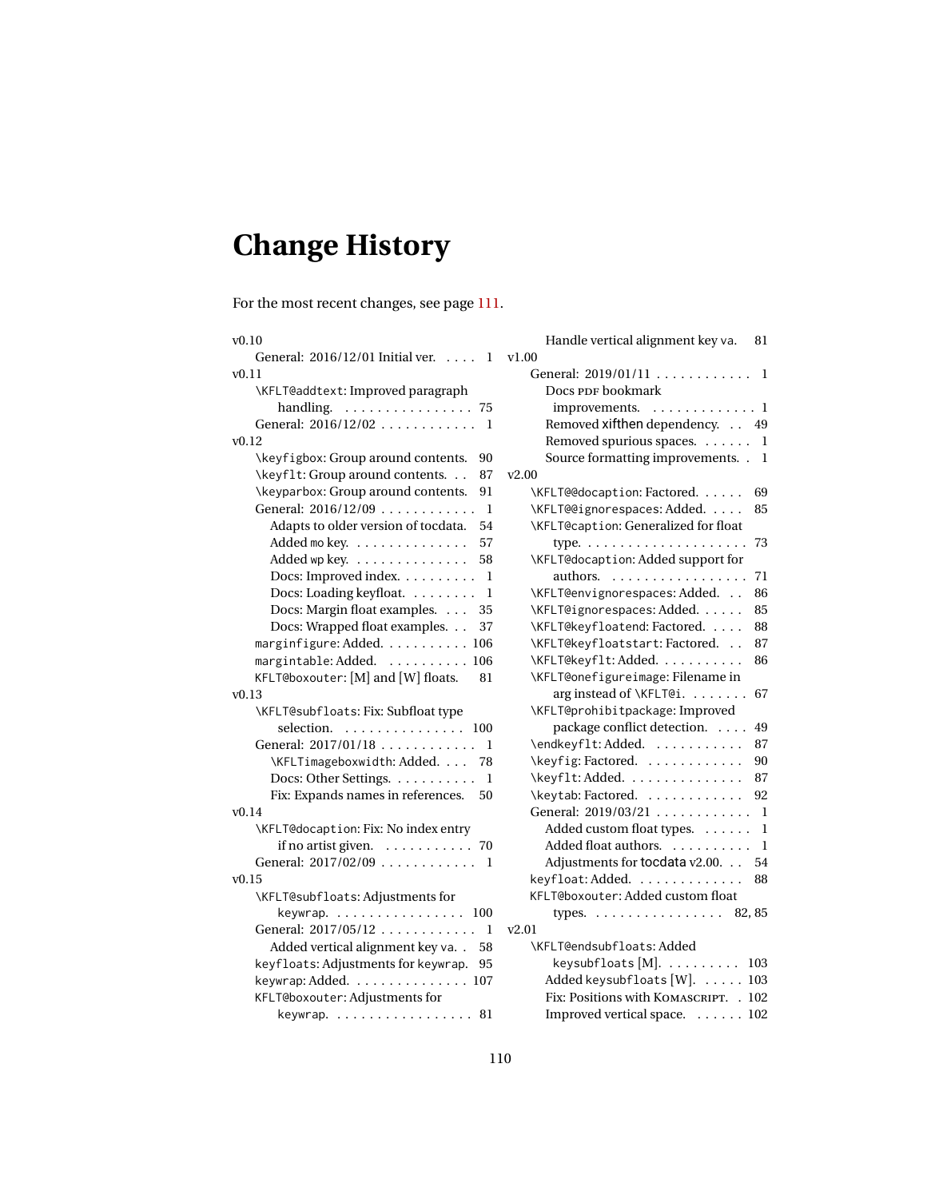# Change History

For the most recent changes, see page 111.

v0.10
- General: 2016/12/01 Initial ver. . . . . 1

v0.11
- \KFLT@addtext: Improved paragraph handling. . . . . . . . . . . . . . . . . 75
- General: 2016/12/02 . . . . . . . . . . . . 1

v0.12
- \keyfigbox: Group around contents. 90
- \keyflt: Group around contents. . . 87
- \keyparbox: Group around contents. 91
- General: 2016/12/09 . . . . . . . . . . . . 1
  - Adapts to older version of tocdata. 54
  - Added mo key. . . . . . . . . . . . . . 57
  - Added wp key. . . . . . . . . . . . . . 58
  - Docs: Improved index. . . . . . . . . . 1
  - Docs: Loading keyfloat. . . . . . . . . 1
  - Docs: Margin float examples. . . . 35
  - Docs: Wrapped float examples. . . 37
- marginfigure: Added. . . . . . . . . . . 106
- margintable: Added. . . . . . . . . . . 106
- KFLT@boxouter: [M] and [W] floats. 81

v0.13
- \KFLT@subfloats: Fix: Subfloat type selection. . . . . . . . . . . . . . . . 100
- General: 2017/01/18 . . . . . . . . . . . . 1
  - \KFLTimageboxwidth: Added. . . . 78
  - Docs: Other Settings. . . . . . . . . . . 1
  - Fix: Expands names in references. 50

v0.14
- \KFLT@docaption: Fix: No index entry if no artist given. . . . . . . . . . . . 70
- General: 2017/02/09 . . . . . . . . . . . . 1

v0.15
- \KFLT@subfloats: Adjustments for keywrap. . . . . . . . . . . . . . . . . 100
- General: 2017/05/12 . . . . . . . . . . . . 1
  - Added vertical alignment key va. . 58
- keyfloats: Adjustments for keywrap. 95
- keywrap: Added. . . . . . . . . . . . . . 107
- KFLT@boxouter: Adjustments for keywrap. . . . . . . . . . . . . . . . . . 81
  - Handle vertical alignment key va. 81

v1.00
- General: 2019/01/11 . . . . . . . . . . . . 1
  - Docs PDF bookmark improvements. . . . . . . . . . . . . . 1
  - Removed xifthen dependency. . . 49
  - Removed spurious spaces. . . . . . . 1
  - Source formatting improvements. . 1

v2.00
- \KFLT@@docaption: Factored. . . . . . 69
- \KFLT@@ignorespaces: Added. . . . . 85
- \KFLT@caption: Generalized for float type. . . . . . . . . . . . . . . . . . . . . 73
- \KFLT@docaption: Added support for authors. . . . . . . . . . . . . . . . . . 71
- \KFLT@envignorespaces: Added. . . 86
- \KFLT@ignorespaces: Added. . . . . . 85
- \KFLT@keyfloatend: Factored. . . . . 88
- \KFLT@keyfloatstart: Factored. . . 87
- \KFLT@keyflt: Added. . . . . . . . . . . 86
- \KFLT@onefigureimage: Filename in arg instead of \KFLT@i. . . . . . . . 67
- \KFLT@prohibitpackage: Improved package conflict detection. . . . . 49
- \endkeyflt: Added. . . . . . . . . . . . 87
- \keyfig: Factored. . . . . . . . . . . . . 90
- \keyflt: Added. . . . . . . . . . . . . . . 87
- \keytab: Factored. . . . . . . . . . . . . 92
- General: 2019/03/21 . . . . . . . . . . . . 1
  - Added custom float types. . . . . . . 1
  - Added float authors. . . . . . . . . . . 1
  - Adjustments for tocdata v2.00. . . 54
- keyfloat: Added. . . . . . . . . . . . . . 88
- KFLT@boxouter: Added custom float types. . . . . . . . . . . . . . . . . 82, 85

v2.01
- \KFLT@endsubfloats: Added keysubfloats [M]. . . . . . . . . . 103
  - Added keysubfloats [W]. . . . . . 103
  - Fix: Positions with KOMASCRIPT. . 102
  - Improved vertical space. . . . . . . 102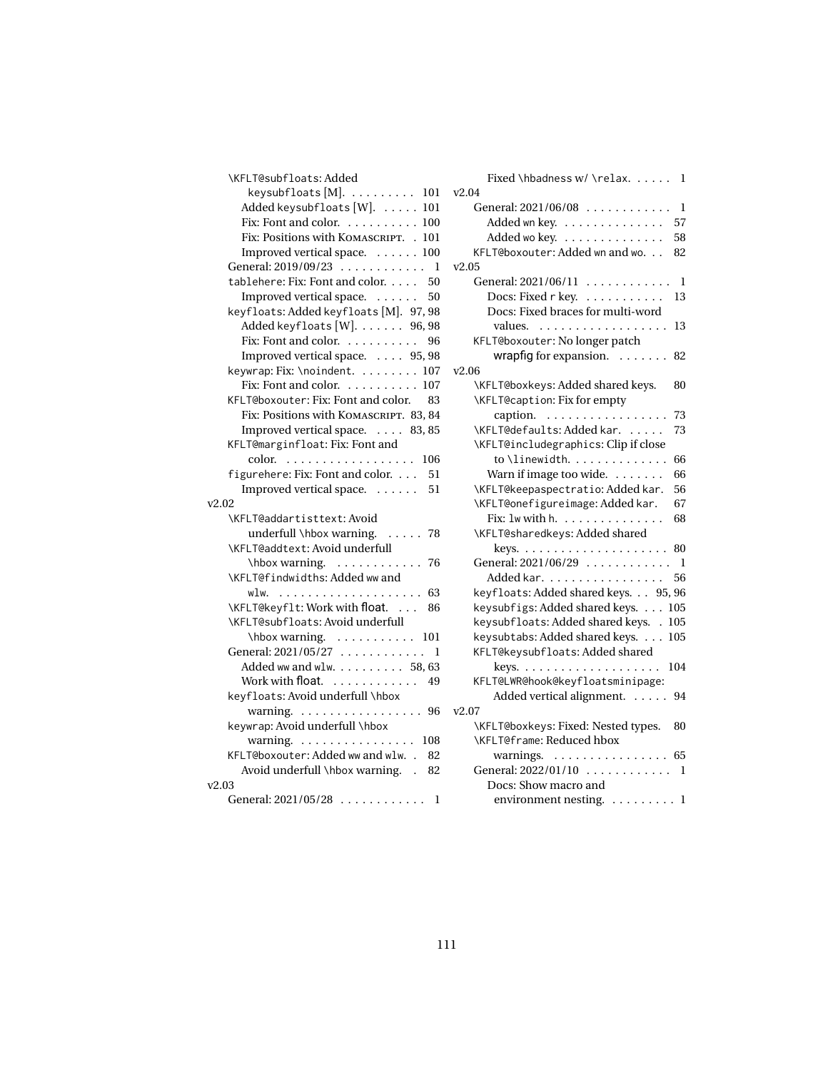\KFLT@subfloats: Added
keysubfloats [M]. . . . . . . . . . 101
Added keysubfloats [W]. . . . . . 101
Fix: Font and color. . . . . . . . . . . 100
Fix: Positions with KOMASCRIPT. . 101
Improved vertical space. . . . . . . 100
General: 2019/09/23 . . . . . . . . . . . . 1
tablehere: Fix: Font and color. . . . . 50
Improved vertical space. . . . . . . 50
keyfloats: Added keyfloats [M]. 97, 98
Added keyfloats [W]. . . . . . . 96, 98
Fix: Font and color. . . . . . . . . . . 96
Improved vertical space. . . . . 95, 98
keywrap: Fix: \noindent. . . . . . . . . 107
Fix: Font and color. . . . . . . . . . . 107
KFLT@boxouter: Fix: Font and color. 83
Fix: Positions with KOMASCRIPT. 83, 84
Improved vertical space. . . . . 83, 85
KFLT@marginfloat: Fix: Font and
color. . . . . . . . . . . . . . . . . . . 106
figurehere: Fix: Font and color. . . . 51
Improved vertical space. . . . . . . 51

v2.02

\KFLT@addartisttext: Avoid
underfull \hbox warning. . . . . . 78
\KFLT@addtext: Avoid underfull
\hbox warning. . . . . . . . . . . . 76
\KFLT@findwidths: Added ww and
wlw. . . . . . . . . . . . . . . . . . . . 63
\KFLT@keyflt: Work with float. . . . 86
\KFLT@subfloats: Avoid underfull
\hbox warning. . . . . . . . . . . . 101
General: 2021/05/27 . . . . . . . . . . . . 1
Added ww and wlw. . . . . . . . . . 58, 63
Work with float. . . . . . . . . . . . . 49
keyfloats: Avoid underfull \hbox
warning. . . . . . . . . . . . . . . . . . 96
keywrap: Avoid underfull \hbox
warning. . . . . . . . . . . . . . . . . 108
KFLT@boxouter: Added ww and wlw. . 82
Avoid underfull \hbox warning. . 82

v2.03

General: 2021/05/28 . . . . . . . . . . . . 1
Fixed \hbadness w/ \relax. . . . . . 1

v2.04

General: 2021/06/08 . . . . . . . . . . . . 1
Added wn key. . . . . . . . . . . . . . 57
Added wo key. . . . . . . . . . . . . . 58
KFLT@boxouter: Added wn and wo. . . 82

v2.05

General: 2021/06/11 . . . . . . . . . . . . 1
Docs: Fixed r key. . . . . . . . . . . . 13
Docs: Fixed braces for multi-word
values. . . . . . . . . . . . . . . . . . . 13
KFLT@boxouter: No longer patch
wrapfig for expansion. . . . . . . . 82

v2.06

\KFLT@boxkeys: Added shared keys. 80
\KFLT@caption: Fix for empty
caption. . . . . . . . . . . . . . . . . . 73
\KFLT@defaults: Added kar. . . . . . 73
\KFLT@includegraphics: Clip if close
to \linewidth. . . . . . . . . . . . . . 66
Warn if image too wide. . . . . . . . 66
\KFLT@keepaspectratio: Added kar. 56
\KFLT@onefigureimage: Added kar. 67
Fix: lw with h. . . . . . . . . . . . . . . 68
\KFLT@sharedkeys: Added shared
keys. . . . . . . . . . . . . . . . . . . . . 80
General: 2021/06/29 . . . . . . . . . . . . 1
Added kar. . . . . . . . . . . . . . . . . 56
keyfloats: Added shared keys. . . 95, 96
keysubfigs: Added shared keys. . . . 105
keysubfloats: Added shared keys. . 105
keysubtabs: Added shared keys. . . . 105
KFLT@keysubfloats: Added shared
keys. . . . . . . . . . . . . . . . . . . . 104
KFLT@LWR@hook@keyfloatsminipage:
Added vertical alignment. . . . . . 94

v2.07

\KFLT@boxkeys: Fixed: Nested types. 80
\KFLT@frame: Reduced hbox
warnings. . . . . . . . . . . . . . . . . 65
General: 2022/01/10 . . . . . . . . . . . . 1
Docs: Show macro and
environment nesting. . . . . . . . . 1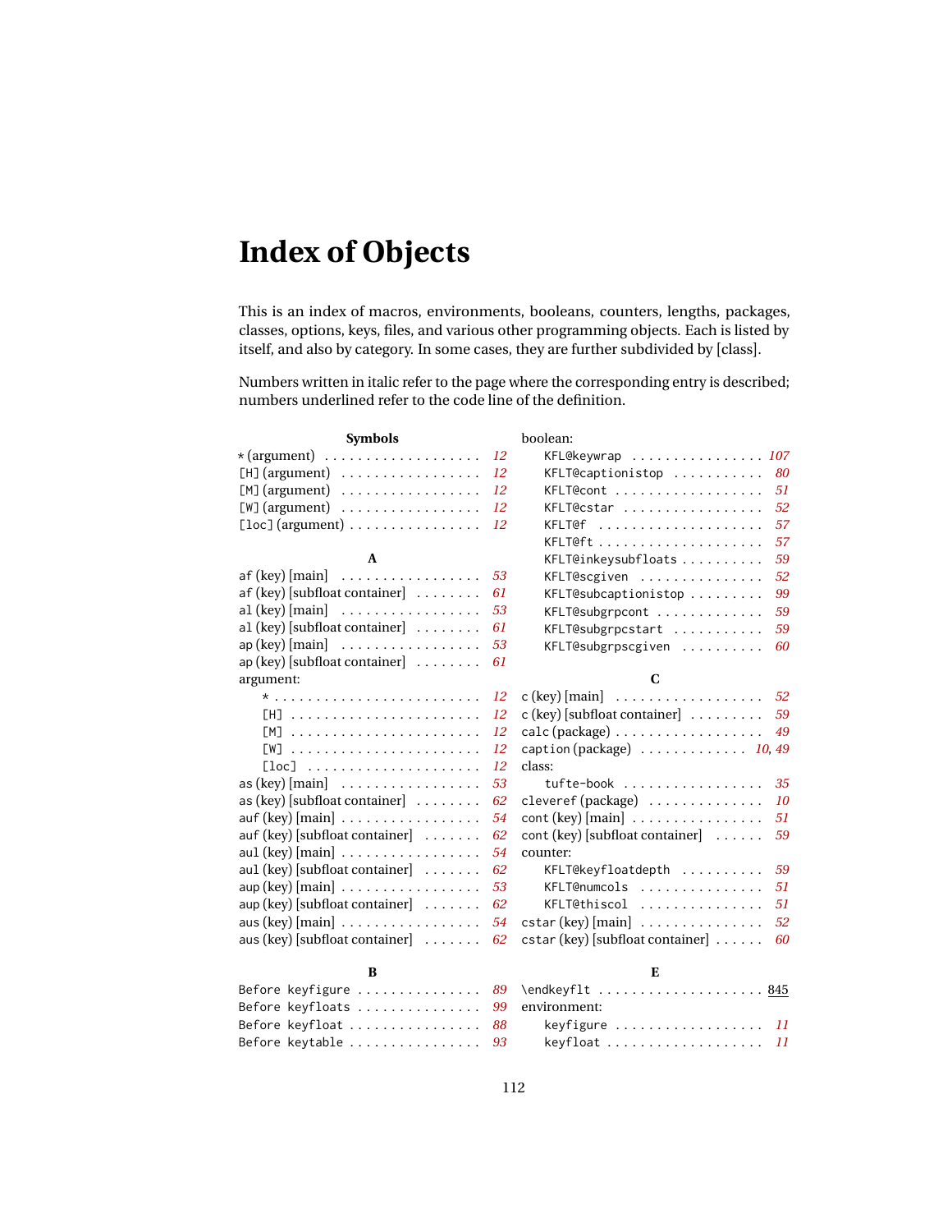# Index of Objects

This is an index of macros, environments, booleans, counters, lengths, packages, classes, options, keys, files, and various other programming objects. Each is listed by itself, and also by category. In some cases, they are further subdivided by [class].

Numbers written in italic refer to the page where the corresponding entry is described; numbers underlined refer to the code line of the definition.

**Symbols**

* (argument) . . . *12*
[H] (argument) . . . *12*
[M] (argument) . . . *12*
[W] (argument) . . . *12*
[loc] (argument) . . . *12*

**A**

af (key) [main] . . . *53*
af (key) [subfloat container] . . . *61*
al (key) [main] . . . *53*
al (key) [subfloat container] . . . *61*
ap (key) [main] . . . *53*
ap (key) [subfloat container] . . . *61*
argument:
- * . . . *12*
- [H] . . . *12*
- [M] . . . *12*
- [W] . . . *12*
- [loc] . . . *12*

as (key) [main] . . . *53*
as (key) [subfloat container] . . . *62*
auf (key) [main] . . . *54*
auf (key) [subfloat container] . . . *62*
aul (key) [main] . . . *54*
aul (key) [subfloat container] . . . *62*
aup (key) [main] . . . *53*
aup (key) [subfloat container] . . . *62*
aus (key) [main] . . . *54*
aus (key) [subfloat container] . . . *62*

**B**

Before keyfigure . . . *89*
Before keyfloats . . . *99*
Before keyfloat . . . *88*
Before keytable . . . *93*
boolean:
- KFL@keywrap . . . *107*
- KFLT@captionistop . . . *80*
- KFLT@cont . . . *51*
- KFLT@cstar . . . *52*
- KFLT@f . . . *57*
- KFLT@ft . . . *57*
- KFLT@inkeysubfloats . . . *59*
- KFLT@scgiven . . . *52*
- KFLT@subcaptionistop . . . *99*
- KFLT@subgrpcont . . . *59*
- KFLT@subgrpcstart . . . *59*
- KFLT@subgrpscgiven . . . *60*

**C**

c (key) [main] . . . *52*
c (key) [subfloat container] . . . *59*
calc (package) . . . *49*
caption (package) . . . *10*, *49*
class:
- tufte-book . . . *35*

cleveref (package) . . . *10*
cont (key) [main] . . . *51*
cont (key) [subfloat container] . . . *59*
counter:
- KFLT@keyfloatdepth . . . *59*
- KFLT@numcols . . . *51*
- KFLT@thiscol . . . *51*

cstar (key) [main] . . . *52*
cstar (key) [subfloat container] . . . *60*

**E**

\endkeyflt . . . <u>845</u>
environment:
- keyfigure . . . *11*
- keyfloat . . . *11*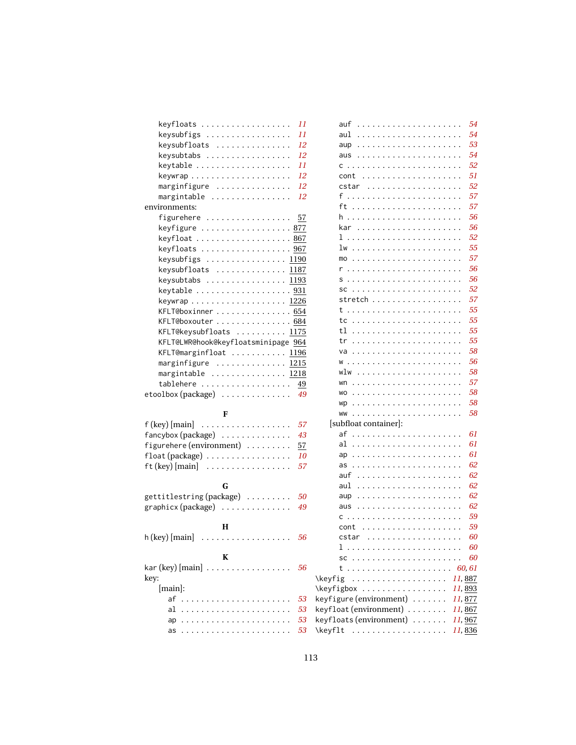keyfloats . . . . . . . . . . . . . . . . . . *11*
keysubfigs . . . . . . . . . . . . . . . . *11*
keysubfloats . . . . . . . . . . . . . . *12*
keysubtabs . . . . . . . . . . . . . . . . *12*
keytable . . . . . . . . . . . . . . . . . . *11*
keywrap . . . . . . . . . . . . . . . . . . . *12*
marginfigure . . . . . . . . . . . . . . *12*
margintable . . . . . . . . . . . . . . . *12*

environments:
- figurehere . . . . . . . . . . . . . . . . 57
- keyfigure . . . . . . . . . . . . . . . . . 877
- keyfloat . . . . . . . . . . . . . . . . . . 867
- keyfloats . . . . . . . . . . . . . . . . . 967
- keysubfigs . . . . . . . . . . . . . . . 1190
- keysubfloats . . . . . . . . . . . . . 1187
- keysubtabs . . . . . . . . . . . . . . . 1193
- keytable . . . . . . . . . . . . . . . . . . 931
- keywrap . . . . . . . . . . . . . . . . . . 1226
- KFLT@boxinner . . . . . . . . . . . . . . 654
- KFLT@boxouter . . . . . . . . . . . . . . 684
- KFLT@keysubfloats . . . . . . . . . . 1175
- KFLT@LWR@hook@keyfloatsminipage 964
- KFLT@marginfloat . . . . . . . . . . . 1196
- marginfigure . . . . . . . . . . . . . 1215
- margintable . . . . . . . . . . . . . . 1218
- tablehere . . . . . . . . . . . . . . . . . 49

etoolbox (package) . . . . . . . . . . . . . *49*

**F**

f (key) [main] . . . . . . . . . . . . . . . . . *57*
fancybox (package) . . . . . . . . . . . . . *43*
figurehere (environment) . . . . . . . . . 57
float (package) . . . . . . . . . . . . . . . . *10*
ft (key) [main] . . . . . . . . . . . . . . . . *57*

**G**

gettitlestring (package) . . . . . . . . . *50*
graphicx (package) . . . . . . . . . . . . . *49*

**H**

h (key) [main] . . . . . . . . . . . . . . . . *56*

**K**

kar (key) [main] . . . . . . . . . . . . . . . *56*

key:
- [main]:
  - af . . . . . . . . . . . . . . . . . . . . . . *53*
  - al . . . . . . . . . . . . . . . . . . . . . . *53*
  - ap . . . . . . . . . . . . . . . . . . . . . . *53*
  - as . . . . . . . . . . . . . . . . . . . . . . *53*
  - auf . . . . . . . . . . . . . . . . . . . . . *54*
  - aul . . . . . . . . . . . . . . . . . . . . . *54*
  - aup . . . . . . . . . . . . . . . . . . . . . *53*
  - aus . . . . . . . . . . . . . . . . . . . . . *54*
  - c . . . . . . . . . . . . . . . . . . . . . . . *52*
  - cont . . . . . . . . . . . . . . . . . . . . *51*
  - cstar . . . . . . . . . . . . . . . . . . . *52*
  - f . . . . . . . . . . . . . . . . . . . . . . . *57*
  - ft . . . . . . . . . . . . . . . . . . . . . . *57*
  - h . . . . . . . . . . . . . . . . . . . . . . . *56*
  - kar . . . . . . . . . . . . . . . . . . . . . *56*
  - l . . . . . . . . . . . . . . . . . . . . . . . *52*
  - lw . . . . . . . . . . . . . . . . . . . . . . *55*
  - mo . . . . . . . . . . . . . . . . . . . . . . *57*
  - r . . . . . . . . . . . . . . . . . . . . . . . *56*
  - s . . . . . . . . . . . . . . . . . . . . . . . *56*
  - sc . . . . . . . . . . . . . . . . . . . . . . *52*
  - stretch . . . . . . . . . . . . . . . . . . *57*
  - t . . . . . . . . . . . . . . . . . . . . . . . *55*
  - tc . . . . . . . . . . . . . . . . . . . . . . *55*
  - tl . . . . . . . . . . . . . . . . . . . . . . *55*
  - tr . . . . . . . . . . . . . . . . . . . . . . *55*
  - va . . . . . . . . . . . . . . . . . . . . . . *58*
  - w . . . . . . . . . . . . . . . . . . . . . . . *56*
  - wlw . . . . . . . . . . . . . . . . . . . . . *58*
  - wn . . . . . . . . . . . . . . . . . . . . . . *57*
  - wo . . . . . . . . . . . . . . . . . . . . . . *58*
  - wp . . . . . . . . . . . . . . . . . . . . . . *58*
  - ww . . . . . . . . . . . . . . . . . . . . . . *58*
- [subfloat container]:
  - af . . . . . . . . . . . . . . . . . . . . . . *61*
  - al . . . . . . . . . . . . . . . . . . . . . . *61*
  - ap . . . . . . . . . . . . . . . . . . . . . . *61*
  - as . . . . . . . . . . . . . . . . . . . . . . *62*
  - auf . . . . . . . . . . . . . . . . . . . . . *62*
  - aul . . . . . . . . . . . . . . . . . . . . . *62*
  - aup . . . . . . . . . . . . . . . . . . . . . *62*
  - aus . . . . . . . . . . . . . . . . . . . . . *62*
  - c . . . . . . . . . . . . . . . . . . . . . . . *59*
  - cont . . . . . . . . . . . . . . . . . . . . *59*
  - cstar . . . . . . . . . . . . . . . . . . . *60*
  - l . . . . . . . . . . . . . . . . . . . . . . . *60*
  - sc . . . . . . . . . . . . . . . . . . . . . . *60*
  - t . . . . . . . . . . . . . . . . . . . . *60*, *61*

\keyfig . . . . . . . . . . . . . . . . . . *11*, 887
\keyfigbox . . . . . . . . . . . . . . . . *11*, 893
keyfigure (environment) . . . . . . . *11*, 877
keyfloat (environment) . . . . . . . . *11*, 867
keyfloats (environment) . . . . . . . *11*, 967
\keyflt . . . . . . . . . . . . . . . . . . *11*, 836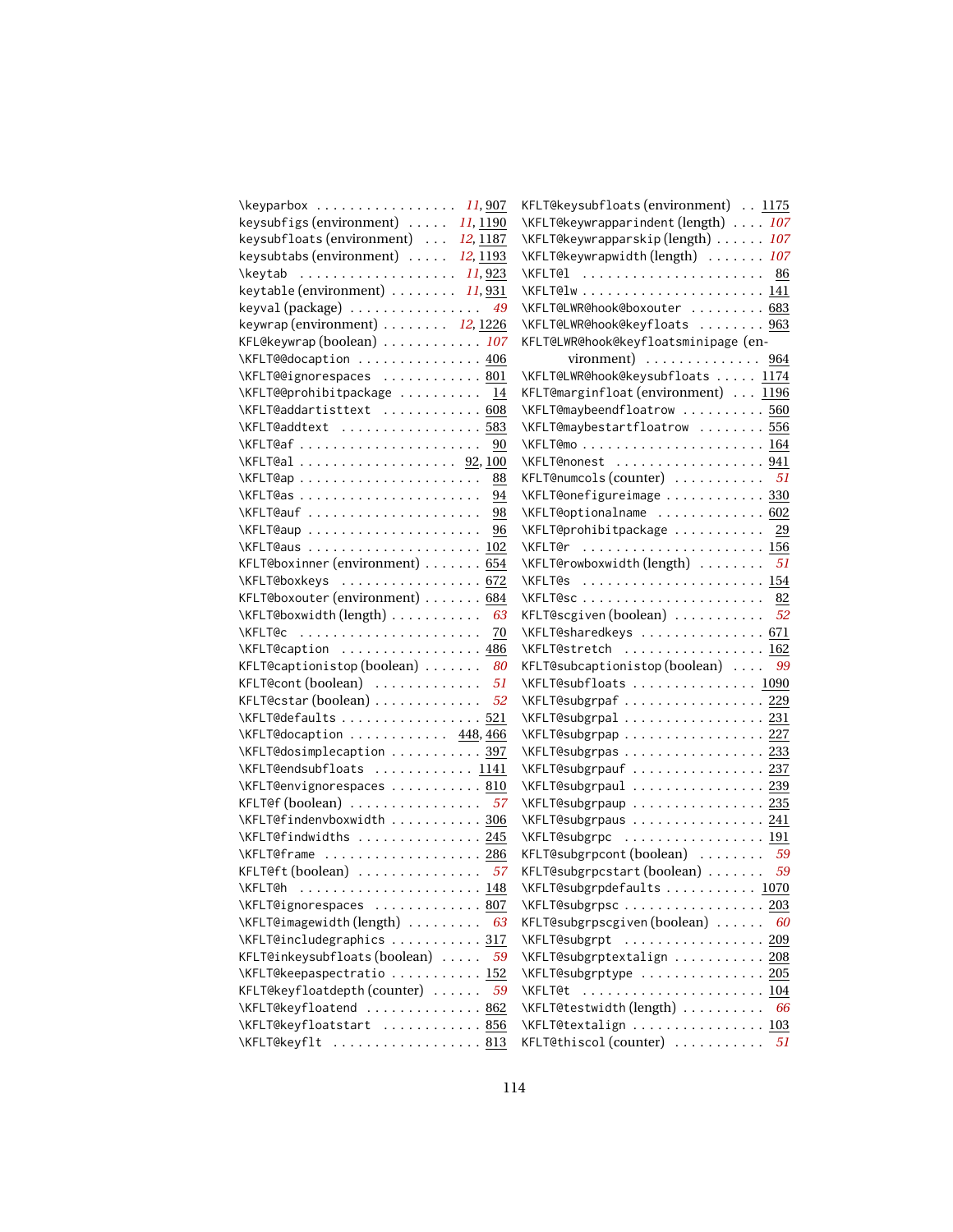\keyparbox . . . . . . . . . . . . . . . . . *11*, 907
keysubfigs (environment) . . . . . *11*, 1190
keysubfloats (environment) . . . *12*, 1187
keysubtabs (environment) . . . . . *12*, 1193
\keytab . . . . . . . . . . . . . . . . . . . *11*, 923
keytable (environment) . . . . . . . . *11*, 931
keyval (package) . . . . . . . . . . . . . . . . *49*
keywrap (environment) . . . . . . . . *12*, 1226
KFL@keywrap (boolean) . . . . . . . . . . . *107*
\KFLT@@docaption . . . . . . . . . . . . . . . 406
\KFLT@@ignorespaces . . . . . . . . . . . . 801
\KFLT@@prohibitpackage . . . . . . . . . . 14
\KFLT@addartisttext . . . . . . . . . . . . 608
\KFLT@addtext . . . . . . . . . . . . . . . . . 583
\KFLT@af . . . . . . . . . . . . . . . . . . . . . . 90
\KFLT@al . . . . . . . . . . . . . . . . . . . 92, 100
\KFLT@ap . . . . . . . . . . . . . . . . . . . . . . 88
\KFLT@as . . . . . . . . . . . . . . . . . . . . . . 94
\KFLT@auf . . . . . . . . . . . . . . . . . . . . . 98
\KFLT@aup . . . . . . . . . . . . . . . . . . . . . 96
\KFLT@aus . . . . . . . . . . . . . . . . . . . . . 102
KFLT@boxinner (environment) . . . . . . . 654
\KFLT@boxkeys . . . . . . . . . . . . . . . . . 672
KFLT@boxouter (environment) . . . . . . . 684
\KFLT@boxwidth (length) . . . . . . . . . . . *63*
\KFLT@c . . . . . . . . . . . . . . . . . . . . . . 70
\KFLT@caption . . . . . . . . . . . . . . . . . 486
KFLT@captionistop (boolean) . . . . . . . *80*
KFLT@cont (boolean) . . . . . . . . . . . . . *51*
KFLT@cstar (boolean) . . . . . . . . . . . . . *52*
\KFLT@defaults . . . . . . . . . . . . . . . . . 521
\KFLT@docaption . . . . . . . . . . . . 448, 466
\KFLT@dosimplecaption . . . . . . . . . . . 397
\KFLT@endsubfloats . . . . . . . . . . . . 1141
\KFLT@envignorespaces . . . . . . . . . . . 810
KFLT@f (boolean) . . . . . . . . . . . . . . . . *57*
\KFLT@findenvboxwidth . . . . . . . . . . . 306
\KFLT@findwidths . . . . . . . . . . . . . . . 245
\KFLT@frame . . . . . . . . . . . . . . . . . . . 286
KFLT@ft (boolean) . . . . . . . . . . . . . . . *57*
\KFLT@h . . . . . . . . . . . . . . . . . . . . . . 148
\KFLT@ignorespaces . . . . . . . . . . . . . 807
\KFLT@imagewidth (length) . . . . . . . . . *63*
\KFLT@includegraphics . . . . . . . . . . . 317
KFLT@inkeysubfloats (boolean) . . . . . *59*
\KFLT@keepaspectratio . . . . . . . . . . . 152
KFLT@keyfloatdepth (counter) . . . . . . *59*
\KFLT@keyfloatend . . . . . . . . . . . . . . 862
\KFLT@keyfloatstart . . . . . . . . . . . . . 856
\KFLT@keyflt . . . . . . . . . . . . . . . . . . 813
KFLT@keysubfloats (environment) . . 1175
\KFLT@keywrapparindent (length) . . . . *107*
\KFLT@keywrapparskip (length) . . . . . . *107*
\KFLT@keywrapwidth (length) . . . . . . . *107*
\KFLT@l . . . . . . . . . . . . . . . . . . . . . . 86
\KFLT@lw . . . . . . . . . . . . . . . . . . . . . 141
\KFLT@LWR@hook@boxouter . . . . . . . . . 683
\KFLT@LWR@hook@keyfloats . . . . . . . . 963
KFLT@LWR@hook@keyfloatsminipage (environment) . . . . . . . . . . . . . 964
\KFLT@LWR@hook@keysubfloats . . . . . 1174
KFLT@marginfloat (environment) . . . 1196
\KFLT@maybeendfloatrow . . . . . . . . . . 560
\KFLT@maybestartfloatrow . . . . . . . . 556
\KFLT@mo . . . . . . . . . . . . . . . . . . . . . 164
\KFLT@nonest . . . . . . . . . . . . . . . . . . 941
KFLT@numcols (counter) . . . . . . . . . . . *51*
\KFLT@onefigureimage . . . . . . . . . . . . 330
\KFLT@optionalname . . . . . . . . . . . . . 602
\KFLT@prohibitpackage . . . . . . . . . . . 29
\KFLT@r . . . . . . . . . . . . . . . . . . . . . . 156
\KFLT@rowboxwidth (length) . . . . . . . . *51*
\KFLT@s . . . . . . . . . . . . . . . . . . . . . . 154
\KFLT@sc . . . . . . . . . . . . . . . . . . . . . . 82
KFLT@scgiven (boolean) . . . . . . . . . . . *52*
\KFLT@sharedkeys . . . . . . . . . . . . . . . 671
\KFLT@stretch . . . . . . . . . . . . . . . . . 162
KFLT@subcaptionistop (boolean) . . . . *99*
\KFLT@subfloats . . . . . . . . . . . . . . . 1090
\KFLT@subgrpaf . . . . . . . . . . . . . . . . . 229
\KFLT@subgrpal . . . . . . . . . . . . . . . . . 231
\KFLT@subgrpap . . . . . . . . . . . . . . . . . 227
\KFLT@subgrpas . . . . . . . . . . . . . . . . . 233
\KFLT@subgrpauf . . . . . . . . . . . . . . . . 237
\KFLT@subgrpaul . . . . . . . . . . . . . . . . 239
\KFLT@subgrpaup . . . . . . . . . . . . . . . . 235
\KFLT@subgrpaus . . . . . . . . . . . . . . . . 241
\KFLT@subgrpc . . . . . . . . . . . . . . . . . 191
KFLT@subgrpcont (boolean) . . . . . . . . *59*
KFLT@subgrpcstart (boolean) . . . . . . . *59*
\KFLT@subgrpdefaults . . . . . . . . . . . 1070
\KFLT@subgrpsc . . . . . . . . . . . . . . . . . 203
KFLT@subgrpscgiven (boolean) . . . . . . *60*
\KFLT@subgrpt . . . . . . . . . . . . . . . . . 209
\KFLT@subgrptextalign . . . . . . . . . . . 208
\KFLT@subgrptype . . . . . . . . . . . . . . . 205
\KFLT@t . . . . . . . . . . . . . . . . . . . . . . 104
\KFLT@testwidth (length) . . . . . . . . . . *66*
\KFLT@textalign . . . . . . . . . . . . . . . . 103
KFLT@thiscol (counter) . . . . . . . . . . . *51*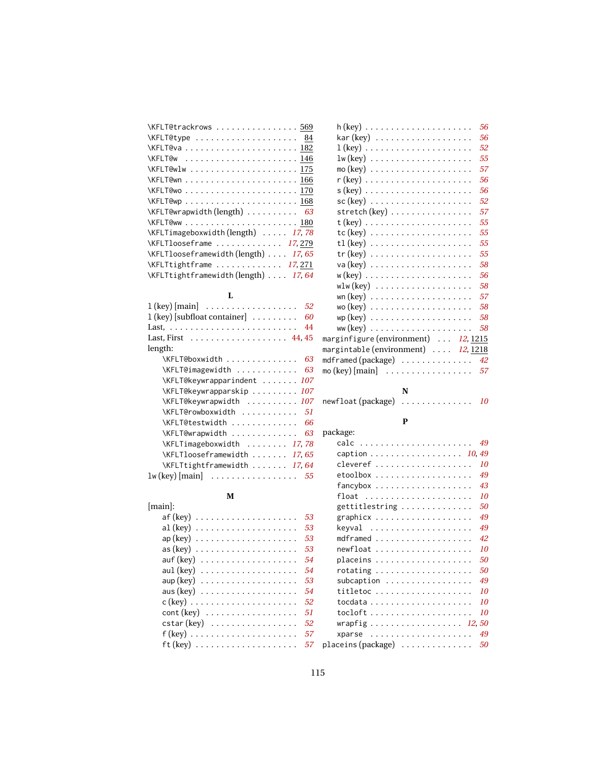\KFLT@trackrows ................ 569
\KFLT@type .................... 84
\KFLT@va ...................... 182
\KFLT@w ....................... 146
\KFLT@wlw ..................... 175
\KFLT@wn ...................... 166
\KFLT@wo ...................... 170
\KFLT@wp ...................... 168
\KFLT@wrapwidth (length) .......... 63
\KFLT@ww ...................... 180
\KFLTimageboxwidth (length) ..... 17, 78
\KFLTlooseframe ............. 17, 279
\KFLTlooseframewidth (length) .... 17, 65
\KFLTtightframe ............. 17, 271
\KFLTtightframewidth (length) .... 17, 64

**L**

l (key) [main] .................. 52
l (key) [subfloat container] ......... 60
Last, ......................... 44
Last, First ................... 44, 45
length:
- \KFLT@boxwidth .............. 63
- \KFLT@imagewidth ............ 63
- \KFLT@keywrapparindent ....... 107
- \KFLT@keywrapparskip ......... 107
- \KFLT@keywrapwidth .......... 107
- \KFLT@rowboxwidth ........... 51
- \KFLT@testwidth ............. 66
- \KFLT@wrapwidth ............. 63
- \KFLTimageboxwidth ........ 17, 78
- \KFLTlooseframewidth ....... 17, 65
- \KFLTtightframewidth ....... 17, 64

lw (key) [main] ................. 55

**M**

[main]:
- af (key) .................... 53
- al (key) .................... 53
- ap (key) .................... 53
- as (key) .................... 53
- auf (key) ................... 54
- aul (key) ................... 54
- aup (key) ................... 53
- aus (key) ................... 54
- c (key) ..................... 52
- cont (key) .................. 51
- cstar (key) ................. 52
- f (key) ..................... 57
- ft (key) .................... 57
- h (key) ..................... 56
- kar (key) ................... 56
- l (key) ..................... 52
- lw (key) .................... 55
- mo (key) .................... 57
- r (key) ..................... 56
- s (key) ..................... 56
- sc (key) .................... 52
- stretch (key) ............... 57
- t (key) ..................... 55
- tc (key) .................... 55
- tl (key) .................... 55
- tr (key) .................... 55
- va (key) .................... 58
- w (key) ..................... 56
- wlw (key) ................... 58
- wn (key) .................... 57
- wo (key) .................... 58
- wp (key) .................... 58
- ww (key) .................... 58

marginfigure (environment) ... 12, 1215
margintable (environment) .... 12, 1218
mdframed (package) ............. 42
mo (key) [main] ................. 57

**N**

newfloat (package) .............. 10

**P**

package:
- calc ........................ 49
- caption .................. 10, 49
- cleveref .................... 10
- etoolbox .................... 49
- fancybox .................... 43
- float ....................... 10
- gettitlestring .............. 50
- graphicx .................... 49
- keyval ...................... 49
- mdframed .................... 42
- newfloat .................... 10
- placeins .................... 50
- rotating .................... 50
- subcaption .................. 49
- titletoc .................... 10
- tocdata ..................... 10
- tocloft ..................... 10
- wrapfig .................. 12, 50
- xparse ...................... 49

placeins (package) .............. 50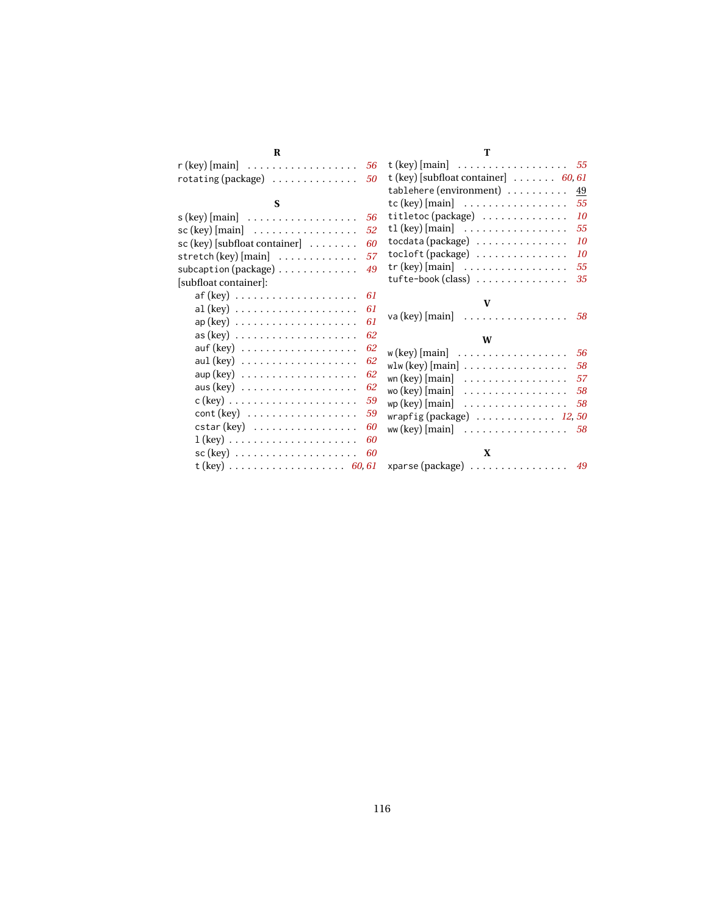**R**

r (key) [main] . . . . . . . . . . . . . . . . . . *56*
rotating (package) . . . . . . . . . . . . . . *50*

**S**

s (key) [main] . . . . . . . . . . . . . . . . . . *56*
sc (key) [main] . . . . . . . . . . . . . . . . . *52*
sc (key) [subfloat container] . . . . . . . . *60*
stretch (key) [main] . . . . . . . . . . . . . *57*
subcaption (package) . . . . . . . . . . . . . *49*
[subfloat container]:
- af (key) . . . . . . . . . . . . . . . . . . . . *61*
- al (key) . . . . . . . . . . . . . . . . . . . . *61*
- ap (key) . . . . . . . . . . . . . . . . . . . . *61*
- as (key) . . . . . . . . . . . . . . . . . . . . *62*
- auf (key) . . . . . . . . . . . . . . . . . . . *62*
- aul (key) . . . . . . . . . . . . . . . . . . . *62*
- aup (key) . . . . . . . . . . . . . . . . . . . *62*
- aus (key) . . . . . . . . . . . . . . . . . . . *62*
- c (key) . . . . . . . . . . . . . . . . . . . . . *59*
- cont (key) . . . . . . . . . . . . . . . . . . *59*
- cstar (key) . . . . . . . . . . . . . . . . . *60*
- l (key) . . . . . . . . . . . . . . . . . . . . . *60*
- sc (key) . . . . . . . . . . . . . . . . . . . . *60*
- t (key) . . . . . . . . . . . . . . . . . . . *60*, *61*

**T**

t (key) [main] . . . . . . . . . . . . . . . . . . *55*
t (key) [subfloat container] . . . . . . . *60*, *61*
tablehere (environment) . . . . . . . . . . 49
tc (key) [main] . . . . . . . . . . . . . . . . . *55*
titletoc (package) . . . . . . . . . . . . . . *10*
tl (key) [main] . . . . . . . . . . . . . . . . . *55*
tocdata (package) . . . . . . . . . . . . . . . *10*
tocloft (package) . . . . . . . . . . . . . . . *10*
tr (key) [main] . . . . . . . . . . . . . . . . . *55*
tufte-book (class) . . . . . . . . . . . . . . . *35*

**V**

va (key) [main] . . . . . . . . . . . . . . . . . *58*

**W**

w (key) [main] . . . . . . . . . . . . . . . . . . *56*
wlw (key) [main] . . . . . . . . . . . . . . . . *58*
wn (key) [main] . . . . . . . . . . . . . . . . . *57*
wo (key) [main] . . . . . . . . . . . . . . . . . *58*
wp (key) [main] . . . . . . . . . . . . . . . . . *58*
wrapfig (package) . . . . . . . . . . . . . *12*, *50*
ww (key) [main] . . . . . . . . . . . . . . . . . *58*

**X**

xparse (package) . . . . . . . . . . . . . . . . *49*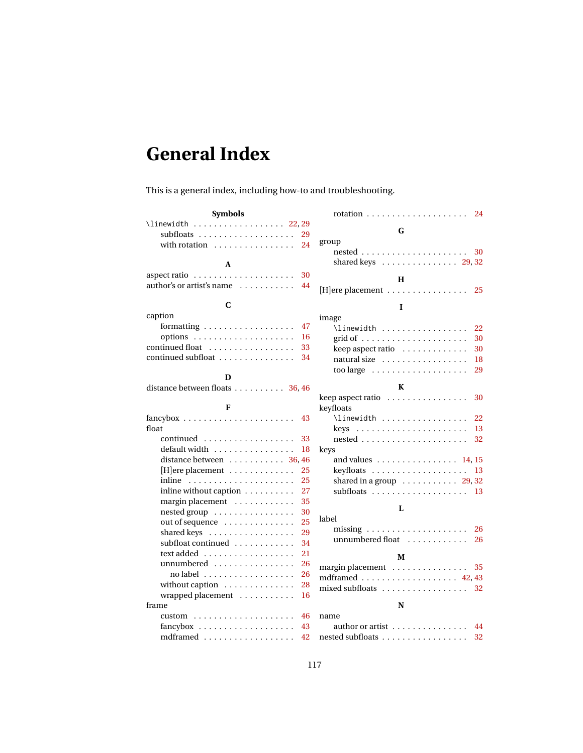# General Index

This is a general index, including how-to and troubleshooting.

**Symbols**

\linewidth 22, 29
- subfloats 29
- with rotation 24

**A**

aspect ratio 30
author's or artist's name 44

**C**

caption
- formatting 47
- options 16

continued float 33
continued subfloat 34

**D**

distance between floats 36, 46

**F**

fancybox 43
float
- continued 33
- default width 18
- distance between 36, 46
- [H]ere placement 25
- inline 25
- inline without caption 27
- margin placement 35
- nested group 30
- out of sequence 25
- shared keys 29
- subfloat continued 34
- text added 21
- unnumbered 26
  - no label 26
- without caption 28
- wrapped placement 16

frame
- custom 46
- fancybox 43
- mdframed 42
- rotation 24

**G**

group
- nested 30
- shared keys 29, 32

**H**

[H]ere placement 25

**I**

image
- \linewidth 22
- grid of 30
- keep aspect ratio 30
- natural size 18
- too large 29

**K**

keep aspect ratio 30
keyfloats
- \linewidth 22
- keys 13
- nested 32

keys
- and values 14, 15
- keyfloats 13
- shared in a group 29, 32
- subfloats 13

**L**

label
- missing 26
- unnumbered float 26

**M**

margin placement 35
mdframed 42, 43
mixed subfloats 32

**N**

name
- author or artist 44

nested subfloats 32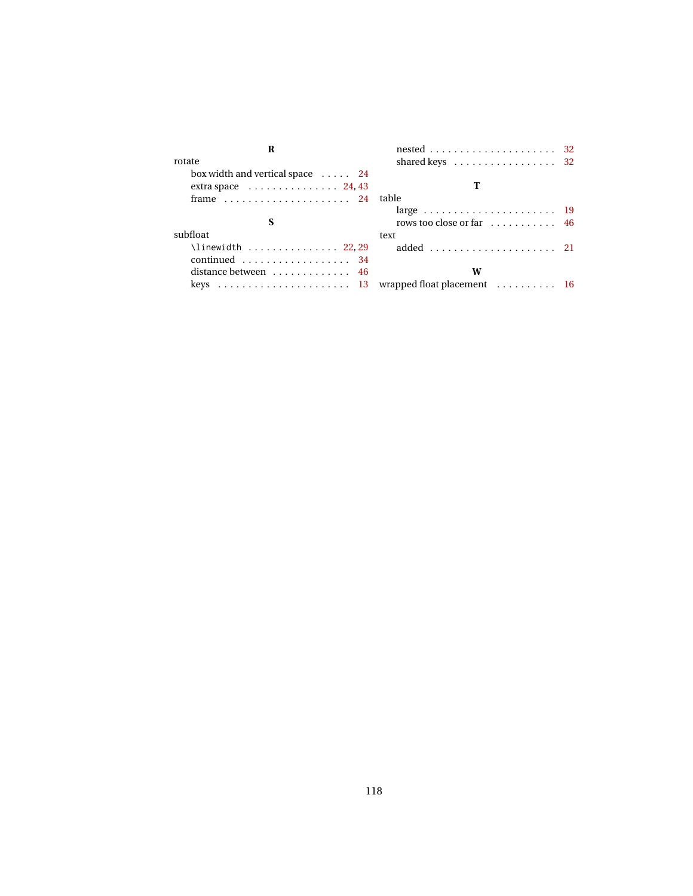**R**

rotate
- box width and vertical space . . . . . 24
- extra space . . . . . . . . . . . . . . . 24, 43
- frame . . . . . . . . . . . . . . . . . . . . . 24

**S**

subfloat
- `\linewidth` . . . . . . . . . . . . . . . 22, 29
- continued . . . . . . . . . . . . . . . . . . 34
- distance between . . . . . . . . . . . . . 46
- keys . . . . . . . . . . . . . . . . . . . . . . 13
- nested . . . . . . . . . . . . . . . . . . . . . 32
- shared keys . . . . . . . . . . . . . . . . . 32

**T**

table
- large . . . . . . . . . . . . . . . . . . . . . . 19
- rows too close or far . . . . . . . . . . . 46

text
- added . . . . . . . . . . . . . . . . . . . . . 21

**W**

wrapped float placement . . . . . . . . . . 16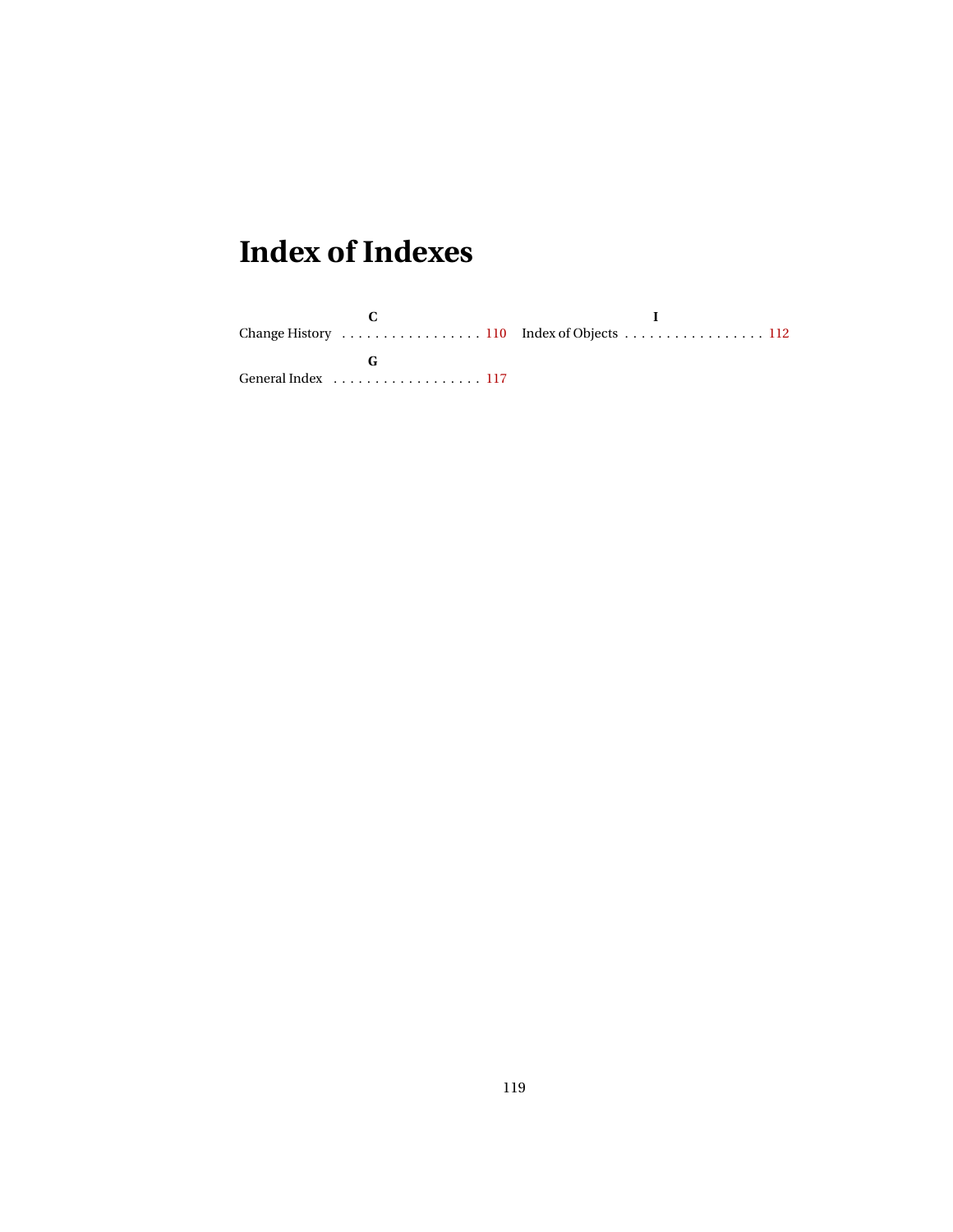# Index of Indexes

**C**

Change History . . . . . . . . . . . . . . . . . . 110

**G**

General Index . . . . . . . . . . . . . . . . . . . 117

**I**

Index of Objects . . . . . . . . . . . . . . . . . . 112